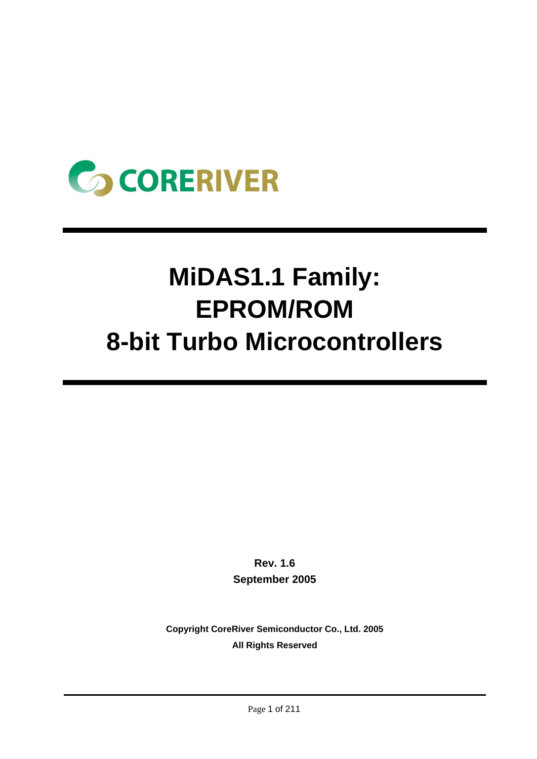CORERIVER

# MiDAS1.1 Family: EPROM/ROM 8-bit Turbo Microcontrollers

**Rev. 1.6**
**September 2005**

**Copyright CoreRiver Semiconductor Co., Ltd. 2005**
**All Rights Reserved**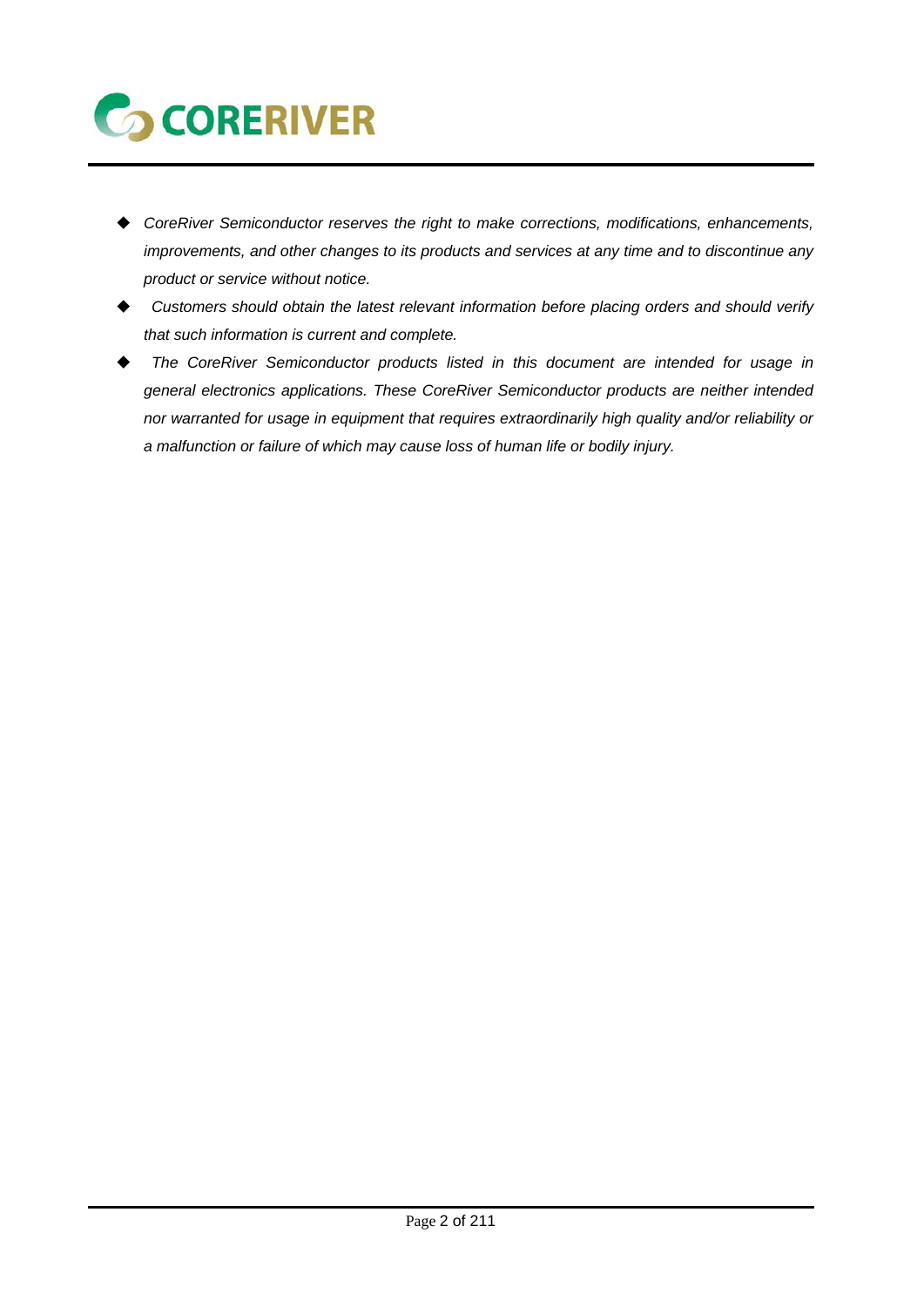- *CoreRiver Semiconductor reserves the right to make corrections, modifications, enhancements, improvements, and other changes to its products and services at any time and to discontinue any product or service without notice.*
- *Customers should obtain the latest relevant information before placing orders and should verify that such information is current and complete.*
- *The CoreRiver Semiconductor products listed in this document are intended for usage in general electronics applications. These CoreRiver Semiconductor products are neither intended nor warranted for usage in equipment that requires extraordinarily high quality and/or reliability or a malfunction or failure of which may cause loss of human life or bodily injury.*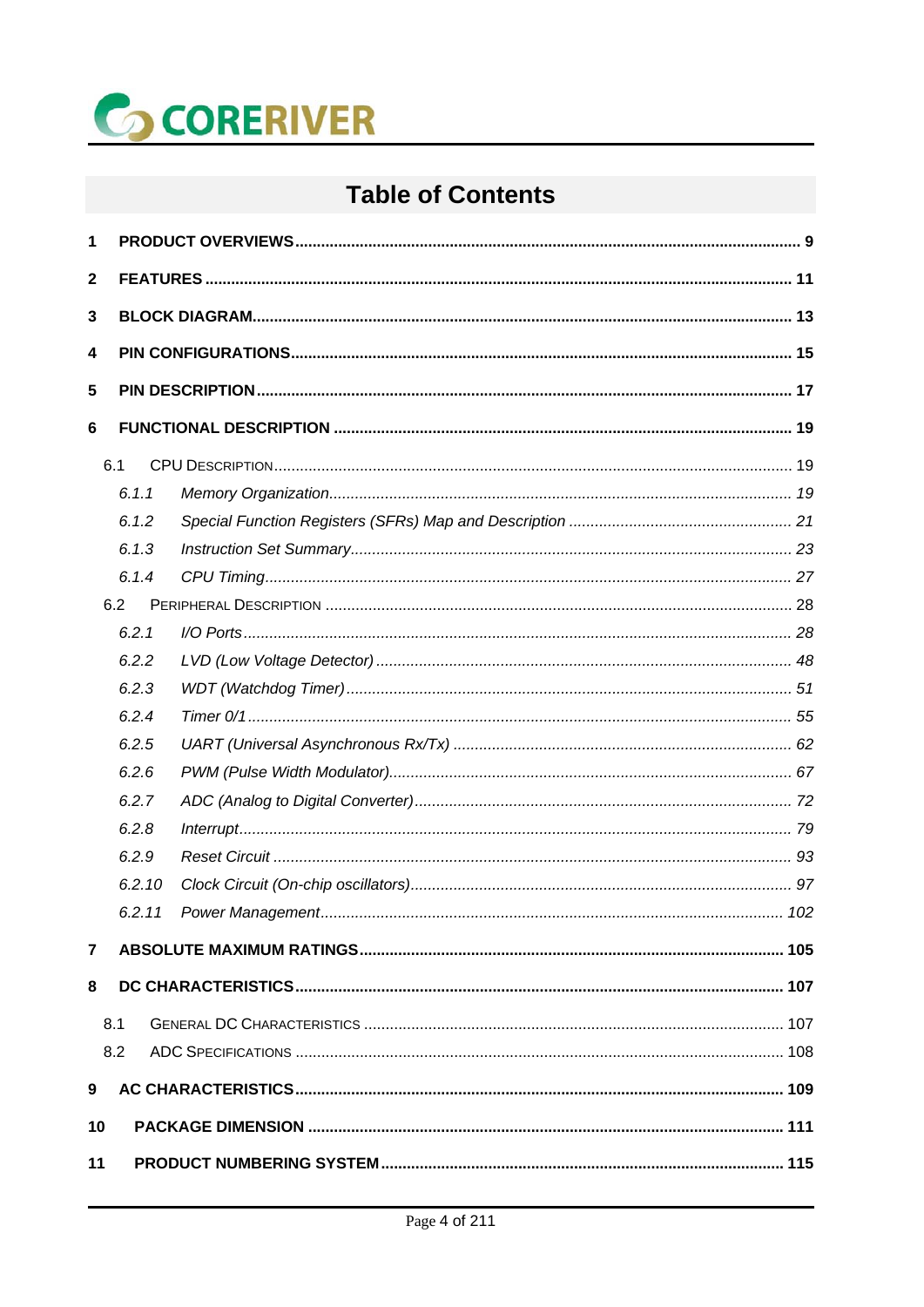# Table of Contents

**1 PRODUCT OVERVIEWS ..... 9**

**2 FEATURES ..... 11**

**3 BLOCK DIAGRAM ..... 13**

**4 PIN CONFIGURATIONS ..... 15**

**5 PIN DESCRIPTION ..... 17**

**6 FUNCTIONAL DESCRIPTION ..... 19**

- 6.1 CPU DESCRIPTION ..... 19
  - *6.1.1 Memory Organization ..... 19*
  - *6.1.2 Special Function Registers (SFRs) Map and Description ..... 21*
  - *6.1.3 Instruction Set Summary ..... 23*
  - *6.1.4 CPU Timing ..... 27*
- 6.2 PERIPHERAL DESCRIPTION ..... 28
  - *6.2.1 I/O Ports ..... 28*
  - *6.2.2 LVD (Low Voltage Detector) ..... 48*
  - *6.2.3 WDT (Watchdog Timer) ..... 51*
  - *6.2.4 Timer 0/1 ..... 55*
  - *6.2.5 UART (Universal Asynchronous Rx/Tx) ..... 62*
  - *6.2.6 PWM (Pulse Width Modulator) ..... 67*
  - *6.2.7 ADC (Analog to Digital Converter) ..... 72*
  - *6.2.8 Interrupt ..... 79*
  - *6.2.9 Reset Circuit ..... 93*
  - *6.2.10 Clock Circuit (On-chip oscillators) ..... 97*
  - *6.2.11 Power Management ..... 102*

**7 ABSOLUTE MAXIMUM RATINGS ..... 105**

**8 DC CHARACTERISTICS ..... 107**

- 8.1 GENERAL DC CHARACTERISTICS ..... 107
- 8.2 ADC SPECIFICATIONS ..... 108

**9 AC CHARACTERISTICS ..... 109**

**10 PACKAGE DIMENSION ..... 111**

**11 PRODUCT NUMBERING SYSTEM ..... 115**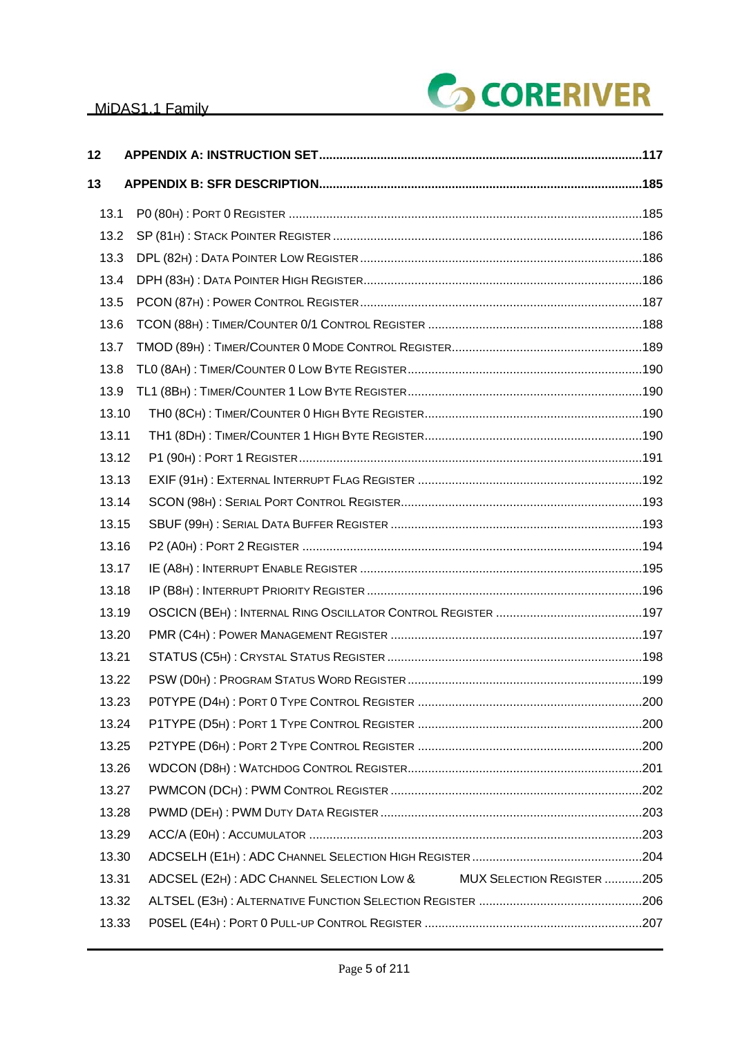**12 APPENDIX A: INSTRUCTION SET ........................................................................................... 117**

**13 APPENDIX B: SFR DESCRIPTION ........................................................................................... 185**

- 13.1 P0 (80H) : Port 0 Register ........................................................................................... 185
- 13.2 SP (81H) : Stack Pointer Register ........................................................................................... 186
- 13.3 DPL (82H) : Data Pointer Low Register ........................................................................................... 186
- 13.4 DPH (83H) : Data Pointer High Register ........................................................................................... 186
- 13.5 PCON (87H) : Power Control Register ........................................................................................... 187
- 13.6 TCON (88H) : Timer/Counter 0/1 Control Register ........................................................................................... 188
- 13.7 TMOD (89H) : Timer/Counter 0 Mode Control Register ........................................................................................... 189
- 13.8 TL0 (8AH) : Timer/Counter 0 Low Byte Register ........................................................................................... 190
- 13.9 TL1 (8BH) : Timer/Counter 1 Low Byte Register ........................................................................................... 190
- 13.10 TH0 (8CH) : Timer/Counter 0 High Byte Register ........................................................................................... 190
- 13.11 TH1 (8DH) : Timer/Counter 1 High Byte Register ........................................................................................... 190
- 13.12 P1 (90H) : Port 1 Register ........................................................................................... 191
- 13.13 EXIF (91H) : External Interrupt Flag Register ........................................................................................... 192
- 13.14 SCON (98H) : Serial Port Control Register ........................................................................................... 193
- 13.15 SBUF (99H) : Serial Data Buffer Register ........................................................................................... 193
- 13.16 P2 (A0H) : Port 2 Register ........................................................................................... 194
- 13.17 IE (A8H) : Interrupt Enable Register ........................................................................................... 195
- 13.18 IP (B8H) : Interrupt Priority Register ........................................................................................... 196
- 13.19 OSCICN (BEH) : Internal Ring Oscillator Control Register ........................................................................................... 197
- 13.20 PMR (C4H) : Power Management Register ........................................................................................... 197
- 13.21 STATUS (C5H) : Crystal Status Register ........................................................................................... 198
- 13.22 PSW (D0H) : Program Status Word Register ........................................................................................... 199
- 13.23 P0TYPE (D4H) : Port 0 Type Control Register ........................................................................................... 200
- 13.24 P1TYPE (D5H) : Port 1 Type Control Register ........................................................................................... 200
- 13.25 P2TYPE (D6H) : Port 2 Type Control Register ........................................................................................... 200
- 13.26 WDCON (D8H) : Watchdog Control Register ........................................................................................... 201
- 13.27 PWMCON (DCH) : PWM Control Register ........................................................................................... 202
- 13.28 PWMD (DEH) : PWM Duty Data Register ........................................................................................... 203
- 13.29 ACC/A (E0H) : Accumulator ........................................................................................... 203
- 13.30 ADCSELH (E1H) : ADC Channel Selection High Register ........................................................................................... 204
- 13.31 ADCSEL (E2H) : ADC Channel Selection Low & MUX Selection Register ........................................................................................... 205
- 13.32 ALTSEL (E3H) : Alternative Function Selection Register ........................................................................................... 206
- 13.33 P0SEL (E4H) : Port 0 Pull-up Control Register ........................................................................................... 207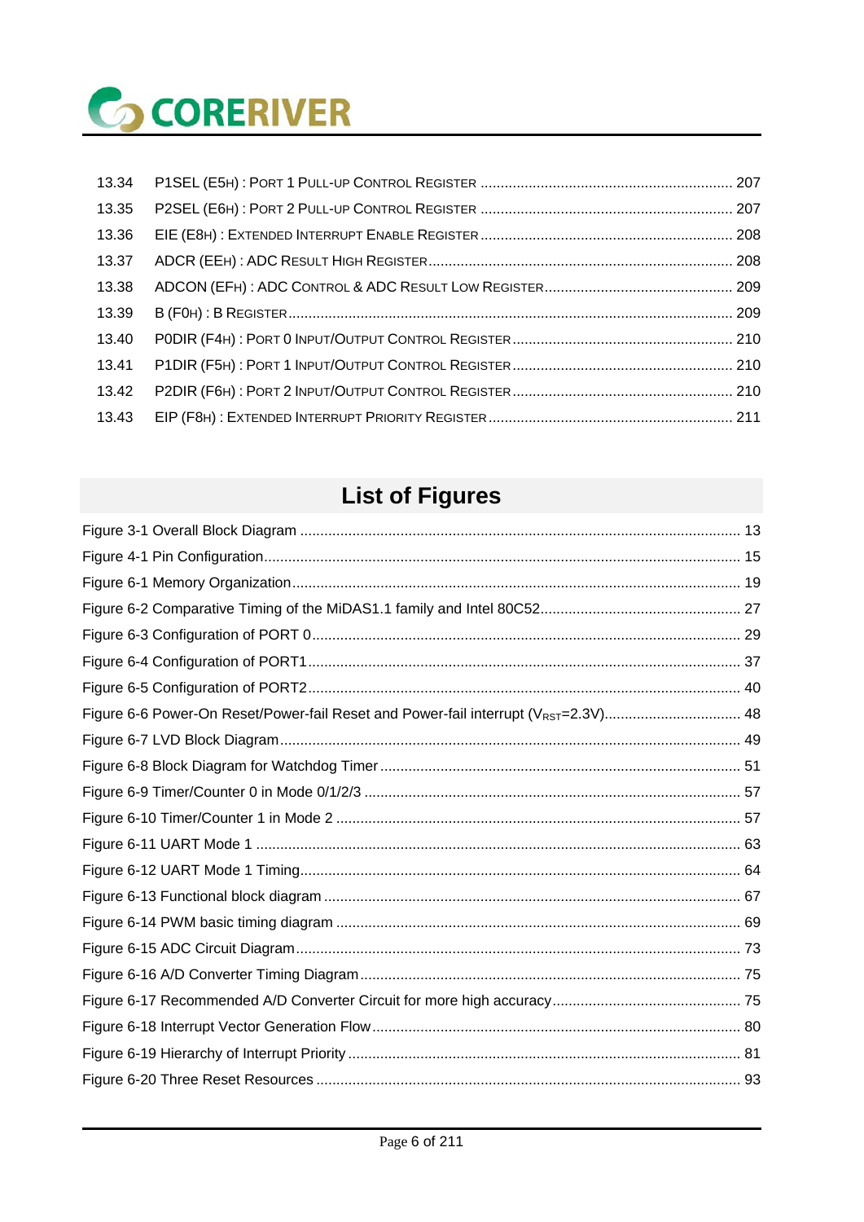13.34 P1SEL (E5H) : PORT 1 PULL-UP CONTROL REGISTER ............................................................... 207

13.35 P2SEL (E6H) : PORT 2 PULL-UP CONTROL REGISTER ............................................................... 207

13.36 EIE (E8H) : EXTENDED INTERRUPT ENABLE REGISTER ............................................................... 208

13.37 ADCR (EEH) : ADC RESULT HIGH REGISTER ........................................................................... 208

13.38 ADCON (EFH) : ADC CONTROL & ADC RESULT LOW REGISTER ............................................... 209

13.39 B (F0H) : B REGISTER ............................................................................................................... 209

13.40 P0DIR (F4H) : PORT 0 INPUT/OUTPUT CONTROL REGISTER ....................................................... 210

13.41 P1DIR (F5H) : PORT 1 INPUT/OUTPUT CONTROL REGISTER ....................................................... 210

13.42 P2DIR (F6H) : PORT 2 INPUT/OUTPUT CONTROL REGISTER ....................................................... 210

13.43 EIP (F8H) : EXTENDED INTERRUPT PRIORITY REGISTER ............................................................. 211

## List of Figures

Figure 3-1 Overall Block Diagram ............................................................................................................. 13

Figure 4-1 Pin Configuration ..................................................................................................................... 15

Figure 6-1 Memory Organization .............................................................................................................. 19

Figure 6-2 Comparative Timing of the MiDAS1.1 family and Intel 80C52 ................................................. 27

Figure 6-3 Configuration of PORT 0 .......................................................................................................... 29

Figure 6-4 Configuration of PORT1 ........................................................................................................... 37

Figure 6-5 Configuration of PORT2 ........................................................................................................... 40

Figure 6-6 Power-On Reset/Power-fail Reset and Power-fail interrupt ($V_{RST}$=2.3V) ................................. 48

Figure 6-7 LVD Block Diagram .................................................................................................................. 49

Figure 6-8 Block Diagram for Watchdog Timer ......................................................................................... 51

Figure 6-9 Timer/Counter 0 in Mode 0/1/2/3 ............................................................................................. 57

Figure 6-10 Timer/Counter 1 in Mode 2 .................................................................................................... 57

Figure 6-11 UART Mode 1 ........................................................................................................................ 63

Figure 6-12 UART Mode 1 Timing ............................................................................................................. 64

Figure 6-13 Functional block diagram ....................................................................................................... 67

Figure 6-14 PWM basic timing diagram .................................................................................................... 69

Figure 6-15 ADC Circuit Diagram .............................................................................................................. 73

Figure 6-16 A/D Converter Timing Diagram .............................................................................................. 75

Figure 6-17 Recommended A/D Converter Circuit for more high accuracy ............................................... 75

Figure 6-18 Interrupt Vector Generation Flow ........................................................................................... 80

Figure 6-19 Hierarchy of Interrupt Priority ................................................................................................. 81

Figure 6-20 Three Reset Resources ......................................................................................................... 93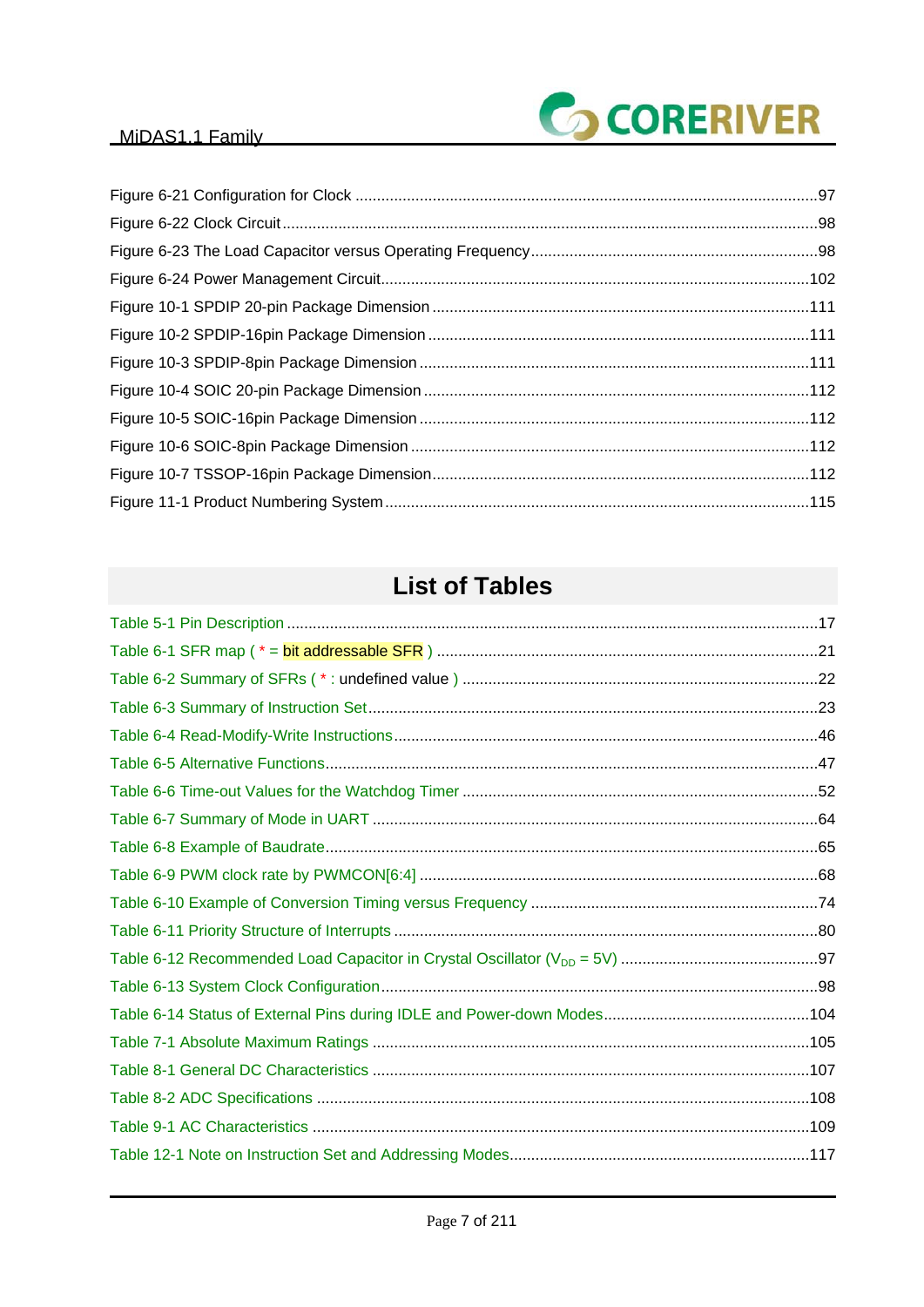Figure 6-21 Configuration for Clock ..........................................................................................97
Figure 6-22 Clock Circuit.........................................................................................................98
Figure 6-23 The Load Capacitor versus Operating Frequency..................................................98
Figure 6-24 Power Management Circuit..................................................................................102
Figure 10-1 SPDIP 20-pin Package Dimension .......................................................................111
Figure 10-2 SPDIP-16pin Package Dimension ........................................................................111
Figure 10-3 SPDIP-8pin Package Dimension ..........................................................................111
Figure 10-4 SOIC 20-pin Package Dimension .........................................................................112
Figure 10-5 SOIC-16pin Package Dimension ..........................................................................112
Figure 10-6 SOIC-8pin Package Dimension ............................................................................112
Figure 10-7 TSSOP-16pin Package Dimension.......................................................................112
Figure 11-1 Product Numbering System .................................................................................115

# List of Tables

Table 5-1 Pin Description ..........................................................................................................17
Table 6-1 SFR map ( * = bit addressable SFR ) .......................................................................21
Table 6-2 Summary of SFRs ( * : undefined value ) ..................................................................22
Table 6-3 Summary of Instruction Set.......................................................................................23
Table 6-4 Read-Modify-Write Instructions..................................................................................46
Table 6-5 Alternative Functions.................................................................................................47
Table 6-6 Time-out Values for the Watchdog Timer ..................................................................52
Table 6-7 Summary of Mode in UART ......................................................................................64
Table 6-8 Example of Baudrate.................................................................................................65
Table 6-9 PWM clock rate by PWMCON[6:4] ............................................................................68
Table 6-10 Example of Conversion Timing versus Frequency ..................................................74
Table 6-11 Priority Structure of Interrupts ..................................................................................80
Table 6-12 Recommended Load Capacitor in Crystal Oscillator ($V_{DD}$ = 5V) ..............................................97
Table 6-13 System Clock Configuration....................................................................................98
Table 6-14 Status of External Pins during IDLE and Power-down Modes................................104
Table 7-1 Absolute Maximum Ratings .....................................................................................105
Table 8-1 General DC Characteristics .....................................................................................107
Table 8-2 ADC Specifications .................................................................................................108
Table 9-1 AC Characteristics ...................................................................................................109
Table 12-1 Note on Instruction Set and Addressing Modes.....................................................117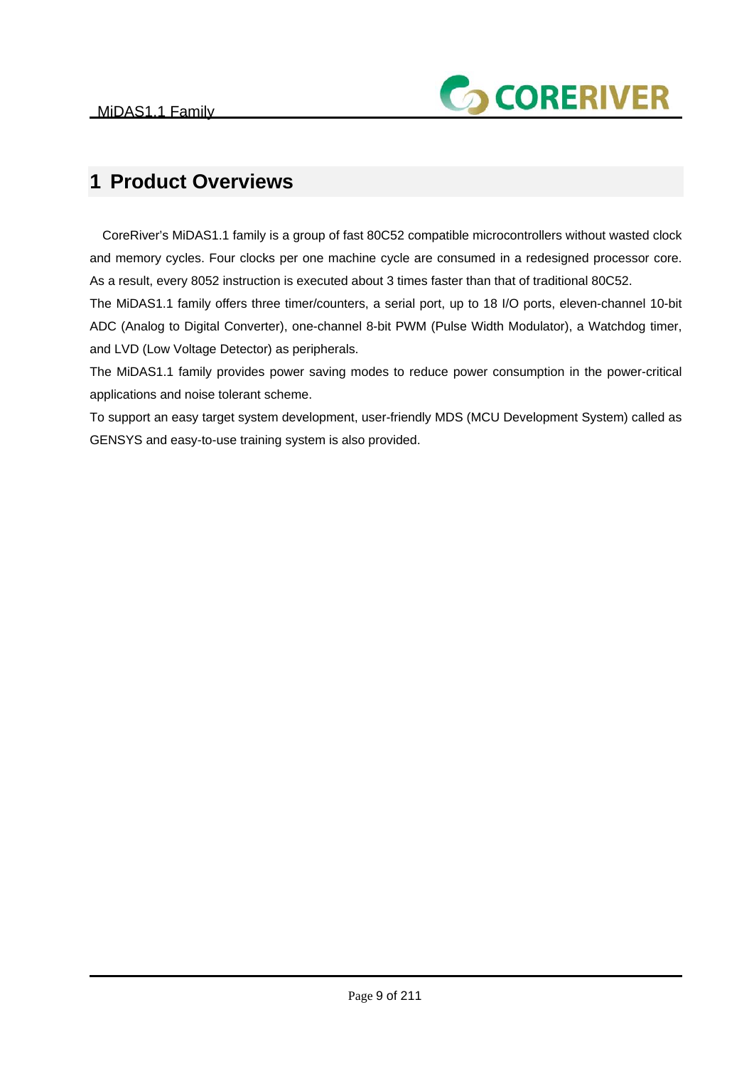# 1 Product Overviews

CoreRiver's MiDAS1.1 family is a group of fast 80C52 compatible microcontrollers without wasted clock and memory cycles. Four clocks per one machine cycle are consumed in a redesigned processor core. As a result, every 8052 instruction is executed about 3 times faster than that of traditional 80C52.

The MiDAS1.1 family offers three timer/counters, a serial port, up to 18 I/O ports, eleven-channel 10-bit ADC (Analog to Digital Converter), one-channel 8-bit PWM (Pulse Width Modulator), a Watchdog timer, and LVD (Low Voltage Detector) as peripherals.

The MiDAS1.1 family provides power saving modes to reduce power consumption in the power-critical applications and noise tolerant scheme.

To support an easy target system development, user-friendly MDS (MCU Development System) called as GENSYS and easy-to-use training system is also provided.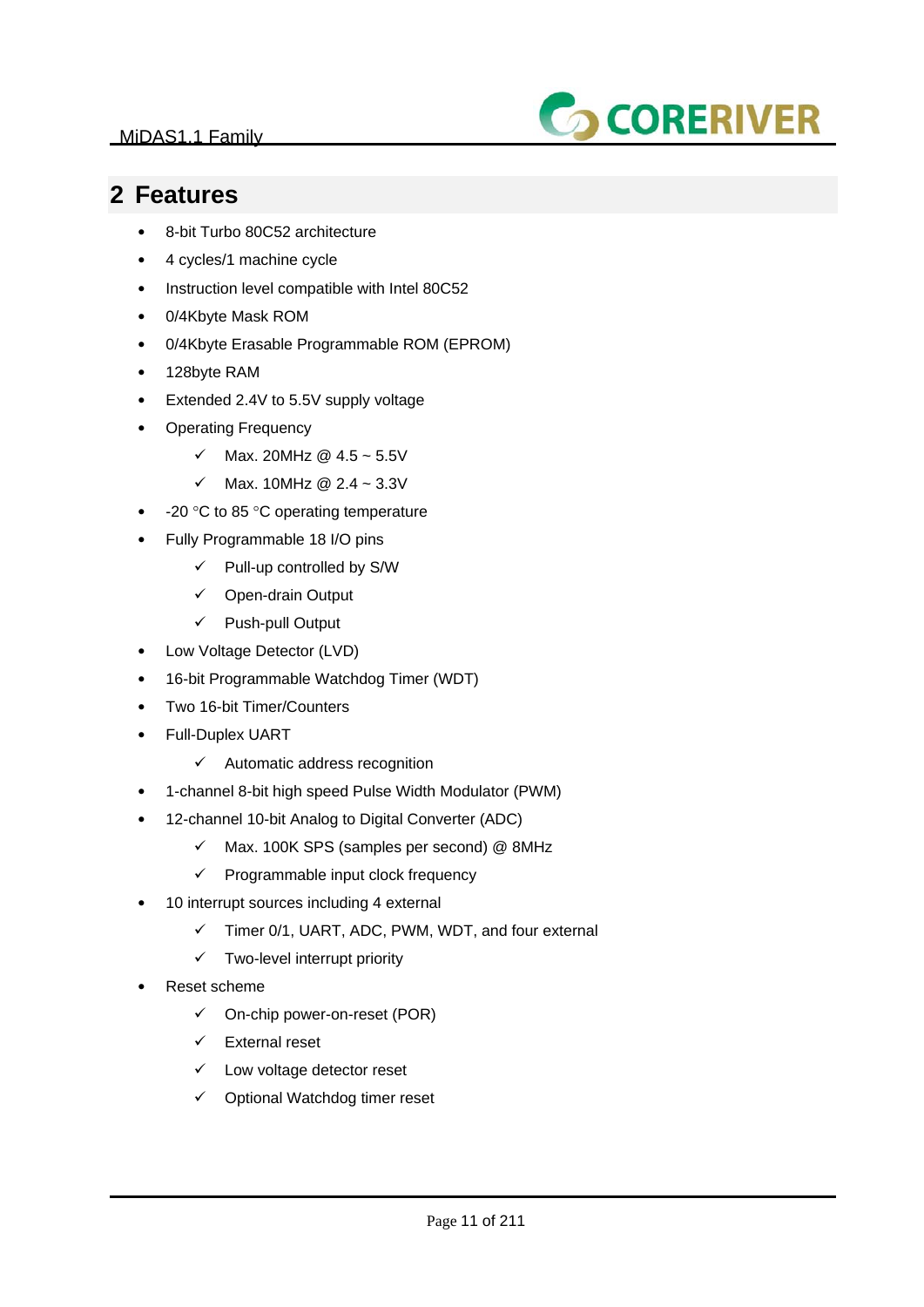## 2 Features

- 8-bit Turbo 80C52 architecture
- 4 cycles/1 machine cycle
- Instruction level compatible with Intel 80C52
- 0/4Kbyte Mask ROM
- 0/4Kbyte Erasable Programmable ROM (EPROM)
- 128byte RAM
- Extended 2.4V to 5.5V supply voltage
- Operating Frequency
  - ✓ Max. 20MHz @ 4.5 ~ 5.5V
  - ✓ Max. 10MHz @ 2.4 ~ 3.3V
- -20 °C to 85 °C operating temperature
- Fully Programmable 18 I/O pins
  - ✓ Pull-up controlled by S/W
  - ✓ Open-drain Output
  - ✓ Push-pull Output
- Low Voltage Detector (LVD)
- 16-bit Programmable Watchdog Timer (WDT)
- Two 16-bit Timer/Counters
- Full-Duplex UART
  - ✓ Automatic address recognition
- 1-channel 8-bit high speed Pulse Width Modulator (PWM)
- 12-channel 10-bit Analog to Digital Converter (ADC)
  - ✓ Max. 100K SPS (samples per second) @ 8MHz
  - ✓ Programmable input clock frequency
- 10 interrupt sources including 4 external
  - ✓ Timer 0/1, UART, ADC, PWM, WDT, and four external
  - ✓ Two-level interrupt priority
- Reset scheme
  - ✓ On-chip power-on-reset (POR)
  - ✓ External reset
  - ✓ Low voltage detector reset
  - ✓ Optional Watchdog timer reset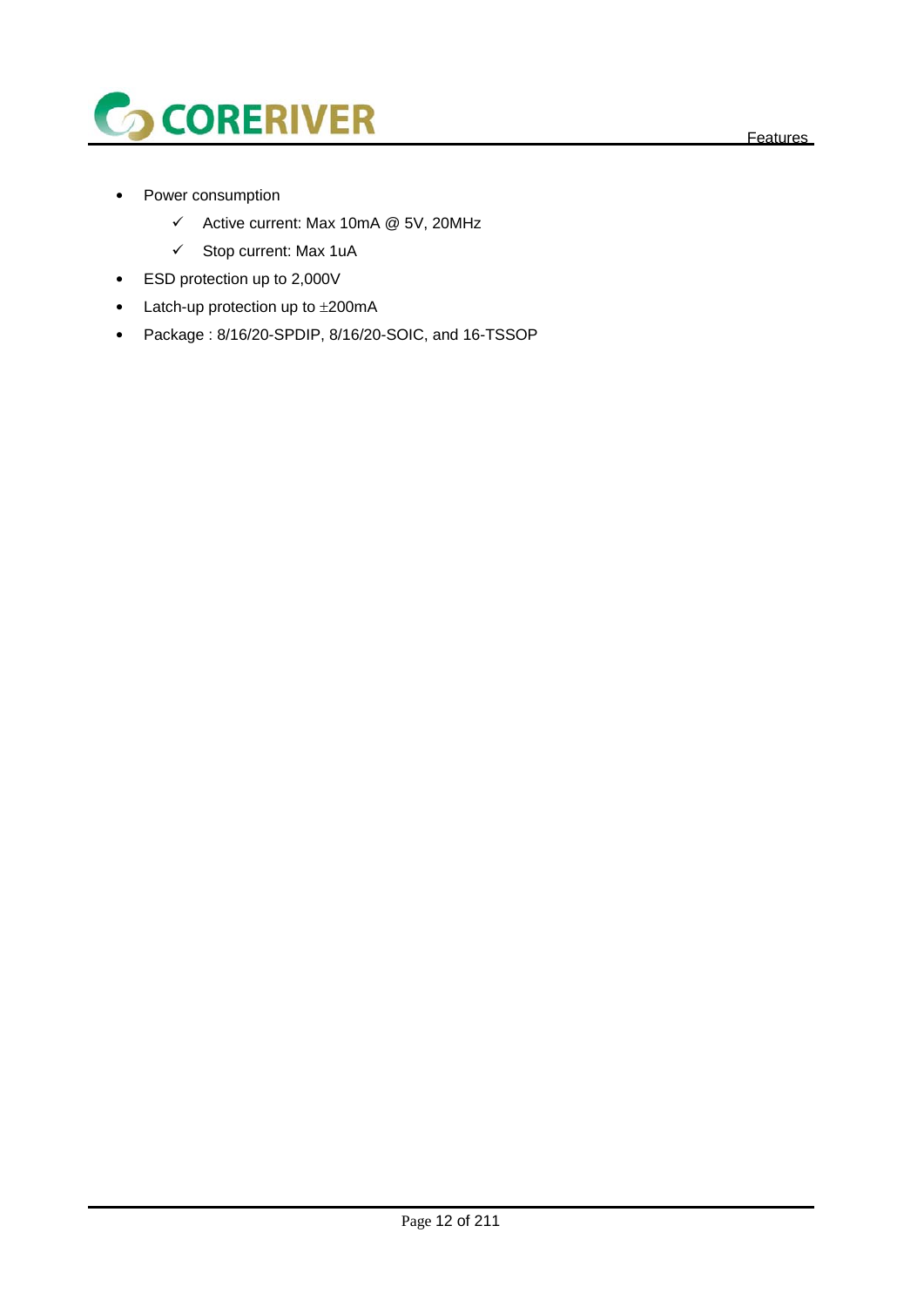- Power consumption
  - ✓ Active current: Max 10mA @ 5V, 20MHz
  - ✓ Stop current: Max 1uA
- ESD protection up to 2,000V
- Latch-up protection up to ±200mA
- Package : 8/16/20-SPDIP, 8/16/20-SOIC, and 16-TSSOP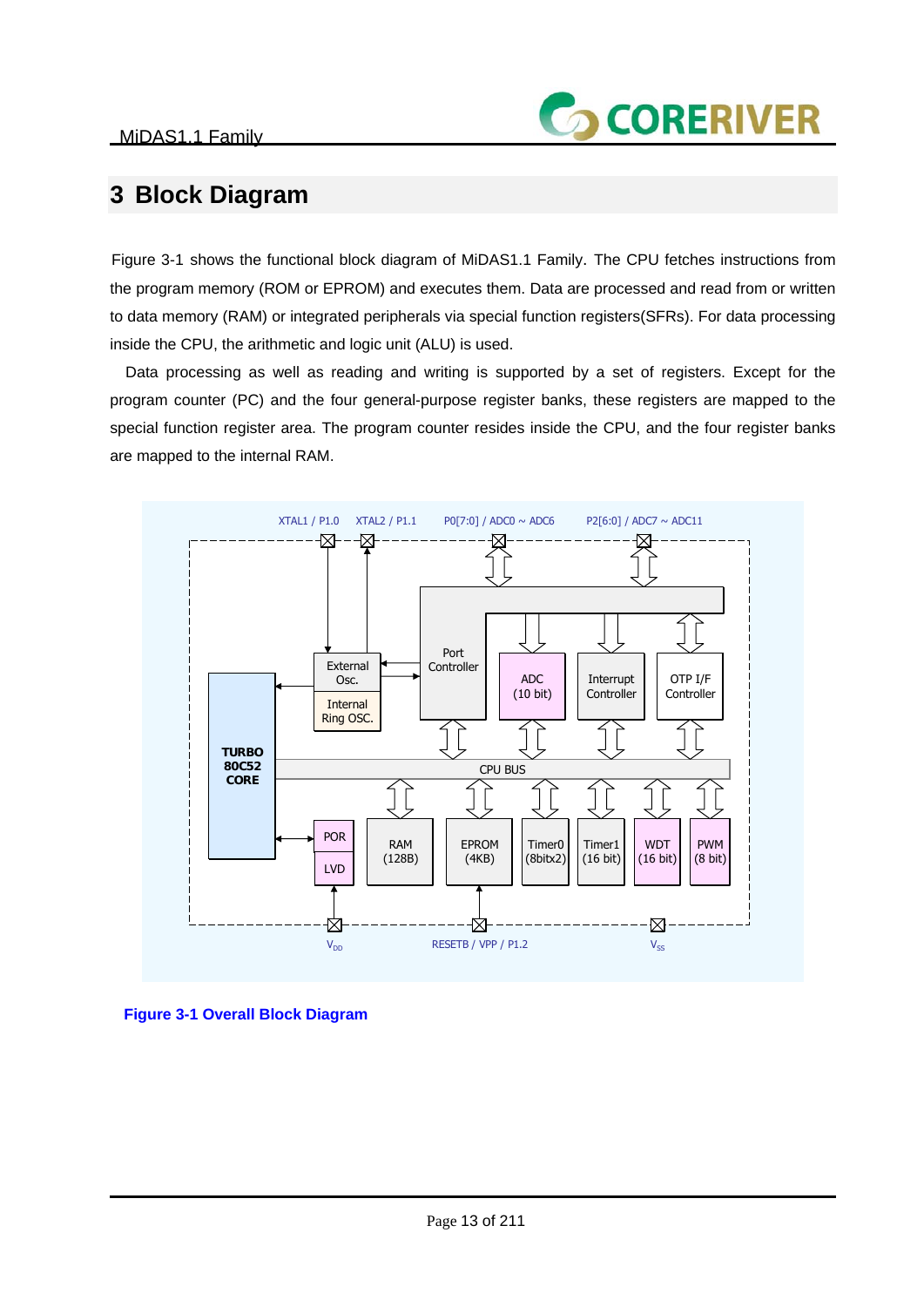# 3 Block Diagram

Figure 3-1 shows the functional block diagram of MiDAS1.1 Family. The CPU fetches instructions from the program memory (ROM or EPROM) and executes them. Data are processed and read from or written to data memory (RAM) or integrated peripherals via special function registers(SFRs). For data processing inside the CPU, the arithmetic and logic unit (ALU) is used.

Data processing as well as reading and writing is supported by a set of registers. Except for the program counter (PC) and the four general-purpose register banks, these registers are mapped to the special function register area. The program counter resides inside the CPU, and the four register banks are mapped to the internal RAM.

**Figure 3-1 Overall Block Diagram**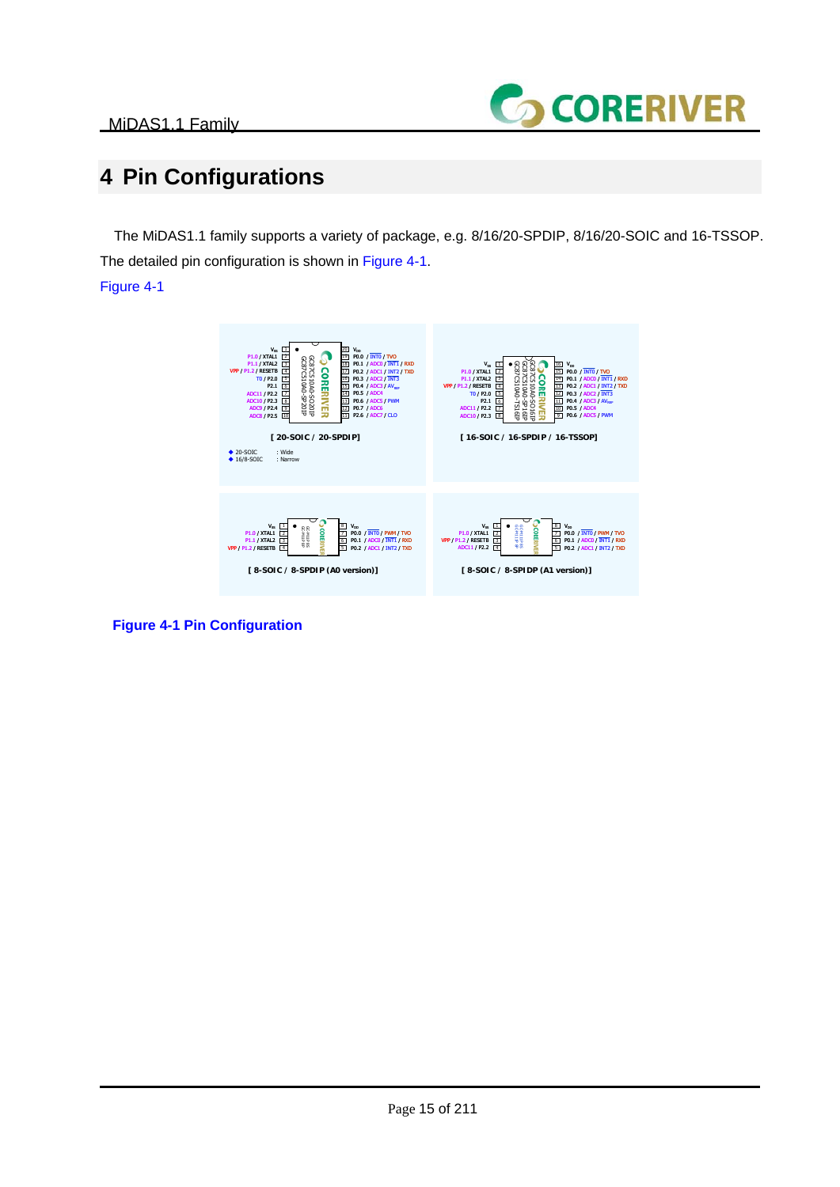# 4 Pin Configurations

The MiDAS1.1 family supports a variety of package, e.g. 8/16/20-SPDIP, 8/16/20-SOIC and 16-TSSOP. The detailed pin configuration is shown in Figure 4-1.

Figure 4-1

**Figure 4-1 Pin Configuration**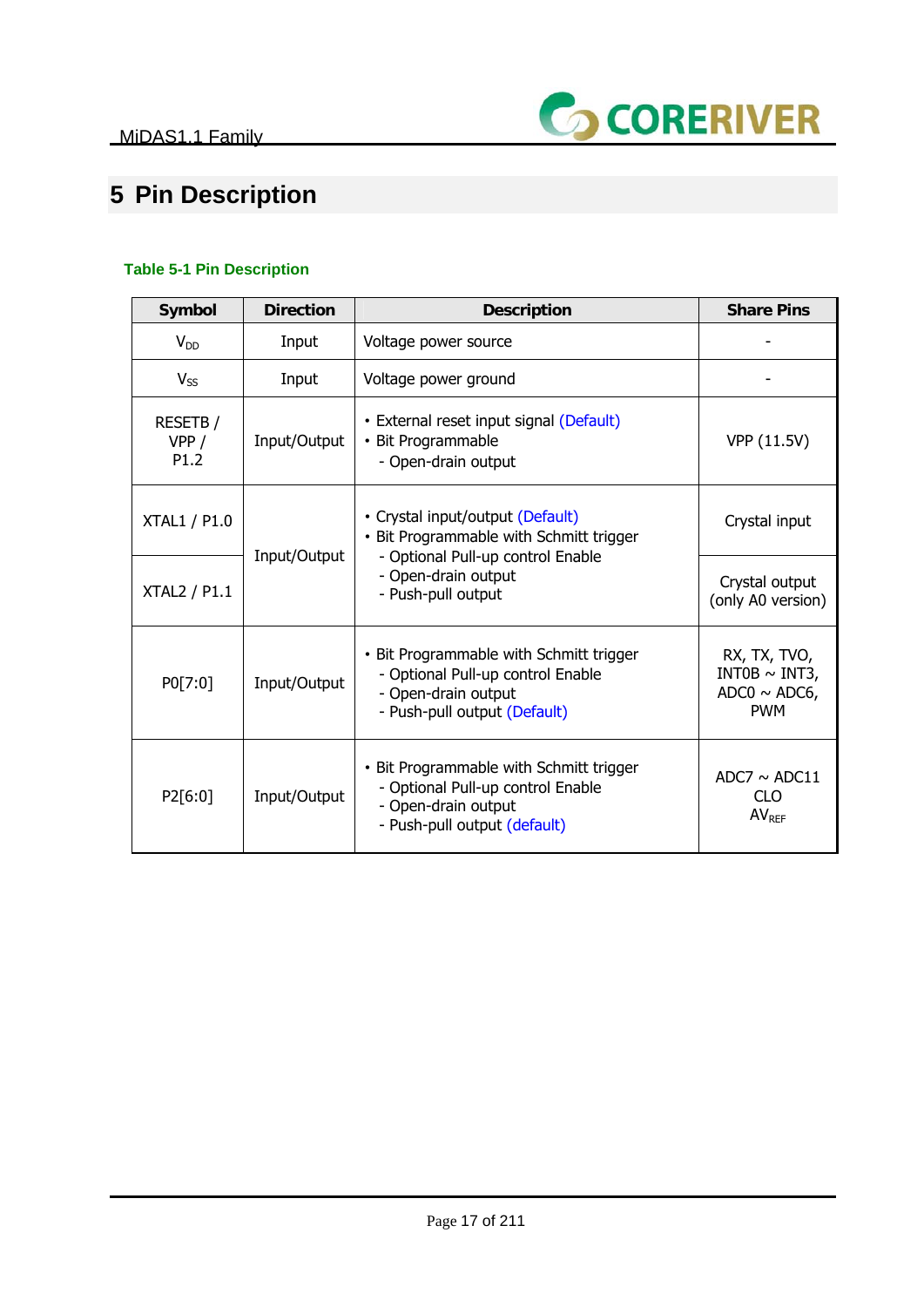# 5 Pin Description

**Table 5-1 Pin Description**

| Symbol | Direction | Description | Share Pins |
|---|---|---|---|
| $V_{DD}$ | Input | Voltage power source | - |
| $V_{SS}$ | Input | Voltage power ground | - |
| RESETB / VPP / P1.2 | Input/Output | • External reset input signal (Default)<br>• Bit Programmable<br>- Open-drain output | VPP (11.5V) |
| XTAL1 / P1.0 | Input/Output | • Crystal input/output (Default)<br>• Bit Programmable with Schmitt trigger<br>- Optional Pull-up control Enable<br>- Open-drain output<br>- Push-pull output | Crystal input |
| XTAL2 / P1.1 | | | Crystal output (only A0 version) |
| P0[7:0] | Input/Output | • Bit Programmable with Schmitt trigger<br>- Optional Pull-up control Enable<br>- Open-drain output<br>- Push-pull output (Default) | RX, TX, TVO, INT0B ~ INT3, ADC0 ~ ADC6, PWM |
| P2[6:0] | Input/Output | • Bit Programmable with Schmitt trigger<br>- Optional Pull-up control Enable<br>- Open-drain output<br>- Push-pull output (default) | ADC7 ~ ADC11<br>CLO<br>$AV_{REF}$ |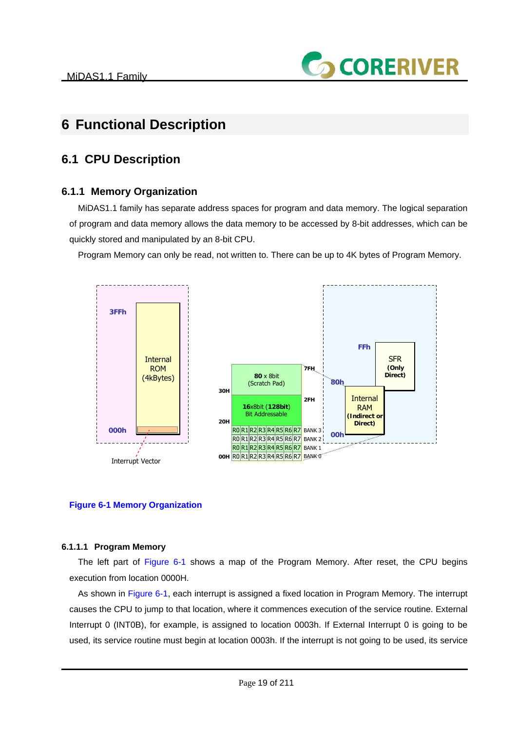# 6 Functional Description

## 6.1 CPU Description

### 6.1.1 Memory Organization

MiDAS1.1 family has separate address spaces for program and data memory. The logical separation of program and data memory allows the data memory to be accessed by 8-bit addresses, which can be quickly stored and manipulated by an 8-bit CPU.

Program Memory can only be read, not written to. There can be up to 4K bytes of Program Memory.

**Figure 6-1 Memory Organization**

#### 6.1.1.1 Program Memory

The left part of Figure 6-1 shows a map of the Program Memory. After reset, the CPU begins execution from location 0000H.

As shown in Figure 6-1, each interrupt is assigned a fixed location in Program Memory. The interrupt causes the CPU to jump to that location, where it commences execution of the service routine. External Interrupt 0 (INT0B), for example, is assigned to location 0003h. If External Interrupt 0 is going to be used, its service routine must begin at location 0003h. If the interrupt is not going to be used, its service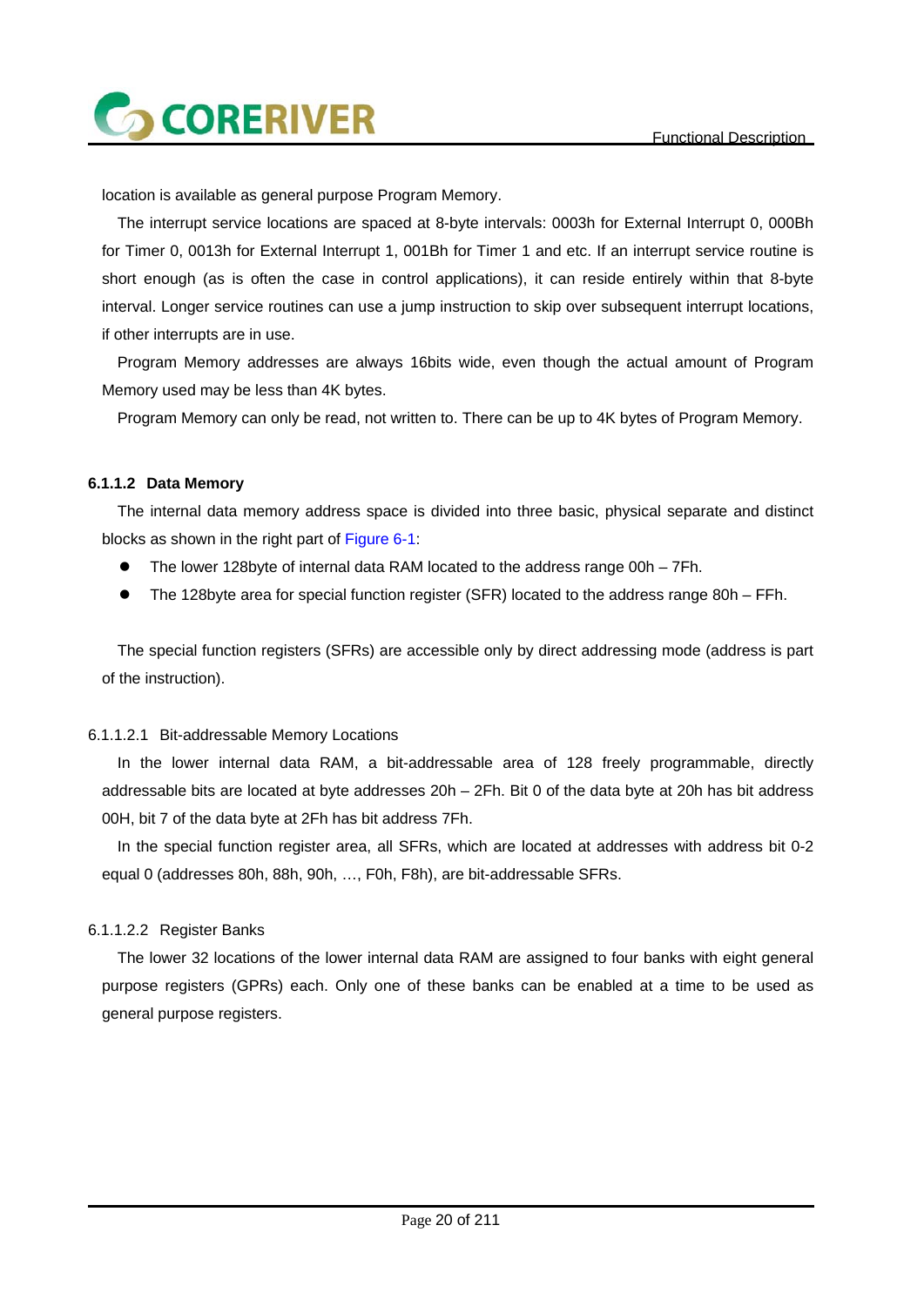location is available as general purpose Program Memory.

The interrupt service locations are spaced at 8-byte intervals: 0003h for External Interrupt 0, 000Bh for Timer 0, 0013h for External Interrupt 1, 001Bh for Timer 1 and etc. If an interrupt service routine is short enough (as is often the case in control applications), it can reside entirely within that 8-byte interval. Longer service routines can use a jump instruction to skip over subsequent interrupt locations, if other interrupts are in use.

Program Memory addresses are always 16bits wide, even though the actual amount of Program Memory used may be less than 4K bytes.

Program Memory can only be read, not written to. There can be up to 4K bytes of Program Memory.

#### 6.1.1.2 Data Memory

The internal data memory address space is divided into three basic, physical separate and distinct blocks as shown in the right part of Figure 6-1:

- The lower 128byte of internal data RAM located to the address range 00h – 7Fh.
- The 128byte area for special function register (SFR) located to the address range 80h – FFh.

The special function registers (SFRs) are accessible only by direct addressing mode (address is part of the instruction).

##### 6.1.1.2.1 Bit-addressable Memory Locations

In the lower internal data RAM, a bit-addressable area of 128 freely programmable, directly addressable bits are located at byte addresses 20h – 2Fh. Bit 0 of the data byte at 20h has bit address 00H, bit 7 of the data byte at 2Fh has bit address 7Fh.

In the special function register area, all SFRs, which are located at addresses with address bit 0-2 equal 0 (addresses 80h, 88h, 90h, …, F0h, F8h), are bit-addressable SFRs.

##### 6.1.1.2.2 Register Banks

The lower 32 locations of the lower internal data RAM are assigned to four banks with eight general purpose registers (GPRs) each. Only one of these banks can be enabled at a time to be used as general purpose registers.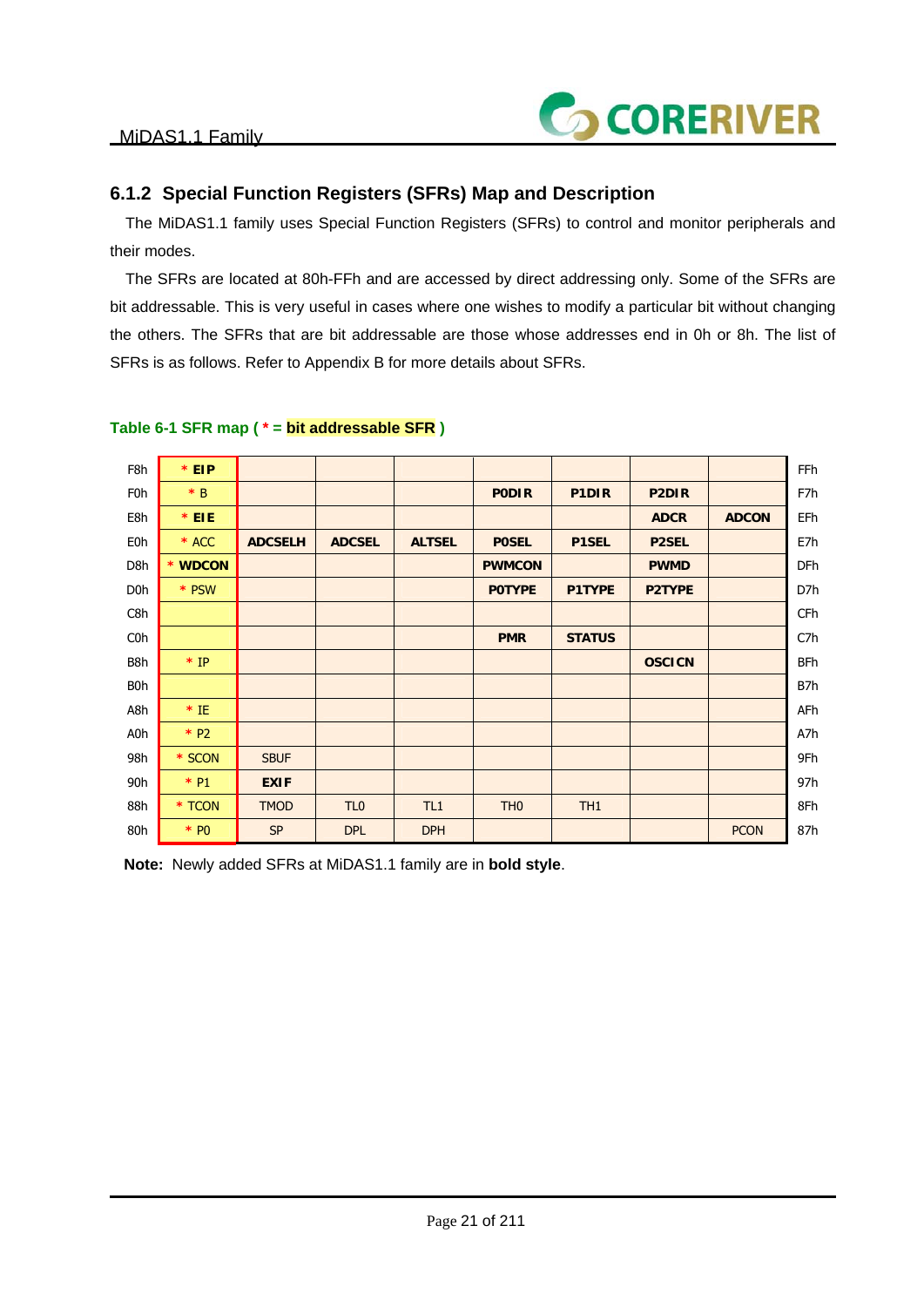## 6.1.2 Special Function Registers (SFRs) Map and Description

The MiDAS1.1 family uses Special Function Registers (SFRs) to control and monitor peripherals and their modes.

The SFRs are located at 80h-FFh and are accessed by direct addressing only. Some of the SFRs are bit addressable. This is very useful in cases where one wishes to modify a particular bit without changing the others. The SFRs that are bit addressable are those whose addresses end in 0h or 8h. The list of SFRs is as follows. Refer to Appendix B for more details about SFRs.

**Table 6-1 SFR map ( * = bit addressable SFR )**

| | | | | | | | | | |
|---|---|---|---|---|---|---|---|---|---|
| F8h | * **EIP** | | | | | | | | FFh |
| F0h | * B | | | | **P0DIR** | **P1DIR** | **P2DIR** | | F7h |
| E8h | * **EIE** | | | | | | **ADCR** | **ADCON** | EFh |
| E0h | * ACC | **ADCSELH** | **ADCSEL** | **ALTSEL** | **P0SEL** | **P1SEL** | **P2SEL** | | E7h |
| D8h | * **WDCON** | | | | **PWMCON** | | **PWMD** | | DFh |
| D0h | * PSW | | | | **P0TYPE** | **P1TYPE** | **P2TYPE** | | D7h |
| C8h | | | | | | | | | CFh |
| C0h | | | | | **PMR** | **STATUS** | | | C7h |
| B8h | * IP | | | | | | **OSCICN** | | BFh |
| B0h | | | | | | | | | B7h |
| A8h | * IE | | | | | | | | AFh |
| A0h | * P2 | | | | | | | | A7h |
| 98h | * SCON | SBUF | | | | | | | 9Fh |
| 90h | * P1 | **EXIF** | | | | | | | 97h |
| 88h | * TCON | TMOD | TL0 | TL1 | TH0 | TH1 | | | 8Fh |
| 80h | * P0 | SP | DPL | DPH | | | | PCON | 87h |

**Note:** Newly added SFRs at MiDAS1.1 family are in **bold style**.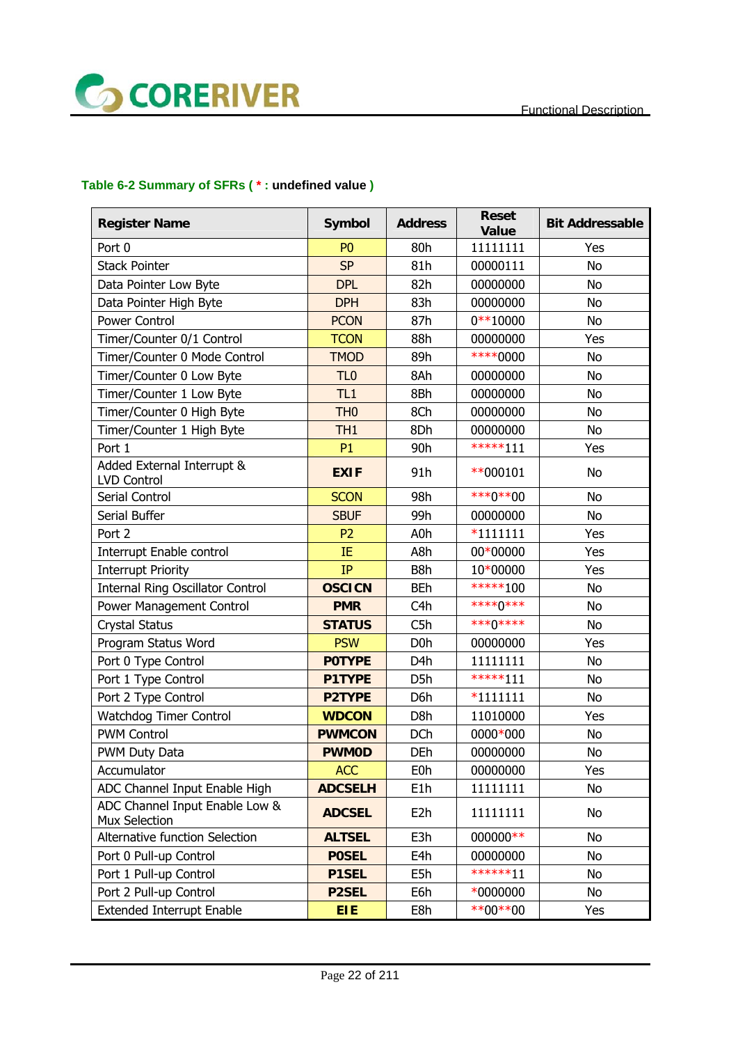**Table 6-2 Summary of SFRs ( * : undefined value )**

| Register Name | Symbol | Address | Reset Value | Bit Addressable |
|---|---|---|---|---|
| Port 0 | P0 | 80h | 11111111 | Yes |
| Stack Pointer | SP | 81h | 00000111 | No |
| Data Pointer Low Byte | DPL | 82h | 00000000 | No |
| Data Pointer High Byte | DPH | 83h | 00000000 | No |
| Power Control | PCON | 87h | 0**10000 | No |
| Timer/Counter 0/1 Control | TCON | 88h | 00000000 | Yes |
| Timer/Counter 0 Mode Control | TMOD | 89h | ****0000 | No |
| Timer/Counter 0 Low Byte | TL0 | 8Ah | 00000000 | No |
| Timer/Counter 1 Low Byte | TL1 | 8Bh | 00000000 | No |
| Timer/Counter 0 High Byte | TH0 | 8Ch | 00000000 | No |
| Timer/Counter 1 High Byte | TH1 | 8Dh | 00000000 | No |
| Port 1 | P1 | 90h | *****111 | Yes |
| Added External Interrupt & LVD Control | **EXIF** | 91h | **000101 | No |
| Serial Control | SCON | 98h | ***0**00 | No |
| Serial Buffer | SBUF | 99h | 00000000 | No |
| Port 2 | P2 | A0h | *1111111 | Yes |
| Interrupt Enable control | IE | A8h | 00*00000 | Yes |
| Interrupt Priority | IP | B8h | 10*00000 | Yes |
| Internal Ring Oscillator Control | **OSCICN** | BEh | *****100 | No |
| Power Management Control | **PMR** | C4h | ****0*** | No |
| Crystal Status | **STATUS** | C5h | ***0**** | No |
| Program Status Word | PSW | D0h | 00000000 | Yes |
| Port 0 Type Control | **P0TYPE** | D4h | 11111111 | No |
| Port 1 Type Control | **P1TYPE** | D5h | *****111 | No |
| Port 2 Type Control | **P2TYPE** | D6h | *1111111 | No |
| Watchdog Timer Control | **WDCON** | D8h | 11010000 | Yes |
| PWM Control | **PWMCON** | DCh | 0000*000 | No |
| PWM Duty Data | **PWMOD** | DEh | 00000000 | No |
| Accumulator | ACC | E0h | 00000000 | Yes |
| ADC Channel Input Enable High | **ADCSELH** | E1h | 11111111 | No |
| ADC Channel Input Enable Low & Mux Selection | **ADCSEL** | E2h | 11111111 | No |
| Alternative function Selection | **ALTSEL** | E3h | 000000** | No |
| Port 0 Pull-up Control | **P0SEL** | E4h | 00000000 | No |
| Port 1 Pull-up Control | **P1SEL** | E5h | ******11 | No |
| Port 2 Pull-up Control | **P2SEL** | E6h | *0000000 | No |
| Extended Interrupt Enable | **EIE** | E8h | **00**00 | Yes |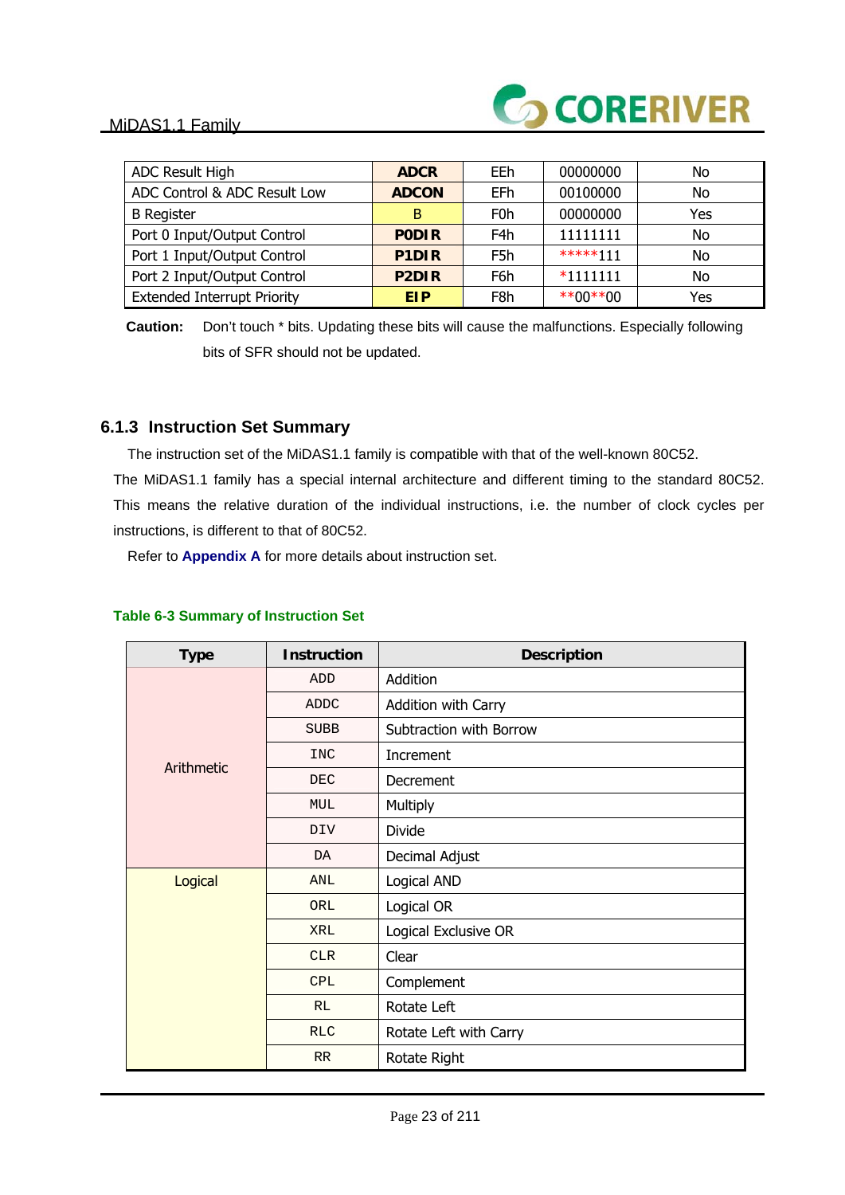| ADC Result High | **ADCR** | EEh | 00000000 | No |
|---|---|---|---|---|
| ADC Control & ADC Result Low | **ADCON** | EFh | 00100000 | No |
| B Register | B | F0h | 00000000 | Yes |
| Port 0 Input/Output Control | **P0DIR** | F4h | 11111111 | No |
| Port 1 Input/Output Control | **P1DIR** | F5h | *****111 | No |
| Port 2 Input/Output Control | **P2DIR** | F6h | *1111111 | No |
| Extended Interrupt Priority | **EIP** | F8h | **00**00 | Yes |

**Caution:** Don't touch * bits. Updating these bits will cause the malfunctions. Especially following bits of SFR should not be updated.

### 6.1.3 Instruction Set Summary

The instruction set of the MiDAS1.1 family is compatible with that of the well-known 80C52. The MiDAS1.1 family has a special internal architecture and different timing to the standard 80C52. This means the relative duration of the individual instructions, i.e. the number of clock cycles per instructions, is different to that of 80C52.

Refer to **Appendix A** for more details about instruction set.

**Table 6-3 Summary of Instruction Set**

| Type | Instruction | Description |
|---|---|---|
| Arithmetic | ADD | Addition |
| | ADDC | Addition with Carry |
| | SUBB | Subtraction with Borrow |
| | INC | Increment |
| | DEC | Decrement |
| | MUL | Multiply |
| | DIV | Divide |
| | DA | Decimal Adjust |
| Logical | ANL | Logical AND |
| | ORL | Logical OR |
| | XRL | Logical Exclusive OR |
| | CLR | Clear |
| | CPL | Complement |
| | RL | Rotate Left |
| | RLC | Rotate Left with Carry |
| | RR | Rotate Right |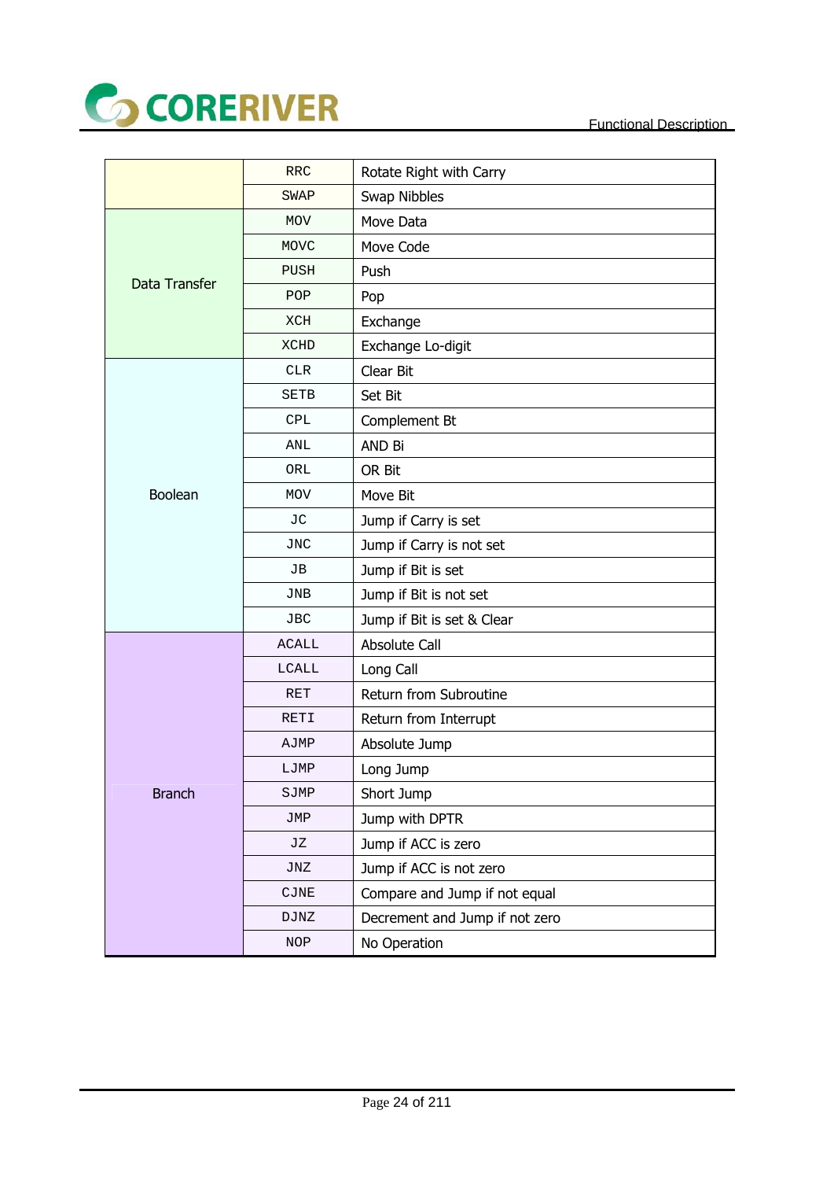| | | |
|---|---|---|
| | RRC | Rotate Right with Carry |
| | SWAP | Swap Nibbles |
| Data Transfer | MOV | Move Data |
| | MOVC | Move Code |
| | PUSH | Push |
| | POP | Pop |
| | XCH | Exchange |
| | XCHD | Exchange Lo-digit |
| Boolean | CLR | Clear Bit |
| | SETB | Set Bit |
| | CPL | Complement Bt |
| | ANL | AND Bi |
| | ORL | OR Bit |
| | MOV | Move Bit |
| | JC | Jump if Carry is set |
| | JNC | Jump if Carry is not set |
| | JB | Jump if Bit is set |
| | JNB | Jump if Bit is not set |
| | JBC | Jump if Bit is set & Clear |
| Branch | ACALL | Absolute Call |
| | LCALL | Long Call |
| | RET | Return from Subroutine |
| | RETI | Return from Interrupt |
| | AJMP | Absolute Jump |
| | LJMP | Long Jump |
| | SJMP | Short Jump |
| | JMP | Jump with DPTR |
| | JZ | Jump if ACC is zero |
| | JNZ | Jump if ACC is not zero |
| | CJNE | Compare and Jump if not equal |
| | DJNZ | Decrement and Jump if not zero |
| | NOP | No Operation |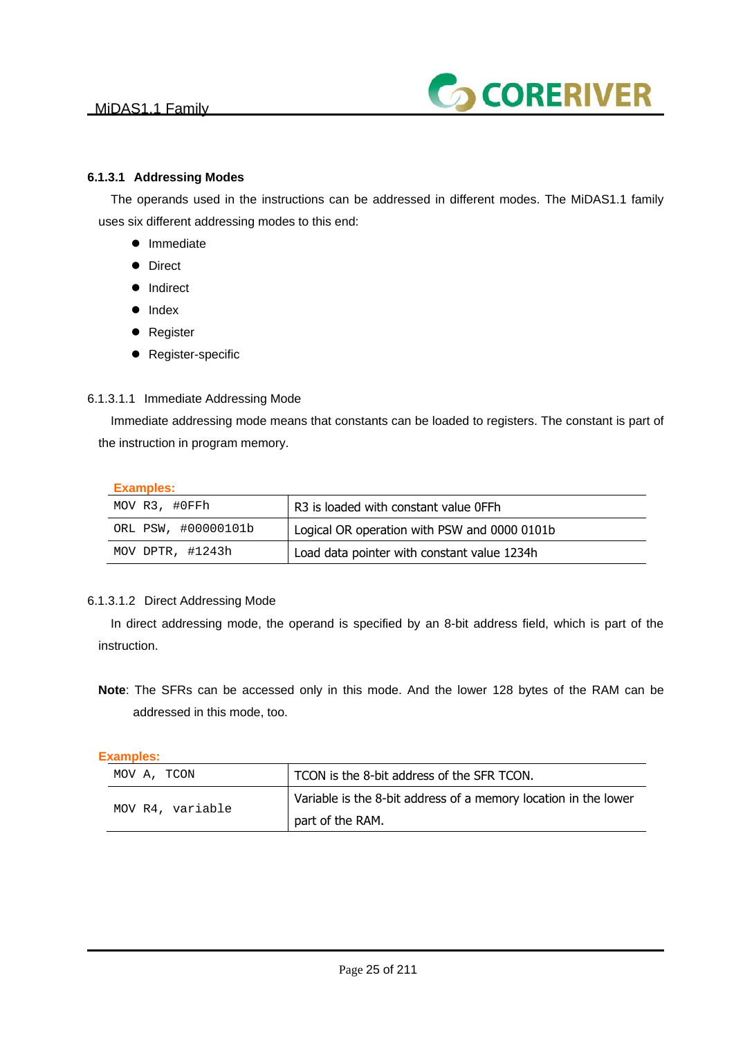### 6.1.3.1 Addressing Modes

The operands used in the instructions can be addressed in different modes. The MiDAS1.1 family uses six different addressing modes to this end:

- Immediate
- Direct
- Indirect
- Index
- Register
- Register-specific

#### 6.1.3.1.1 Immediate Addressing Mode

Immediate addressing mode means that constants can be loaded to registers. The constant is part of the instruction in program memory.

**Examples:**

| | |
|---|---|
| `MOV R3, #0FFh` | R3 is loaded with constant value 0FFh |
| `ORL PSW, #00000101b` | Logical OR operation with PSW and 0000 0101b |
| `MOV DPTR, #1243h` | Load data pointer with constant value 1234h |

#### 6.1.3.1.2 Direct Addressing Mode

In direct addressing mode, the operand is specified by an 8-bit address field, which is part of the instruction.

**Note**: The SFRs can be accessed only in this mode. And the lower 128 bytes of the RAM can be addressed in this mode, too.

**Examples:**

| | |
|---|---|
| `MOV A, TCON` | TCON is the 8-bit address of the SFR TCON. |
| `MOV R4, variable` | Variable is the 8-bit address of a memory location in the lower part of the RAM. |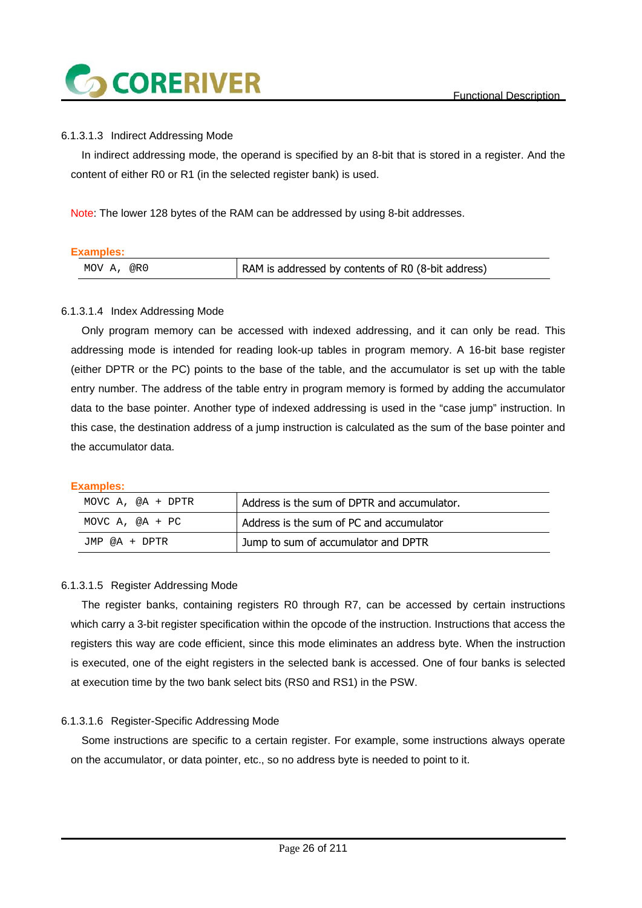#### 6.1.3.1.3 Indirect Addressing Mode

In indirect addressing mode, the operand is specified by an 8-bit that is stored in a register. And the content of either R0 or R1 (in the selected register bank) is used.

Note: The lower 128 bytes of the RAM can be addressed by using 8-bit addresses.

**Examples:**

| | |
|---|---|
| `MOV A, @R0` | RAM is addressed by contents of R0 (8-bit address) |

#### 6.1.3.1.4 Index Addressing Mode

Only program memory can be accessed with indexed addressing, and it can only be read. This addressing mode is intended for reading look-up tables in program memory. A 16-bit base register (either DPTR or the PC) points to the base of the table, and the accumulator is set up with the table entry number. The address of the table entry in program memory is formed by adding the accumulator data to the base pointer. Another type of indexed addressing is used in the "case jump" instruction. In this case, the destination address of a jump instruction is calculated as the sum of the base pointer and the accumulator data.

**Examples:**

| | |
|---|---|
| `MOVC A, @A + DPTR` | Address is the sum of DPTR and accumulator. |
| `MOVC A, @A + PC` | Address is the sum of PC and accumulator |
| `JMP @A + DPTR` | Jump to sum of accumulator and DPTR |

#### 6.1.3.1.5 Register Addressing Mode

The register banks, containing registers R0 through R7, can be accessed by certain instructions which carry a 3-bit register specification within the opcode of the instruction. Instructions that access the registers this way are code efficient, since this mode eliminates an address byte. When the instruction is executed, one of the eight registers in the selected bank is accessed. One of four banks is selected at execution time by the two bank select bits (RS0 and RS1) in the PSW.

#### 6.1.3.1.6 Register-Specific Addressing Mode

Some instructions are specific to a certain register. For example, some instructions always operate on the accumulator, or data pointer, etc., so no address byte is needed to point to it.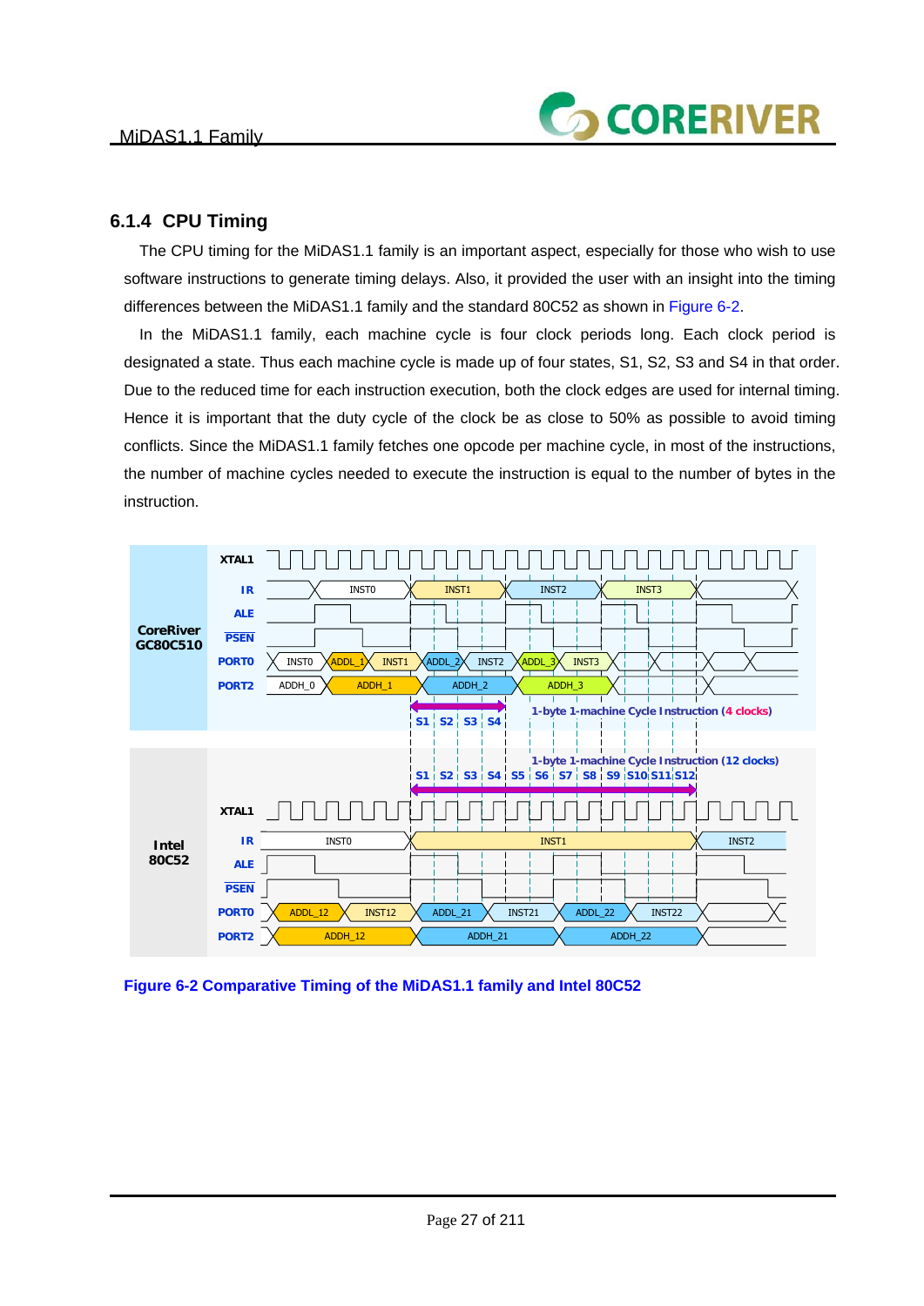### 6.1.4 CPU Timing

The CPU timing for the MiDAS1.1 family is an important aspect, especially for those who wish to use software instructions to generate timing delays. Also, it provided the user with an insight into the timing differences between the MiDAS1.1 family and the standard 80C52 as shown in Figure 6-2.

In the MiDAS1.1 family, each machine cycle is four clock periods long. Each clock period is designated a state. Thus each machine cycle is made up of four states, S1, S2, S3 and S4 in that order. Due to the reduced time for each instruction execution, both the clock edges are used for internal timing. Hence it is important that the duty cycle of the clock be as close to 50% as possible to avoid timing conflicts. Since the MiDAS1.1 family fetches one opcode per machine cycle, in most of the instructions, the number of machine cycles needed to execute the instruction is equal to the number of bytes in the instruction.

**Figure 6-2 Comparative Timing of the MiDAS1.1 family and Intel 80C52**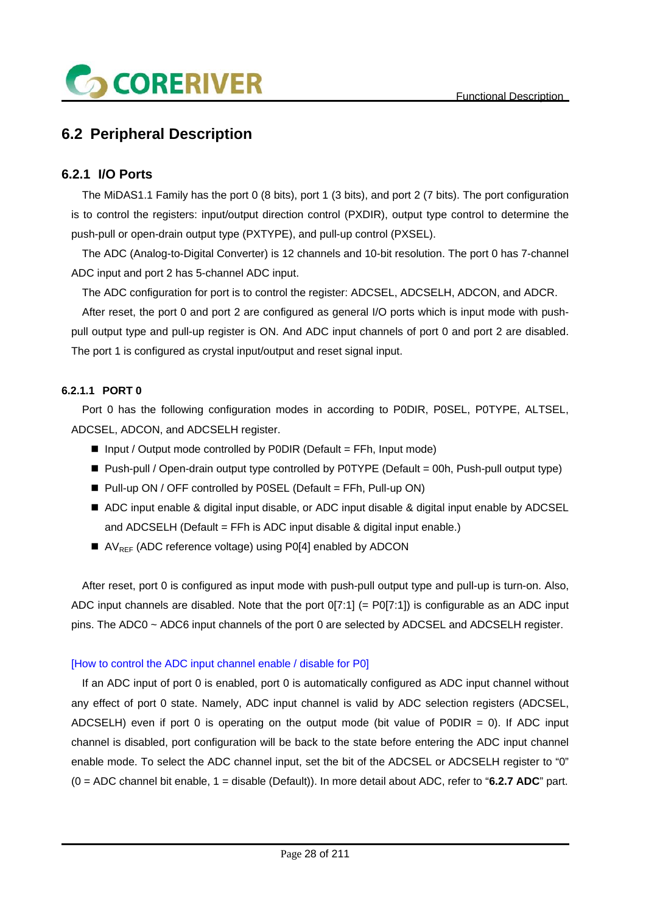## 6.2 Peripheral Description

### 6.2.1 I/O Ports

The MiDAS1.1 Family has the port 0 (8 bits), port 1 (3 bits), and port 2 (7 bits). The port configuration is to control the registers: input/output direction control (PXDIR), output type control to determine the push-pull or open-drain output type (PXTYPE), and pull-up control (PXSEL).

The ADC (Analog-to-Digital Converter) is 12 channels and 10-bit resolution. The port 0 has 7-channel ADC input and port 2 has 5-channel ADC input.

The ADC configuration for port is to control the register: ADCSEL, ADCSELH, ADCON, and ADCR.

After reset, the port 0 and port 2 are configured as general I/O ports which is input mode with push-pull output type and pull-up register is ON. And ADC input channels of port 0 and port 2 are disabled. The port 1 is configured as crystal input/output and reset signal input.

#### 6.2.1.1 PORT 0

Port 0 has the following configuration modes in according to P0DIR, P0SEL, P0TYPE, ALTSEL, ADCSEL, ADCON, and ADCSELH register.

- Input / Output mode controlled by P0DIR (Default = FFh, Input mode)
- Push-pull / Open-drain output type controlled by P0TYPE (Default = 00h, Push-pull output type)
- Pull-up ON / OFF controlled by P0SEL (Default = FFh, Pull-up ON)
- ADC input enable & digital input disable, or ADC input disable & digital input enable by ADCSEL and ADCSELH (Default = FFh is ADC input disable & digital input enable.)
- $AV_{REF}$ (ADC reference voltage) using P0[4] enabled by ADCON

After reset, port 0 is configured as input mode with push-pull output type and pull-up is turn-on. Also, ADC input channels are disabled. Note that the port 0[7:1] (= P0[7:1]) is configurable as an ADC input pins. The ADC0 ~ ADC6 input channels of the port 0 are selected by ADCSEL and ADCSELH register.

[How to control the ADC input channel enable / disable for P0]

If an ADC input of port 0 is enabled, port 0 is automatically configured as ADC input channel without any effect of port 0 state. Namely, ADC input channel is valid by ADC selection registers (ADCSEL, ADCSELH) even if port 0 is operating on the output mode (bit value of P0DIR = 0). If ADC input channel is disabled, port configuration will be back to the state before entering the ADC input channel enable mode. To select the ADC channel input, set the bit of the ADCSEL or ADCSELH register to "0" (0 = ADC channel bit enable, 1 = disable (Default)). In more detail about ADC, refer to "**6.2.7 ADC**" part.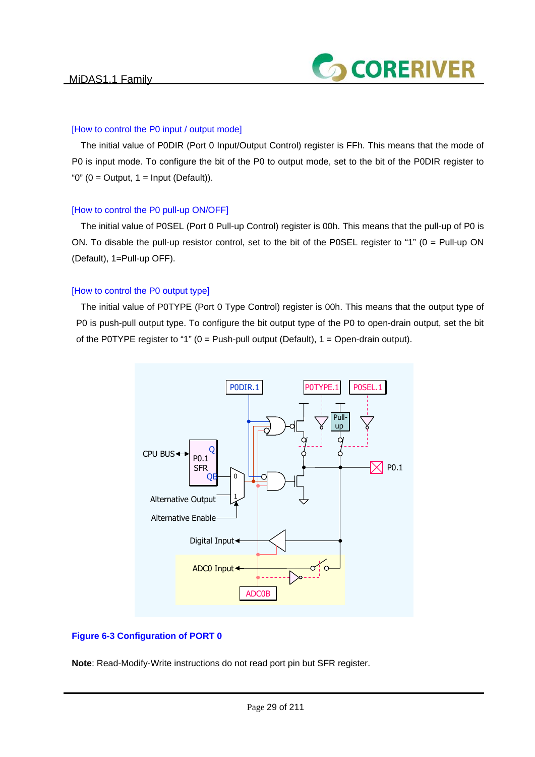[How to control the P0 input / output mode]

The initial value of P0DIR (Port 0 Input/Output Control) register is FFh. This means that the mode of P0 is input mode. To configure the bit of the P0 to output mode, set to the bit of the P0DIR register to "0" (0 = Output, 1 = Input (Default)).

[How to control the P0 pull-up ON/OFF]

The initial value of P0SEL (Port 0 Pull-up Control) register is 00h. This means that the pull-up of P0 is ON. To disable the pull-up resistor control, set to the bit of the P0SEL register to "1" (0 = Pull-up ON (Default), 1=Pull-up OFF).

[How to control the P0 output type]

The initial value of P0TYPE (Port 0 Type Control) register is 00h. This means that the output type of P0 is push-pull output type. To configure the bit output type of the P0 to open-drain output, set the bit of the P0TYPE register to "1" (0 = Push-pull output (Default), 1 = Open-drain output).

**Figure 6-3 Configuration of PORT 0**

**Note**: Read-Modify-Write instructions do not read port pin but SFR register.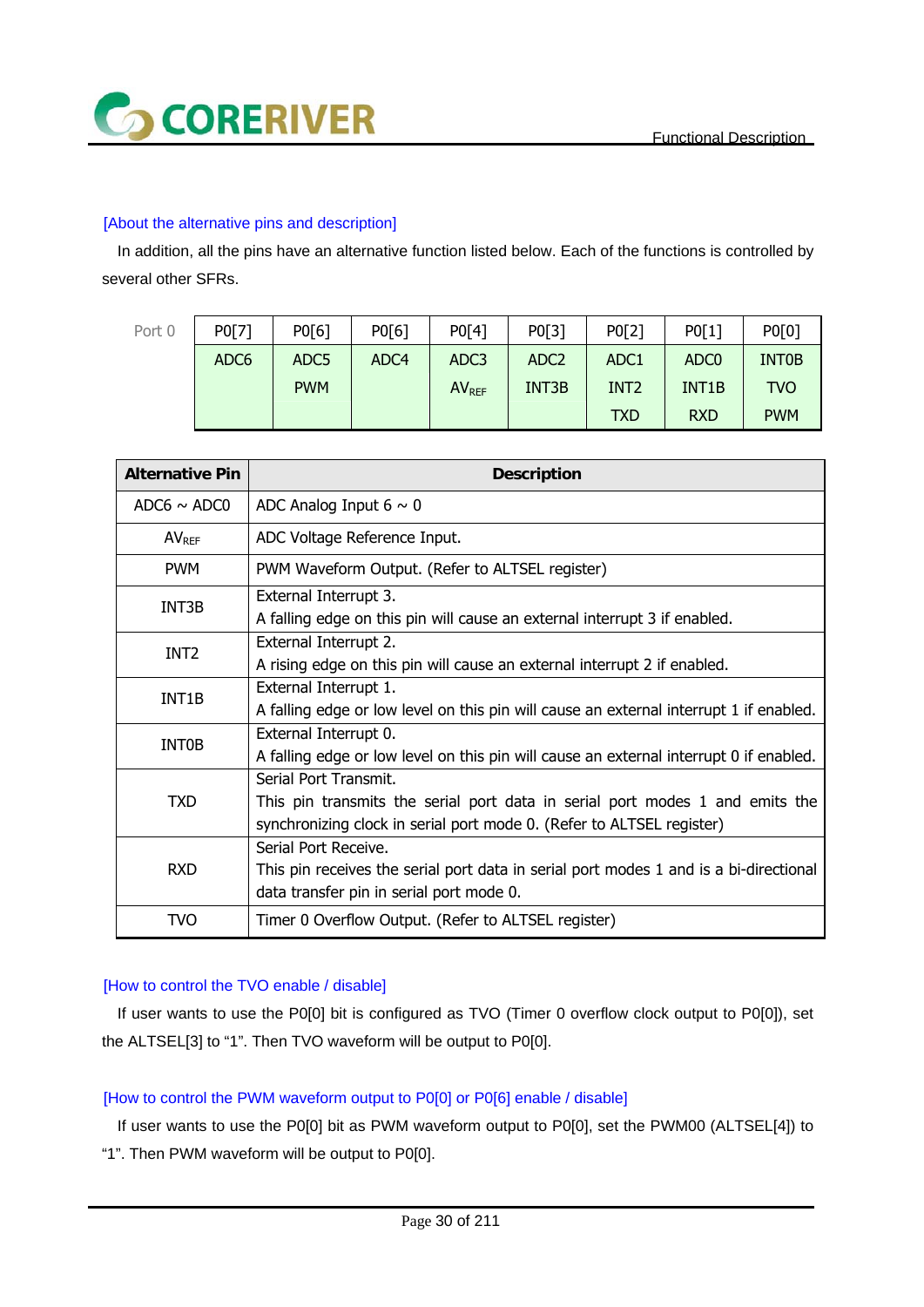[About the alternative pins and description]

In addition, all the pins have an alternative function listed below. Each of the functions is controlled by several other SFRs.

| Port 0 | P0[7] | P0[6] | P0[6] | P0[4] | P0[3] | P0[2] | P0[1] | P0[0] |
|---|---|---|---|---|---|---|---|---|
| | ADC6 | ADC5 | ADC4 | ADC3 | ADC2 | ADC1 | ADC0 | INT0B |
| | | PWM | | $AV_{REF}$ | INT3B | INT2 | INT1B | TVO |
| | | | | | | TXD | RXD | PWM |

| Alternative Pin | Description |
|---|---|
| ADC6 ~ ADC0 | ADC Analog Input 6 ~ 0 |
| $AV_{REF}$ | ADC Voltage Reference Input. |
| PWM | PWM Waveform Output. (Refer to ALTSEL register) |
| INT3B | External Interrupt 3.<br>A falling edge on this pin will cause an external interrupt 3 if enabled. |
| INT2 | External Interrupt 2.<br>A rising edge on this pin will cause an external interrupt 2 if enabled. |
| INT1B | External Interrupt 1.<br>A falling edge or low level on this pin will cause an external interrupt 1 if enabled. |
| INT0B | External Interrupt 0.<br>A falling edge or low level on this pin will cause an external interrupt 0 if enabled. |
| TXD | Serial Port Transmit.<br>This pin transmits the serial port data in serial port modes 1 and emits the synchronizing clock in serial port mode 0. (Refer to ALTSEL register) |
| RXD | Serial Port Receive.<br>This pin receives the serial port data in serial port modes 1 and is a bi-directional data transfer pin in serial port mode 0. |
| TVO | Timer 0 Overflow Output. (Refer to ALTSEL register) |

[How to control the TVO enable / disable]

If user wants to use the P0[0] bit is configured as TVO (Timer 0 overflow clock output to P0[0]), set the ALTSEL[3] to "1". Then TVO waveform will be output to P0[0].

[How to control the PWM waveform output to P0[0] or P0[6] enable / disable]

If user wants to use the P0[0] bit as PWM waveform output to P0[0], set the PWM00 (ALTSEL[4]) to "1". Then PWM waveform will be output to P0[0].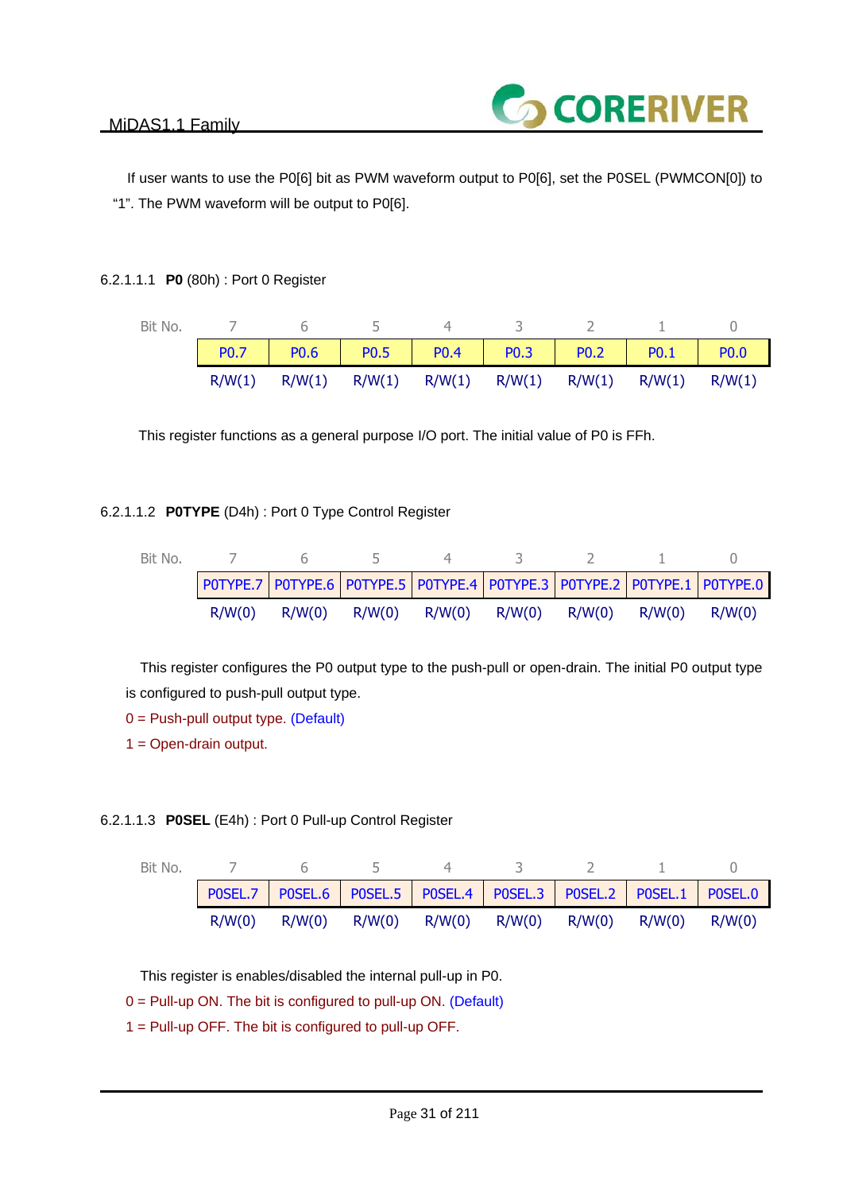If user wants to use the P0[6] bit as PWM waveform output to P0[6], set the P0SEL (PWMCON[0]) to "1". The PWM waveform will be output to P0[6].

#### 6.2.1.1.1 **P0** (80h) : Port 0 Register

| Bit No. | 7 | 6 | 5 | 4 | 3 | 2 | 1 | 0 |
|---|---|---|---|---|---|---|---|---|
| | P0.7 | P0.6 | P0.5 | P0.4 | P0.3 | P0.2 | P0.1 | P0.0 |
| | R/W(1) | R/W(1) | R/W(1) | R/W(1) | R/W(1) | R/W(1) | R/W(1) | R/W(1) |

This register functions as a general purpose I/O port. The initial value of P0 is FFh.

#### 6.2.1.1.2 **P0TYPE** (D4h) : Port 0 Type Control Register

| Bit No. | 7 | 6 | 5 | 4 | 3 | 2 | 1 | 0 |
|---|---|---|---|---|---|---|---|---|
| | P0TYPE.7 | P0TYPE.6 | P0TYPE.5 | P0TYPE.4 | P0TYPE.3 | P0TYPE.2 | P0TYPE.1 | P0TYPE.0 |
| | R/W(0) | R/W(0) | R/W(0) | R/W(0) | R/W(0) | R/W(0) | R/W(0) | R/W(0) |

This register configures the P0 output type to the push-pull or open-drain. The initial P0 output type is configured to push-pull output type.

0 = Push-pull output type. (Default)

1 = Open-drain output.

#### 6.2.1.1.3 **P0SEL** (E4h) : Port 0 Pull-up Control Register

| Bit No. | 7 | 6 | 5 | 4 | 3 | 2 | 1 | 0 |
|---|---|---|---|---|---|---|---|---|
| | P0SEL.7 | P0SEL.6 | P0SEL.5 | P0SEL.4 | P0SEL.3 | P0SEL.2 | P0SEL.1 | P0SEL.0 |
| | R/W(0) | R/W(0) | R/W(0) | R/W(0) | R/W(0) | R/W(0) | R/W(0) | R/W(0) |

This register is enables/disabled the internal pull-up in P0.

0 = Pull-up ON. The bit is configured to pull-up ON. (Default)

1 = Pull-up OFF. The bit is configured to pull-up OFF.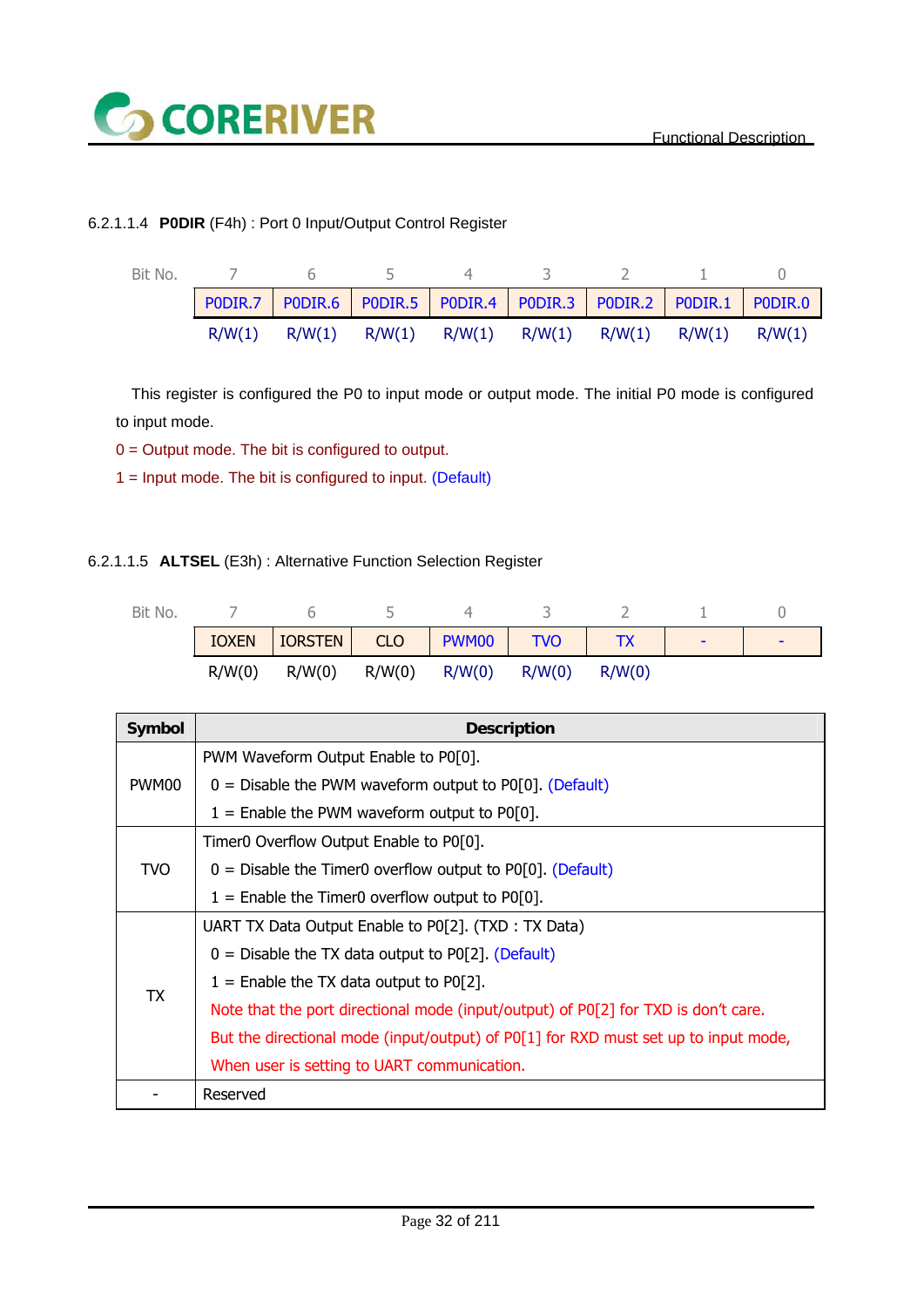#### 6.2.1.1.4 **P0DIR** (F4h) : Port 0 Input/Output Control Register

| Bit No. | 7 | 6 | 5 | 4 | 3 | 2 | 1 | 0 |
|---|---|---|---|---|---|---|---|---|
| | P0DIR.7 | P0DIR.6 | P0DIR.5 | P0DIR.4 | P0DIR.3 | P0DIR.2 | P0DIR.1 | P0DIR.0 |
| | R/W(1) | R/W(1) | R/W(1) | R/W(1) | R/W(1) | R/W(1) | R/W(1) | R/W(1) |

This register is configured the P0 to input mode or output mode. The initial P0 mode is configured to input mode.

0 = Output mode. The bit is configured to output.

1 = Input mode. The bit is configured to input. (Default)

#### 6.2.1.1.5 **ALTSEL** (E3h) : Alternative Function Selection Register

| Bit No. | 7 | 6 | 5 | 4 | 3 | 2 | 1 | 0 |
|---|---|---|---|---|---|---|---|---|
| | IOXEN | IORSTEN | CLO | PWM00 | TVO | TX | - | - |
| | R/W(0) | R/W(0) | R/W(0) | R/W(0) | R/W(0) | R/W(0) | | |

| Symbol | Description |
|---|---|
| PWM00 | PWM Waveform Output Enable to P0[0].<br>0 = Disable the PWM waveform output to P0[0]. (Default)<br>1 = Enable the PWM waveform output to P0[0]. |
| TVO | Timer0 Overflow Output Enable to P0[0].<br>0 = Disable the Timer0 overflow output to P0[0]. (Default)<br>1 = Enable the Timer0 overflow output to P0[0]. |
| TX | UART TX Data Output Enable to P0[2]. (TXD : TX Data)<br>0 = Disable the TX data output to P0[2]. (Default)<br>1 = Enable the TX data output to P0[2].<br>Note that the port directional mode (input/output) of P0[2] for TXD is don't care.<br>But the directional mode (input/output) of P0[1] for RXD must set up to input mode,<br>When user is setting to UART communication. |
| - | Reserved |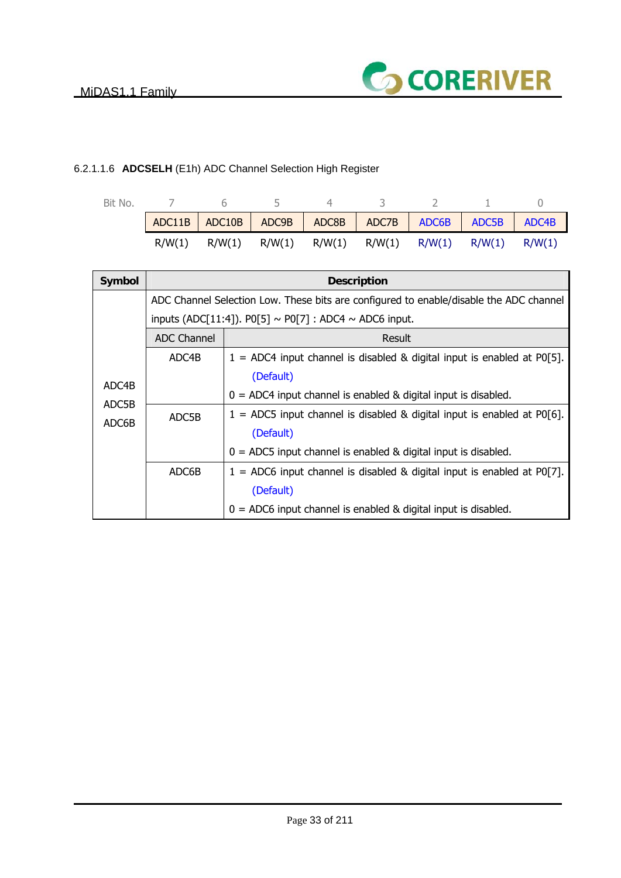### 6.2.1.1.6 **ADCSELH** (E1h) ADC Channel Selection High Register

| Bit No. | 7 | 6 | 5 | 4 | 3 | 2 | 1 | 0 |
|---|---|---|---|---|---|---|---|---|
| | ADC11B | ADC10B | ADC9B | ADC8B | ADC7B | ADC6B | ADC5B | ADC4B |
| | R/W(1) | R/W(1) | R/W(1) | R/W(1) | R/W(1) | R/W(1) | R/W(1) | R/W(1) |

| Symbol | Description | |
|---|---|---|
| ADC4B<br>ADC5B<br>ADC6B | ADC Channel Selection Low. These bits are configured to enable/disable the ADC channel inputs (ADC[11:4]). P0[5] ~ P0[7] : ADC4 ~ ADC6 input. | |
| | **ADC Channel** | **Result** |
| | ADC4B | 1 = ADC4 input channel is disabled & digital input is enabled at P0[5]. (Default)<br>0 = ADC4 input channel is enabled & digital input is disabled. |
| | ADC5B | 1 = ADC5 input channel is disabled & digital input is enabled at P0[6]. (Default)<br>0 = ADC5 input channel is enabled & digital input is disabled. |
| | ADC6B | 1 = ADC6 input channel is disabled & digital input is enabled at P0[7]. (Default)<br>0 = ADC6 input channel is enabled & digital input is disabled. |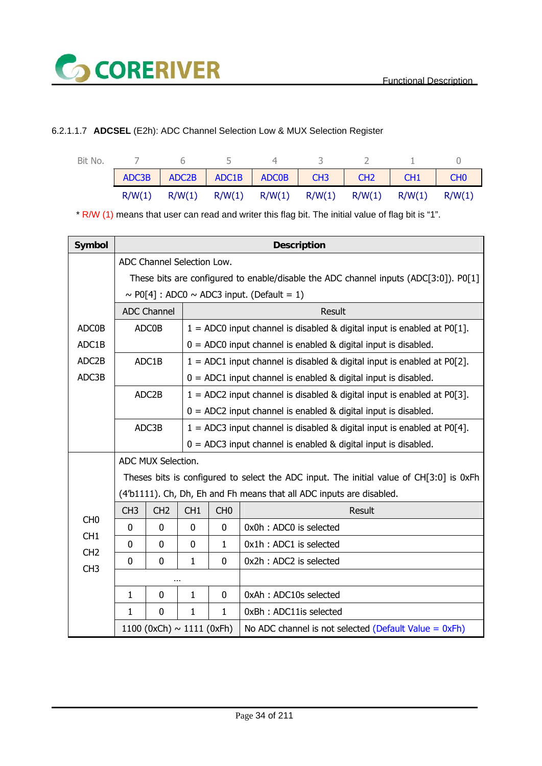#### 6.2.1.1.7 **ADCSEL** (E2h): ADC Channel Selection Low & MUX Selection Register

| Bit No. | 7 | 6 | 5 | 4 | 3 | 2 | 1 | 0 |
|---|---|---|---|---|---|---|---|---|
| | ADC3B | ADC2B | ADC1B | ADC0B | CH3 | CH2 | CH1 | CH0 |
| | R/W(1) | R/W(1) | R/W(1) | R/W(1) | R/W(1) | R/W(1) | R/W(1) | R/W(1) |

\* R/W (1) means that user can read and writer this flag bit. The initial value of flag bit is "1".

**ADC0B, ADC1B, ADC2B, ADC3B**

ADC Channel Selection Low.

These bits are configured to enable/disable the ADC channel inputs (ADC[3:0]). P0[1] ~ P0[4] : ADC0 ~ ADC3 input. (Default = 1)

| ADC Channel | Result |
|---|---|
| ADC0B | 1 = ADC0 input channel is disabled & digital input is enabled at P0[1].<br>0 = ADC0 input channel is enabled & digital input is disabled. |
| ADC1B | 1 = ADC1 input channel is disabled & digital input is enabled at P0[2].<br>0 = ADC1 input channel is enabled & digital input is disabled. |
| ADC2B | 1 = ADC2 input channel is disabled & digital input is enabled at P0[3].<br>0 = ADC2 input channel is enabled & digital input is disabled. |
| ADC3B | 1 = ADC3 input channel is disabled & digital input is enabled at P0[4].<br>0 = ADC3 input channel is enabled & digital input is disabled. |

**CH0, CH1, CH2, CH3**

ADC MUX Selection.

Theses bits is configured to select the ADC input. The initial value of CH[3:0] is 0xFh (4'b1111). Ch, Dh, Eh and Fh means that all ADC inputs are disabled.

| CH3 | CH2 | CH1 | CH0 | Result |
|---|---|---|---|---|
| 0 | 0 | 0 | 0 | 0x0h : ADC0 is selected |
| 0 | 0 | 0 | 1 | 0x1h : ADC1 is selected |
| 0 | 0 | 1 | 0 | 0x2h : ADC2 is selected |
| ... | | | | |
| 1 | 0 | 1 | 0 | 0xAh : ADC10s selected |
| 1 | 0 | 1 | 1 | 0xBh : ADC11is selected |
| 1100 (0xCh) ~ 1111 (0xFh) | | | | No ADC channel is not selected (Default Value = 0xFh) |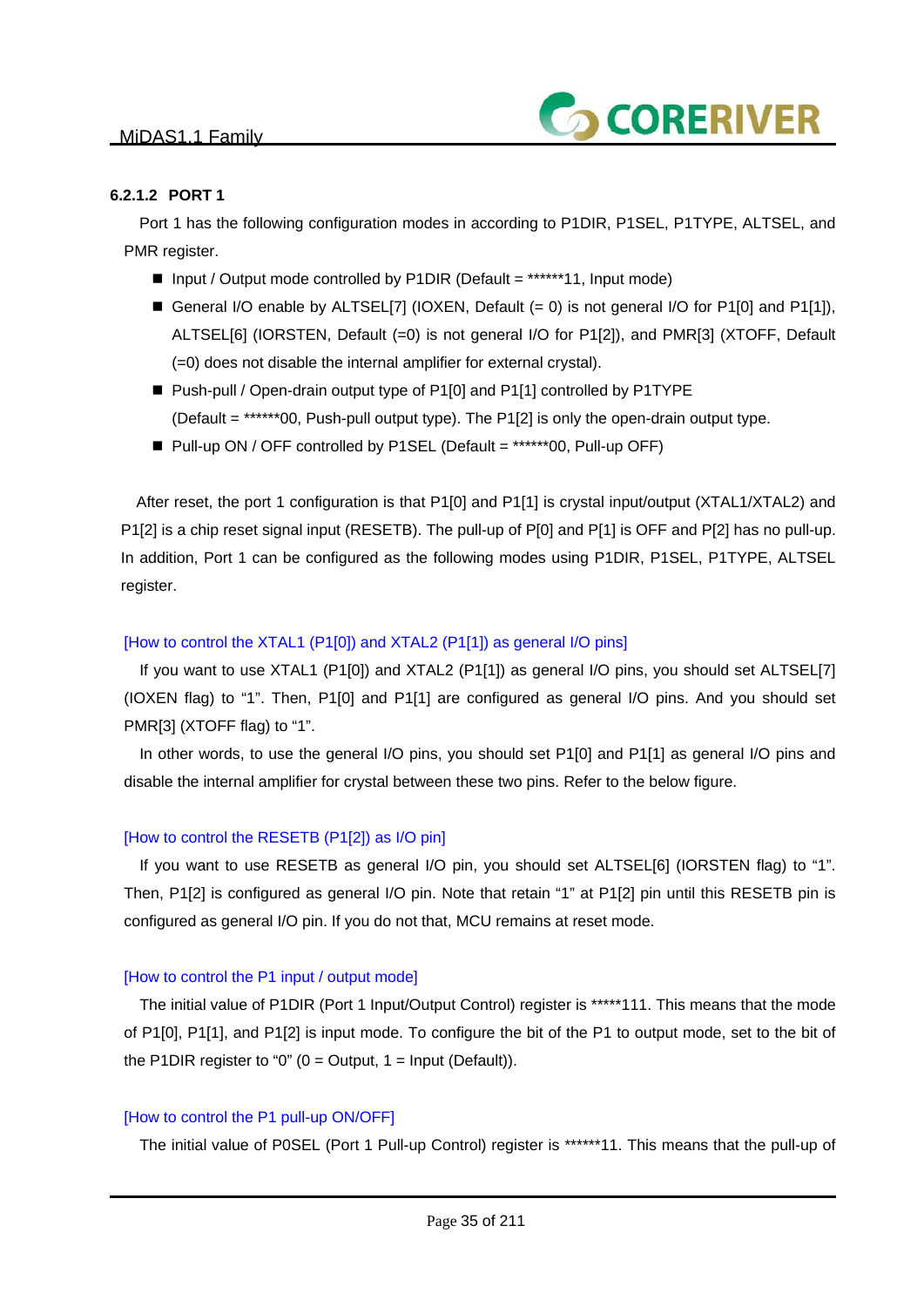#### 6.2.1.2 PORT 1

Port 1 has the following configuration modes in according to P1DIR, P1SEL, P1TYPE, ALTSEL, and PMR register.

- Input / Output mode controlled by P1DIR (Default = ******11, Input mode)
- General I/O enable by ALTSEL[7] (IOXEN, Default (= 0) is not general I/O for P1[0] and P1[1]), ALTSEL[6] (IORSTEN, Default (=0) is not general I/O for P1[2]), and PMR[3] (XTOFF, Default (=0) does not disable the internal amplifier for external crystal).
- Push-pull / Open-drain output type of P1[0] and P1[1] controlled by P1TYPE (Default = ******00, Push-pull output type). The P1[2] is only the open-drain output type.
- Pull-up ON / OFF controlled by P1SEL (Default = ******00, Pull-up OFF)

After reset, the port 1 configuration is that P1[0] and P1[1] is crystal input/output (XTAL1/XTAL2) and P1[2] is a chip reset signal input (RESETB). The pull-up of P[0] and P[1] is OFF and P[2] has no pull-up. In addition, Port 1 can be configured as the following modes using P1DIR, P1SEL, P1TYPE, ALTSEL register.

[How to control the XTAL1 (P1[0]) and XTAL2 (P1[1]) as general I/O pins]

If you want to use XTAL1 (P1[0]) and XTAL2 (P1[1]) as general I/O pins, you should set ALTSEL[7] (IOXEN flag) to "1". Then, P1[0] and P1[1] are configured as general I/O pins. And you should set PMR[3] (XTOFF flag) to "1".

In other words, to use the general I/O pins, you should set P1[0] and P1[1] as general I/O pins and disable the internal amplifier for crystal between these two pins. Refer to the below figure.

[How to control the RESETB (P1[2]) as I/O pin]

If you want to use RESETB as general I/O pin, you should set ALTSEL[6] (IORSTEN flag) to "1". Then, P1[2] is configured as general I/O pin. Note that retain "1" at P1[2] pin until this RESETB pin is configured as general I/O pin. If you do not that, MCU remains at reset mode.

[How to control the P1 input / output mode]

The initial value of P1DIR (Port 1 Input/Output Control) register is *****111. This means that the mode of P1[0], P1[1], and P1[2] is input mode. To configure the bit of the P1 to output mode, set to the bit of the P1DIR register to "0" (0 = Output, 1 = Input (Default)).

[How to control the P1 pull-up ON/OFF]

The initial value of P0SEL (Port 1 Pull-up Control) register is ******11. This means that the pull-up of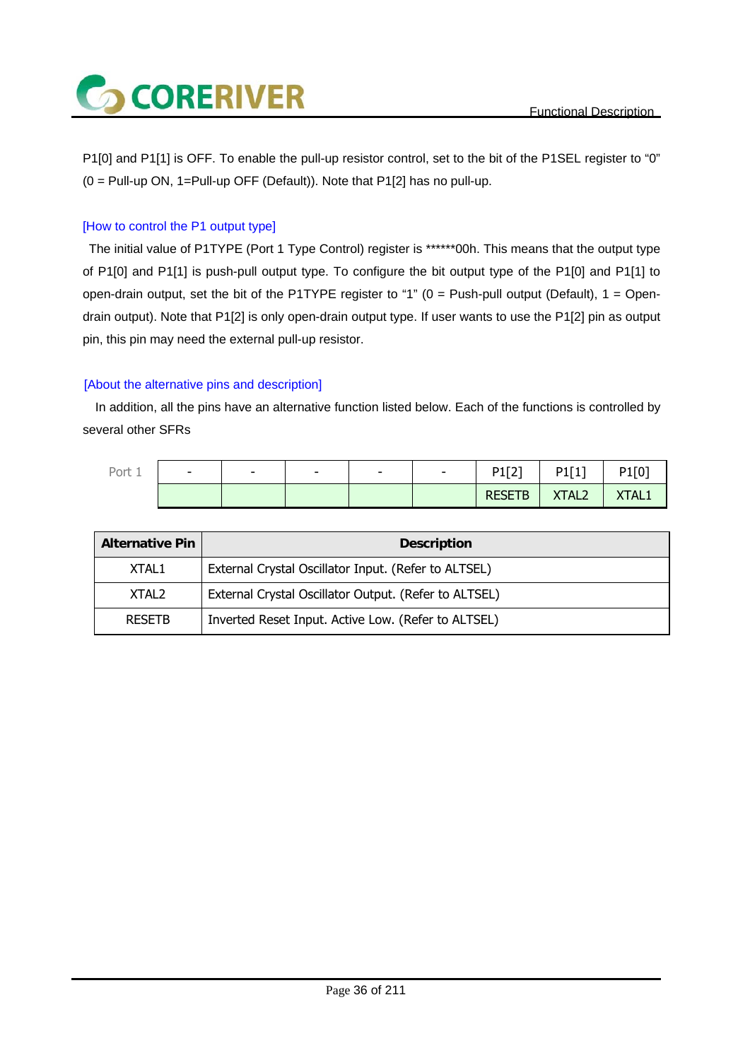P1[0] and P1[1] is OFF. To enable the pull-up resistor control, set to the bit of the P1SEL register to “0” (0 = Pull-up ON, 1=Pull-up OFF (Default)). Note that P1[2] has no pull-up.

[How to control the P1 output type]

The initial value of P1TYPE (Port 1 Type Control) register is ******00h. This means that the output type of P1[0] and P1[1] is push-pull output type. To configure the bit output type of the P1[0] and P1[1] to open-drain output, set the bit of the P1TYPE register to “1” (0 = Push-pull output (Default), 1 = Open-drain output). Note that P1[2] is only open-drain output type. If user wants to use the P1[2] pin as output pin, this pin may need the external pull-up resistor.

[About the alternative pins and description]

In addition, all the pins have an alternative function listed below. Each of the functions is controlled by several other SFRs

| Port 1 | - | - | - | - | - | P1[2] | P1[1] | P1[0] |
|---|---|---|---|---|---|---|---|---|
| | | | | | | RESETB | XTAL2 | XTAL1 |

| Alternative Pin | Description |
|---|---|
| XTAL1 | External Crystal Oscillator Input. (Refer to ALTSEL) |
| XTAL2 | External Crystal Oscillator Output. (Refer to ALTSEL) |
| RESETB | Inverted Reset Input. Active Low. (Refer to ALTSEL) |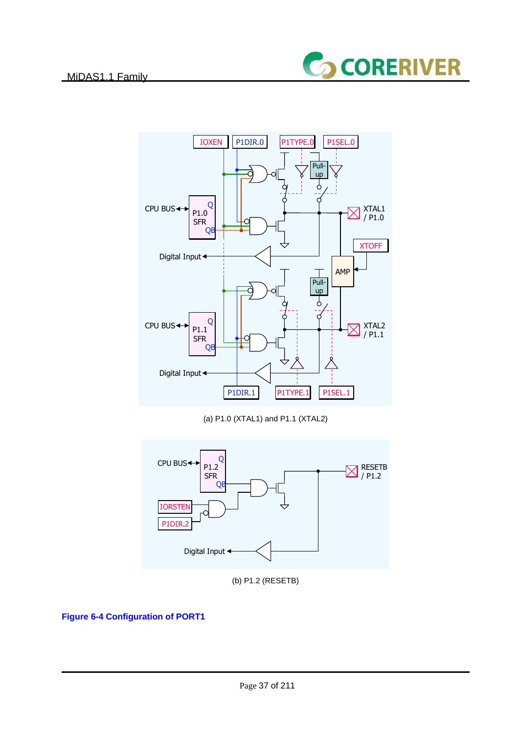(a) P1.0 (XTAL1) and P1.1 (XTAL2)

(b) P1.2 (RESETB)

**Figure 6-4 Configuration of PORT1**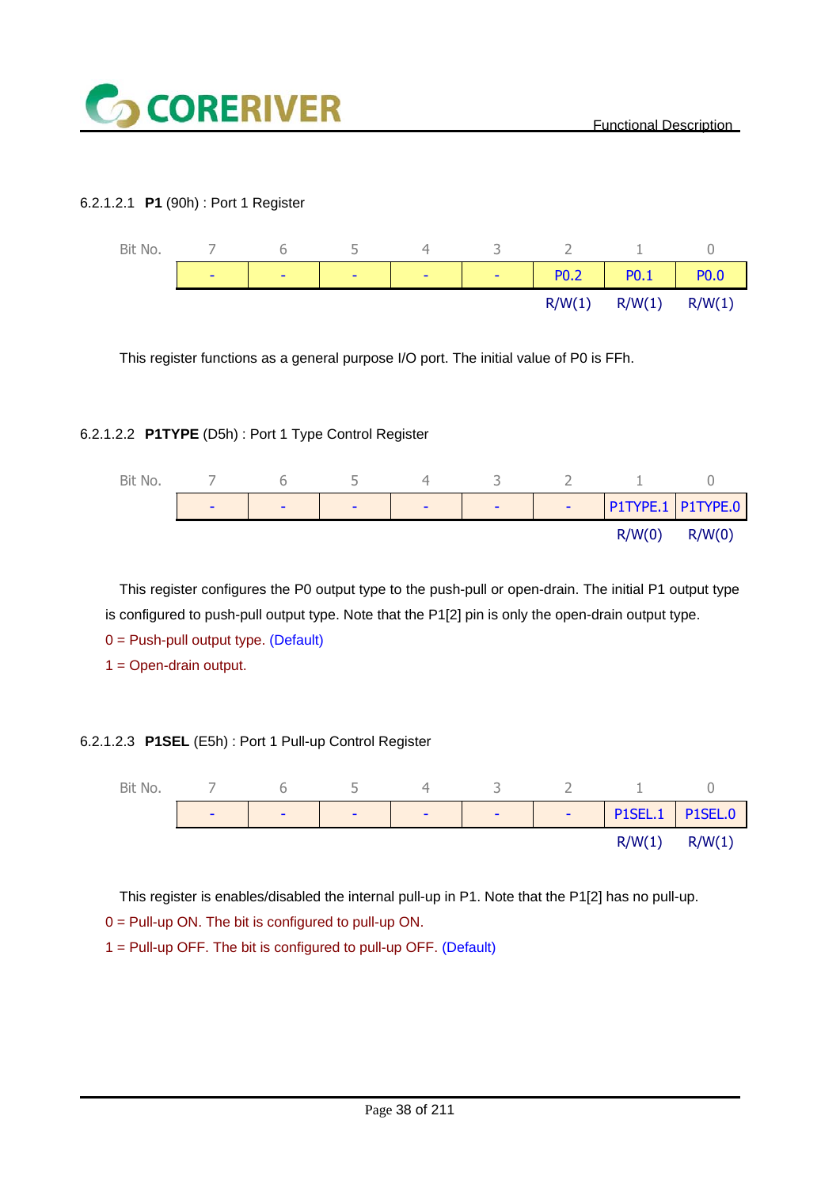#### 6.2.1.2.1 **P1** (90h) : Port 1 Register

| Bit No. | 7 | 6 | 5 | 4 | 3 | 2 | 1 | 0 |
|---|---|---|---|---|---|---|---|---|
| | - | - | - | - | - | P0.2 | P0.1 | P0.0 |
| | | | | | | R/W(1) | R/W(1) | R/W(1) |

This register functions as a general purpose I/O port. The initial value of P0 is FFh.

#### 6.2.1.2.2 **P1TYPE** (D5h) : Port 1 Type Control Register

| Bit No. | 7 | 6 | 5 | 4 | 3 | 2 | 1 | 0 |
|---|---|---|---|---|---|---|---|---|
| | - | - | - | - | - | - | P1TYPE.1 | P1TYPE.0 |
| | | | | | | | R/W(0) | R/W(0) |

This register configures the P0 output type to the push-pull or open-drain. The initial P1 output type is configured to push-pull output type. Note that the P1[2] pin is only the open-drain output type.

0 = Push-pull output type. (Default)

1 = Open-drain output.

#### 6.2.1.2.3 **P1SEL** (E5h) : Port 1 Pull-up Control Register

| Bit No. | 7 | 6 | 5 | 4 | 3 | 2 | 1 | 0 |
|---|---|---|---|---|---|---|---|---|
| | - | - | - | - | - | - | P1SEL.1 | P1SEL.0 |
| | | | | | | | R/W(1) | R/W(1) |

This register is enables/disabled the internal pull-up in P1. Note that the P1[2] has no pull-up.

0 = Pull-up ON. The bit is configured to pull-up ON.

1 = Pull-up OFF. The bit is configured to pull-up OFF. (Default)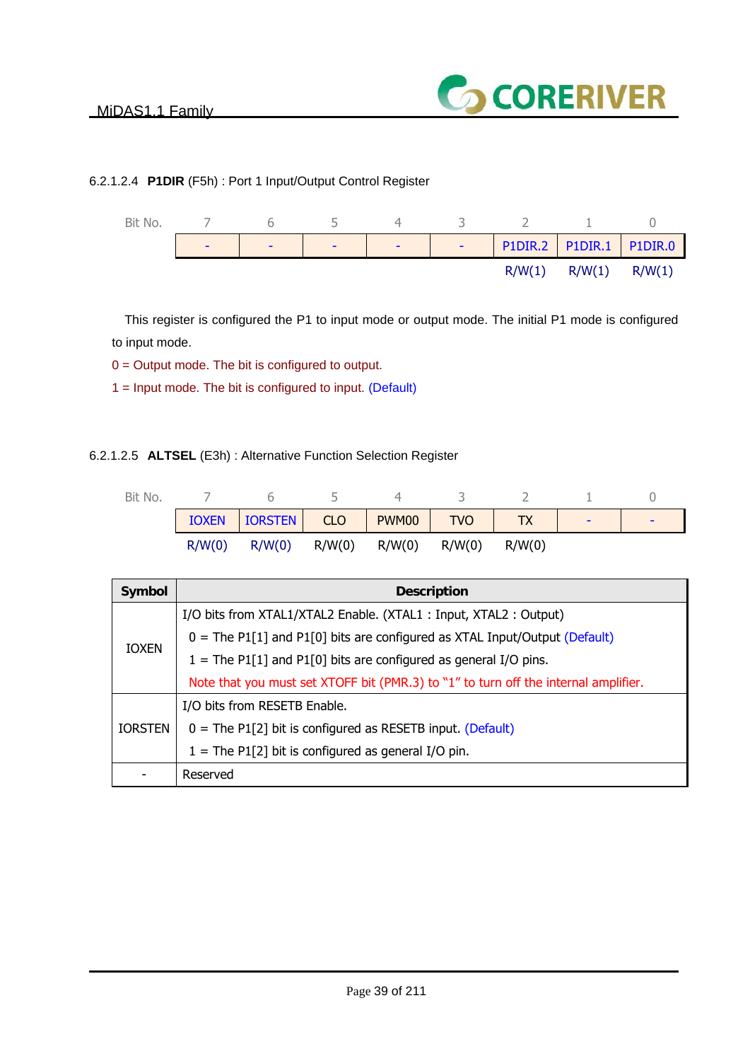#### 6.2.1.2.4 **P1DIR** (F5h) : Port 1 Input/Output Control Register

| Bit No. | 7 | 6 | 5 | 4 | 3 | 2 | 1 | 0 |
|---|---|---|---|---|---|---|---|---|
| | - | - | - | - | - | P1DIR.2 | P1DIR.1 | P1DIR.0 |
| | | | | | | R/W(1) | R/W(1) | R/W(1) |

This register is configured the P1 to input mode or output mode. The initial P1 mode is configured to input mode.

0 = Output mode. The bit is configured to output.

1 = Input mode. The bit is configured to input. (Default)

#### 6.2.1.2.5 **ALTSEL** (E3h) : Alternative Function Selection Register

| Bit No. | 7 | 6 | 5 | 4 | 3 | 2 | 1 | 0 |
|---|---|---|---|---|---|---|---|---|
| | IOXEN | IORSTEN | CLO | PWM00 | TVO | TX | - | - |
| | R/W(0) | R/W(0) | R/W(0) | R/W(0) | R/W(0) | R/W(0) | | |

| Symbol | Description |
|---|---|
| IOXEN | I/O bits from XTAL1/XTAL2 Enable. (XTAL1 : Input, XTAL2 : Output)<br>0 = The P1[1] and P1[0] bits are configured as XTAL Input/Output (Default)<br>1 = The P1[1] and P1[0] bits are configured as general I/O pins.<br>Note that you must set XTOFF bit (PMR.3) to "1" to turn off the internal amplifier. |
| IORSTEN | I/O bits from RESETB Enable.<br>0 = The P1[2] bit is configured as RESETB input. (Default)<br>1 = The P1[2] bit is configured as general I/O pin. |
| - | Reserved |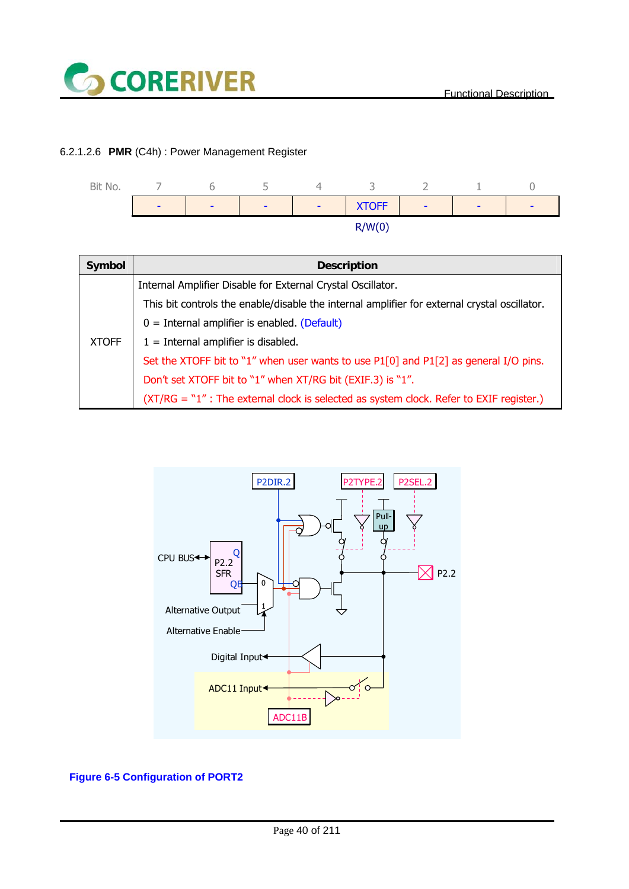6.2.1.2.6 **PMR** (C4h) : Power Management Register

| Bit No. | 7 | 6 | 5 | 4 | 3 | 2 | 1 | 0 |
|---|---|---|---|---|---|---|---|---|
| | - | - | - | - | XTOFF | - | - | - |
| | | | | | R/W(0) | | | |

| Symbol | Description |
|---|---|
| XTOFF | Internal Amplifier Disable for External Crystal Oscillator.<br>This bit controls the enable/disable the internal amplifier for external crystal oscillator.<br>0 = Internal amplifier is enabled. (Default)<br>1 = Internal amplifier is disabled.<br>Set the XTOFF bit to "1" when user wants to use P1[0] and P1[2] as general I/O pins.<br>Don't set XTOFF bit to "1" when XT/RG bit (EXIF.3) is "1".<br>(XT/RG = "1" : The external clock is selected as system clock. Refer to EXIF register.) |

P2DIR.2 P2TYPE.2 P2SEL.2

Pull-up

CPU BUS P2.2 SFR Q QB

P2.2

Alternative Output

Alternative Enable

Digital Input

ADC11 Input

ADC11B

**Figure 6-5 Configuration of PORT2**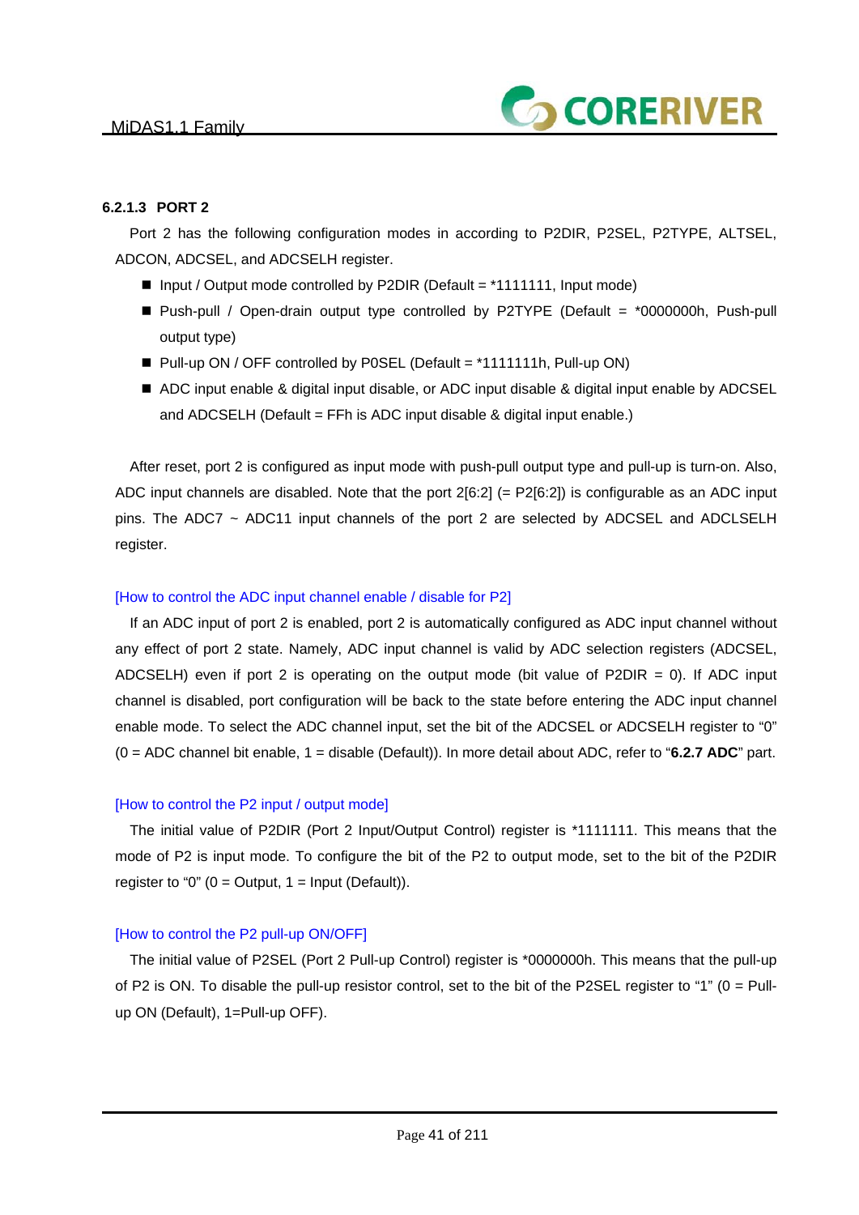### 6.2.1.3 PORT 2

Port 2 has the following configuration modes in according to P2DIR, P2SEL, P2TYPE, ALTSEL, ADCON, ADCSEL, and ADCSELH register.

- Input / Output mode controlled by P2DIR (Default = *1111111, Input mode)
- Push-pull / Open-drain output type controlled by P2TYPE (Default = *0000000h, Push-pull output type)
- Pull-up ON / OFF controlled by P0SEL (Default = *1111111h, Pull-up ON)
- ADC input enable & digital input disable, or ADC input disable & digital input enable by ADCSEL and ADCSELH (Default = FFh is ADC input disable & digital input enable.)

After reset, port 2 is configured as input mode with push-pull output type and pull-up is turn-on. Also, ADC input channels are disabled. Note that the port 2[6:2] (= P2[6:2]) is configurable as an ADC input pins. The ADC7 ~ ADC11 input channels of the port 2 are selected by ADCSEL and ADCLSELH register.

[How to control the ADC input channel enable / disable for P2]

If an ADC input of port 2 is enabled, port 2 is automatically configured as ADC input channel without any effect of port 2 state. Namely, ADC input channel is valid by ADC selection registers (ADCSEL, ADCSELH) even if port 2 is operating on the output mode (bit value of P2DIR = 0). If ADC input channel is disabled, port configuration will be back to the state before entering the ADC input channel enable mode. To select the ADC channel input, set the bit of the ADCSEL or ADCSELH register to "0" (0 = ADC channel bit enable, 1 = disable (Default)). In more detail about ADC, refer to "**6.2.7 ADC**" part.

[How to control the P2 input / output mode]

The initial value of P2DIR (Port 2 Input/Output Control) register is *1111111. This means that the mode of P2 is input mode. To configure the bit of the P2 to output mode, set to the bit of the P2DIR register to "0" (0 = Output, 1 = Input (Default)).

[How to control the P2 pull-up ON/OFF]

The initial value of P2SEL (Port 2 Pull-up Control) register is *0000000h. This means that the pull-up of P2 is ON. To disable the pull-up resistor control, set to the bit of the P2SEL register to "1" (0 = Pull-up ON (Default), 1=Pull-up OFF).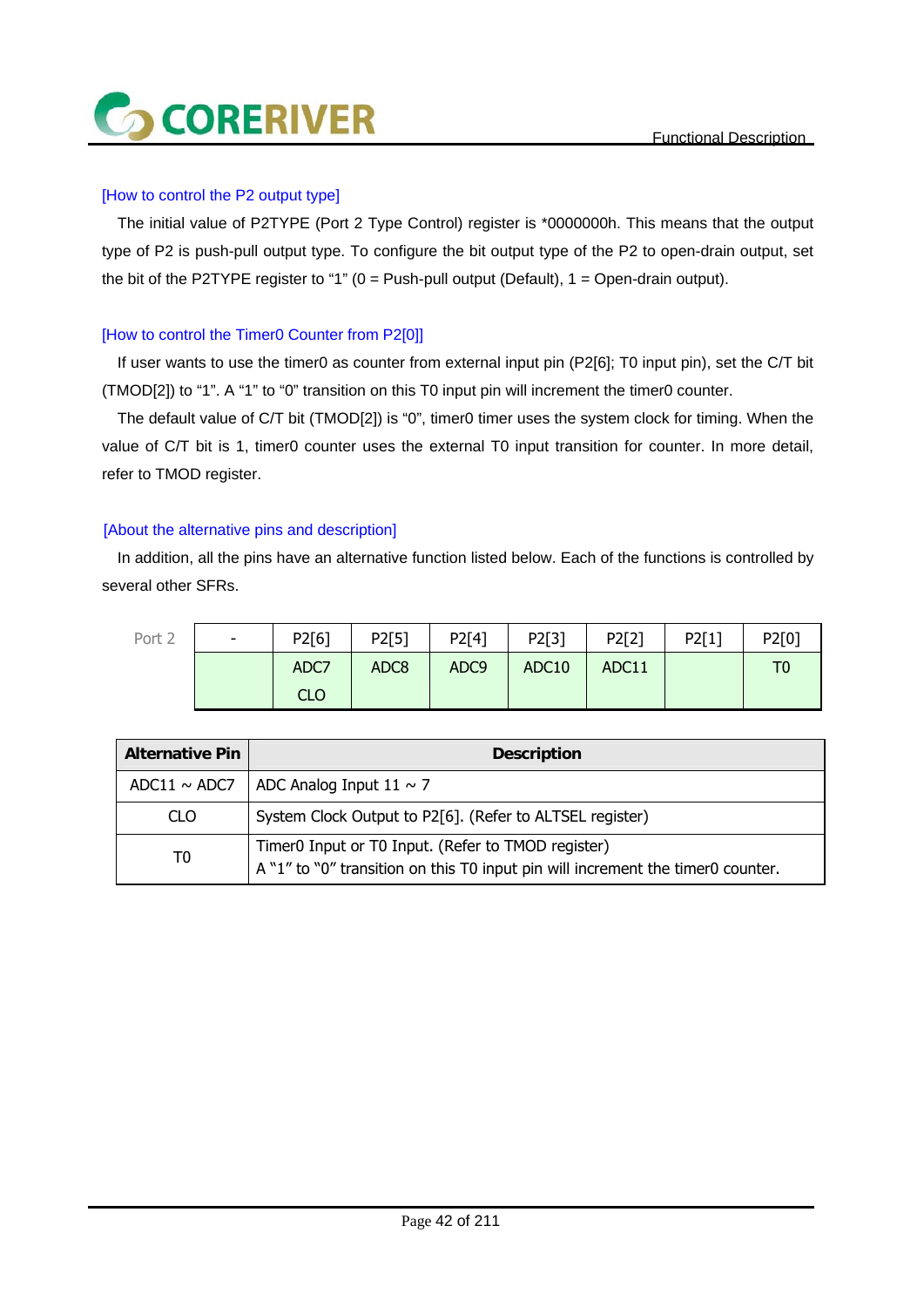[How to control the P2 output type]

The initial value of P2TYPE (Port 2 Type Control) register is *0000000h. This means that the output type of P2 is push-pull output type. To configure the bit output type of the P2 to open-drain output, set the bit of the P2TYPE register to "1" (0 = Push-pull output (Default), 1 = Open-drain output).

[How to control the Timer0 Counter from P2[0]]

If user wants to use the timer0 as counter from external input pin (P2[6]; T0 input pin), set the C/T bit (TMOD[2]) to "1". A "1" to "0" transition on this T0 input pin will increment the timer0 counter.

The default value of C/T bit (TMOD[2]) is "0", timer0 timer uses the system clock for timing. When the value of C/T bit is 1, timer0 counter uses the external T0 input transition for counter. In more detail, refer to TMOD register.

[About the alternative pins and description]

In addition, all the pins have an alternative function listed below. Each of the functions is controlled by several other SFRs.

| Port 2 | - | P2[6] | P2[5] | P2[4] | P2[3] | P2[2] | P2[1] | P2[0] |
|---|---|---|---|---|---|---|---|---|
| | | ADC7<br>CLO | ADC8 | ADC9 | ADC10 | ADC11 | | T0 |

| Alternative Pin | Description |
|---|---|
| ADC11 ~ ADC7 | ADC Analog Input 11 ~ 7 |
| CLO | System Clock Output to P2[6]. (Refer to ALTSEL register) |
| T0 | Timer0 Input or T0 Input. (Refer to TMOD register)<br>A "1" to "0" transition on this T0 input pin will increment the timer0 counter. |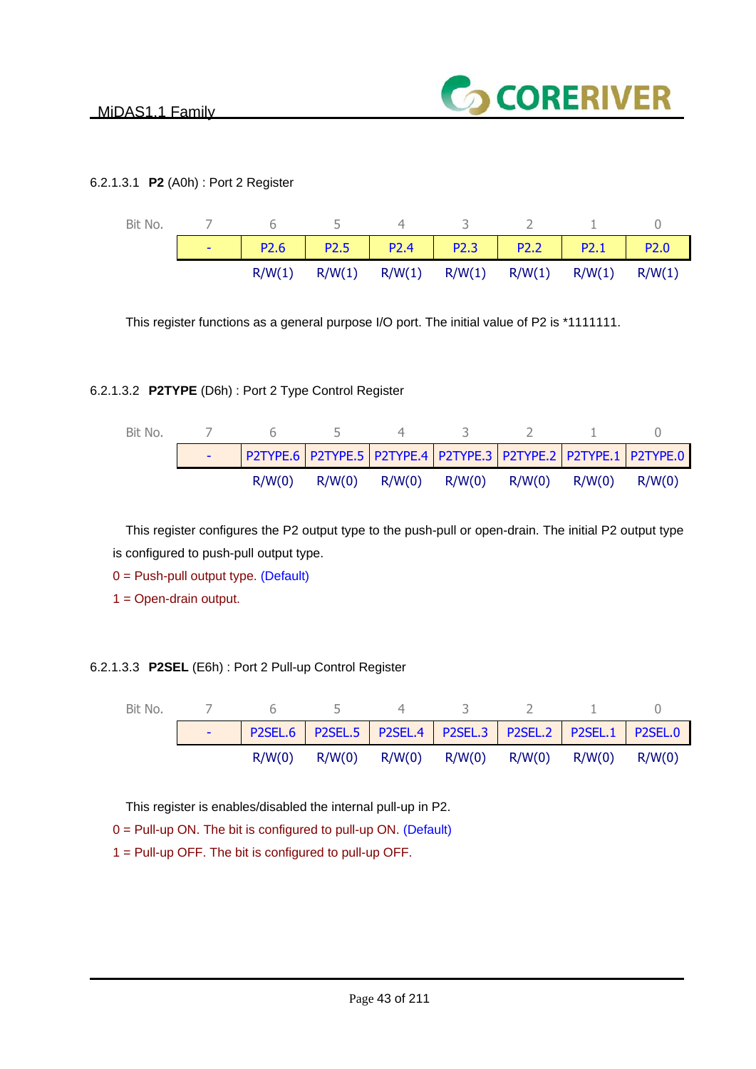#### 6.2.1.3.1 **P2** (A0h) : Port 2 Register

| Bit No. | 7 | 6 | 5 | 4 | 3 | 2 | 1 | 0 |
|---|---|---|---|---|---|---|---|---|
| | - | P2.6 | P2.5 | P2.4 | P2.3 | P2.2 | P2.1 | P2.0 |
| | | R/W(1) | R/W(1) | R/W(1) | R/W(1) | R/W(1) | R/W(1) | R/W(1) |

This register functions as a general purpose I/O port. The initial value of P2 is *1111111.

#### 6.2.1.3.2 **P2TYPE** (D6h) : Port 2 Type Control Register

| Bit No. | 7 | 6 | 5 | 4 | 3 | 2 | 1 | 0 |
|---|---|---|---|---|---|---|---|---|
| | - | P2TYPE.6 | P2TYPE.5 | P2TYPE.4 | P2TYPE.3 | P2TYPE.2 | P2TYPE.1 | P2TYPE.0 |
| | | R/W(0) | R/W(0) | R/W(0) | R/W(0) | R/W(0) | R/W(0) | R/W(0) |

This register configures the P2 output type to the push-pull or open-drain. The initial P2 output type is configured to push-pull output type.

0 = Push-pull output type. (Default)

1 = Open-drain output.

#### 6.2.1.3.3 **P2SEL** (E6h) : Port 2 Pull-up Control Register

| Bit No. | 7 | 6 | 5 | 4 | 3 | 2 | 1 | 0 |
|---|---|---|---|---|---|---|---|---|
| | - | P2SEL.6 | P2SEL.5 | P2SEL.4 | P2SEL.3 | P2SEL.2 | P2SEL.1 | P2SEL.0 |
| | | R/W(0) | R/W(0) | R/W(0) | R/W(0) | R/W(0) | R/W(0) | R/W(0) |

This register is enables/disabled the internal pull-up in P2.

0 = Pull-up ON. The bit is configured to pull-up ON. (Default)

1 = Pull-up OFF. The bit is configured to pull-up OFF.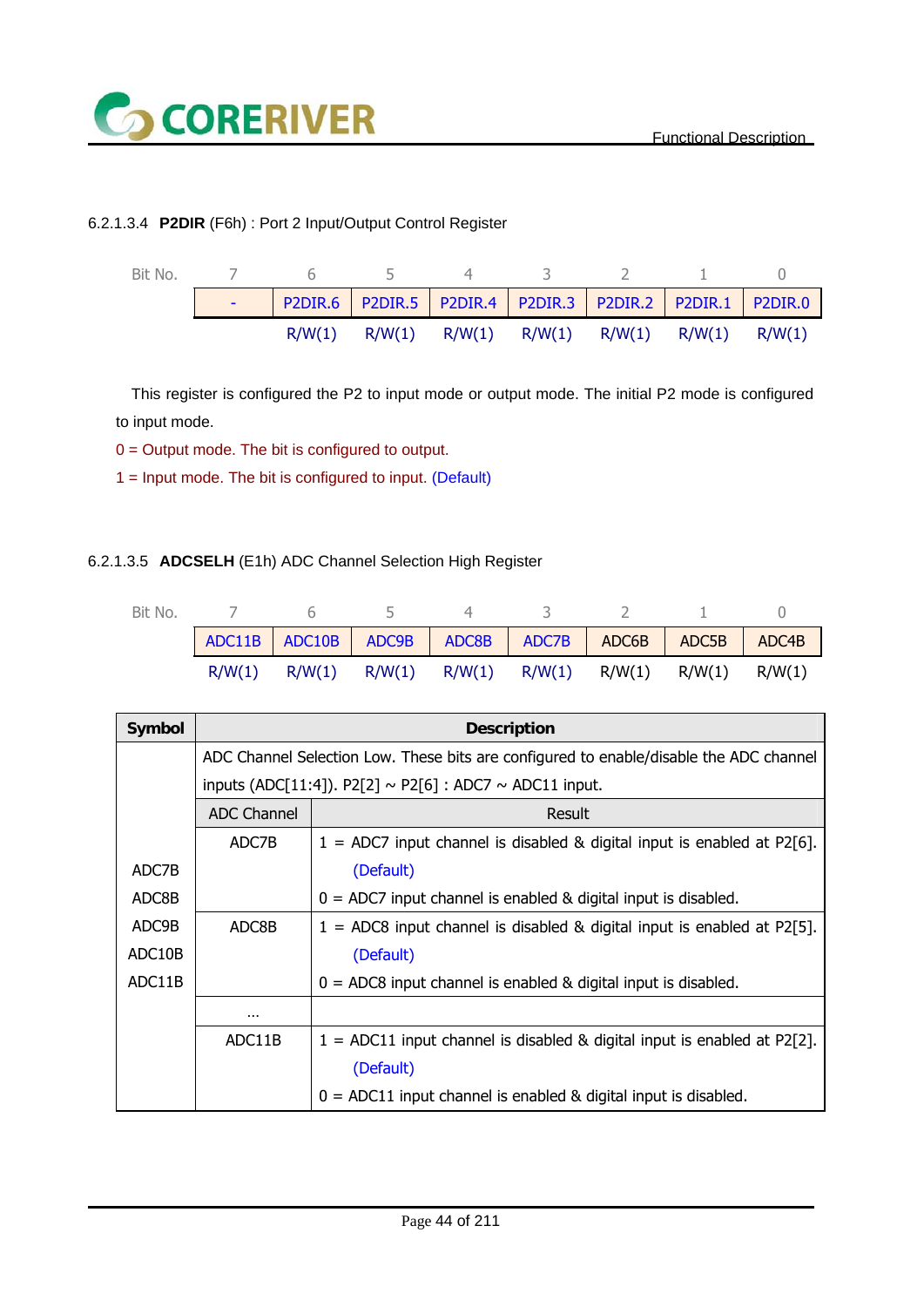#### 6.2.1.3.4 **P2DIR** (F6h) : Port 2 Input/Output Control Register

| Bit No. | 7 | 6 | 5 | 4 | 3 | 2 | 1 | 0 |
|---|---|---|---|---|---|---|---|---|
| | - | P2DIR.6 | P2DIR.5 | P2DIR.4 | P2DIR.3 | P2DIR.2 | P2DIR.1 | P2DIR.0 |
| | | R/W(1) | R/W(1) | R/W(1) | R/W(1) | R/W(1) | R/W(1) | R/W(1) |

This register is configured the P2 to input mode or output mode. The initial P2 mode is configured to input mode.

0 = Output mode. The bit is configured to output.

1 = Input mode. The bit is configured to input. (Default)

#### 6.2.1.3.5 **ADCSELH** (E1h) ADC Channel Selection High Register

| Bit No. | 7 | 6 | 5 | 4 | 3 | 2 | 1 | 0 |
|---|---|---|---|---|---|---|---|---|
| | ADC11B | ADC10B | ADC9B | ADC8B | ADC7B | ADC6B | ADC5B | ADC4B |
| | R/W(1) | R/W(1) | R/W(1) | R/W(1) | R/W(1) | R/W(1) | R/W(1) | R/W(1) |

| Symbol | Description | |
|---|---|---|
| ADC7B<br>ADC8B<br>ADC9B<br>ADC10B<br>ADC11B | ADC Channel Selection Low. These bits are configured to enable/disable the ADC channel inputs (ADC[11:4]). P2[2] ~ P2[6] : ADC7 ~ ADC11 input. | |
| | ADC Channel | Result |
| | ADC7B | 1 = ADC7 input channel is disabled & digital input is enabled at P2[6]. (Default)<br>0 = ADC7 input channel is enabled & digital input is disabled. |
| | ADC8B | 1 = ADC8 input channel is disabled & digital input is enabled at P2[5]. (Default)<br>0 = ADC8 input channel is enabled & digital input is disabled. |
| | ... | |
| | ADC11B | 1 = ADC11 input channel is disabled & digital input is enabled at P2[2]. (Default)<br>0 = ADC11 input channel is enabled & digital input is disabled. |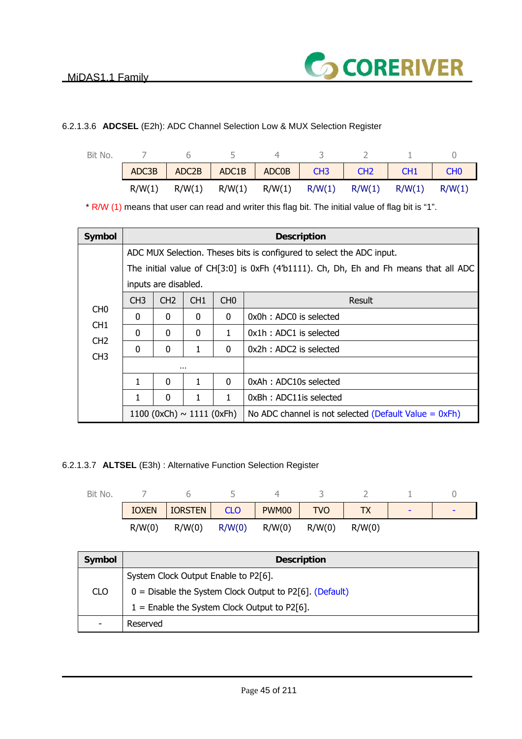#### 6.2.1.3.6 **ADCSEL** (E2h): ADC Channel Selection Low & MUX Selection Register

| Bit No. | 7 | 6 | 5 | 4 | 3 | 2 | 1 | 0 |
|---|---|---|---|---|---|---|---|---|
| | ADC3B | ADC2B | ADC1B | ADC0B | CH3 | CH2 | CH1 | CH0 |
| | R/W(1) | R/W(1) | R/W(1) | R/W(1) | R/W(1) | R/W(1) | R/W(1) | R/W(1) |

\* R/W (1) means that user can read and writer this flag bit. The initial value of flag bit is “1”.

| Symbol | Description | | | | |
|---|---|---|---|---|---|
| CH0<br>CH1<br>CH2<br>CH3 | ADC MUX Selection. Theses bits is configured to select the ADC input.<br>The initial value of CH[3:0] is 0xFh (4’b1111). Ch, Dh, Eh and Fh means that all ADC inputs are disabled. | | | | |
| | CH3 | CH2 | CH1 | CH0 | Result |
| | 0 | 0 | 0 | 0 | 0x0h : ADC0 is selected |
| | 0 | 0 | 0 | 1 | 0x1h : ADC1 is selected |
| | 0 | 0 | 1 | 0 | 0x2h : ADC2 is selected |
| | … | | | | |
| | 1 | 0 | 1 | 0 | 0xAh : ADC10s selected |
| | 1 | 0 | 1 | 1 | 0xBh : ADC11is selected |
| | 1100 (0xCh) ~ 1111 (0xFh) | | | | No ADC channel is not selected (Default Value = 0xFh) |

#### 6.2.1.3.7 **ALTSEL** (E3h) : Alternative Function Selection Register

| Bit No. | 7 | 6 | 5 | 4 | 3 | 2 | 1 | 0 |
|---|---|---|---|---|---|---|---|---|
| | IOXEN | IORSTEN | CLO | PWM00 | TVO | TX | - | - |
| | R/W(0) | R/W(0) | R/W(0) | R/W(0) | R/W(0) | R/W(0) | | |

| Symbol | Description |
|---|---|
| CLO | System Clock Output Enable to P2[6].<br>0 = Disable the System Clock Output to P2[6]. (Default)<br>1 = Enable the System Clock Output to P2[6]. |
| - | Reserved |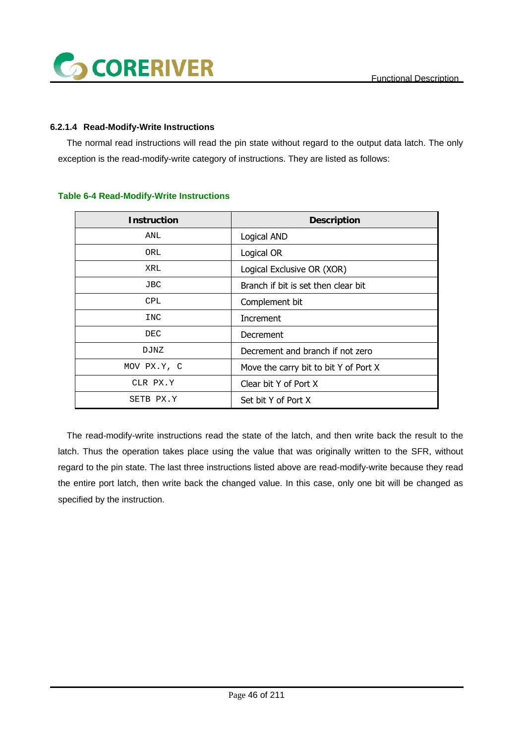#### 6.2.1.4 Read-Modify-Write Instructions

The normal read instructions will read the pin state without regard to the output data latch. The only exception is the read-modify-write category of instructions. They are listed as follows:

**Table 6-4 Read-Modify-Write Instructions**

| Instruction | Description |
|---|---|
| `ANL` | Logical AND |
| `ORL` | Logical OR |
| `XRL` | Logical Exclusive OR (XOR) |
| `JBC` | Branch if bit is set then clear bit |
| `CPL` | Complement bit |
| `INC` | Increment |
| `DEC` | Decrement |
| `DJNZ` | Decrement and branch if not zero |
| `MOV PX.Y, C` | Move the carry bit to bit Y of Port X |
| `CLR PX.Y` | Clear bit Y of Port X |
| `SETB PX.Y` | Set bit Y of Port X |

The read-modify-write instructions read the state of the latch, and then write back the result to the latch. Thus the operation takes place using the value that was originally written to the SFR, without regard to the pin state. The last three instructions listed above are read-modify-write because they read the entire port latch, then write back the changed value. In this case, only one bit will be changed as specified by the instruction.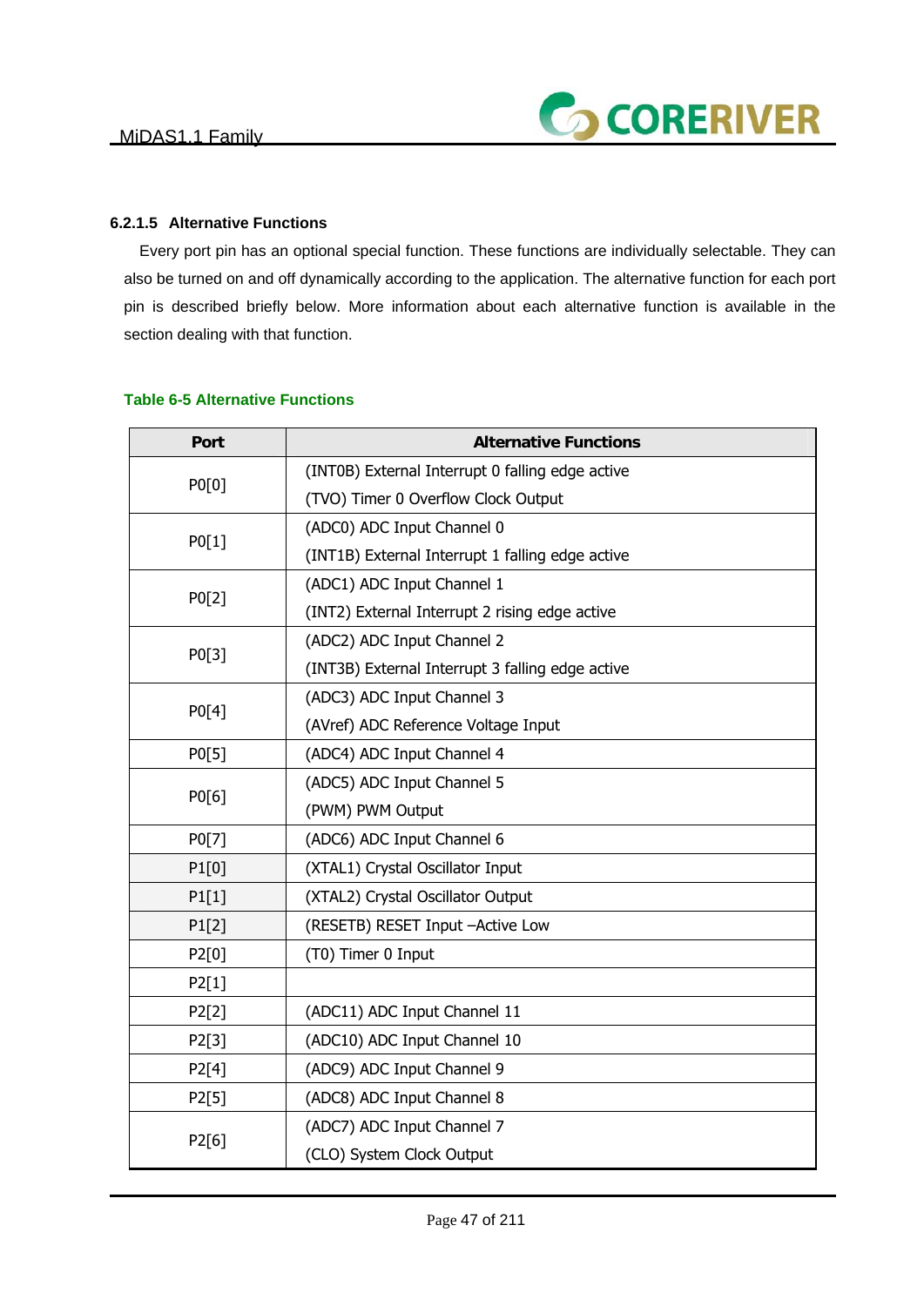### 6.2.1.5 Alternative Functions

Every port pin has an optional special function. These functions are individually selectable. They can also be turned on and off dynamically according to the application. The alternative function for each port pin is described briefly below. More information about each alternative function is available in the section dealing with that function.

**Table 6-5 Alternative Functions**

| Port | Alternative Functions |
|---|---|
| P0[0] | (INT0B) External Interrupt 0 falling edge active<br>(TVO) Timer 0 Overflow Clock Output |
| P0[1] | (ADC0) ADC Input Channel 0<br>(INT1B) External Interrupt 1 falling edge active |
| P0[2] | (ADC1) ADC Input Channel 1<br>(INT2) External Interrupt 2 rising edge active |
| P0[3] | (ADC2) ADC Input Channel 2<br>(INT3B) External Interrupt 3 falling edge active |
| P0[4] | (ADC3) ADC Input Channel 3<br>(AVref) ADC Reference Voltage Input |
| P0[5] | (ADC4) ADC Input Channel 4 |
| P0[6] | (ADC5) ADC Input Channel 5<br>(PWM) PWM Output |
| P0[7] | (ADC6) ADC Input Channel 6 |
| P1[0] | (XTAL1) Crystal Oscillator Input |
| P1[1] | (XTAL2) Crystal Oscillator Output |
| P1[2] | (RESETB) RESET Input –Active Low |
| P2[0] | (T0) Timer 0 Input |
| P2[1] | |
| P2[2] | (ADC11) ADC Input Channel 11 |
| P2[3] | (ADC10) ADC Input Channel 10 |
| P2[4] | (ADC9) ADC Input Channel 9 |
| P2[5] | (ADC8) ADC Input Channel 8 |
| P2[6] | (ADC7) ADC Input Channel 7<br>(CLO) System Clock Output |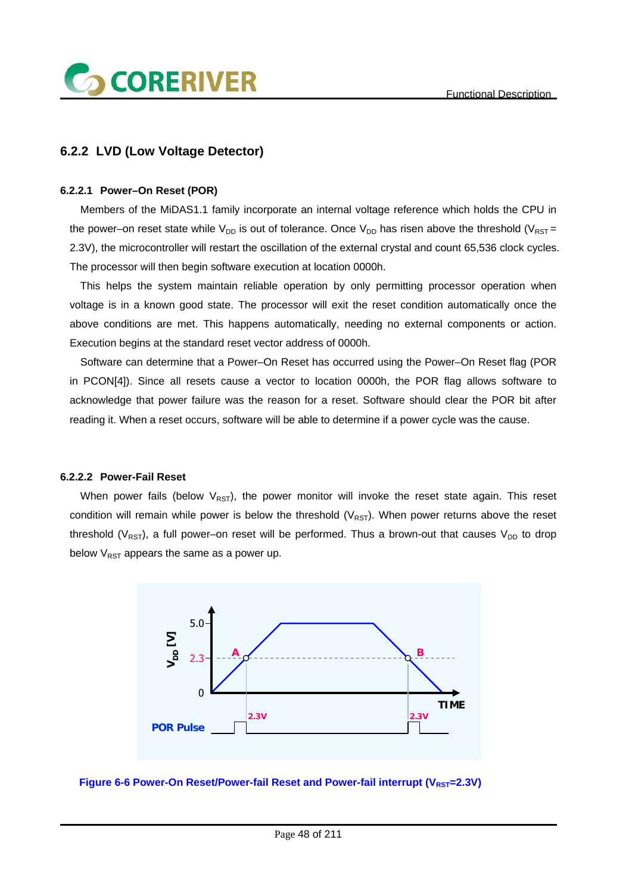## 6.2.2 LVD (Low Voltage Detector)

### 6.2.2.1 Power–On Reset (POR)

Members of the MiDAS1.1 family incorporate an internal voltage reference which holds the CPU in the power–on reset state while $V_{DD}$ is out of tolerance. Once $V_{DD}$ has risen above the threshold ($V_{RST}$ = 2.3V), the microcontroller will restart the oscillation of the external crystal and count 65,536 clock cycles. The processor will then begin software execution at location 0000h.

This helps the system maintain reliable operation by only permitting processor operation when voltage is in a known good state. The processor will exit the reset condition automatically once the above conditions are met. This happens automatically, needing no external components or action. Execution begins at the standard reset vector address of 0000h.

Software can determine that a Power–On Reset has occurred using the Power–On Reset flag (POR in PCON[4]). Since all resets cause a vector to location 0000h, the POR flag allows software to acknowledge that power failure was the reason for a reset. Software should clear the POR bit after reading it. When a reset occurs, software will be able to determine if a power cycle was the cause.

### 6.2.2.2 Power-Fail Reset

When power fails (below $V_{RST}$), the power monitor will invoke the reset state again. This reset condition will remain while power is below the threshold ($V_{RST}$). When power returns above the reset threshold ($V_{RST}$), a full power–on reset will be performed. Thus a brown-out that causes $V_{DD}$ to drop below $V_{RST}$ appears the same as a power up.

**Figure 6-6 Power-On Reset/Power-fail Reset and Power-fail interrupt ($V_{RST}$=2.3V)**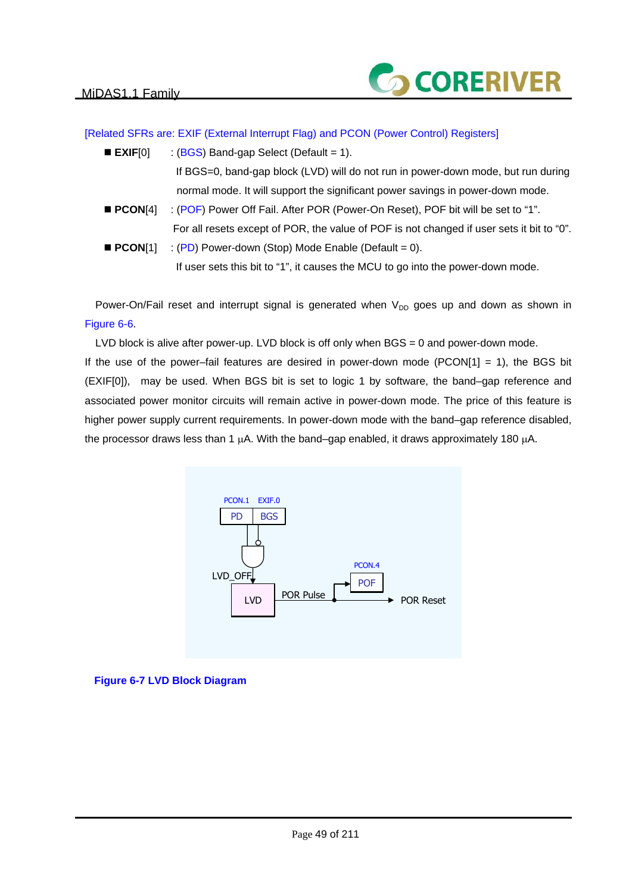[Related SFRs are: EXIF (External Interrupt Flag) and PCON (Power Control) Registers]

- **EXIF**[0] : (BGS) Band-gap Select (Default = 1).
  If BGS=0, band-gap block (LVD) will do not run in power-down mode, but run during normal mode. It will support the significant power savings in power-down mode.
- **PCON**[4] : (POF) Power Off Fail. After POR (Power-On Reset), POF bit will be set to “1”.
  For all resets except of POR, the value of POF is not changed if user sets it bit to “0”.
- **PCON**[1] : (PD) Power-down (Stop) Mode Enable (Default = 0).
  If user sets this bit to “1”, it causes the MCU to go into the power-down mode.

Power-On/Fail reset and interrupt signal is generated when $V_{DD}$ goes up and down as shown in Figure 6-6.

LVD block is alive after power-up. LVD block is off only when BGS = 0 and power-down mode.
If the use of the power–fail features are desired in power-down mode (PCON[1] = 1), the BGS bit (EXIF[0]), may be used. When BGS bit is set to logic 1 by software, the band–gap reference and associated power monitor circuits will remain active in power-down mode. The price of this feature is higher power supply current requirements. In power-down mode with the band–gap reference disabled, the processor draws less than 1 μA. With the band–gap enabled, it draws approximately 180 μA.

PCON.1 EXIF.0
PD BGS
LVD_OFF
LVD
POR Pulse
PCON.4
POF
POR Reset

**Figure 6-7 LVD Block Diagram**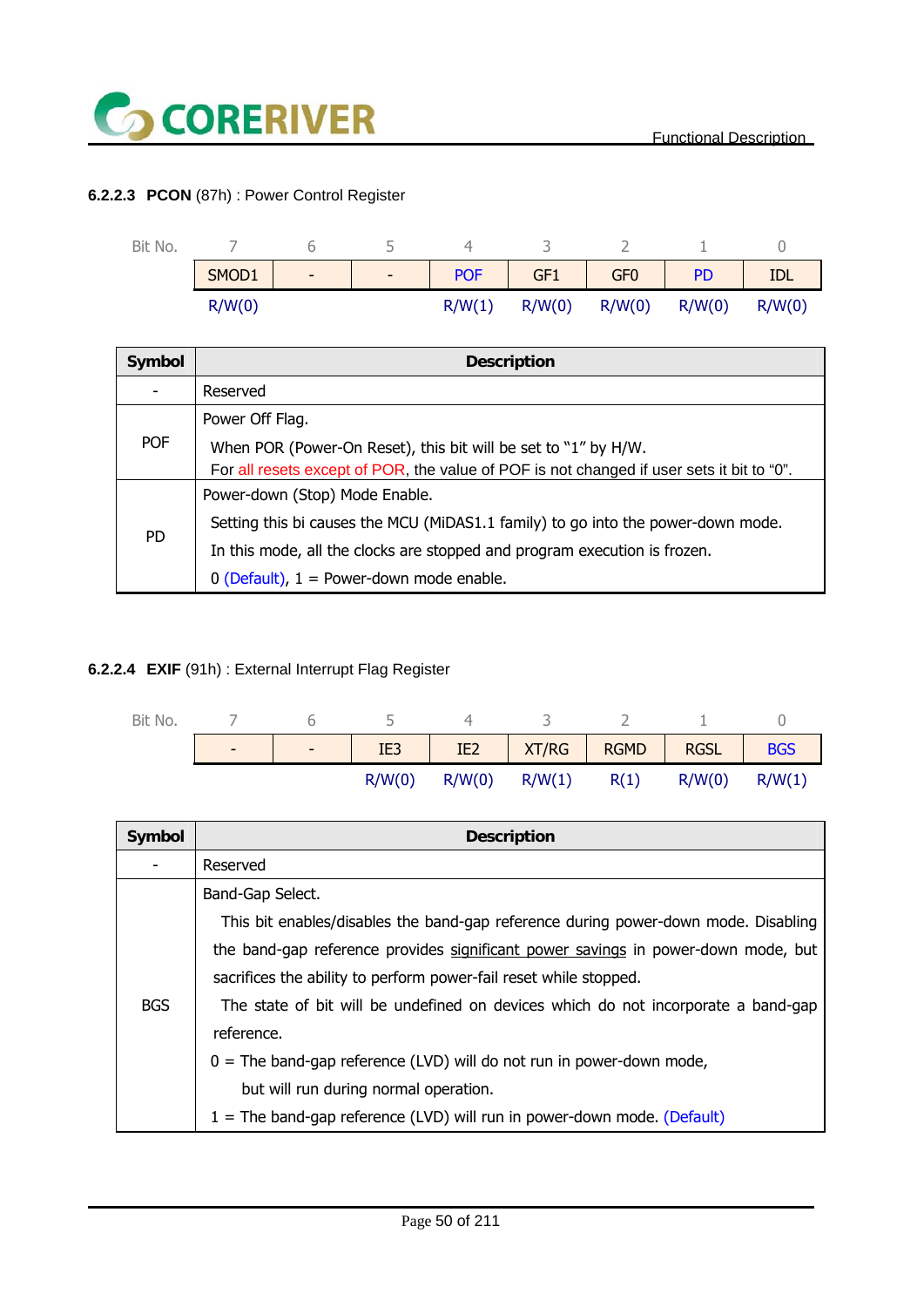#### 6.2.2.3 **PCON** (87h) : Power Control Register

| Bit No. | 7 | 6 | 5 | 4 | 3 | 2 | 1 | 0 |
|---|---|---|---|---|---|---|---|---|
| | SMOD1 | - | - | POF | GF1 | GF0 | PD | IDL |
| | R/W(0) | | | R/W(1) | R/W(0) | R/W(0) | R/W(0) | R/W(0) |

| Symbol | Description |
|---|---|
| - | Reserved |
| POF | Power Off Flag.<br>When POR (Power-On Reset), this bit will be set to "1" by H/W.<br>For all resets except of POR, the value of POF is not changed if user sets it bit to "0". |
| PD | Power-down (Stop) Mode Enable.<br>Setting this bi causes the MCU (MiDAS1.1 family) to go into the power-down mode.<br>In this mode, all the clocks are stopped and program execution is frozen.<br>0 (Default), 1 = Power-down mode enable. |

#### 6.2.2.4 **EXIF** (91h) : External Interrupt Flag Register

| Bit No. | 7 | 6 | 5 | 4 | 3 | 2 | 1 | 0 |
|---|---|---|---|---|---|---|---|---|
| | - | - | IE3 | IE2 | XT/RG | RGMD | RGSL | BGS |
| | | | R/W(0) | R/W(0) | R/W(1) | R(1) | R/W(0) | R/W(1) |

| Symbol | Description |
|---|---|
| - | Reserved |
| BGS | Band-Gap Select.<br>This bit enables/disables the band-gap reference during power-down mode. Disabling the band-gap reference provides significant power savings in power-down mode, but sacrifices the ability to perform power-fail reset while stopped.<br>The state of bit will be undefined on devices which do not incorporate a band-gap reference.<br>0 = The band-gap reference (LVD) will do not run in power-down mode, but will run during normal operation.<br>1 = The band-gap reference (LVD) will run in power-down mode. (Default) |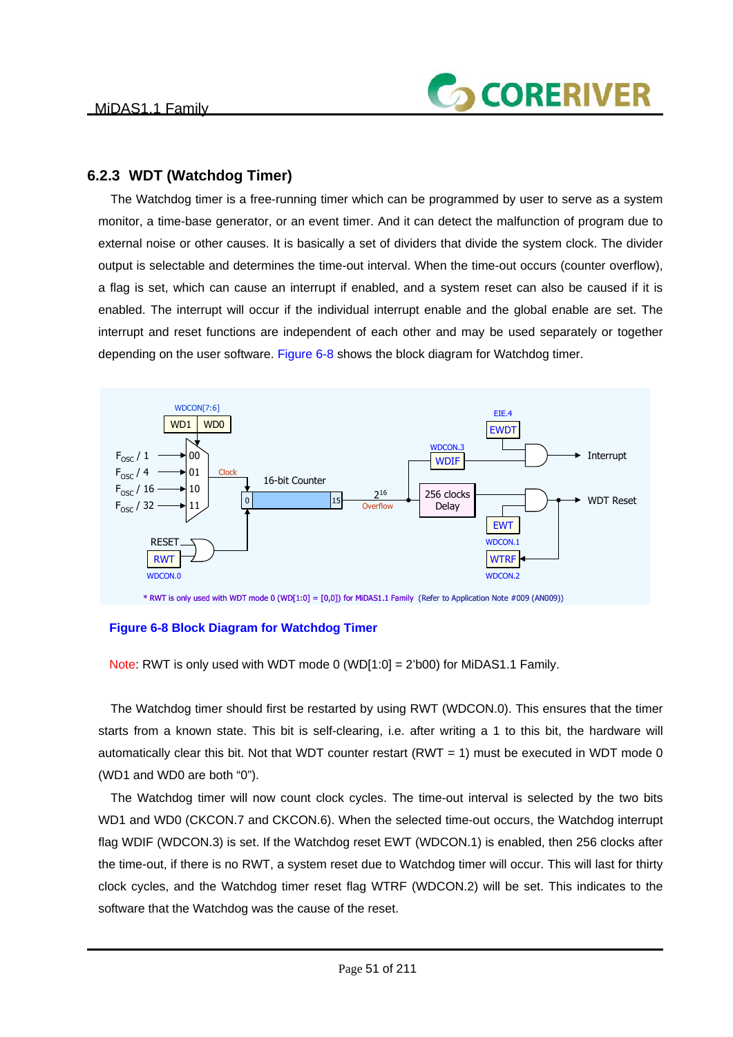### 6.2.3 WDT (Watchdog Timer)

The Watchdog timer is a free-running timer which can be programmed by user to serve as a system monitor, a time-base generator, or an event timer. And it can detect the malfunction of program due to external noise or other causes. It is basically a set of dividers that divide the system clock. The divider output is selectable and determines the time-out interval. When the time-out occurs (counter overflow), a flag is set, which can cause an interrupt if enabled, and a system reset can also be caused if it is enabled. The interrupt will occur if the individual interrupt enable and the global enable are set. The interrupt and reset functions are independent of each other and may be used separately or together depending on the user software. Figure 6-8 shows the block diagram for Watchdog timer.

**Figure 6-8 Block Diagram for Watchdog Timer**

Note: RWT is only used with WDT mode 0 (WD[1:0] = 2'b00) for MiDAS1.1 Family.

The Watchdog timer should first be restarted by using RWT (WDCON.0). This ensures that the timer starts from a known state. This bit is self-clearing, i.e. after writing a 1 to this bit, the hardware will automatically clear this bit. Not that WDT counter restart (RWT = 1) must be executed in WDT mode 0 (WD1 and WD0 are both "0").

The Watchdog timer will now count clock cycles. The time-out interval is selected by the two bits WD1 and WD0 (CKCON.7 and CKCON.6). When the selected time-out occurs, the Watchdog interrupt flag WDIF (WDCON.3) is set. If the Watchdog reset EWT (WDCON.1) is enabled, then 256 clocks after the time-out, if there is no RWT, a system reset due to Watchdog timer will occur. This will last for thirty clock cycles, and the Watchdog timer reset flag WTRF (WDCON.2) will be set. This indicates to the software that the Watchdog was the cause of the reset.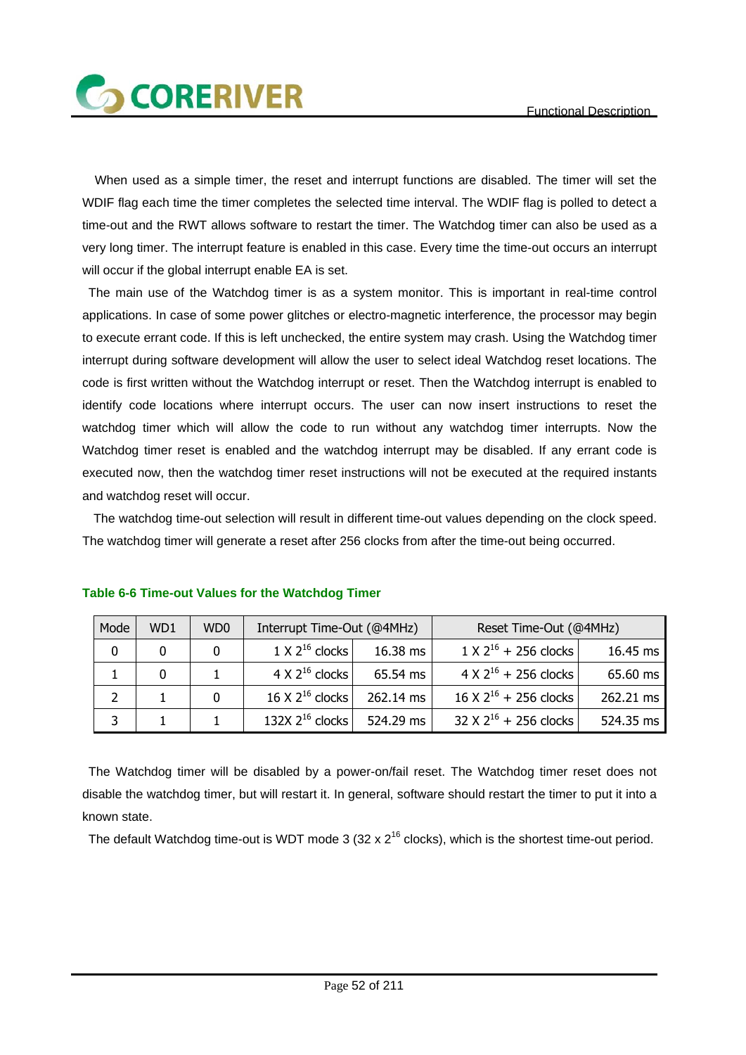When used as a simple timer, the reset and interrupt functions are disabled. The timer will set the WDIF flag each time the timer completes the selected time interval. The WDIF flag is polled to detect a time-out and the RWT allows software to restart the timer. The Watchdog timer can also be used as a very long timer. The interrupt feature is enabled in this case. Every time the time-out occurs an interrupt will occur if the global interrupt enable EA is set.

The main use of the Watchdog timer is as a system monitor. This is important in real-time control applications. In case of some power glitches or electro-magnetic interference, the processor may begin to execute errant code. If this is left unchecked, the entire system may crash. Using the Watchdog timer interrupt during software development will allow the user to select ideal Watchdog reset locations. The code is first written without the Watchdog interrupt or reset. Then the Watchdog interrupt is enabled to identify code locations where interrupt occurs. The user can now insert instructions to reset the watchdog timer which will allow the code to run without any watchdog timer interrupts. Now the Watchdog timer reset is enabled and the watchdog interrupt may be disabled. If any errant code is executed now, then the watchdog timer reset instructions will not be executed at the required instants and watchdog reset will occur.

The watchdog time-out selection will result in different time-out values depending on the clock speed. The watchdog timer will generate a reset after 256 clocks from after the time-out being occurred.

**Table 6-6 Time-out Values for the Watchdog Timer**

| Mode | WD1 | WD0 | Interrupt Time-Out (@4MHz) | | Reset Time-Out (@4MHz) | |
|---|---|---|---|---|---|---|
| 0 | 0 | 0 | 1 X $2^{16}$ clocks | 16.38 ms | 1 X $2^{16}$ + 256 clocks | 16.45 ms |
| 1 | 0 | 1 | 4 X $2^{16}$ clocks | 65.54 ms | 4 X $2^{16}$ + 256 clocks | 65.60 ms |
| 2 | 1 | 0 | 16 X $2^{16}$ clocks | 262.14 ms | 16 X $2^{16}$ + 256 clocks | 262.21 ms |
| 3 | 1 | 1 | 132X $2^{16}$ clocks | 524.29 ms | 32 X $2^{16}$ + 256 clocks | 524.35 ms |

The Watchdog timer will be disabled by a power-on/fail reset. The Watchdog timer reset does not disable the watchdog timer, but will restart it. In general, software should restart the timer to put it into a known state.

The default Watchdog time-out is WDT mode 3 (32 x $2^{16}$ clocks), which is the shortest time-out period.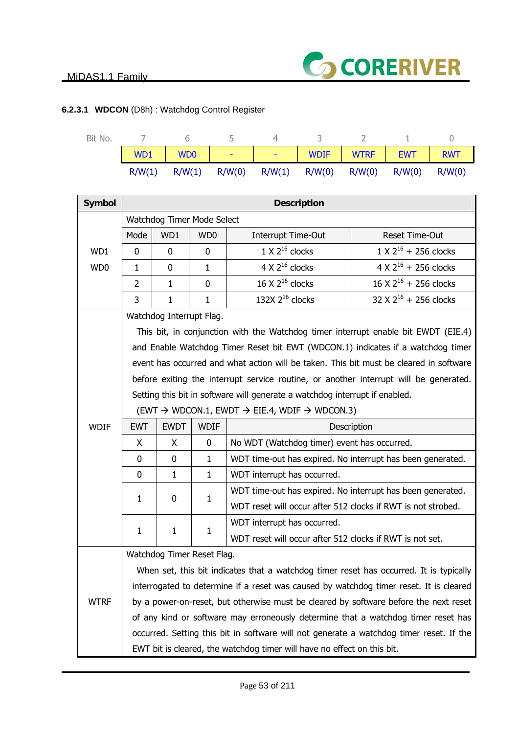#### 6.2.3.1 **WDCON** (D8h) : Watchdog Control Register

| Bit No. | 7 | 6 | 5 | 4 | 3 | 2 | 1 | 0 |
|---|---|---|---|---|---|---|---|---|
| | WD1 | WD0 | - | - | WDIF | WTRF | EWT | RWT |
| | R/W(1) | R/W(1) | R/W(0) | R/W(1) | R/W(0) | R/W(0) | R/W(0) | R/W(0) |

| Symbol | Description | | | | |
|---|---|---|---|---|---|
| WD1<br>WD0 | Watchdog Timer Mode Select | | | | |
| | Mode | WD1 | WD0 | Interrupt Time-Out | Reset Time-Out |
| | 0 | 0 | 0 | 1 X $2^{16}$ clocks | 1 X $2^{16}$ + 256 clocks |
| | 1 | 0 | 1 | 4 X $2^{16}$ clocks | 4 X $2^{16}$ + 256 clocks |
| | 2 | 1 | 0 | 16 X $2^{16}$ clocks | 16 X $2^{16}$ + 256 clocks |
| | 3 | 1 | 1 | 132X $2^{16}$ clocks | 32 X $2^{16}$ + 256 clocks |

| Symbol | Description | | | |
|---|---|---|---|---|
| WDIF | Watchdog Interrupt Flag.<br>This bit, in conjunction with the Watchdog timer interrupt enable bit EWDT (EIE.4) and Enable Watchdog Timer Reset bit EWT (WDCON.1) indicates if a watchdog timer event has occurred and what action will be taken. This bit must be cleared in software before exiting the interrupt service routine, or another interrupt will be generated. Setting this bit in software will generate a watchdog interrupt if enabled.<br>(EWT → WDCON.1, EWDT → EIE.4, WDIF → WDCON.3) | | | |
| | EWT | EWDT | WDIF | Description |
| | X | X | 0 | No WDT (Watchdog timer) event has occurred. |
| | 0 | 0 | 1 | WDT time-out has expired. No interrupt has been generated. |
| | 0 | 1 | 1 | WDT interrupt has occurred. |
| | 1 | 0 | 1 | WDT time-out has expired. No interrupt has been generated.<br>WDT reset will occur after 512 clocks if RWT is not strobed. |
| | 1 | 1 | 1 | WDT interrupt has occurred.<br>WDT reset will occur after 512 clocks if RWT is not set. |
| WTRF | Watchdog Timer Reset Flag.<br>When set, this bit indicates that a watchdog timer reset has occurred. It is typically interrogated to determine if a reset was caused by watchdog timer reset. It is cleared by a power-on-reset, but otherwise must be cleared by software before the next reset of any kind or software may erroneously determine that a watchdog timer reset has occurred. Setting this bit in software will not generate a watchdog timer reset. If the EWT bit is cleared, the watchdog timer will have no effect on this bit. | | | |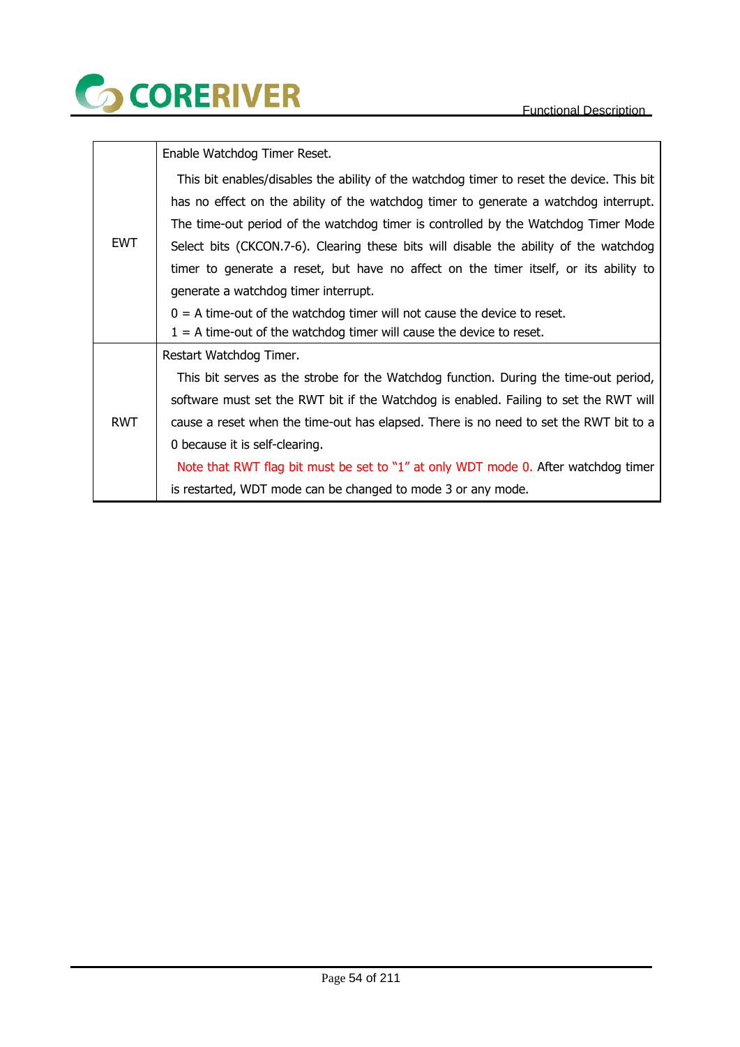| | |
|---|---|
| EWT | Enable Watchdog Timer Reset.<br>This bit enables/disables the ability of the watchdog timer to reset the device. This bit has no effect on the ability of the watchdog timer to generate a watchdog interrupt. The time-out period of the watchdog timer is controlled by the Watchdog Timer Mode Select bits (CKCON.7-6). Clearing these bits will disable the ability of the watchdog timer to generate a reset, but have no affect on the timer itself, or its ability to generate a watchdog timer interrupt.<br>0 = A time-out of the watchdog timer will not cause the device to reset.<br>1 = A time-out of the watchdog timer will cause the device to reset. |
| RWT | Restart Watchdog Timer.<br>This bit serves as the strobe for the Watchdog function. During the time-out period, software must set the RWT bit if the Watchdog is enabled. Failing to set the RWT will cause a reset when the time-out has elapsed. There is no need to set the RWT bit to a 0 because it is self-clearing.<br>Note that RWT flag bit must be set to "1" at only WDT mode 0. After watchdog timer is restarted, WDT mode can be changed to mode 3 or any mode. |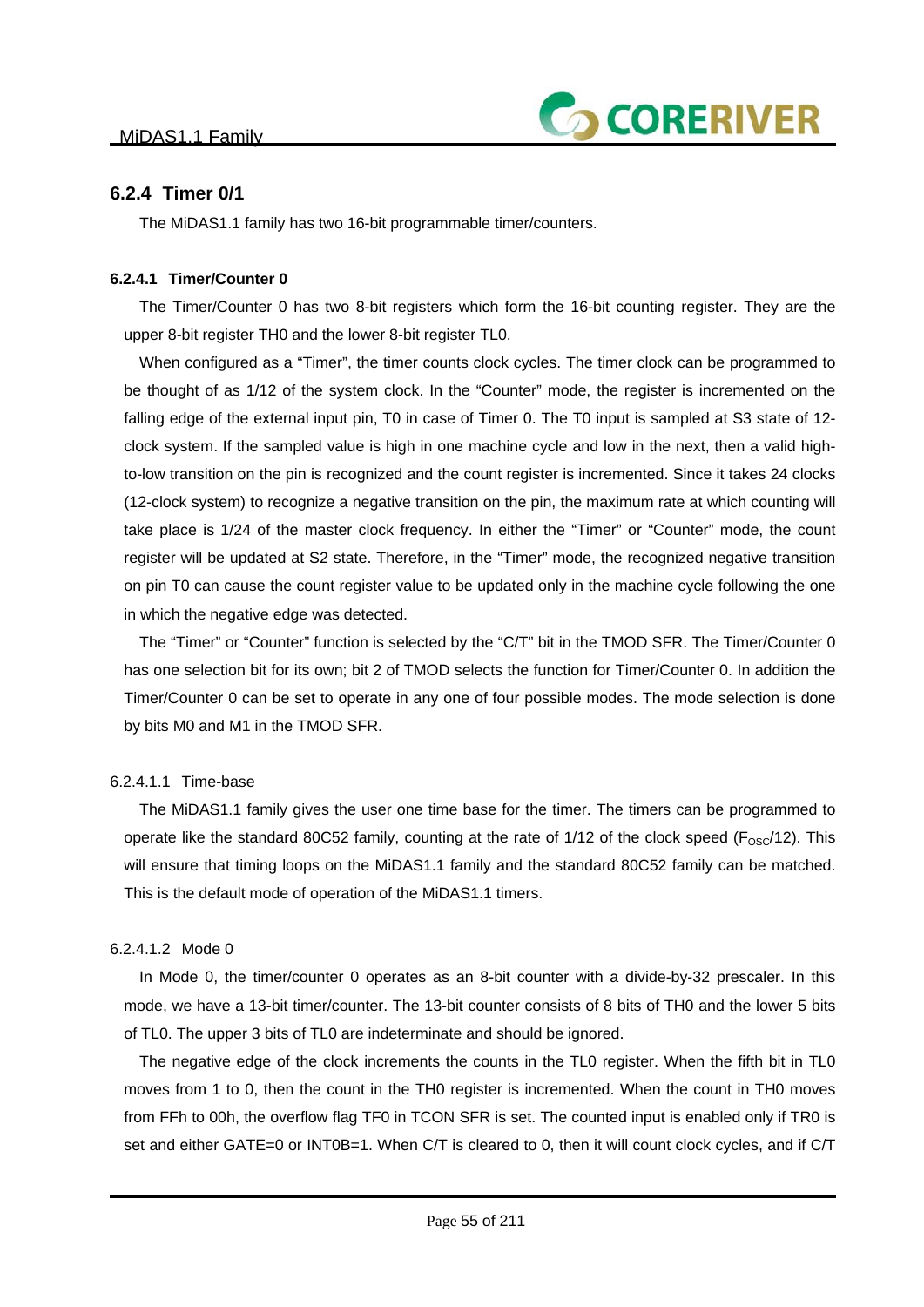### 6.2.4 Timer 0/1

The MiDAS1.1 family has two 16-bit programmable timer/counters.

#### 6.2.4.1 Timer/Counter 0

The Timer/Counter 0 has two 8-bit registers which form the 16-bit counting register. They are the upper 8-bit register TH0 and the lower 8-bit register TL0.

When configured as a "Timer", the timer counts clock cycles. The timer clock can be programmed to be thought of as 1/12 of the system clock. In the "Counter" mode, the register is incremented on the falling edge of the external input pin, T0 in case of Timer 0. The T0 input is sampled at S3 state of 12-clock system. If the sampled value is high in one machine cycle and low in the next, then a valid high-to-low transition on the pin is recognized and the count register is incremented. Since it takes 24 clocks (12-clock system) to recognize a negative transition on the pin, the maximum rate at which counting will take place is 1/24 of the master clock frequency. In either the "Timer" or "Counter" mode, the count register will be updated at S2 state. Therefore, in the "Timer" mode, the recognized negative transition on pin T0 can cause the count register value to be updated only in the machine cycle following the one in which the negative edge was detected.

The "Timer" or "Counter" function is selected by the "C/T" bit in the TMOD SFR. The Timer/Counter 0 has one selection bit for its own; bit 2 of TMOD selects the function for Timer/Counter 0. In addition the Timer/Counter 0 can be set to operate in any one of four possible modes. The mode selection is done by bits M0 and M1 in the TMOD SFR.

6.2.4.1.1 Time-base

The MiDAS1.1 family gives the user one time base for the timer. The timers can be programmed to operate like the standard 80C52 family, counting at the rate of 1/12 of the clock speed ($F_{OSC}$/12). This will ensure that timing loops on the MiDAS1.1 family and the standard 80C52 family can be matched. This is the default mode of operation of the MiDAS1.1 timers.

6.2.4.1.2 Mode 0

In Mode 0, the timer/counter 0 operates as an 8-bit counter with a divide-by-32 prescaler. In this mode, we have a 13-bit timer/counter. The 13-bit counter consists of 8 bits of TH0 and the lower 5 bits of TL0. The upper 3 bits of TL0 are indeterminate and should be ignored.

The negative edge of the clock increments the counts in the TL0 register. When the fifth bit in TL0 moves from 1 to 0, then the count in the TH0 register is incremented. When the count in TH0 moves from FFh to 00h, the overflow flag TF0 in TCON SFR is set. The counted input is enabled only if TR0 is set and either GATE=0 or INT0B=1. When C/T is cleared to 0, then it will count clock cycles, and if C/T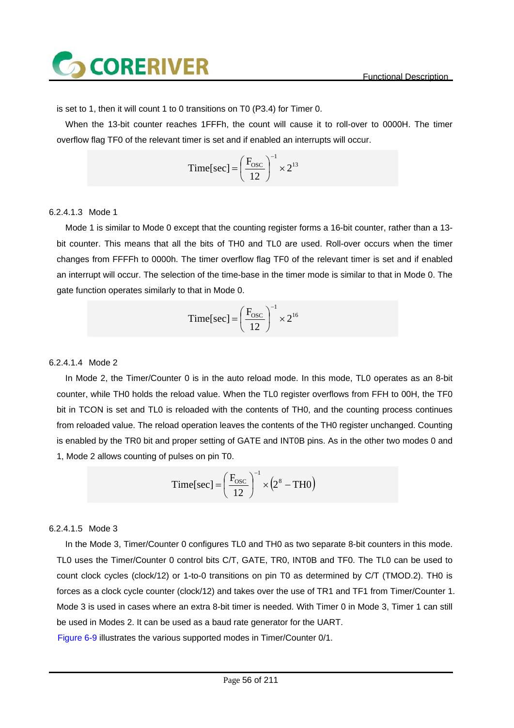is set to 1, then it will count 1 to 0 transitions on T0 (P3.4) for Timer 0.

When the 13-bit counter reaches 1FFFh, the count will cause it to roll-over to 0000H. The timer overflow flag TF0 of the relevant timer is set and if enabled an interrupts will occur.

$$\text{Time[sec]} = \left(\frac{F_{OSC}}{12}\right)^{-1} \times 2^{13}$$

#### 6.2.4.1.3 Mode 1

Mode 1 is similar to Mode 0 except that the counting register forms a 16-bit counter, rather than a 13-bit counter. This means that all the bits of TH0 and TL0 are used. Roll-over occurs when the timer changes from FFFFh to 0000h. The timer overflow flag TF0 of the relevant timer is set and if enabled an interrupt will occur. The selection of the time-base in the timer mode is similar to that in Mode 0. The gate function operates similarly to that in Mode 0.

$$\text{Time[sec]} = \left(\frac{F_{OSC}}{12}\right)^{-1} \times 2^{16}$$

#### 6.2.4.1.4 Mode 2

In Mode 2, the Timer/Counter 0 is in the auto reload mode. In this mode, TL0 operates as an 8-bit counter, while TH0 holds the reload value. When the TL0 register overflows from FFH to 00H, the TF0 bit in TCON is set and TL0 is reloaded with the contents of TH0, and the counting process continues from reloaded value. The reload operation leaves the contents of the TH0 register unchanged. Counting is enabled by the TR0 bit and proper setting of GATE and INT0B pins. As in the other two modes 0 and 1, Mode 2 allows counting of pulses on pin T0.

$$\text{Time[sec]} = \left(\frac{F_{OSC}}{12}\right)^{-1} \times \left(2^{8} - \text{TH0}\right)$$

#### 6.2.4.1.5 Mode 3

In the Mode 3, Timer/Counter 0 configures TL0 and TH0 as two separate 8-bit counters in this mode. TL0 uses the Timer/Counter 0 control bits C/T, GATE, TR0, INT0B and TF0. The TL0 can be used to count clock cycles (clock/12) or 1-to-0 transitions on pin T0 as determined by C/T (TMOD.2). TH0 is forces as a clock cycle counter (clock/12) and takes over the use of TR1 and TF1 from Timer/Counter 1. Mode 3 is used in cases where an extra 8-bit timer is needed. With Timer 0 in Mode 3, Timer 1 can still be used in Modes 2. It can be used as a baud rate generator for the UART.

Figure 6-9 illustrates the various supported modes in Timer/Counter 0/1.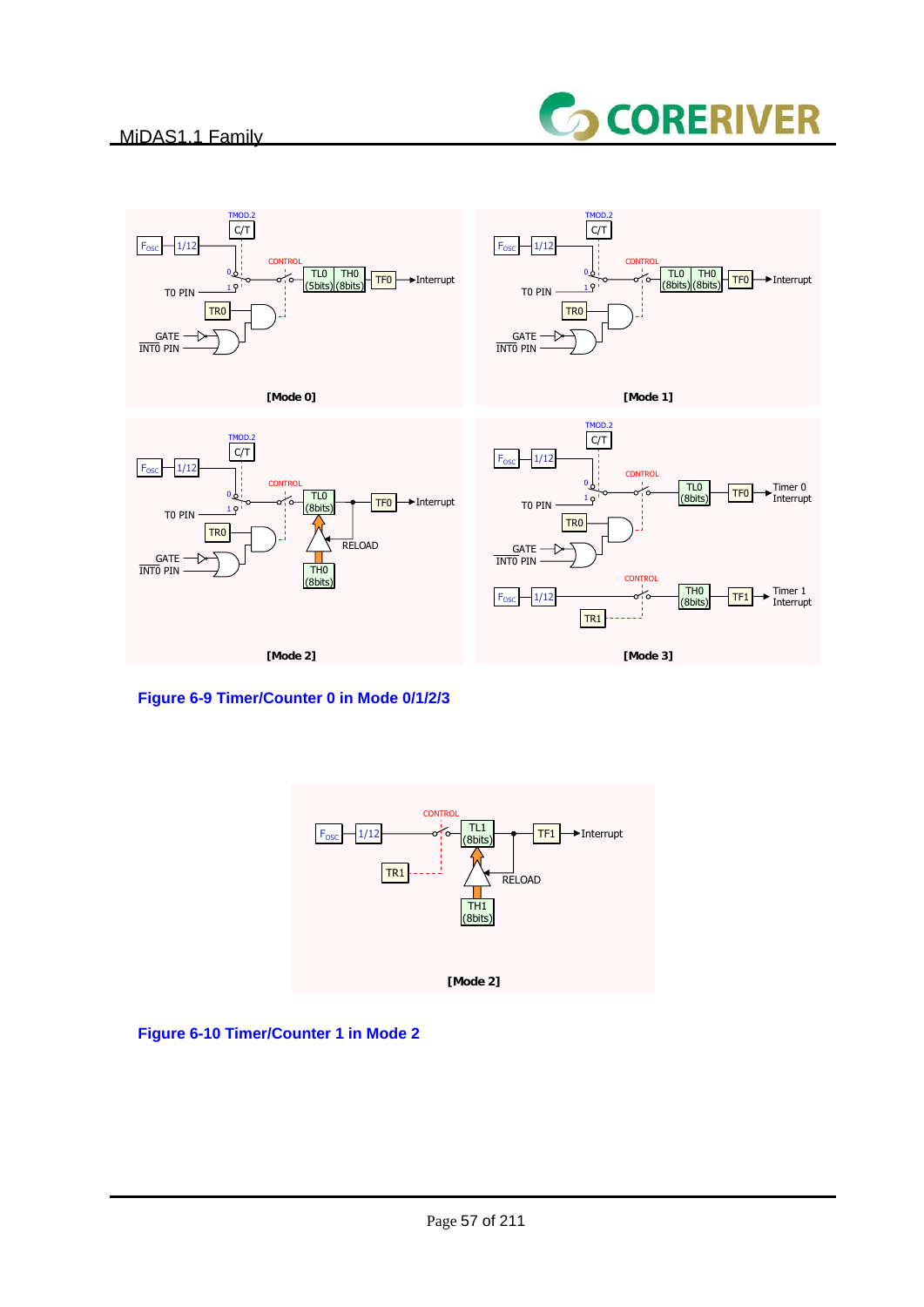Figure 6-9 Timer/Counter 0 in Mode 0/1/2/3

Figure 6-10 Timer/Counter 1 in Mode 2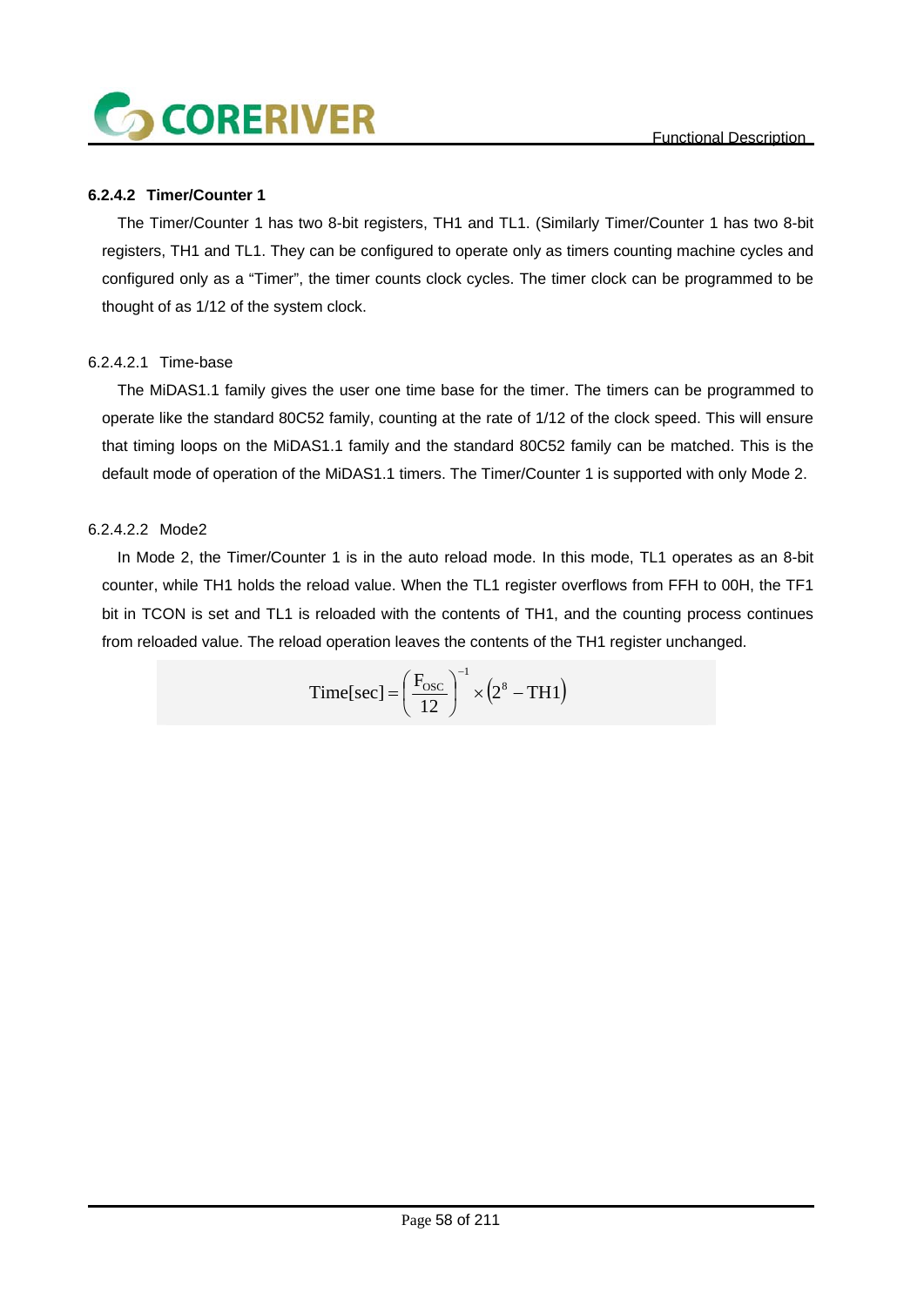### 6.2.4.2 Timer/Counter 1

The Timer/Counter 1 has two 8-bit registers, TH1 and TL1. (Similarly Timer/Counter 1 has two 8-bit registers, TH1 and TL1. They can be configured to operate only as timers counting machine cycles and configured only as a “Timer”, the timer counts clock cycles. The timer clock can be programmed to be thought of as 1/12 of the system clock.

#### 6.2.4.2.1 Time-base

The MiDAS1.1 family gives the user one time base for the timer. The timers can be programmed to operate like the standard 80C52 family, counting at the rate of 1/12 of the clock speed. This will ensure that timing loops on the MiDAS1.1 family and the standard 80C52 family can be matched. This is the default mode of operation of the MiDAS1.1 timers. The Timer/Counter 1 is supported with only Mode 2.

#### 6.2.4.2.2 Mode2

In Mode 2, the Timer/Counter 1 is in the auto reload mode. In this mode, TL1 operates as an 8-bit counter, while TH1 holds the reload value. When the TL1 register overflows from FFH to 00H, the TF1 bit in TCON is set and TL1 is reloaded with the contents of TH1, and the counting process continues from reloaded value. The reload operation leaves the contents of the TH1 register unchanged.

$$\text{Time[sec]} = \left(\frac{F_{OSC}}{12}\right)^{-1} \times \left(2^{8} - \text{TH1}\right)$$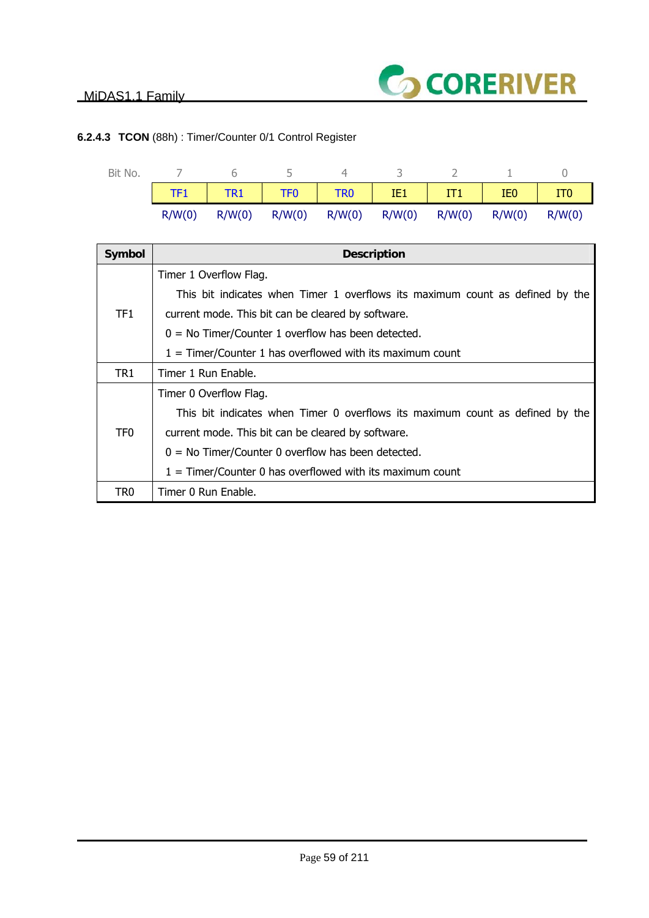#### 6.2.4.3 **TCON** (88h) : Timer/Counter 0/1 Control Register

| Bit No. | 7 | 6 | 5 | 4 | 3 | 2 | 1 | 0 |
|---|---|---|---|---|---|---|---|---|
| | TF1 | TR1 | TF0 | TR0 | IE1 | IT1 | IE0 | IT0 |
| | R/W(0) | R/W(0) | R/W(0) | R/W(0) | R/W(0) | R/W(0) | R/W(0) | R/W(0) |

| **Symbol** | **Description** |
|---|---|
| TF1 | Timer 1 Overflow Flag.<br>This bit indicates when Timer 1 overflows its maximum count as defined by the current mode. This bit can be cleared by software.<br>0 = No Timer/Counter 1 overflow has been detected.<br>1 = Timer/Counter 1 has overflowed with its maximum count |
| TR1 | Timer 1 Run Enable. |
| TF0 | Timer 0 Overflow Flag.<br>This bit indicates when Timer 0 overflows its maximum count as defined by the current mode. This bit can be cleared by software.<br>0 = No Timer/Counter 0 overflow has been detected.<br>1 = Timer/Counter 0 has overflowed with its maximum count |
| TR0 | Timer 0 Run Enable. |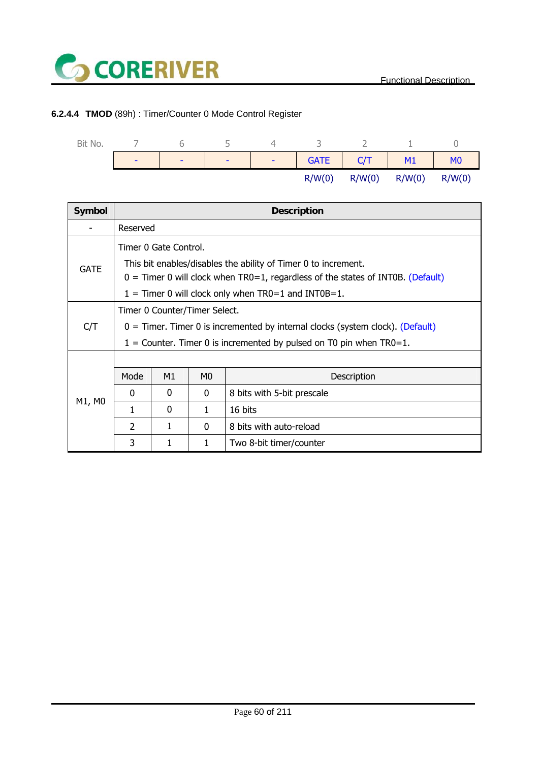### 6.2.4.4 **TMOD** (89h) : Timer/Counter 0 Mode Control Register

| Bit No. | 7 | 6 | 5 | 4 | 3 | 2 | 1 | 0 |
|---|---|---|---|---|---|---|---|---|
| | - | - | - | - | GATE | C/T | M1 | M0 |
| | | | | | R/W(0) | R/W(0) | R/W(0) | R/W(0) |

| Symbol | Description |
|---|---|
| - | Reserved |
| GATE | Timer 0 Gate Control.<br>This bit enables/disables the ability of Timer 0 to increment.<br>0 = Timer 0 will clock when TR0=1, regardless of the states of INT0B. (Default)<br>1 = Timer 0 will clock only when TR0=1 and INT0B=1. |
| C/T | Timer 0 Counter/Timer Select.<br>0 = Timer. Timer 0 is incremented by internal clocks (system clock). (Default)<br>1 = Counter. Timer 0 is incremented by pulsed on T0 pin when TR0=1. |
| M1, M0 | See table below |

| Mode | M1 | M0 | Description |
|---|---|---|---|
| 0 | 0 | 0 | 8 bits with 5-bit prescale |
| 1 | 0 | 1 | 16 bits |
| 2 | 1 | 0 | 8 bits with auto-reload |
| 3 | 1 | 1 | Two 8-bit timer/counter |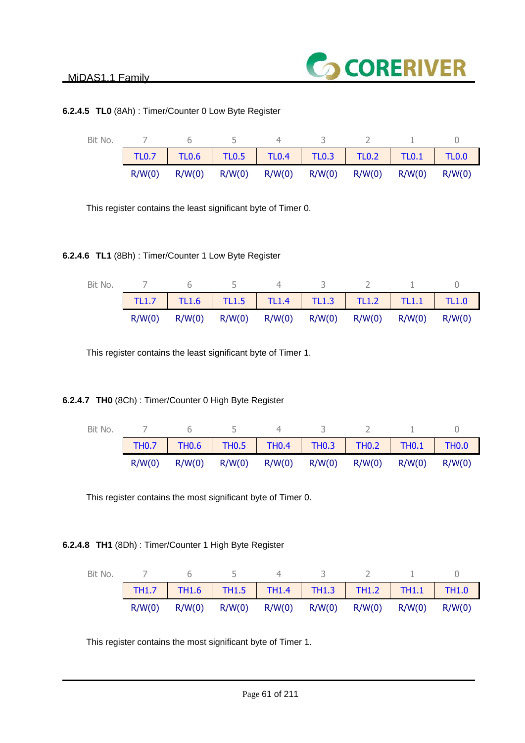#### 6.2.4.5 **TL0** (8Ah) : Timer/Counter 0 Low Byte Register

| Bit No. | 7 | 6 | 5 | 4 | 3 | 2 | 1 | 0 |
|---|---|---|---|---|---|---|---|---|
| | TL0.7 | TL0.6 | TL0.5 | TL0.4 | TL0.3 | TL0.2 | TL0.1 | TL0.0 |
| | R/W(0) | R/W(0) | R/W(0) | R/W(0) | R/W(0) | R/W(0) | R/W(0) | R/W(0) |

This register contains the least significant byte of Timer 0.

#### 6.2.4.6 **TL1** (8Bh) : Timer/Counter 1 Low Byte Register

| Bit No. | 7 | 6 | 5 | 4 | 3 | 2 | 1 | 0 |
|---|---|---|---|---|---|---|---|---|
| | TL1.7 | TL1.6 | TL1.5 | TL1.4 | TL1.3 | TL1.2 | TL1.1 | TL1.0 |
| | R/W(0) | R/W(0) | R/W(0) | R/W(0) | R/W(0) | R/W(0) | R/W(0) | R/W(0) |

This register contains the least significant byte of Timer 1.

#### 6.2.4.7 **TH0** (8Ch) : Timer/Counter 0 High Byte Register

| Bit No. | 7 | 6 | 5 | 4 | 3 | 2 | 1 | 0 |
|---|---|---|---|---|---|---|---|---|
| | TH0.7 | TH0.6 | TH0.5 | TH0.4 | TH0.3 | TH0.2 | TH0.1 | TH0.0 |
| | R/W(0) | R/W(0) | R/W(0) | R/W(0) | R/W(0) | R/W(0) | R/W(0) | R/W(0) |

This register contains the most significant byte of Timer 0.

#### 6.2.4.8 **TH1** (8Dh) : Timer/Counter 1 High Byte Register

| Bit No. | 7 | 6 | 5 | 4 | 3 | 2 | 1 | 0 |
|---|---|---|---|---|---|---|---|---|
| | TH1.7 | TH1.6 | TH1.5 | TH1.4 | TH1.3 | TH1.2 | TH1.1 | TH1.0 |
| | R/W(0) | R/W(0) | R/W(0) | R/W(0) | R/W(0) | R/W(0) | R/W(0) | R/W(0) |

This register contains the most significant byte of Timer 1.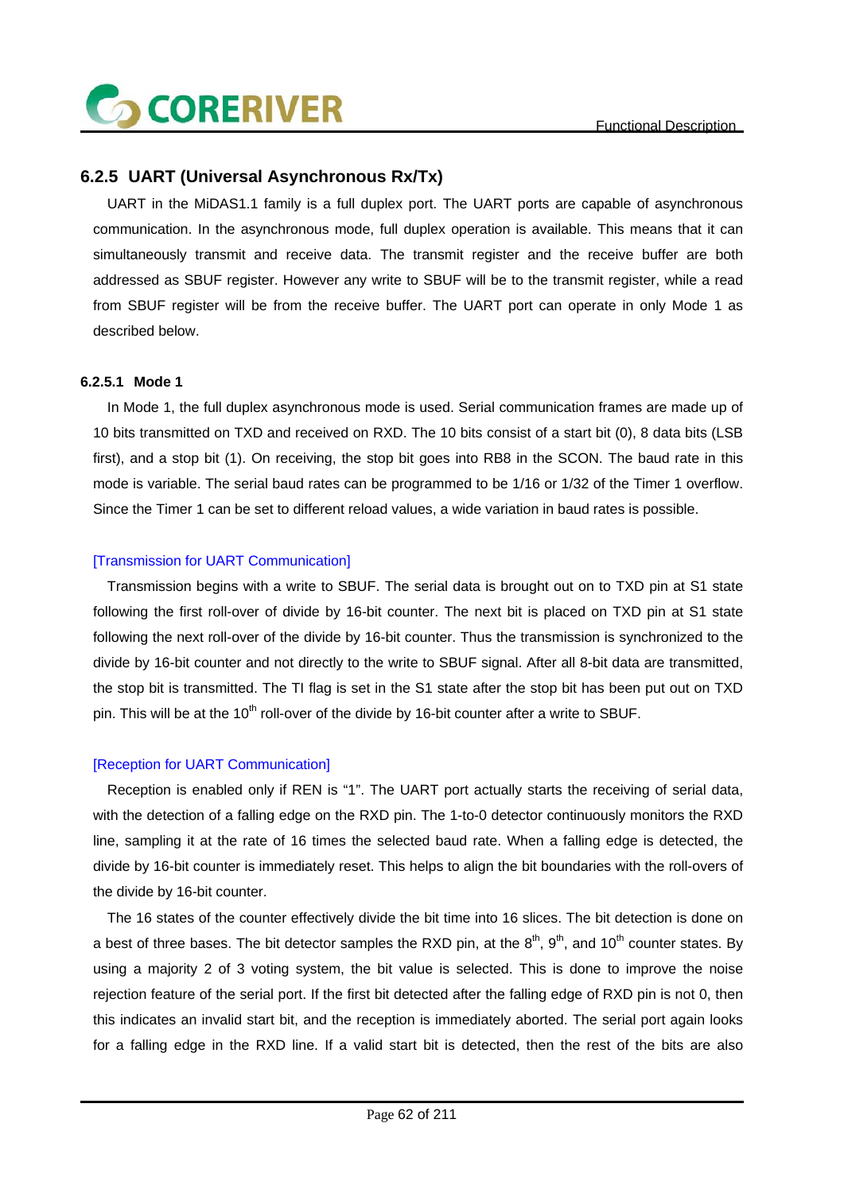### 6.2.5 UART (Universal Asynchronous Rx/Tx)

UART in the MiDAS1.1 family is a full duplex port. The UART ports are capable of asynchronous communication. In the asynchronous mode, full duplex operation is available. This means that it can simultaneously transmit and receive data. The transmit register and the receive buffer are both addressed as SBUF register. However any write to SBUF will be to the transmit register, while a read from SBUF register will be from the receive buffer. The UART port can operate in only Mode 1 as described below.

#### 6.2.5.1 Mode 1

In Mode 1, the full duplex asynchronous mode is used. Serial communication frames are made up of 10 bits transmitted on TXD and received on RXD. The 10 bits consist of a start bit (0), 8 data bits (LSB first), and a stop bit (1). On receiving, the stop bit goes into RB8 in the SCON. The baud rate in this mode is variable. The serial baud rates can be programmed to be 1/16 or 1/32 of the Timer 1 overflow. Since the Timer 1 can be set to different reload values, a wide variation in baud rates is possible.

[Transmission for UART Communication]

Transmission begins with a write to SBUF. The serial data is brought out on to TXD pin at S1 state following the first roll-over of divide by 16-bit counter. The next bit is placed on TXD pin at S1 state following the next roll-over of the divide by 16-bit counter. Thus the transmission is synchronized to the divide by 16-bit counter and not directly to the write to SBUF signal. After all 8-bit data are transmitted, the stop bit is transmitted. The TI flag is set in the S1 state after the stop bit has been put out on TXD pin. This will be at the $10^{th}$ roll-over of the divide by 16-bit counter after a write to SBUF.

[Reception for UART Communication]

Reception is enabled only if REN is "1". The UART port actually starts the receiving of serial data, with the detection of a falling edge on the RXD pin. The 1-to-0 detector continuously monitors the RXD line, sampling it at the rate of 16 times the selected baud rate. When a falling edge is detected, the divide by 16-bit counter is immediately reset. This helps to align the bit boundaries with the roll-overs of the divide by 16-bit counter.

The 16 states of the counter effectively divide the bit time into 16 slices. The bit detection is done on a best of three bases. The bit detector samples the RXD pin, at the $8^{th}$, $9^{th}$, and $10^{th}$ counter states. By using a majority 2 of 3 voting system, the bit value is selected. This is done to improve the noise rejection feature of the serial port. If the first bit detected after the falling edge of RXD pin is not 0, then this indicates an invalid start bit, and the reception is immediately aborted. The serial port again looks for a falling edge in the RXD line. If a valid start bit is detected, then the rest of the bits are also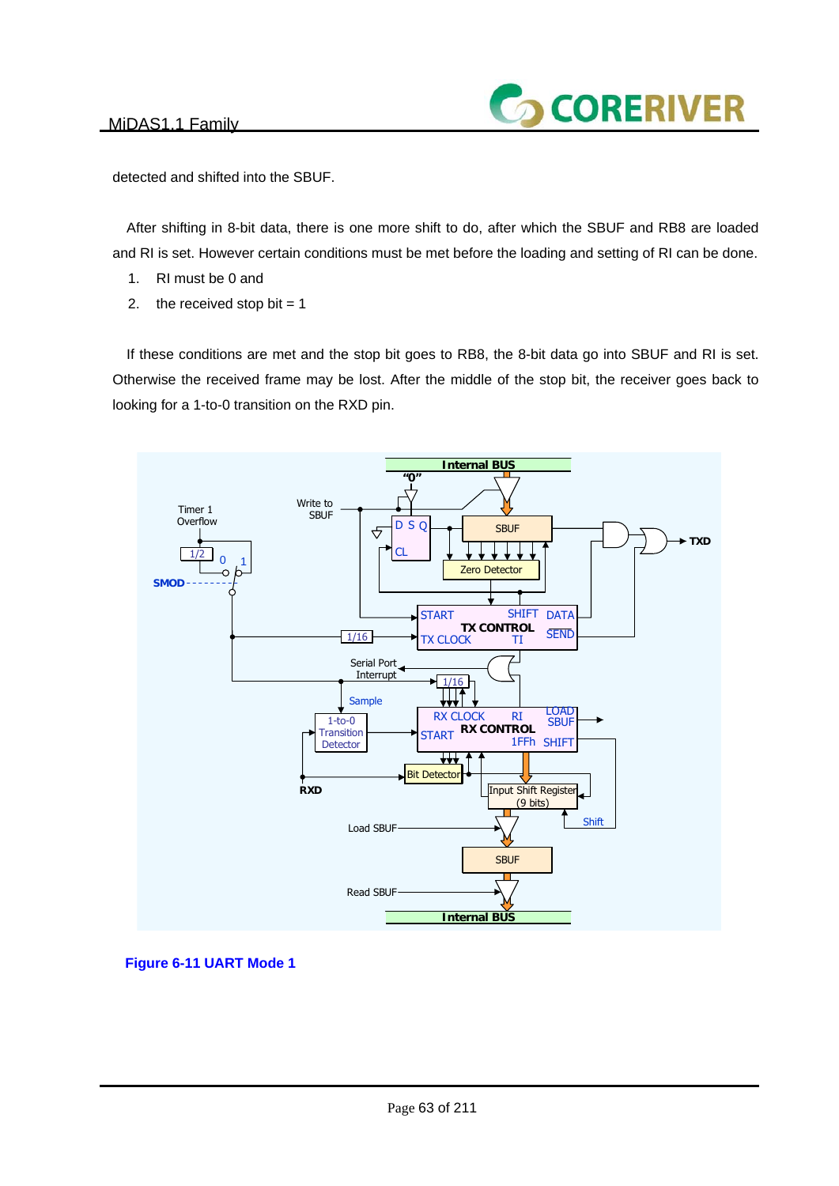detected and shifted into the SBUF.

After shifting in 8-bit data, there is one more shift to do, after which the SBUF and RB8 are loaded and RI is set. However certain conditions must be met before the loading and setting of RI can be done.

1. RI must be 0 and
2. the received stop bit = 1

If these conditions are met and the stop bit goes to RB8, the 8-bit data go into SBUF and RI is set. Otherwise the received frame may be lost. After the middle of the stop bit, the receiver goes back to looking for a 1-to-0 transition on the RXD pin.

**Figure 6-11 UART Mode 1**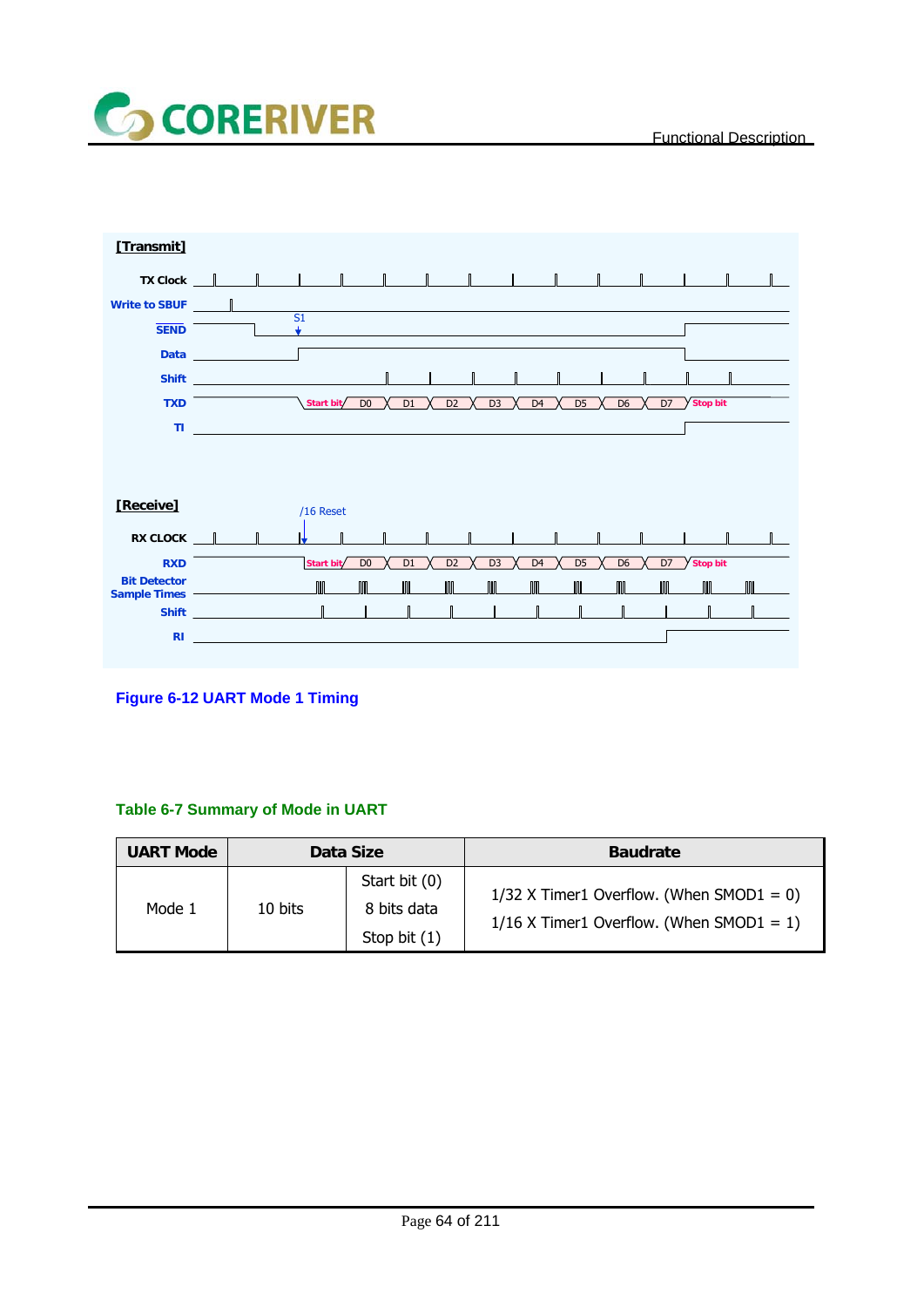**[Transmit]**

TX Clock

Write to SBUF

SEND

Data

Shift

TXD — Start bit, D0, D1, D2, D3, D4, D5, D6, D7, Stop bit

TI

**[Receive]**

/16 Reset

RX CLOCK

RXD — Start bit, D0, D1, D2, D3, D4, D5, D6, D7, Stop bit

Bit Detector Sample Times

Shift

RI

**Figure 6-12 UART Mode 1 Timing**

**Table 6-7 Summary of Mode in UART**

| UART Mode | Data Size | | Baudrate |
|---|---|---|---|
| Mode 1 | 10 bits | Start bit (0)<br>8 bits data<br>Stop bit (1) | 1/32 X Timer1 Overflow. (When SMOD1 = 0)<br>1/16 X Timer1 Overflow. (When SMOD1 = 1) |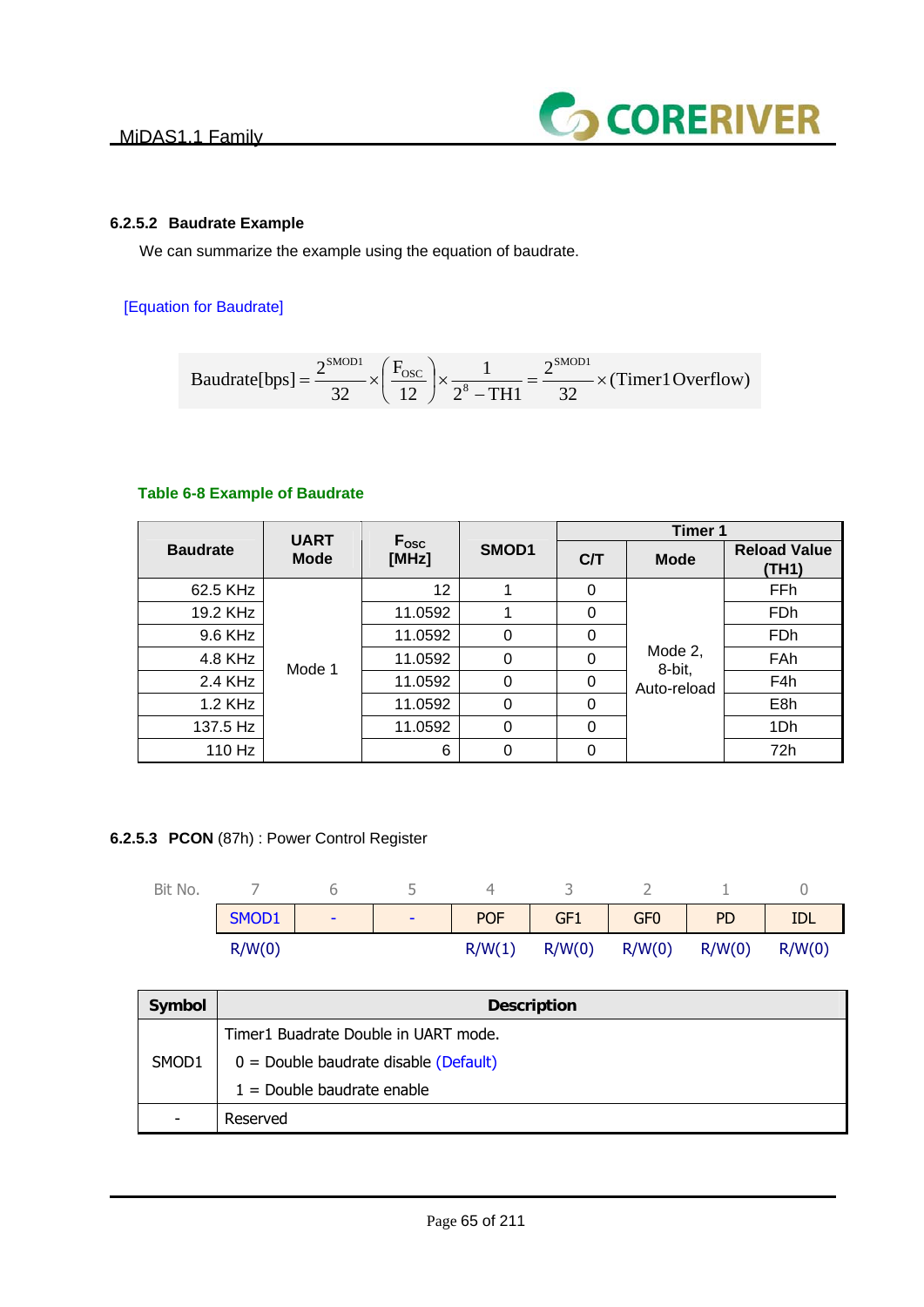#### 6.2.5.2 Baudrate Example

We can summarize the example using the equation of baudrate.

[Equation for Baudrate]

$$\text{Baudrate[bps]} = \frac{2^{\text{SMOD1}}}{32} \times \left(\frac{F_{OSC}}{12}\right) \times \frac{1}{2^8 - \text{TH1}} = \frac{2^{\text{SMOD1}}}{32} \times (\text{Timer1 Overflow})$$

**Table 6-8 Example of Baudrate**

| Baudrate | UART Mode | $F_{OSC}$ [MHz] | SMOD1 | Timer 1 | | |
|---|---|---|---|---|---|---|
| | | | | C/T | Mode | Reload Value (TH1) |
| 62.5 KHz | Mode 1 | 12 | 1 | 0 | Mode 2, 8-bit, Auto-reload | FFh |
| 19.2 KHz | | 11.0592 | 1 | 0 | | FDh |
| 9.6 KHz | | 11.0592 | 0 | 0 | | FDh |
| 4.8 KHz | | 11.0592 | 0 | 0 | | FAh |
| 2.4 KHz | | 11.0592 | 0 | 0 | | F4h |
| 1.2 KHz | | 11.0592 | 0 | 0 | | E8h |
| 137.5 Hz | | 11.0592 | 0 | 0 | | 1Dh |
| 110 Hz | | 6 | 0 | 0 | | 72h |

#### 6.2.5.3 PCON (87h) : Power Control Register

| Bit No. | 7 | 6 | 5 | 4 | 3 | 2 | 1 | 0 |
|---|---|---|---|---|---|---|---|---|
| | SMOD1 | - | - | POF | GF1 | GF0 | PD | IDL |
| | R/W(0) | | | R/W(1) | R/W(0) | R/W(0) | R/W(0) | R/W(0) |

| Symbol | Description |
|---|---|
| SMOD1 | Timer1 Buadrate Double in UART mode.<br>0 = Double baudrate disable (Default)<br>1 = Double baudrate enable |
| - | Reserved |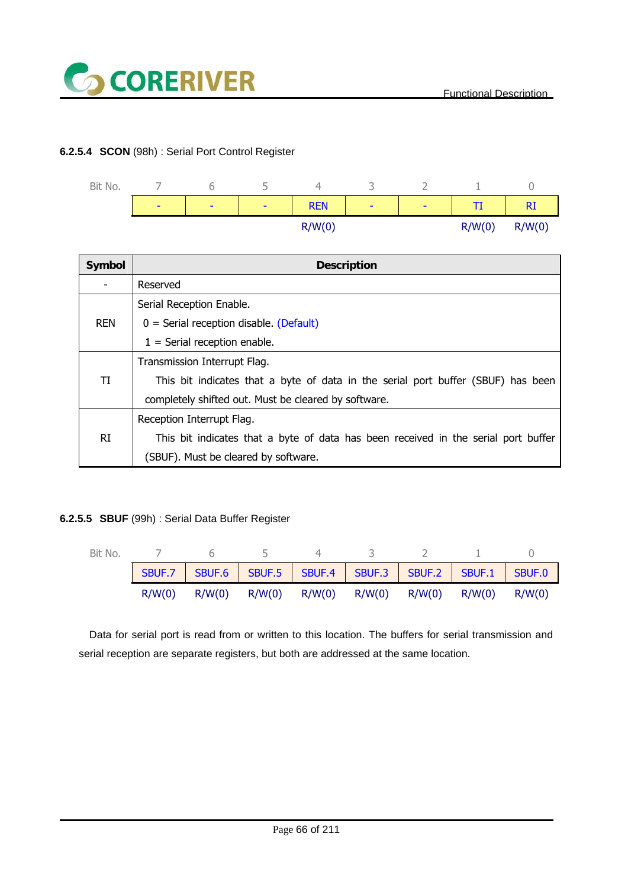#### 6.2.5.4 **SCON** (98h) : Serial Port Control Register

| Bit No. | 7 | 6 | 5 | 4 | 3 | 2 | 1 | 0 |
|---|---|---|---|---|---|---|---|---|
| | - | - | - | REN | - | - | TI | RI |
| | | | | R/W(0) | | | R/W(0) | R/W(0) |

| Symbol | Description |
|---|---|
| - | Reserved |
| REN | Serial Reception Enable.<br>0 = Serial reception disable. (Default)<br>1 = Serial reception enable. |
| TI | Transmission Interrupt Flag.<br>This bit indicates that a byte of data in the serial port buffer (SBUF) has been completely shifted out. Must be cleared by software. |
| RI | Reception Interrupt Flag.<br>This bit indicates that a byte of data has been received in the serial port buffer (SBUF). Must be cleared by software. |

#### 6.2.5.5 **SBUF** (99h) : Serial Data Buffer Register

| Bit No. | 7 | 6 | 5 | 4 | 3 | 2 | 1 | 0 |
|---|---|---|---|---|---|---|---|---|
| | SBUF.7 | SBUF.6 | SBUF.5 | SBUF.4 | SBUF.3 | SBUF.2 | SBUF.1 | SBUF.0 |
| | R/W(0) | R/W(0) | R/W(0) | R/W(0) | R/W(0) | R/W(0) | R/W(0) | R/W(0) |

Data for serial port is read from or written to this location. The buffers for serial transmission and serial reception are separate registers, but both are addressed at the same location.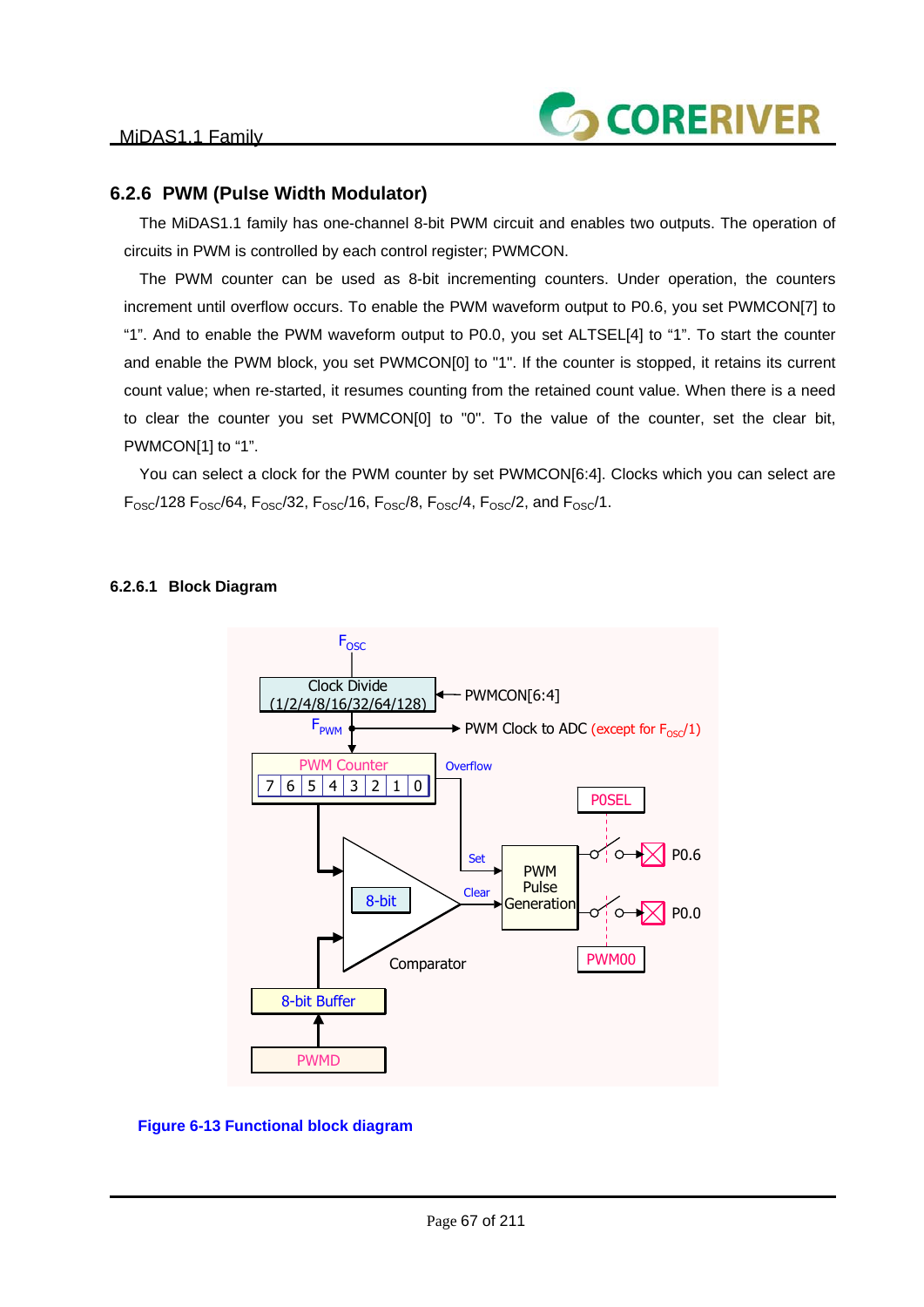### 6.2.6 PWM (Pulse Width Modulator)

The MiDAS1.1 family has one-channel 8-bit PWM circuit and enables two outputs. The operation of circuits in PWM is controlled by each control register; PWMCON.

The PWM counter can be used as 8-bit incrementing counters. Under operation, the counters increment until overflow occurs. To enable the PWM waveform output to P0.6, you set PWMCON[7] to “1”. And to enable the PWM waveform output to P0.0, you set ALTSEL[4] to “1”. To start the counter and enable the PWM block, you set PWMCON[0] to "1". If the counter is stopped, it retains its current count value; when re-started, it resumes counting from the retained count value. When there is a need to clear the counter you set PWMCON[0] to "0". To the value of the counter, set the clear bit, PWMCON[1] to “1”.

You can select a clock for the PWM counter by set PWMCON[6:4]. Clocks which you can select are $F_{OSC}/128$ $F_{OSC}/64$, $F_{OSC}/32$, $F_{OSC}/16$, $F_{OSC}/8$, $F_{OSC}/4$, $F_{OSC}/2$, and $F_{OSC}/1$.

#### 6.2.6.1 Block Diagram

$F_{OSC}$

Clock Divide (1/2/4/8/16/32/64/128) ← PWMCON[6:4]

$F_{PWM}$ → PWM Clock to ADC (except for $F_{OSC}/1$)

PWM Counter: 7 6 5 4 3 2 1 0 — Overflow → Set

8-bit Comparator — Clear → PWM Pulse Generation

8-bit Buffer ← PWMD

POSEL → P0.6

PWM00 → P0.0

**Figure 6-13 Functional block diagram**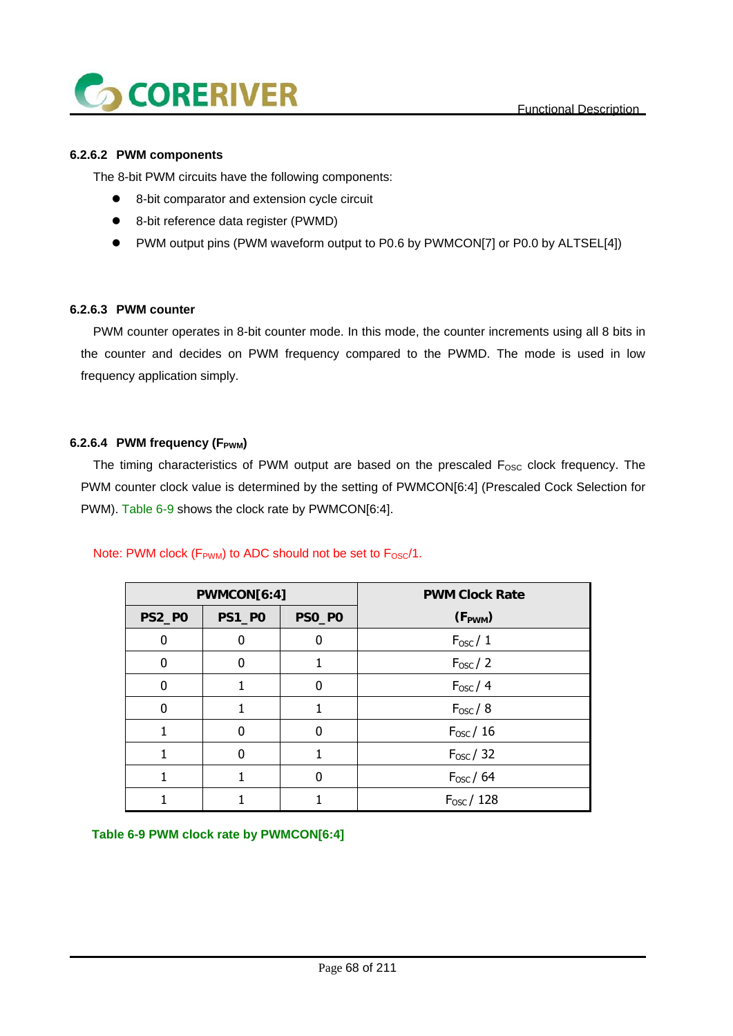### 6.2.6.2 PWM components

The 8-bit PWM circuits have the following components:

- 8-bit comparator and extension cycle circuit
- 8-bit reference data register (PWMD)
- PWM output pins (PWM waveform output to P0.6 by PWMCON[7] or P0.0 by ALTSEL[4])

### 6.2.6.3 PWM counter

PWM counter operates in 8-bit counter mode. In this mode, the counter increments using all 8 bits in the counter and decides on PWM frequency compared to the PWMD. The mode is used in low frequency application simply.

### 6.2.6.4 PWM frequency ($F_{PWM}$)

The timing characteristics of PWM output are based on the prescaled $F_{OSC}$ clock frequency. The PWM counter clock value is determined by the setting of PWMCON[6:4] (Prescaled Cock Selection for PWM). Table 6-9 shows the clock rate by PWMCON[6:4].

Note: PWM clock ($F_{PWM}$) to ADC should not be set to $F_{OSC}$/1.

| PWMCON[6:4] | | | PWM Clock Rate ($F_{PWM}$) |
|---|---|---|---|
| PS2_P0 | PS1_P0 | PS0_P0 | |
| 0 | 0 | 0 | $F_{OSC}$ / 1 |
| 0 | 0 | 1 | $F_{OSC}$ / 2 |
| 0 | 1 | 0 | $F_{OSC}$ / 4 |
| 0 | 1 | 1 | $F_{OSC}$ / 8 |
| 1 | 0 | 0 | $F_{OSC}$ / 16 |
| 1 | 0 | 1 | $F_{OSC}$ / 32 |
| 1 | 1 | 0 | $F_{OSC}$ / 64 |
| 1 | 1 | 1 | $F_{OSC}$ / 128 |

**Table 6-9 PWM clock rate by PWMCON[6:4]**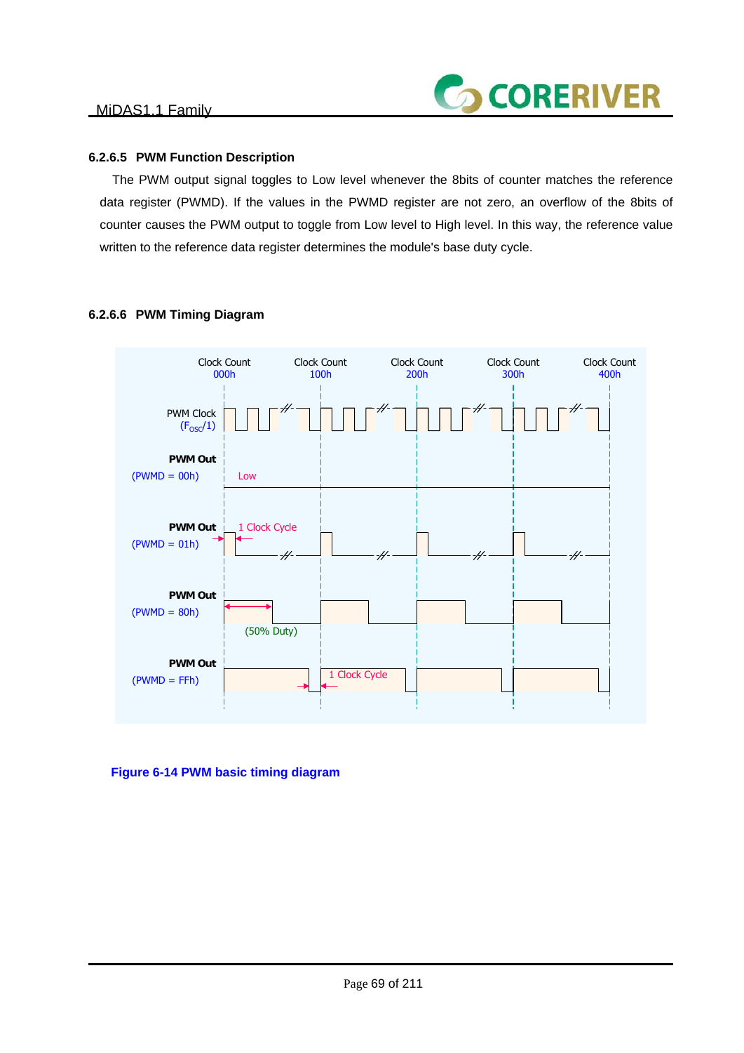### 6.2.6.5 PWM Function Description

The PWM output signal toggles to Low level whenever the 8bits of counter matches the reference data register (PWMD). If the values in the PWMD register are not zero, an overflow of the 8bits of counter causes the PWM output to toggle from Low level to High level. In this way, the reference value written to the reference data register determines the module's base duty cycle.

### 6.2.6.6 PWM Timing Diagram

Clock Count 000h  Clock Count 100h  Clock Count 200h  Clock Count 300h  Clock Count 400h

PWM Clock ($F_{OSC}/1$)

**PWM Out** (PWMD = 00h)  Low

**PWM Out** (PWMD = 01h)  1 Clock Cycle

**PWM Out** (PWMD = 80h)  (50% Duty)

**PWM Out** (PWMD = FFh)  1 Clock Cycle

**Figure 6-14 PWM basic timing diagram**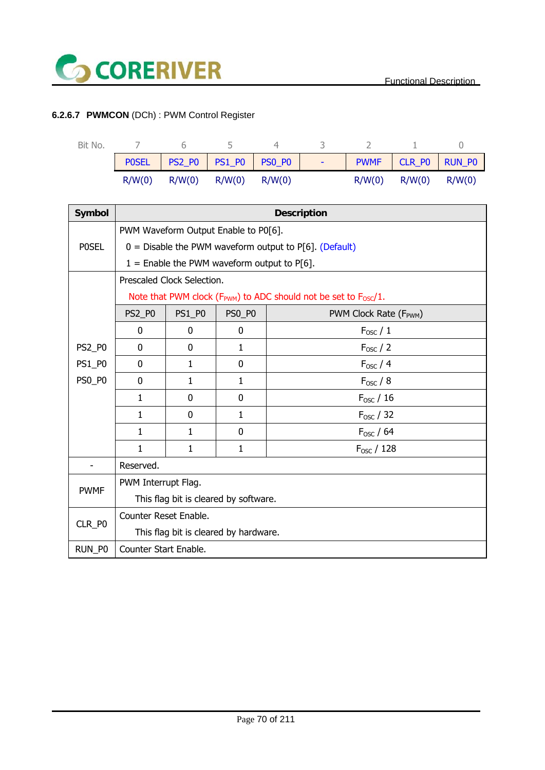### 6.2.6.7 **PWMCON** (DCh) : PWM Control Register

| Bit No. | 7 | 6 | 5 | 4 | 3 | 2 | 1 | 0 |
|---|---|---|---|---|---|---|---|---|
| | P0SEL | PS2_P0 | PS1_P0 | PS0_P0 | - | PWMF | CLR_P0 | RUN_P0 |
| | R/W(0) | R/W(0) | R/W(0) | R/W(0) | | R/W(0) | R/W(0) | R/W(0) |

| Symbol | Description | | | |
|---|---|---|---|---|
| P0SEL | PWM Waveform Output Enable to P0[6].<br>0 = Disable the PWM waveform output to P[6]. (Default)<br>1 = Enable the PWM waveform output to P[6]. | | | |
| PS2_P0<br>PS1_P0<br>PS0_P0 | Prescaled Clock Selection.<br>Note that PWM clock ($F_{PWM}$) to ADC should not be set to $F_{OSC}/1$. | | | |
| | PS2_P0 | PS1_P0 | PS0_P0 | PWM Clock Rate ($F_{PWM}$) |
| | 0 | 0 | 0 | $F_{OSC}$ / 1 |
| | 0 | 0 | 1 | $F_{OSC}$ / 2 |
| | 0 | 1 | 0 | $F_{OSC}$ / 4 |
| | 0 | 1 | 1 | $F_{OSC}$ / 8 |
| | 1 | 0 | 0 | $F_{OSC}$ / 16 |
| | 1 | 0 | 1 | $F_{OSC}$ / 32 |
| | 1 | 1 | 0 | $F_{OSC}$ / 64 |
| | 1 | 1 | 1 | $F_{OSC}$ / 128 |
| - | Reserved. | | | |
| PWMF | PWM Interrupt Flag.<br>This flag bit is cleared by software. | | | |
| CLR_P0 | Counter Reset Enable.<br>This flag bit is cleared by hardware. | | | |
| RUN_P0 | Counter Start Enable. | | | |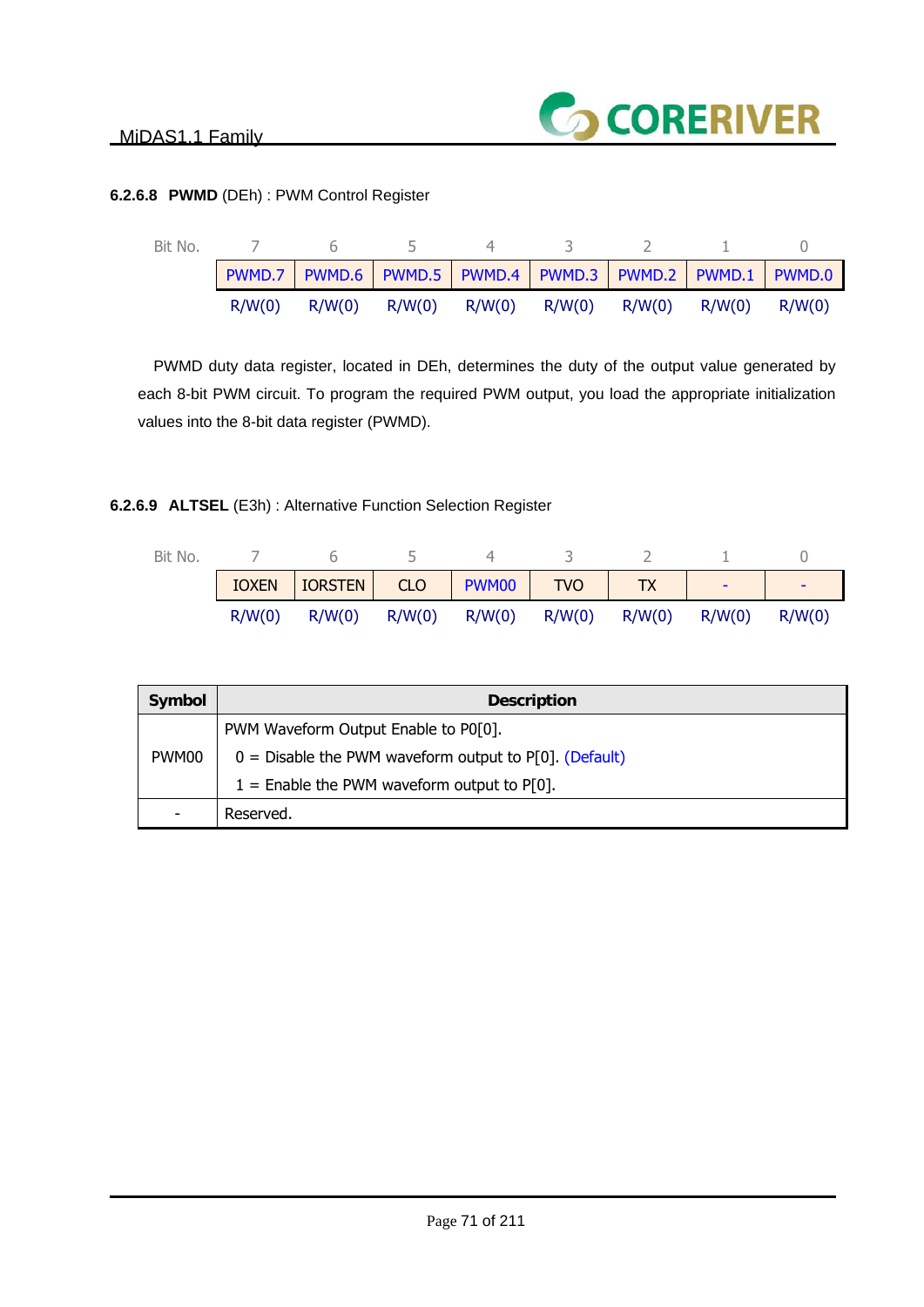#### 6.2.6.8 **PWMD** (DEh) : PWM Control Register

| Bit No. | 7 | 6 | 5 | 4 | 3 | 2 | 1 | 0 |
|---|---|---|---|---|---|---|---|---|
| | PWMD.7 | PWMD.6 | PWMD.5 | PWMD.4 | PWMD.3 | PWMD.2 | PWMD.1 | PWMD.0 |
| | R/W(0) | R/W(0) | R/W(0) | R/W(0) | R/W(0) | R/W(0) | R/W(0) | R/W(0) |

PWMD duty data register, located in DEh, determines the duty of the output value generated by each 8-bit PWM circuit. To program the required PWM output, you load the appropriate initialization values into the 8-bit data register (PWMD).

#### 6.2.6.9 **ALTSEL** (E3h) : Alternative Function Selection Register

| Bit No. | 7 | 6 | 5 | 4 | 3 | 2 | 1 | 0 |
|---|---|---|---|---|---|---|---|---|
| | IOXEN | IORSTEN | CLO | PWM00 | TVO | TX | - | - |
| | R/W(0) | R/W(0) | R/W(0) | R/W(0) | R/W(0) | R/W(0) | R/W(0) | R/W(0) |

| Symbol | Description |
|---|---|
| PWM00 | PWM Waveform Output Enable to P0[0].<br>0 = Disable the PWM waveform output to P[0]. (Default)<br>1 = Enable the PWM waveform output to P[0]. |
| - | Reserved. |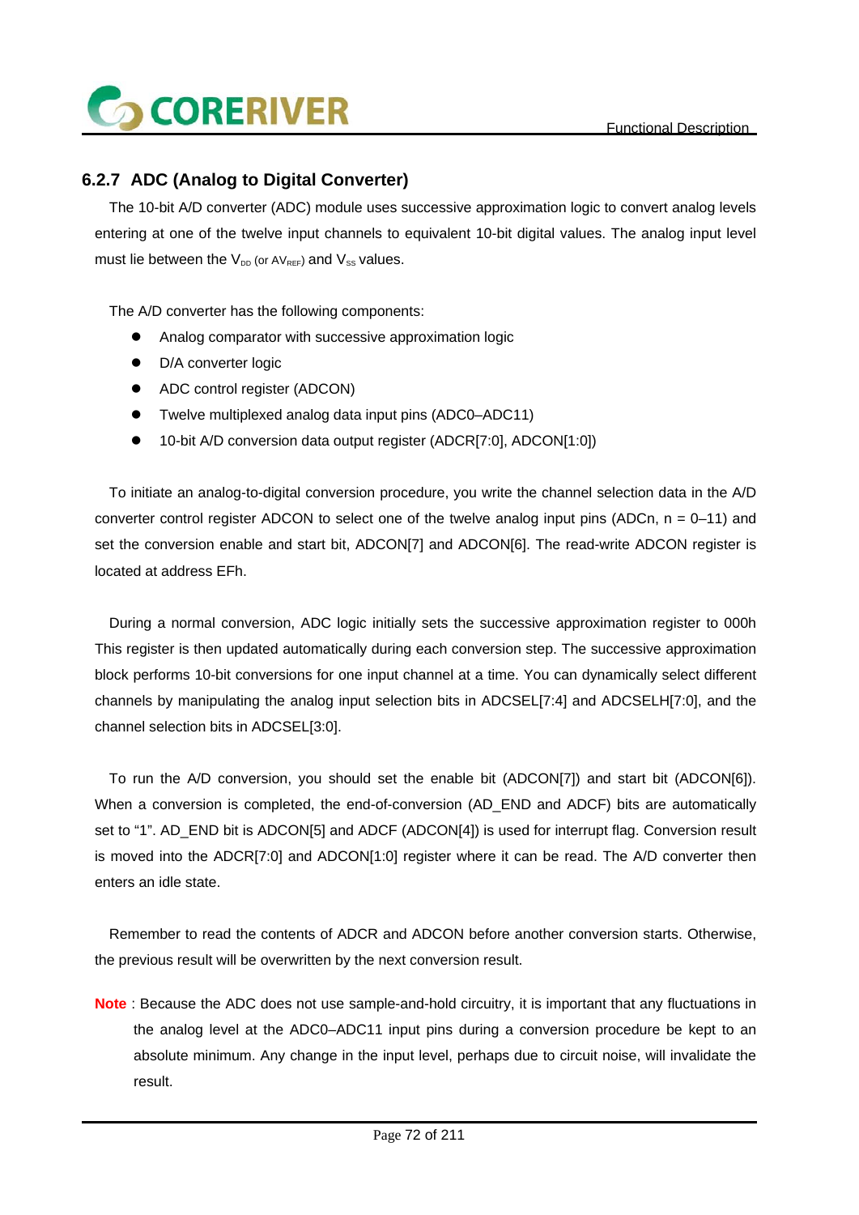### 6.2.7 ADC (Analog to Digital Converter)

The 10-bit A/D converter (ADC) module uses successive approximation logic to convert analog levels entering at one of the twelve input channels to equivalent 10-bit digital values. The analog input level must lie between the $V_{DD}$ (or $AV_{REF}$) and $V_{SS}$ values.

The A/D converter has the following components:

- Analog comparator with successive approximation logic
- D/A converter logic
- ADC control register (ADCON)
- Twelve multiplexed analog data input pins (ADC0–ADC11)
- 10-bit A/D conversion data output register (ADCR[7:0], ADCON[1:0])

To initiate an analog-to-digital conversion procedure, you write the channel selection data in the A/D converter control register ADCON to select one of the twelve analog input pins (ADCn, n = 0–11) and set the conversion enable and start bit, ADCON[7] and ADCON[6]. The read-write ADCON register is located at address EFh.

During a normal conversion, ADC logic initially sets the successive approximation register to 000h This register is then updated automatically during each conversion step. The successive approximation block performs 10-bit conversions for one input channel at a time. You can dynamically select different channels by manipulating the analog input selection bits in ADCSEL[7:4] and ADCSELH[7:0], and the channel selection bits in ADCSEL[3:0].

To run the A/D conversion, you should set the enable bit (ADCON[7]) and start bit (ADCON[6]). When a conversion is completed, the end-of-conversion (AD_END and ADCF) bits are automatically set to “1”. AD_END bit is ADCON[5] and ADCF (ADCON[4]) is used for interrupt flag. Conversion result is moved into the ADCR[7:0] and ADCON[1:0] register where it can be read. The A/D converter then enters an idle state.

Remember to read the contents of ADCR and ADCON before another conversion starts. Otherwise, the previous result will be overwritten by the next conversion result.

**Note** : Because the ADC does not use sample-and-hold circuitry, it is important that any fluctuations in the analog level at the ADC0–ADC11 input pins during a conversion procedure be kept to an absolute minimum. Any change in the input level, perhaps due to circuit noise, will invalidate the result.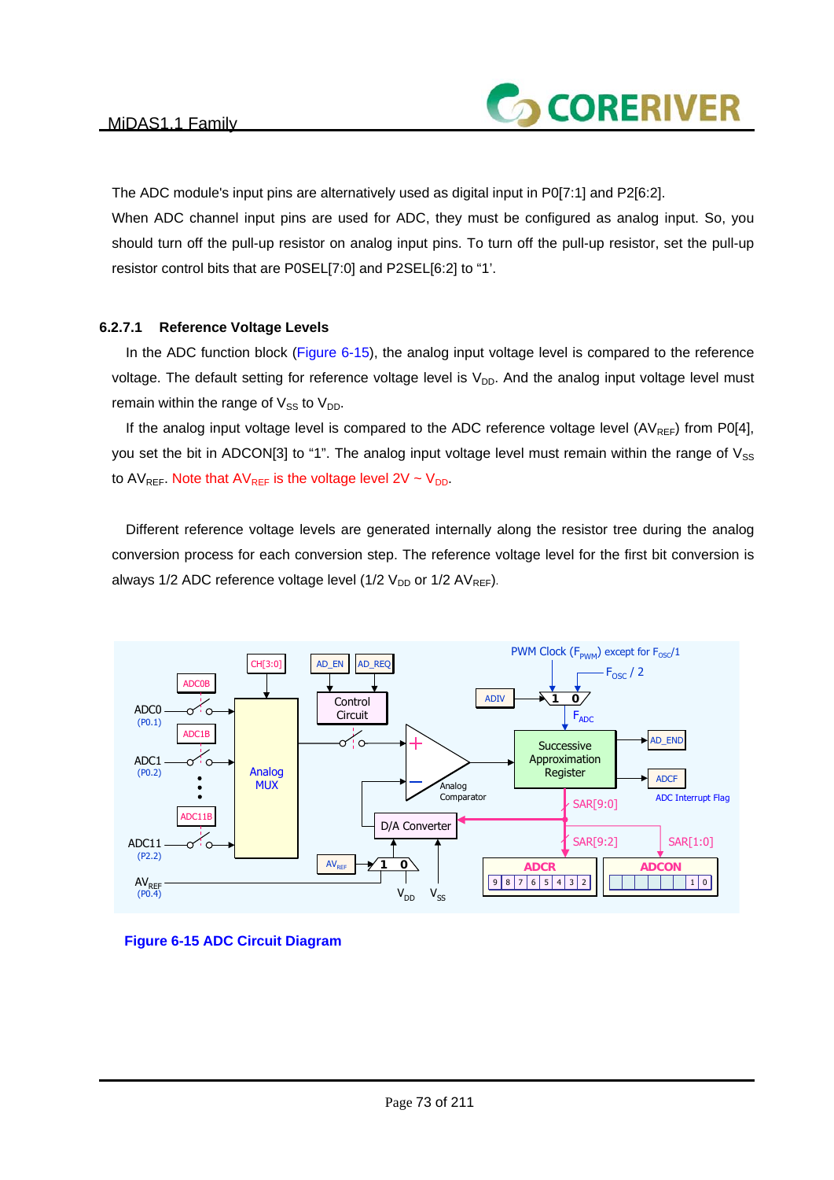The ADC module's input pins are alternatively used as digital input in P0[7:1] and P2[6:2].

When ADC channel input pins are used for ADC, they must be configured as analog input. So, you should turn off the pull-up resistor on analog input pins. To turn off the pull-up resistor, set the pull-up resistor control bits that are P0SEL[7:0] and P2SEL[6:2] to "1".

### 6.2.7.1 Reference Voltage Levels

In the ADC function block (Figure 6-15), the analog input voltage level is compared to the reference voltage. The default setting for reference voltage level is $V_{DD}$. And the analog input voltage level must remain within the range of $V_{SS}$ to $V_{DD}$.

If the analog input voltage level is compared to the ADC reference voltage level ($AV_{REF}$) from P0[4], you set the bit in ADCON[3] to "1". The analog input voltage level must remain within the range of $V_{SS}$ to $AV_{REF}$. Note that $AV_{REF}$ is the voltage level 2V ~ $V_{DD}$.

Different reference voltage levels are generated internally along the resistor tree during the analog conversion process for each conversion step. The reference voltage level for the first bit conversion is always 1/2 ADC reference voltage level (1/2 $V_{DD}$ or 1/2 $AV_{REF}$).

**Figure 6-15 ADC Circuit Diagram**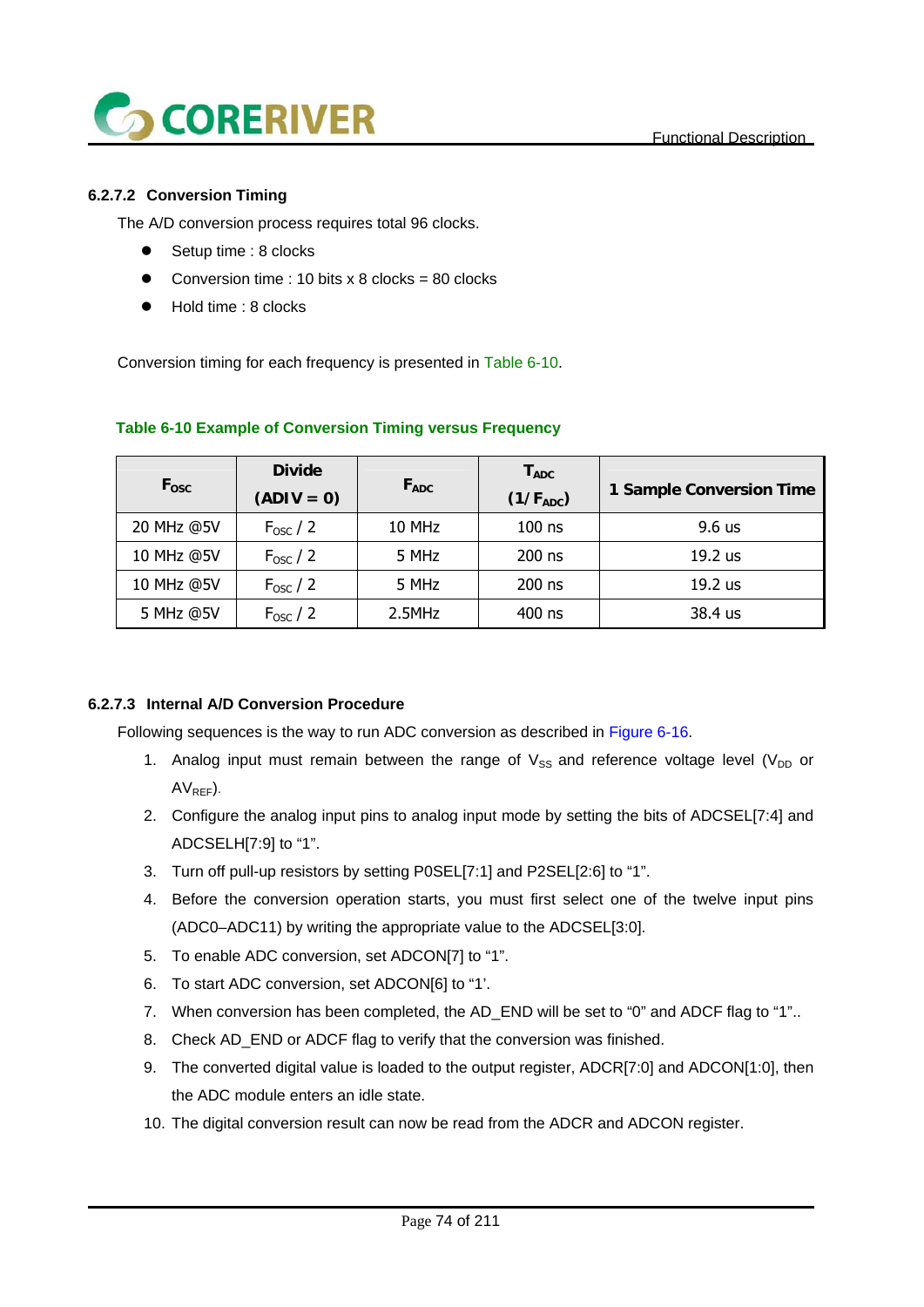### 6.2.7.2 Conversion Timing

The A/D conversion process requires total 96 clocks.

- Setup time : 8 clocks
- Conversion time : 10 bits x 8 clocks = 80 clocks
- Hold time : 8 clocks

Conversion timing for each frequency is presented in Table 6-10.

**Table 6-10 Example of Conversion Timing versus Frequency**

| $F_{OSC}$ | Divide (ADIV = 0) | $F_{ADC}$ | $T_{ADC}$ ($1/F_{ADC}$) | 1 Sample Conversion Time |
|---|---|---|---|---|
| 20 MHz @5V | $F_{OSC}$ / 2 | 10 MHz | 100 ns | 9.6 us |
| 10 MHz @5V | $F_{OSC}$ / 2 | 5 MHz | 200 ns | 19.2 us |
| 10 MHz @5V | $F_{OSC}$ / 2 | 5 MHz | 200 ns | 19.2 us |
| 5 MHz @5V | $F_{OSC}$ / 2 | 2.5MHz | 400 ns | 38.4 us |

### 6.2.7.3 Internal A/D Conversion Procedure

Following sequences is the way to run ADC conversion as described in Figure 6-16.

1. Analog input must remain between the range of $V_{SS}$ and reference voltage level ($V_{DD}$ or $AV_{REF}$).
2. Configure the analog input pins to analog input mode by setting the bits of ADCSEL[7:4] and ADCSELH[7:9] to “1”.
3. Turn off pull-up resistors by setting P0SEL[7:1] and P2SEL[2:6] to “1”.
4. Before the conversion operation starts, you must first select one of the twelve input pins (ADC0–ADC11) by writing the appropriate value to the ADCSEL[3:0].
5. To enable ADC conversion, set ADCON[7] to “1”.
6. To start ADC conversion, set ADCON[6] to “1’.
7. When conversion has been completed, the AD_END will be set to “0” and ADCF flag to “1”..
8. Check AD_END or ADCF flag to verify that the conversion was finished.
9. The converted digital value is loaded to the output register, ADCR[7:0] and ADCON[1:0], then the ADC module enters an idle state.
10. The digital conversion result can now be read from the ADCR and ADCON register.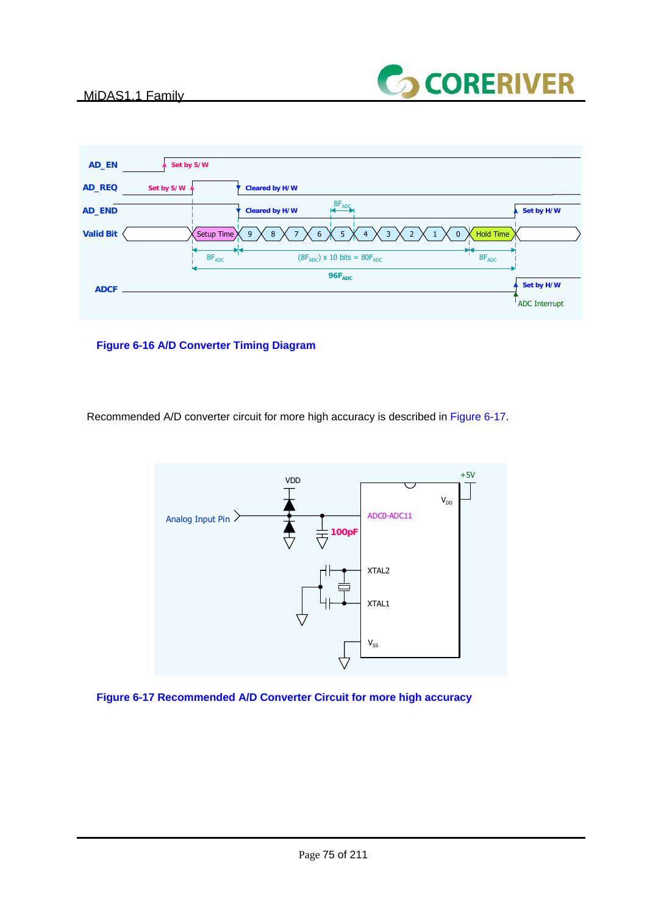Figure 6-16 A/D Converter Timing Diagram

Recommended A/D converter circuit for more high accuracy is described in Figure 6-17.

Figure 6-17 Recommended A/D Converter Circuit for more high accuracy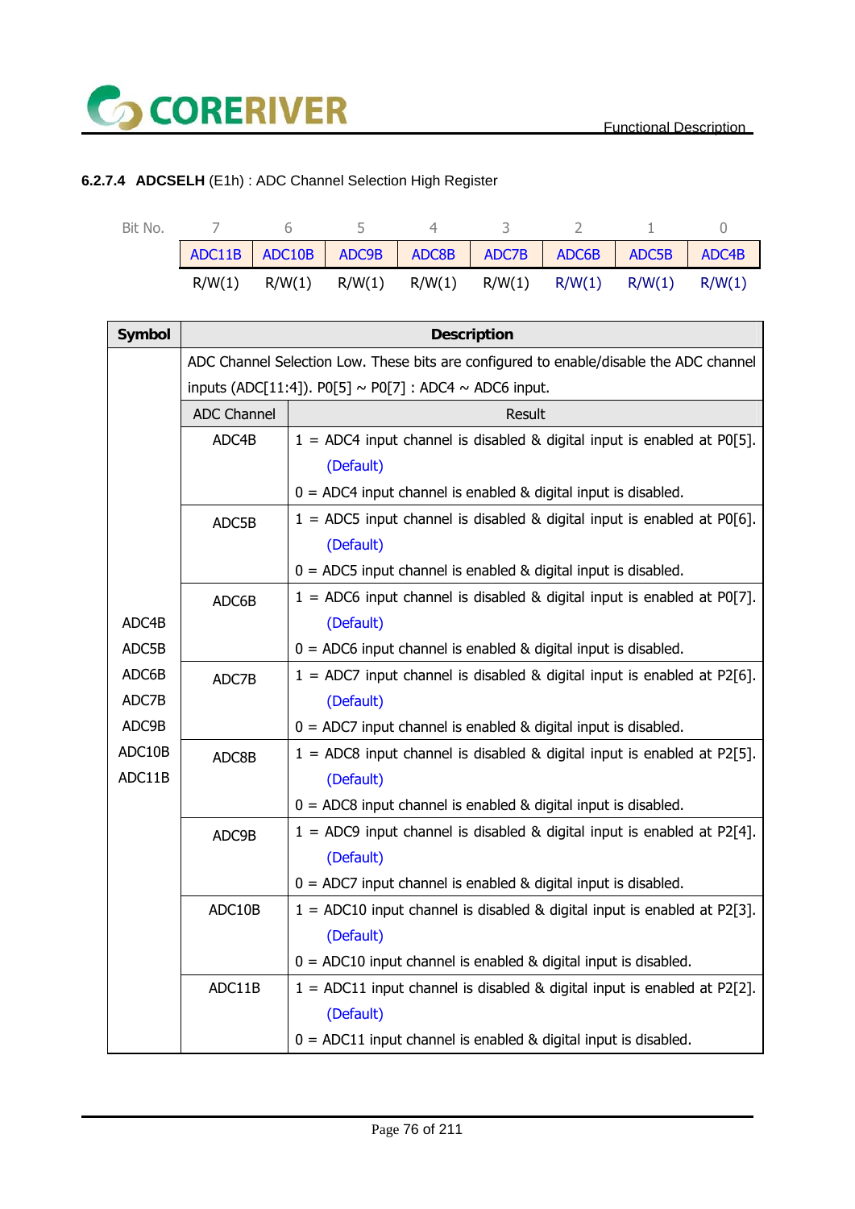#### 6.2.7.4 ADCSELH (E1h) : ADC Channel Selection High Register

| Bit No. | 7 | 6 | 5 | 4 | 3 | 2 | 1 | 0 |
|---|---|---|---|---|---|---|---|---|
| | ADC11B | ADC10B | ADC9B | ADC8B | ADC7B | ADC6B | ADC5B | ADC4B |
| | R/W(1) | R/W(1) | R/W(1) | R/W(1) | R/W(1) | R/W(1) | R/W(1) | R/W(1) |

| Symbol | Description | |
|---|---|---|
| ADC4B<br>ADC5B<br>ADC6B<br>ADC7B<br>ADC9B<br>ADC10B<br>ADC11B | ADC Channel Selection Low. These bits are configured to enable/disable the ADC channel inputs (ADC[11:4]). P0[5] ~ P0[7] : ADC4 ~ ADC6 input. | |
| | **ADC Channel** | **Result** |
| | ADC4B | 1 = ADC4 input channel is disabled & digital input is enabled at P0[5]. (Default)<br>0 = ADC4 input channel is enabled & digital input is disabled. |
| | ADC5B | 1 = ADC5 input channel is disabled & digital input is enabled at P0[6]. (Default)<br>0 = ADC5 input channel is enabled & digital input is disabled. |
| | ADC6B | 1 = ADC6 input channel is disabled & digital input is enabled at P0[7]. (Default)<br>0 = ADC6 input channel is enabled & digital input is disabled. |
| | ADC7B | 1 = ADC7 input channel is disabled & digital input is enabled at P2[6]. (Default)<br>0 = ADC7 input channel is enabled & digital input is disabled. |
| | ADC8B | 1 = ADC8 input channel is disabled & digital input is enabled at P2[5]. (Default)<br>0 = ADC8 input channel is enabled & digital input is disabled. |
| | ADC9B | 1 = ADC9 input channel is disabled & digital input is enabled at P2[4]. (Default)<br>0 = ADC7 input channel is enabled & digital input is disabled. |
| | ADC10B | 1 = ADC10 input channel is disabled & digital input is enabled at P2[3]. (Default)<br>0 = ADC10 input channel is enabled & digital input is disabled. |
| | ADC11B | 1 = ADC11 input channel is disabled & digital input is enabled at P2[2]. (Default)<br>0 = ADC11 input channel is enabled & digital input is disabled. |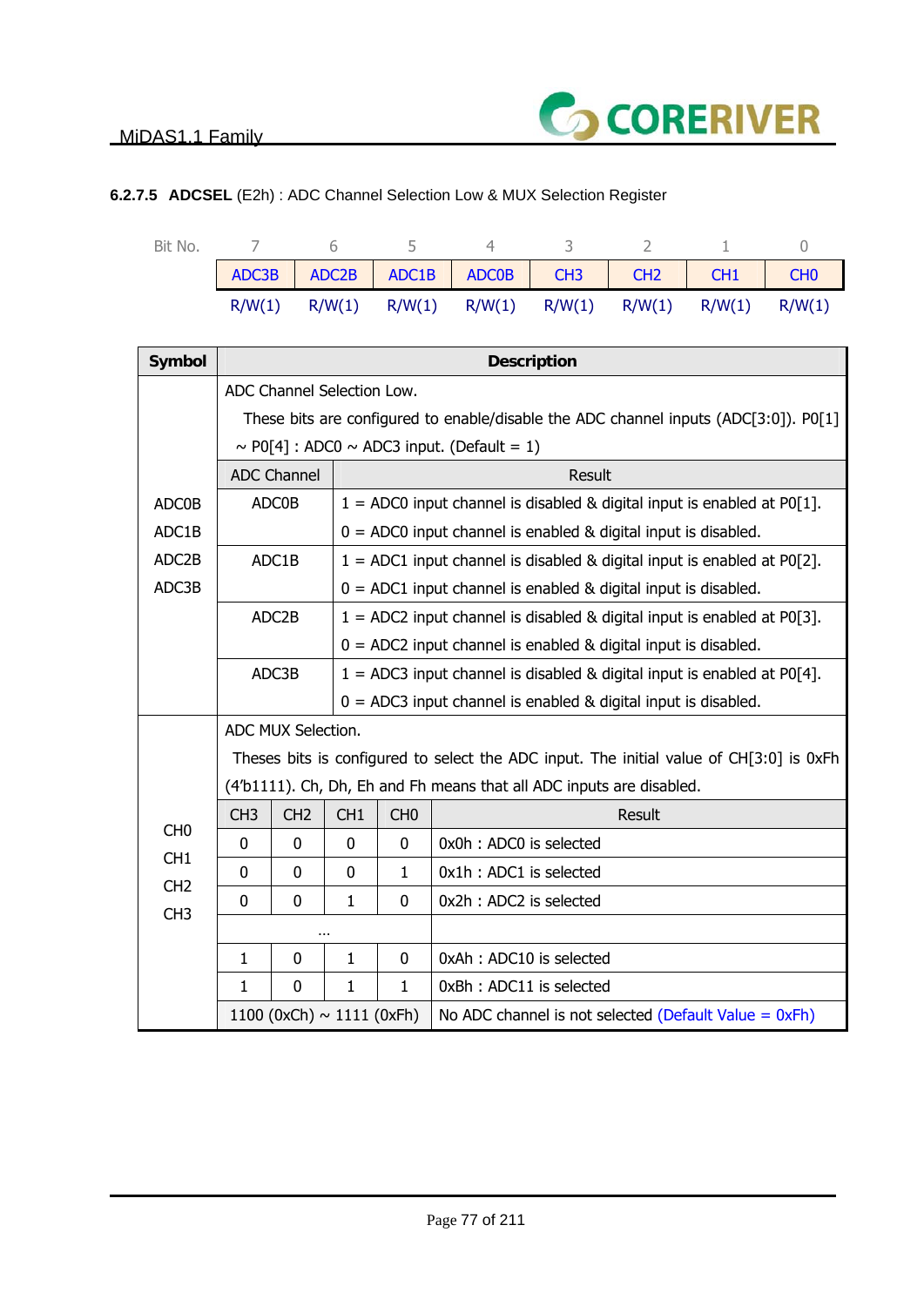#### 6.2.7.5 **ADCSEL** (E2h) : ADC Channel Selection Low & MUX Selection Register

| Bit No. | 7 | 6 | 5 | 4 | 3 | 2 | 1 | 0 |
|---|---|---|---|---|---|---|---|---|
| | ADC3B | ADC2B | ADC1B | ADC0B | CH3 | CH2 | CH1 | CH0 |
| | R/W(1) | R/W(1) | R/W(1) | R/W(1) | R/W(1) | R/W(1) | R/W(1) | R/W(1) |

| Symbol | Description |
|---|---|
| ADC0B<br>ADC1B<br>ADC2B<br>ADC3B | ADC Channel Selection Low.<br>These bits are configured to enable/disable the ADC channel inputs (ADC[3:0]). P0[1] ~ P0[4] : ADC0 ~ ADC3 input. (Default = 1) |

| ADC Channel | Result |
|---|---|
| ADC0B | 1 = ADC0 input channel is disabled & digital input is enabled at P0[1].<br>0 = ADC0 input channel is enabled & digital input is disabled. |
| ADC1B | 1 = ADC1 input channel is disabled & digital input is enabled at P0[2].<br>0 = ADC1 input channel is enabled & digital input is disabled. |
| ADC2B | 1 = ADC2 input channel is disabled & digital input is enabled at P0[3].<br>0 = ADC2 input channel is enabled & digital input is disabled. |
| ADC3B | 1 = ADC3 input channel is disabled & digital input is enabled at P0[4].<br>0 = ADC3 input channel is enabled & digital input is disabled. |

| Symbol | Description |
|---|---|
| CH0<br>CH1<br>CH2<br>CH3 | ADC MUX Selection.<br>Theses bits is configured to select the ADC input. The initial value of CH[3:0] is 0xFh (4'b1111). Ch, Dh, Eh and Fh means that all ADC inputs are disabled. |

| CH3 | CH2 | CH1 | CH0 | Result |
|---|---|---|---|---|
| 0 | 0 | 0 | 0 | 0x0h : ADC0 is selected |
| 0 | 0 | 0 | 1 | 0x1h : ADC1 is selected |
| 0 | 0 | 1 | 0 | 0x2h : ADC2 is selected |
| … | | | | |
| 1 | 0 | 1 | 0 | 0xAh : ADC10 is selected |
| 1 | 0 | 1 | 1 | 0xBh : ADC11 is selected |
| 1100 (0xCh) ~ 1111 (0xFh) | | | | No ADC channel is not selected (Default Value = 0xFh) |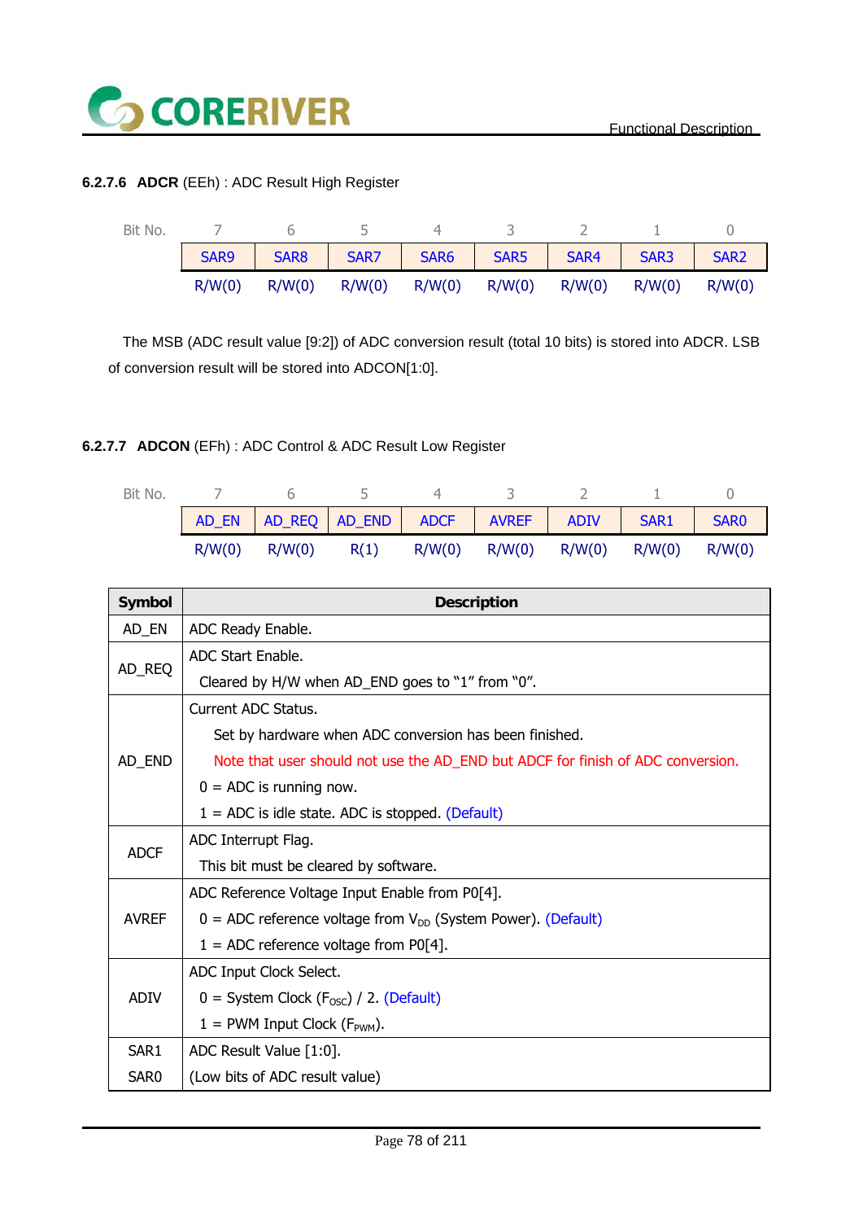#### 6.2.7.6 **ADCR** (EEh) : ADC Result High Register

| Bit No. | 7 | 6 | 5 | 4 | 3 | 2 | 1 | 0 |
|---|---|---|---|---|---|---|---|---|
| | SAR9 | SAR8 | SAR7 | SAR6 | SAR5 | SAR4 | SAR3 | SAR2 |
| | R/W(0) | R/W(0) | R/W(0) | R/W(0) | R/W(0) | R/W(0) | R/W(0) | R/W(0) |

The MSB (ADC result value [9:2]) of ADC conversion result (total 10 bits) is stored into ADCR. LSB of conversion result will be stored into ADCON[1:0].

#### 6.2.7.7 **ADCON** (EFh) : ADC Control & ADC Result Low Register

| Bit No. | 7 | 6 | 5 | 4 | 3 | 2 | 1 | 0 |
|---|---|---|---|---|---|---|---|---|
| | AD_EN | AD_REQ | AD_END | ADCF | AVREF | ADIV | SAR1 | SAR0 |
| | R/W(0) | R/W(0) | R(1) | R/W(0) | R/W(0) | R/W(0) | R/W(0) | R/W(0) |

| Symbol | Description |
|---|---|
| AD_EN | ADC Ready Enable. |
| AD_REQ | ADC Start Enable.<br>Cleared by H/W when AD_END goes to "1" from "0". |
| AD_END | Current ADC Status.<br>Set by hardware when ADC conversion has been finished.<br>Note that user should not use the AD_END but ADCF for finish of ADC conversion.<br>0 = ADC is running now.<br>1 = ADC is idle state. ADC is stopped. (Default) |
| ADCF | ADC Interrupt Flag.<br>This bit must be cleared by software. |
| AVREF | ADC Reference Voltage Input Enable from P0[4].<br>0 = ADC reference voltage from $V_{DD}$ (System Power). (Default)<br>1 = ADC reference voltage from P0[4]. |
| ADIV | ADC Input Clock Select.<br>0 = System Clock ($F_{OSC}$) / 2. (Default)<br>1 = PWM Input Clock ($F_{PWM}$). |
| SAR1<br>SAR0 | ADC Result Value [1:0].<br>(Low bits of ADC result value) |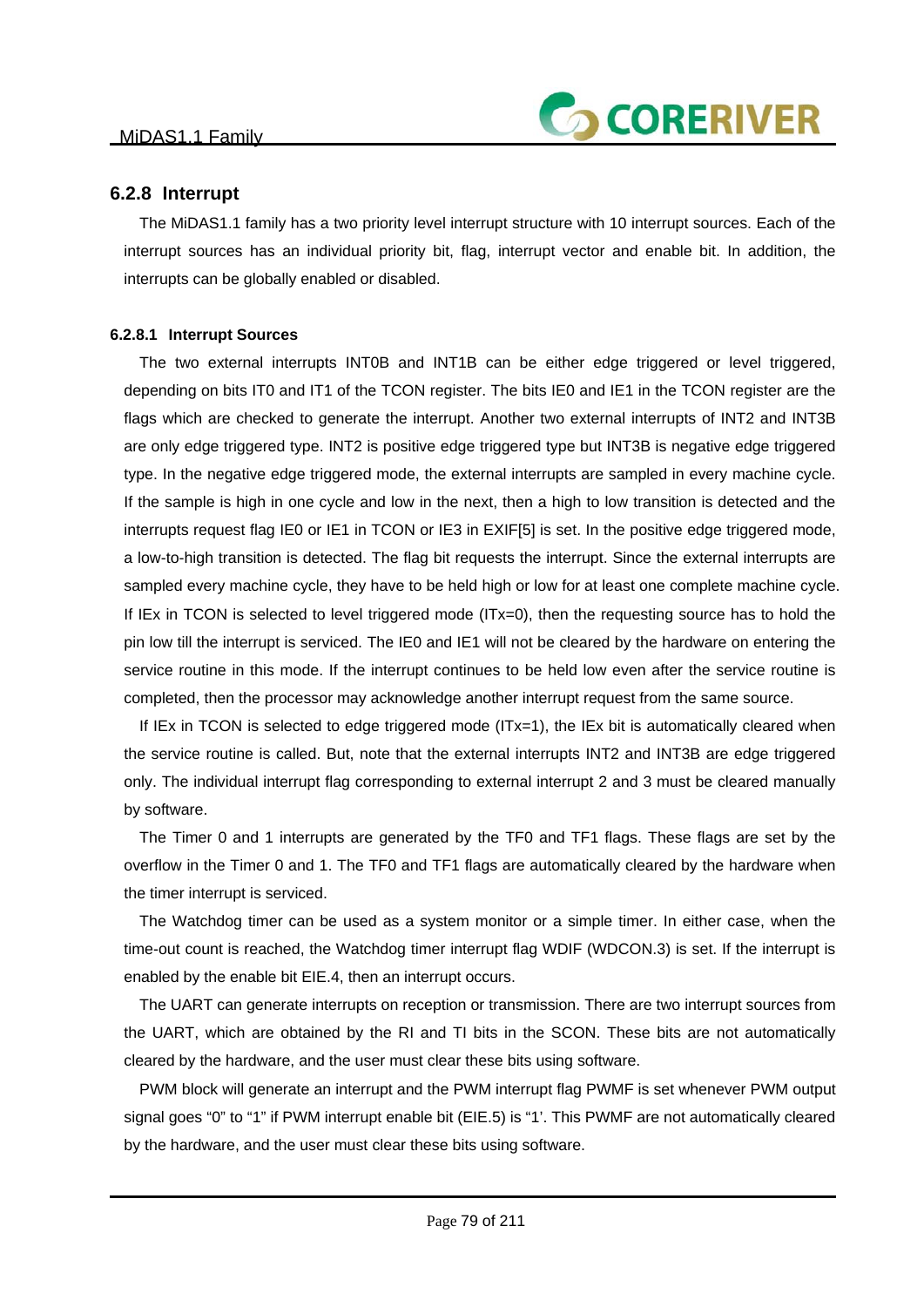### 6.2.8 Interrupt

The MiDAS1.1 family has a two priority level interrupt structure with 10 interrupt sources. Each of the interrupt sources has an individual priority bit, flag, interrupt vector and enable bit. In addition, the interrupts can be globally enabled or disabled.

#### 6.2.8.1 Interrupt Sources

The two external interrupts INT0B and INT1B can be either edge triggered or level triggered, depending on bits IT0 and IT1 of the TCON register. The bits IE0 and IE1 in the TCON register are the flags which are checked to generate the interrupt. Another two external interrupts of INT2 and INT3B are only edge triggered type. INT2 is positive edge triggered type but INT3B is negative edge triggered type. In the negative edge triggered mode, the external interrupts are sampled in every machine cycle. If the sample is high in one cycle and low in the next, then a high to low transition is detected and the interrupts request flag IE0 or IE1 in TCON or IE3 in EXIF[5] is set. In the positive edge triggered mode, a low-to-high transition is detected. The flag bit requests the interrupt. Since the external interrupts are sampled every machine cycle, they have to be held high or low for at least one complete machine cycle. If IEx in TCON is selected to level triggered mode (ITx=0), then the requesting source has to hold the pin low till the interrupt is serviced. The IE0 and IE1 will not be cleared by the hardware on entering the service routine in this mode. If the interrupt continues to be held low even after the service routine is completed, then the processor may acknowledge another interrupt request from the same source.

If IEx in TCON is selected to edge triggered mode (ITx=1), the IEx bit is automatically cleared when the service routine is called. But, note that the external interrupts INT2 and INT3B are edge triggered only. The individual interrupt flag corresponding to external interrupt 2 and 3 must be cleared manually by software.

The Timer 0 and 1 interrupts are generated by the TF0 and TF1 flags. These flags are set by the overflow in the Timer 0 and 1. The TF0 and TF1 flags are automatically cleared by the hardware when the timer interrupt is serviced.

The Watchdog timer can be used as a system monitor or a simple timer. In either case, when the time-out count is reached, the Watchdog timer interrupt flag WDIF (WDCON.3) is set. If the interrupt is enabled by the enable bit EIE.4, then an interrupt occurs.

The UART can generate interrupts on reception or transmission. There are two interrupt sources from the UART, which are obtained by the RI and TI bits in the SCON. These bits are not automatically cleared by the hardware, and the user must clear these bits using software.

PWM block will generate an interrupt and the PWM interrupt flag PWMF is set whenever PWM output signal goes "0" to "1" if PWM interrupt enable bit (EIE.5) is '1'. This PWMF are not automatically cleared by the hardware, and the user must clear these bits using software.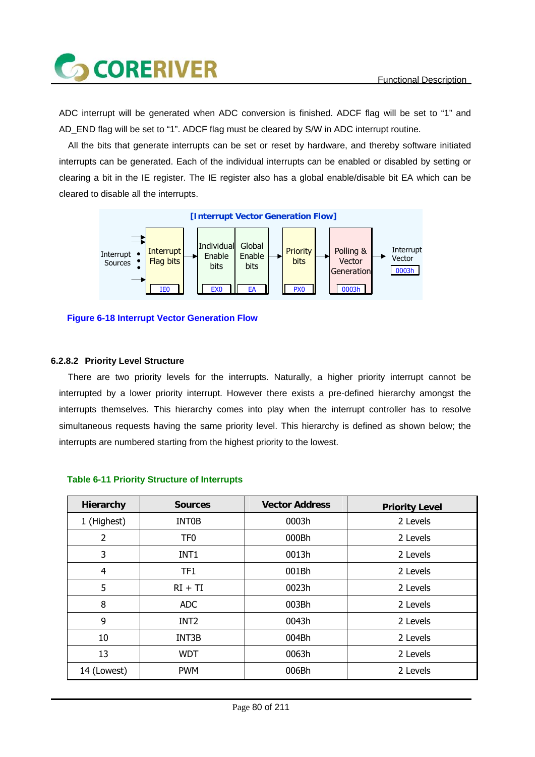ADC interrupt will be generated when ADC conversion is finished. ADCF flag will be set to “1” and AD_END flag will be set to “1”. ADCF flag must be cleared by S/W in ADC interrupt routine.

All the bits that generate interrupts can be set or reset by hardware, and thereby software initiated interrupts can be generated. Each of the individual interrupts can be enabled or disabled by setting or clearing a bit in the IE register. The IE register also has a global enable/disable bit EA which can be cleared to disable all the interrupts.

[Interrupt Vector Generation Flow]

Interrupt Sources → Interrupt Flag bits (IE0) → Individual Enable bits (EX0) | Global Enable bits (EA) → Priority bits (PX0) → Polling & Vector Generation (0003h) → Interrupt Vector (0003h)

**Figure 6-18 Interrupt Vector Generation Flow**

### 6.2.8.2 Priority Level Structure

There are two priority levels for the interrupts. Naturally, a higher priority interrupt cannot be interrupted by a lower priority interrupt. However there exists a pre-defined hierarchy amongst the interrupts themselves. This hierarchy comes into play when the interrupt controller has to resolve simultaneous requests having the same priority level. This hierarchy is defined as shown below; the interrupts are numbered starting from the highest priority to the lowest.

**Table 6-11 Priority Structure of Interrupts**

| Hierarchy | Sources | Vector Address | Priority Level |
|---|---|---|---|
| 1 (Highest) | INT0B | 0003h | 2 Levels |
| 2 | TF0 | 000Bh | 2 Levels |
| 3 | INT1 | 0013h | 2 Levels |
| 4 | TF1 | 001Bh | 2 Levels |
| 5 | RI + TI | 0023h | 2 Levels |
| 8 | ADC | 003Bh | 2 Levels |
| 9 | INT2 | 0043h | 2 Levels |
| 10 | INT3B | 004Bh | 2 Levels |
| 13 | WDT | 0063h | 2 Levels |
| 14 (Lowest) | PWM | 006Bh | 2 Levels |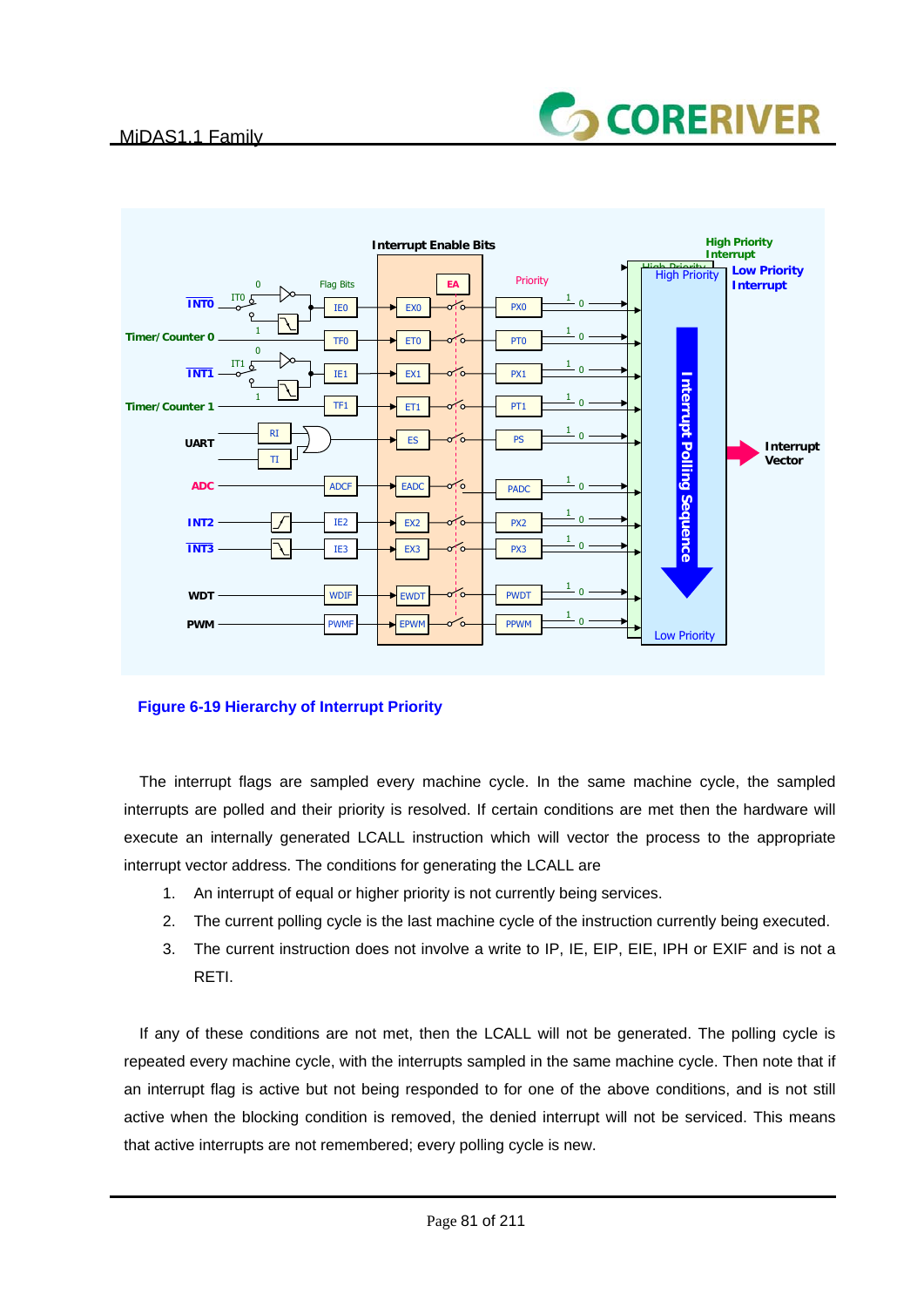**Figure 6-19 Hierarchy of Interrupt Priority**

The interrupt flags are sampled every machine cycle. In the same machine cycle, the sampled interrupts are polled and their priority is resolved. If certain conditions are met then the hardware will execute an internally generated LCALL instruction which will vector the process to the appropriate interrupt vector address. The conditions for generating the LCALL are

1. An interrupt of equal or higher priority is not currently being services.
2. The current polling cycle is the last machine cycle of the instruction currently being executed.
3. The current instruction does not involve a write to IP, IE, EIP, EIE, IPH or EXIF and is not a RETI.

If any of these conditions are not met, then the LCALL will not be generated. The polling cycle is repeated every machine cycle, with the interrupts sampled in the same machine cycle. Then note that if an interrupt flag is active but not being responded to for one of the above conditions, and is not still active when the blocking condition is removed, the denied interrupt will not be serviced. This means that active interrupts are not remembered; every polling cycle is new.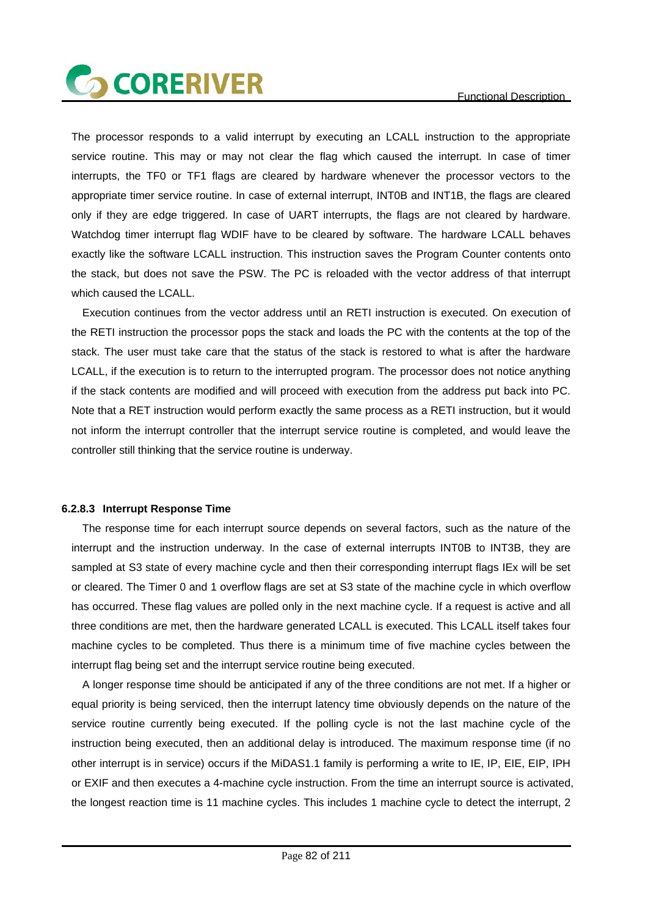The processor responds to a valid interrupt by executing an LCALL instruction to the appropriate service routine. This may or may not clear the flag which caused the interrupt. In case of timer interrupts, the TF0 or TF1 flags are cleared by hardware whenever the processor vectors to the appropriate timer service routine. In case of external interrupt, INT0B and INT1B, the flags are cleared only if they are edge triggered. In case of UART interrupts, the flags are not cleared by hardware. Watchdog timer interrupt flag WDIF have to be cleared by software. The hardware LCALL behaves exactly like the software LCALL instruction. This instruction saves the Program Counter contents onto the stack, but does not save the PSW. The PC is reloaded with the vector address of that interrupt which caused the LCALL.

Execution continues from the vector address until an RETI instruction is executed. On execution of the RETI instruction the processor pops the stack and loads the PC with the contents at the top of the stack. The user must take care that the status of the stack is restored to what is after the hardware LCALL, if the execution is to return to the interrupted program. The processor does not notice anything if the stack contents are modified and will proceed with execution from the address put back into PC. Note that a RET instruction would perform exactly the same process as a RETI instruction, but it would not inform the interrupt controller that the interrupt service routine is completed, and would leave the controller still thinking that the service routine is underway.

#### 6.2.8.3 Interrupt Response Time

The response time for each interrupt source depends on several factors, such as the nature of the interrupt and the instruction underway. In the case of external interrupts INT0B to INT3B, they are sampled at S3 state of every machine cycle and then their corresponding interrupt flags IEx will be set or cleared. The Timer 0 and 1 overflow flags are set at S3 state of the machine cycle in which overflow has occurred. These flag values are polled only in the next machine cycle. If a request is active and all three conditions are met, then the hardware generated LCALL is executed. This LCALL itself takes four machine cycles to be completed. Thus there is a minimum time of five machine cycles between the interrupt flag being set and the interrupt service routine being executed.

A longer response time should be anticipated if any of the three conditions are not met. If a higher or equal priority is being serviced, then the interrupt latency time obviously depends on the nature of the service routine currently being executed. If the polling cycle is not the last machine cycle of the instruction being executed, then an additional delay is introduced. The maximum response time (if no other interrupt is in service) occurs if the MiDAS1.1 family is performing a write to IE, IP, EIE, EIP, IPH or EXIF and then executes a 4-machine cycle instruction. From the time an interrupt source is activated, the longest reaction time is 11 machine cycles. This includes 1 machine cycle to detect the interrupt, 2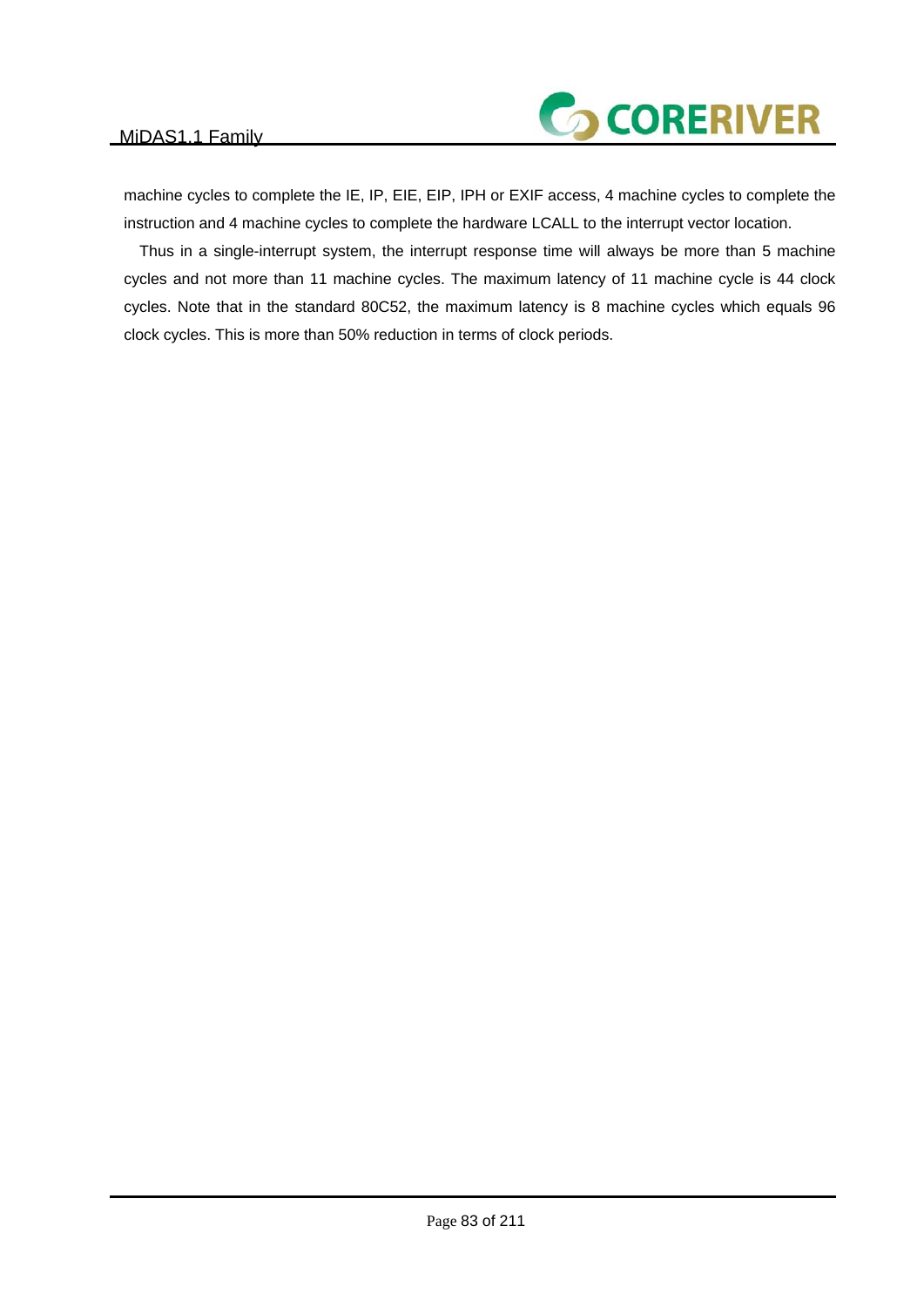machine cycles to complete the IE, IP, EIE, EIP, IPH or EXIF access, 4 machine cycles to complete the instruction and 4 machine cycles to complete the hardware LCALL to the interrupt vector location.

Thus in a single-interrupt system, the interrupt response time will always be more than 5 machine cycles and not more than 11 machine cycles. The maximum latency of 11 machine cycle is 44 clock cycles. Note that in the standard 80C52, the maximum latency is 8 machine cycles which equals 96 clock cycles. This is more than 50% reduction in terms of clock periods.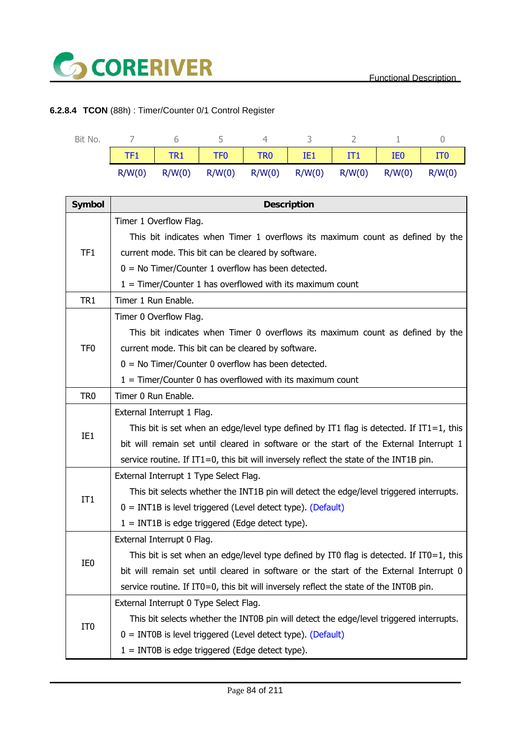### 6.2.8.4 **TCON** (88h) : Timer/Counter 0/1 Control Register

| Bit No. | 7 | 6 | 5 | 4 | 3 | 2 | 1 | 0 |
|---|---|---|---|---|---|---|---|---|
| | TF1 | TR1 | TF0 | TR0 | IE1 | IT1 | IE0 | IT0 |
| | R/W(0) | R/W(0) | R/W(0) | R/W(0) | R/W(0) | R/W(0) | R/W(0) | R/W(0) |

| Symbol | Description |
|---|---|
| TF1 | Timer 1 Overflow Flag.<br>This bit indicates when Timer 1 overflows its maximum count as defined by the current mode. This bit can be cleared by software.<br>0 = No Timer/Counter 1 overflow has been detected.<br>1 = Timer/Counter 1 has overflowed with its maximum count |
| TR1 | Timer 1 Run Enable. |
| TF0 | Timer 0 Overflow Flag.<br>This bit indicates when Timer 0 overflows its maximum count as defined by the current mode. This bit can be cleared by software.<br>0 = No Timer/Counter 0 overflow has been detected.<br>1 = Timer/Counter 0 has overflowed with its maximum count |
| TR0 | Timer 0 Run Enable. |
| IE1 | External Interrupt 1 Flag.<br>This bit is set when an edge/level type defined by IT1 flag is detected. If IT1=1, this bit will remain set until cleared in software or the start of the External Interrupt 1 service routine. If IT1=0, this bit will inversely reflect the state of the INT1B pin. |
| IT1 | External Interrupt 1 Type Select Flag.<br>This bit selects whether the INT1B pin will detect the edge/level triggered interrupts.<br>0 = INT1B is level triggered (Level detect type). (Default)<br>1 = INT1B is edge triggered (Edge detect type). |
| IE0 | External Interrupt 0 Flag.<br>This bit is set when an edge/level type defined by IT0 flag is detected. If IT0=1, this bit will remain set until cleared in software or the start of the External Interrupt 0 service routine. If IT0=0, this bit will inversely reflect the state of the INT0B pin. |
| IT0 | External Interrupt 0 Type Select Flag.<br>This bit selects whether the INT0B pin will detect the edge/level triggered interrupts.<br>0 = INT0B is level triggered (Level detect type). (Default)<br>1 = INT0B is edge triggered (Edge detect type). |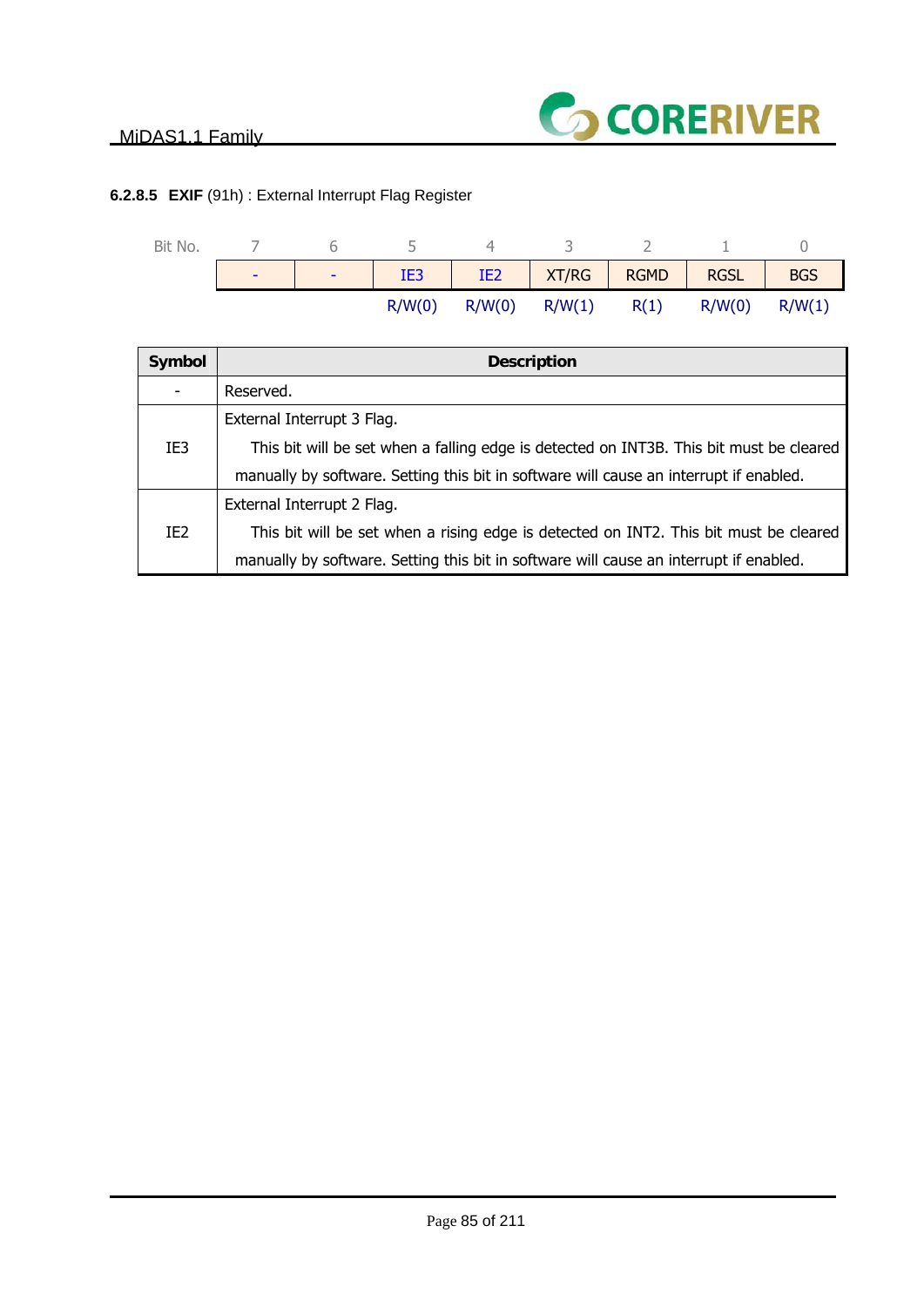#### 6.2.8.5 **EXIF** (91h) : External Interrupt Flag Register

| Bit No. | 7 | 6 | 5 | 4 | 3 | 2 | 1 | 0 |
|---|---|---|---|---|---|---|---|---|
| | - | - | IE3 | IE2 | XT/RG | RGMD | RGSL | BGS |
| | | | R/W(0) | R/W(0) | R/W(1) | R(1) | R/W(0) | R/W(1) |

| Symbol | Description |
|---|---|
| - | Reserved. |
| IE3 | External Interrupt 3 Flag.<br>This bit will be set when a falling edge is detected on INT3B. This bit must be cleared manually by software. Setting this bit in software will cause an interrupt if enabled. |
| IE2 | External Interrupt 2 Flag.<br>This bit will be set when a rising edge is detected on INT2. This bit must be cleared manually by software. Setting this bit in software will cause an interrupt if enabled. |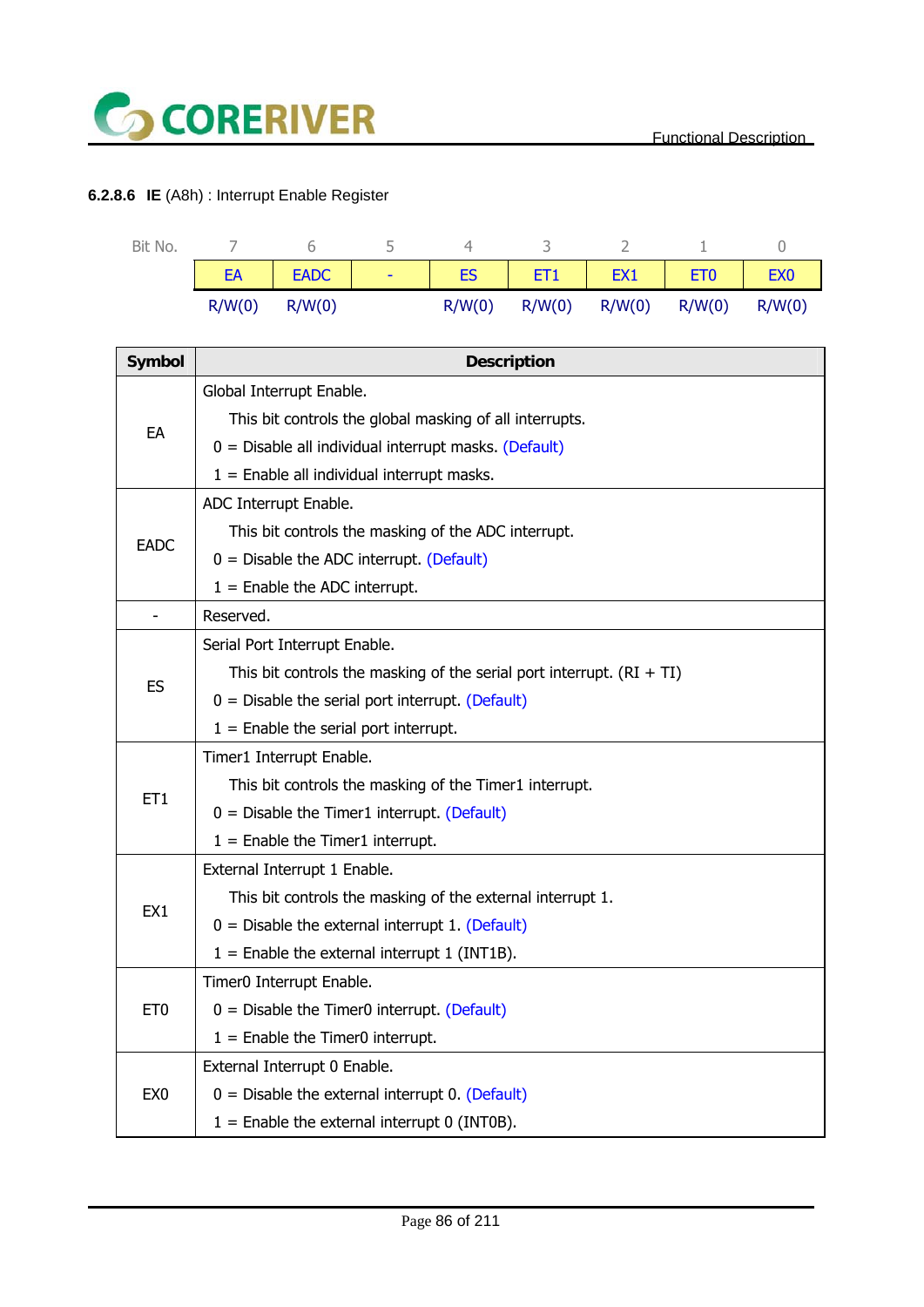#### 6.2.8.6 **IE** (A8h) : Interrupt Enable Register

| Bit No. | 7 | 6 | 5 | 4 | 3 | 2 | 1 | 0 |
|---|---|---|---|---|---|---|---|---|
| | EA | EADC | - | ES | ET1 | EX1 | ET0 | EX0 |
| | R/W(0) | R/W(0) | | R/W(0) | R/W(0) | R/W(0) | R/W(0) | R/W(0) |

| Symbol | Description |
|---|---|
| EA | Global Interrupt Enable.<br>This bit controls the global masking of all interrupts.<br>0 = Disable all individual interrupt masks. (Default)<br>1 = Enable all individual interrupt masks. |
| EADC | ADC Interrupt Enable.<br>This bit controls the masking of the ADC interrupt.<br>0 = Disable the ADC interrupt. (Default)<br>1 = Enable the ADC interrupt. |
| - | Reserved. |
| ES | Serial Port Interrupt Enable.<br>This bit controls the masking of the serial port interrupt. (RI + TI)<br>0 = Disable the serial port interrupt. (Default)<br>1 = Enable the serial port interrupt. |
| ET1 | Timer1 Interrupt Enable.<br>This bit controls the masking of the Timer1 interrupt.<br>0 = Disable the Timer1 interrupt. (Default)<br>1 = Enable the Timer1 interrupt. |
| EX1 | External Interrupt 1 Enable.<br>This bit controls the masking of the external interrupt 1.<br>0 = Disable the external interrupt 1. (Default)<br>1 = Enable the external interrupt 1 (INT1B). |
| ET0 | Timer0 Interrupt Enable.<br>0 = Disable the Timer0 interrupt. (Default)<br>1 = Enable the Timer0 interrupt. |
| EX0 | External Interrupt 0 Enable.<br>0 = Disable the external interrupt 0. (Default)<br>1 = Enable the external interrupt 0 (INT0B). |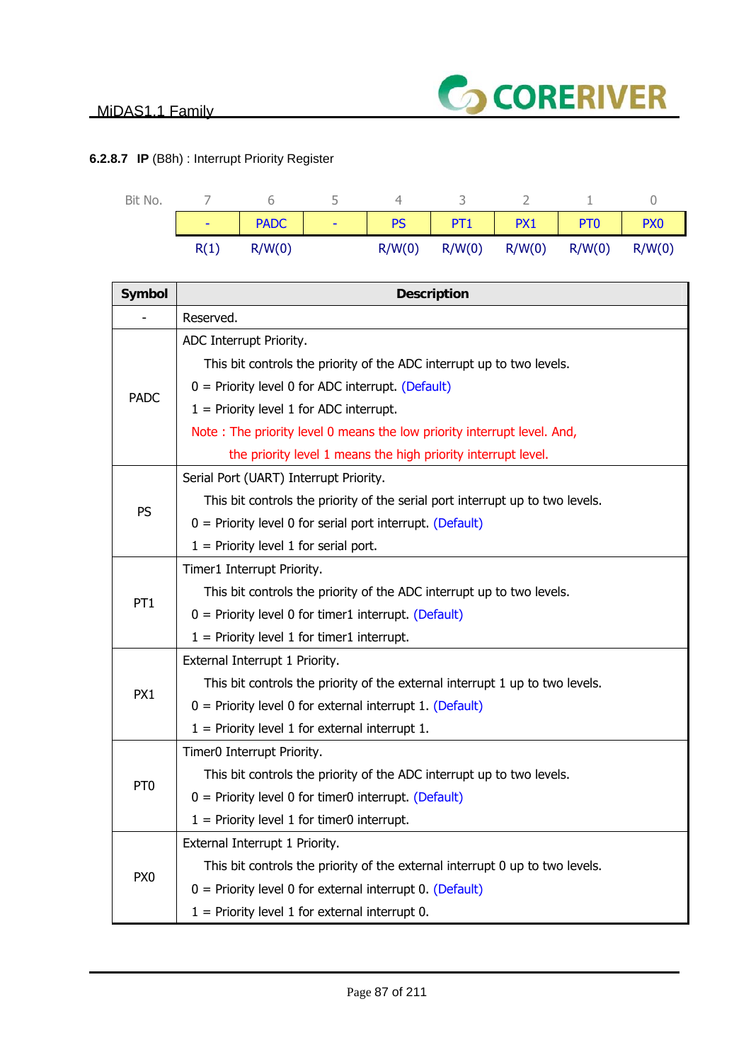#### 6.2.8.7 **IP** (B8h) : Interrupt Priority Register

| Bit No. | 7 | 6 | 5 | 4 | 3 | 2 | 1 | 0 |
|---|---|---|---|---|---|---|---|---|
| | - | PADC | - | PS | PT1 | PX1 | PT0 | PX0 |
| | R(1) | R/W(0) | | R/W(0) | R/W(0) | R/W(0) | R/W(0) | R/W(0) |

| Symbol | Description |
|---|---|
| - | Reserved. |
| PADC | ADC Interrupt Priority.<br>This bit controls the priority of the ADC interrupt up to two levels.<br>0 = Priority level 0 for ADC interrupt. (Default)<br>1 = Priority level 1 for ADC interrupt.<br>Note : The priority level 0 means the low priority interrupt level. And, the priority level 1 means the high priority interrupt level. |
| PS | Serial Port (UART) Interrupt Priority.<br>This bit controls the priority of the serial port interrupt up to two levels.<br>0 = Priority level 0 for serial port interrupt. (Default)<br>1 = Priority level 1 for serial port. |
| PT1 | Timer1 Interrupt Priority.<br>This bit controls the priority of the ADC interrupt up to two levels.<br>0 = Priority level 0 for timer1 interrupt. (Default)<br>1 = Priority level 1 for timer1 interrupt. |
| PX1 | External Interrupt 1 Priority.<br>This bit controls the priority of the external interrupt 1 up to two levels.<br>0 = Priority level 0 for external interrupt 1. (Default)<br>1 = Priority level 1 for external interrupt 1. |
| PT0 | Timer0 Interrupt Priority.<br>This bit controls the priority of the ADC interrupt up to two levels.<br>0 = Priority level 0 for timer0 interrupt. (Default)<br>1 = Priority level 1 for timer0 interrupt. |
| PX0 | External Interrupt 1 Priority.<br>This bit controls the priority of the external interrupt 0 up to two levels.<br>0 = Priority level 0 for external interrupt 0. (Default)<br>1 = Priority level 1 for external interrupt 0. |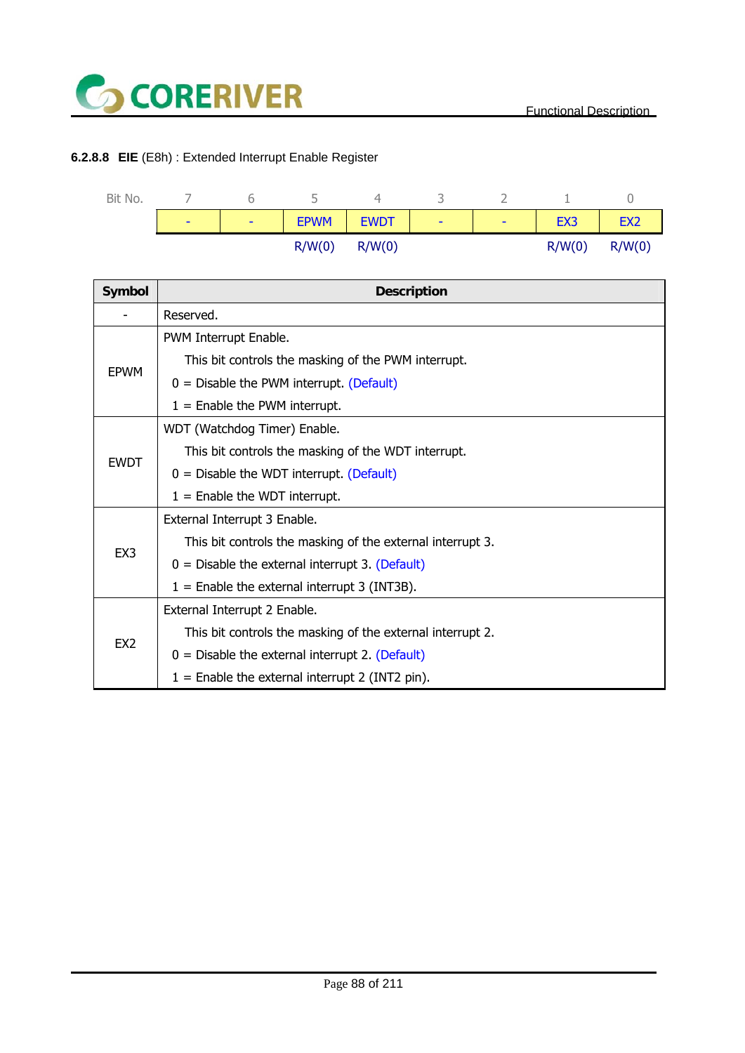#### 6.2.8.8 **EIE** (E8h) : Extended Interrupt Enable Register

| Bit No. | 7 | 6 | 5 | 4 | 3 | 2 | 1 | 0 |
|---|---|---|---|---|---|---|---|---|
| | - | - | EPWM | EWDT | - | - | EX3 | EX2 |
| | | | R/W(0) | R/W(0) | | | R/W(0) | R/W(0) |

| Symbol | Description |
|---|---|
| - | Reserved. |
| EPWM | PWM Interrupt Enable.<br>This bit controls the masking of the PWM interrupt.<br>0 = Disable the PWM interrupt. (Default)<br>1 = Enable the PWM interrupt. |
| EWDT | WDT (Watchdog Timer) Enable.<br>This bit controls the masking of the WDT interrupt.<br>0 = Disable the WDT interrupt. (Default)<br>1 = Enable the WDT interrupt. |
| EX3 | External Interrupt 3 Enable.<br>This bit controls the masking of the external interrupt 3.<br>0 = Disable the external interrupt 3. (Default)<br>1 = Enable the external interrupt 3 (INT3B). |
| EX2 | External Interrupt 2 Enable.<br>This bit controls the masking of the external interrupt 2.<br>0 = Disable the external interrupt 2. (Default)<br>1 = Enable the external interrupt 2 (INT2 pin). |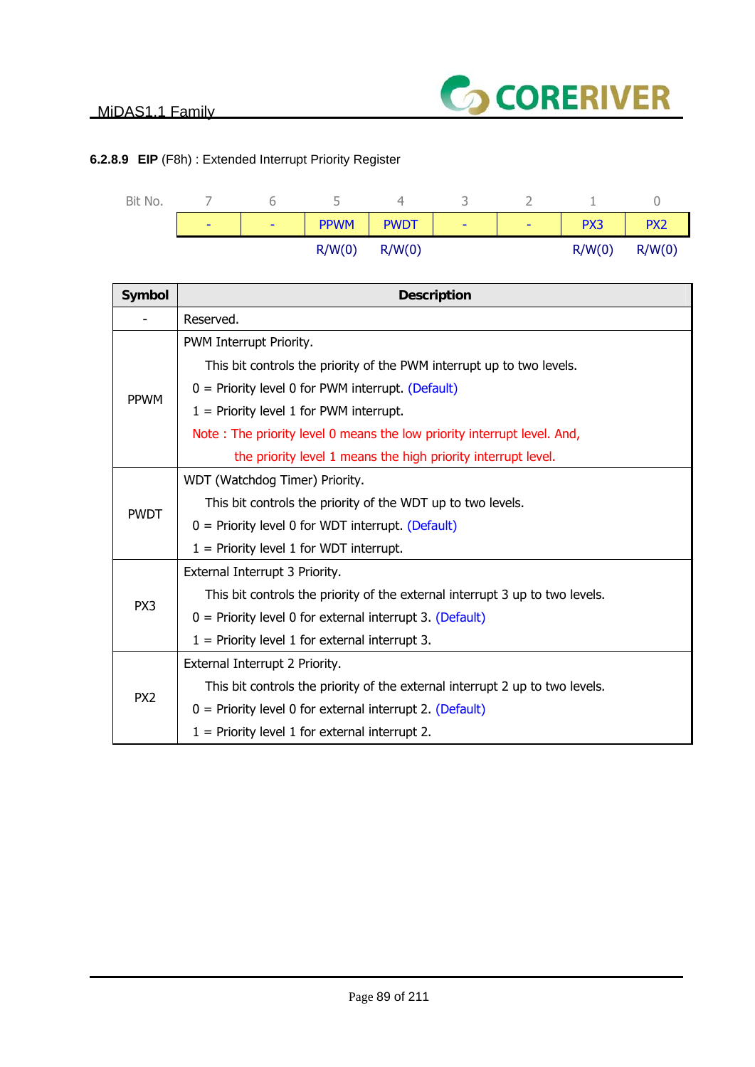#### 6.2.8.9 **EIP** (F8h) : Extended Interrupt Priority Register

| Bit No. | 7 | 6 | 5 | 4 | 3 | 2 | 1 | 0 |
|---|---|---|---|---|---|---|---|---|
| | - | - | PPWM | PWDT | - | - | PX3 | PX2 |
| | | | R/W(0) | R/W(0) | | | R/W(0) | R/W(0) |

| Symbol | Description |
|---|---|
| - | Reserved. |
| PPWM | PWM Interrupt Priority.<br>This bit controls the priority of the PWM interrupt up to two levels.<br>0 = Priority level 0 for PWM interrupt. (Default)<br>1 = Priority level 1 for PWM interrupt.<br>Note : The priority level 0 means the low priority interrupt level. And, the priority level 1 means the high priority interrupt level. |
| PWDT | WDT (Watchdog Timer) Priority.<br>This bit controls the priority of the WDT up to two levels.<br>0 = Priority level 0 for WDT interrupt. (Default)<br>1 = Priority level 1 for WDT interrupt. |
| PX3 | External Interrupt 3 Priority.<br>This bit controls the priority of the external interrupt 3 up to two levels.<br>0 = Priority level 0 for external interrupt 3. (Default)<br>1 = Priority level 1 for external interrupt 3. |
| PX2 | External Interrupt 2 Priority.<br>This bit controls the priority of the external interrupt 2 up to two levels.<br>0 = Priority level 0 for external interrupt 2. (Default)<br>1 = Priority level 1 for external interrupt 2. |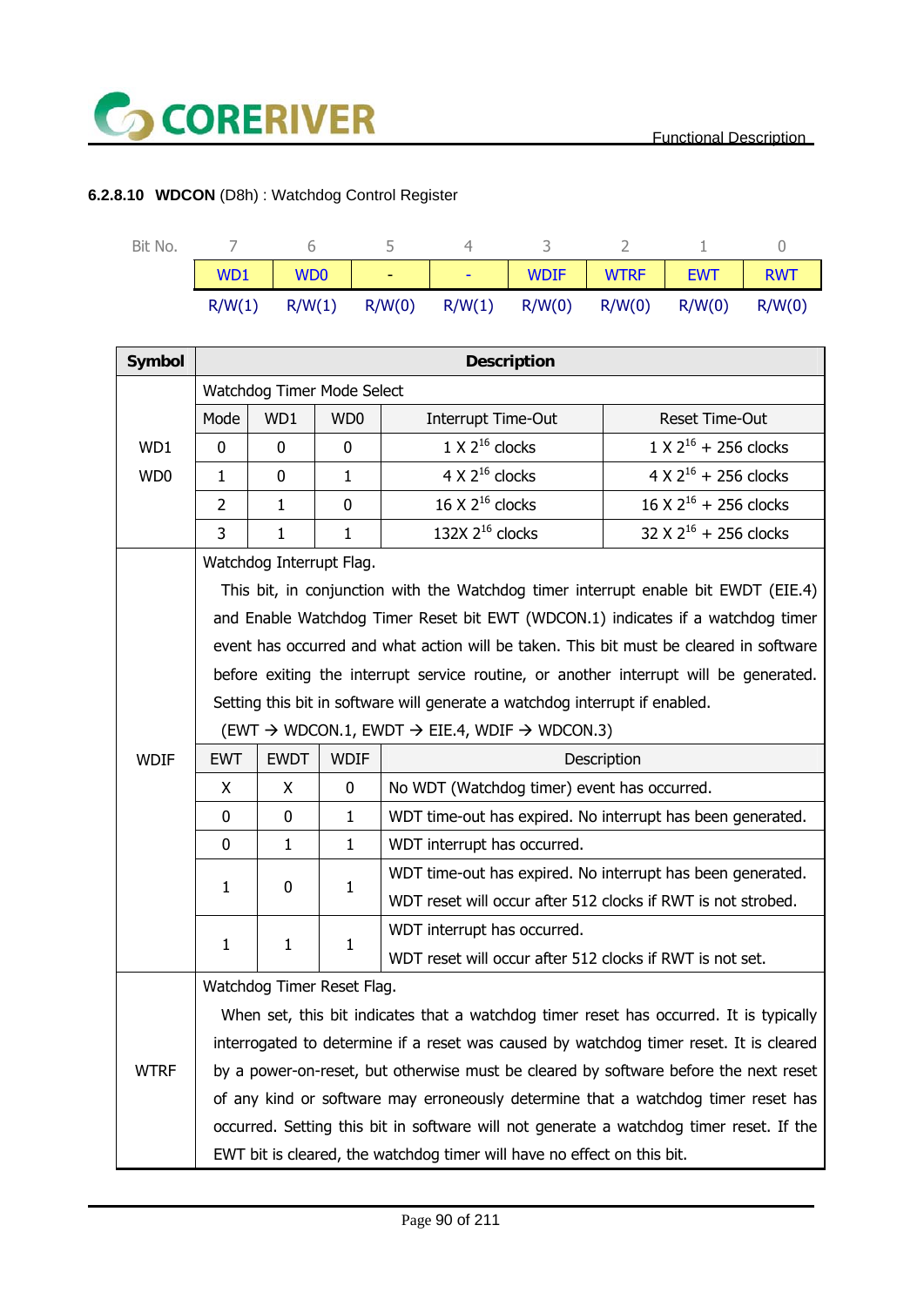### 6.2.8.10 **WDCON** (D8h) : Watchdog Control Register

| Bit No. | 7 | 6 | 5 | 4 | 3 | 2 | 1 | 0 |
|---|---|---|---|---|---|---|---|---|
| | WD1 | WD0 | - | - | WDIF | WTRF | EWT | RWT |
| | R/W(1) | R/W(1) | R/W(0) | R/W(1) | R/W(0) | R/W(0) | R/W(0) | R/W(0) |

| Symbol | Description | | | | |
|---|---|---|---|---|---|
| WD1 WD0 | Watchdog Timer Mode Select | | | | |
| | Mode | WD1 | WD0 | Interrupt Time-Out | Reset Time-Out |
| | 0 | 0 | 0 | 1 X $2^{16}$ clocks | 1 X $2^{16}$ + 256 clocks |
| | 1 | 0 | 1 | 4 X $2^{16}$ clocks | 4 X $2^{16}$ + 256 clocks |
| | 2 | 1 | 0 | 16 X $2^{16}$ clocks | 16 X $2^{16}$ + 256 clocks |
| | 3 | 1 | 1 | 132X $2^{16}$ clocks | 32 X $2^{16}$ + 256 clocks |
| WDIF | Watchdog Interrupt Flag. This bit, in conjunction with the Watchdog timer interrupt enable bit EWDT (EIE.4) and Enable Watchdog Timer Reset bit EWT (WDCON.1) indicates if a watchdog timer event has occurred and what action will be taken. This bit must be cleared in software before exiting the interrupt service routine, or another interrupt will be generated. Setting this bit in software will generate a watchdog interrupt if enabled. (EWT → WDCON.1, EWDT → EIE.4, WDIF → WDCON.3) | | | | |
| | EWT | EWDT | WDIF | Description | |
| | X | X | 0 | No WDT (Watchdog timer) event has occurred. | |
| | 0 | 0 | 1 | WDT time-out has expired. No interrupt has been generated. | |
| | 0 | 1 | 1 | WDT interrupt has occurred. | |
| | 1 | 0 | 1 | WDT time-out has expired. No interrupt has been generated. WDT reset will occur after 512 clocks if RWT is not strobed. | |
| | 1 | 1 | 1 | WDT interrupt has occurred. WDT reset will occur after 512 clocks if RWT is not set. | |
| WTRF | Watchdog Timer Reset Flag. When set, this bit indicates that a watchdog timer reset has occurred. It is typically interrogated to determine if a reset was caused by watchdog timer reset. It is cleared by a power-on-reset, but otherwise must be cleared by software before the next reset of any kind or software may erroneously determine that a watchdog timer reset has occurred. Setting this bit in software will not generate a watchdog timer reset. If the EWT bit is cleared, the watchdog timer will have no effect on this bit. | | | | |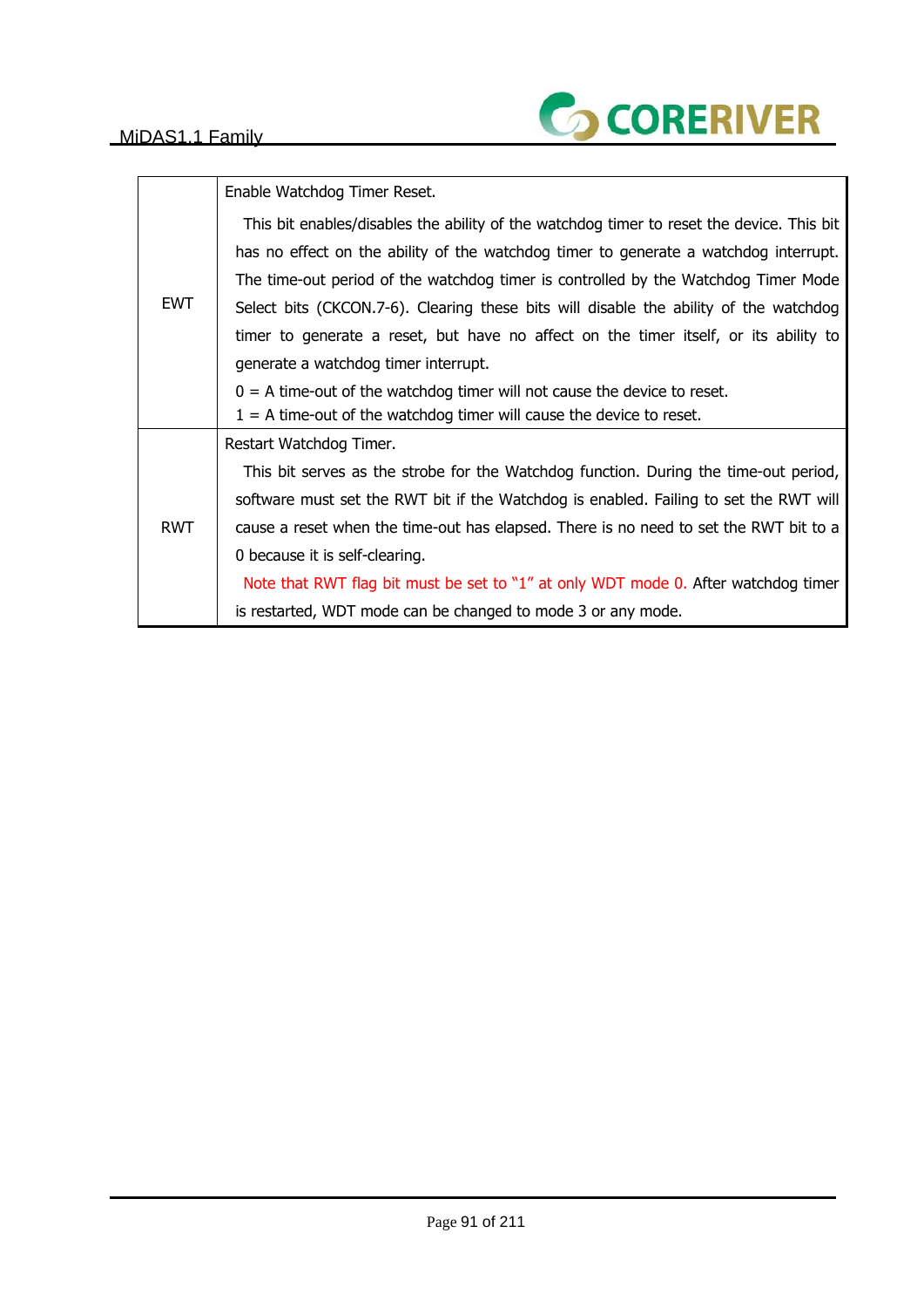| | |
|---|---|
| EWT | Enable Watchdog Timer Reset.<br><br>This bit enables/disables the ability of the watchdog timer to reset the device. This bit has no effect on the ability of the watchdog timer to generate a watchdog interrupt. The time-out period of the watchdog timer is controlled by the Watchdog Timer Mode Select bits (CKCON.7-6). Clearing these bits will disable the ability of the watchdog timer to generate a reset, but have no affect on the timer itself, or its ability to generate a watchdog timer interrupt.<br><br>0 = A time-out of the watchdog timer will not cause the device to reset.<br>1 = A time-out of the watchdog timer will cause the device to reset. |
| RWT | Restart Watchdog Timer.<br><br>This bit serves as the strobe for the Watchdog function. During the time-out period, software must set the RWT bit if the Watchdog is enabled. Failing to set the RWT will cause a reset when the time-out has elapsed. There is no need to set the RWT bit to a 0 because it is self-clearing.<br><br>Note that RWT flag bit must be set to "1" at only WDT mode 0. After watchdog timer is restarted, WDT mode can be changed to mode 3 or any mode. |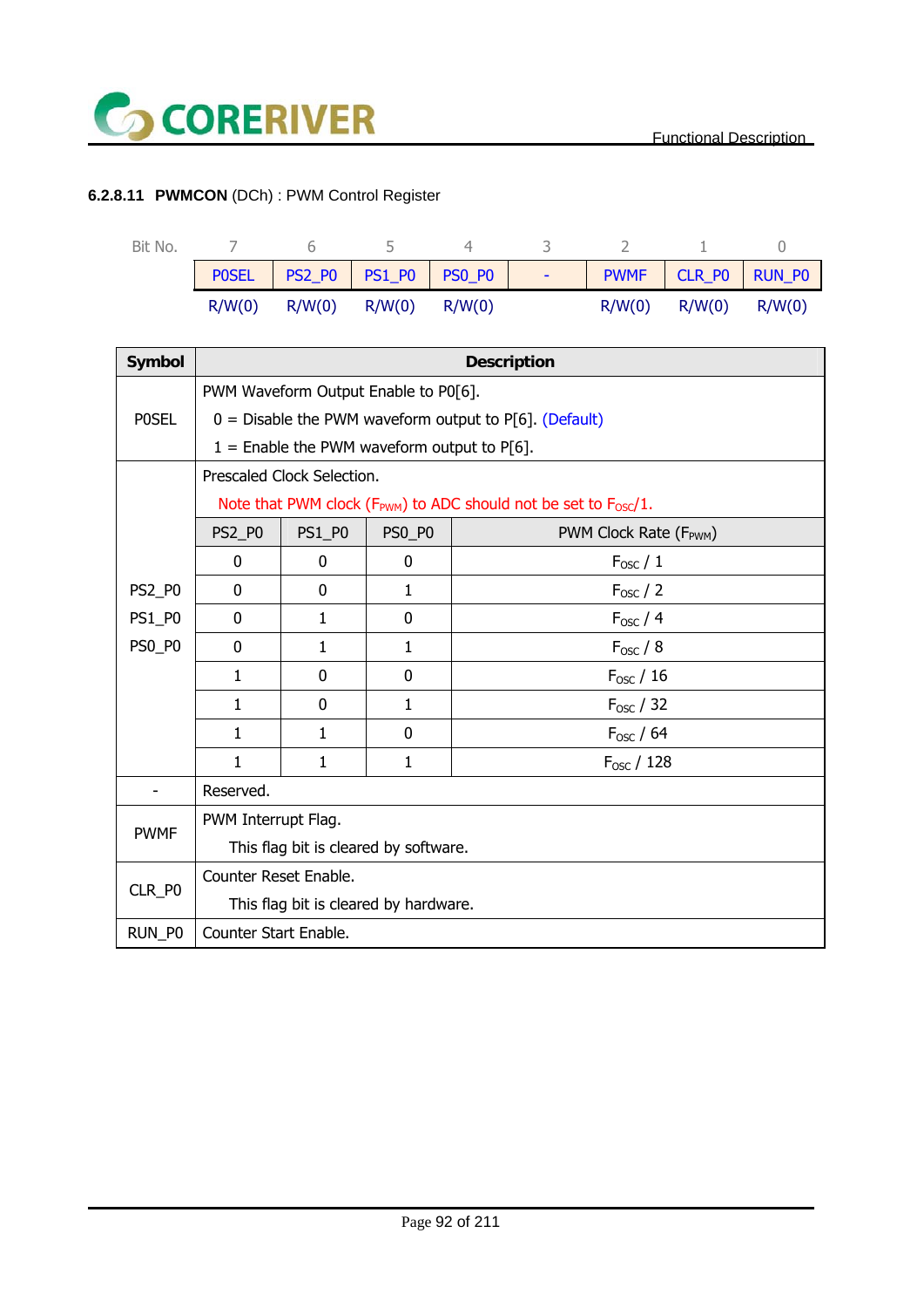#### 6.2.8.11 **PWMCON** (DCh) : PWM Control Register

| Bit No. | 7 | 6 | 5 | 4 | 3 | 2 | 1 | 0 |
|---|---|---|---|---|---|---|---|---|
| | P0SEL | PS2_P0 | PS1_P0 | PS0_P0 | - | PWMF | CLR_P0 | RUN_P0 |
| | R/W(0) | R/W(0) | R/W(0) | R/W(0) | | R/W(0) | R/W(0) | R/W(0) |

| Symbol | Description | | | |
|---|---|---|---|---|
| P0SEL | PWM Waveform Output Enable to P0[6].<br>0 = Disable the PWM waveform output to P[6]. (Default)<br>1 = Enable the PWM waveform output to P[6]. | | | |
| PS2_P0<br>PS1_P0<br>PS0_P0 | Prescaled Clock Selection.<br>Note that PWM clock ($F_{PWM}$) to ADC should not be set to $F_{OSC}$/1. | | | |
| | PS2_P0 | PS1_P0 | PS0_P0 | PWM Clock Rate ($F_{PWM}$) |
| | 0 | 0 | 0 | $F_{OSC}$ / 1 |
| | 0 | 0 | 1 | $F_{OSC}$ / 2 |
| | 0 | 1 | 0 | $F_{OSC}$ / 4 |
| | 0 | 1 | 1 | $F_{OSC}$ / 8 |
| | 1 | 0 | 0 | $F_{OSC}$ / 16 |
| | 1 | 0 | 1 | $F_{OSC}$ / 32 |
| | 1 | 1 | 0 | $F_{OSC}$ / 64 |
| | 1 | 1 | 1 | $F_{OSC}$ / 128 |
| - | Reserved. | | | |
| PWMF | PWM Interrupt Flag.<br>This flag bit is cleared by software. | | | |
| CLR_P0 | Counter Reset Enable.<br>This flag bit is cleared by hardware. | | | |
| RUN_P0 | Counter Start Enable. | | | |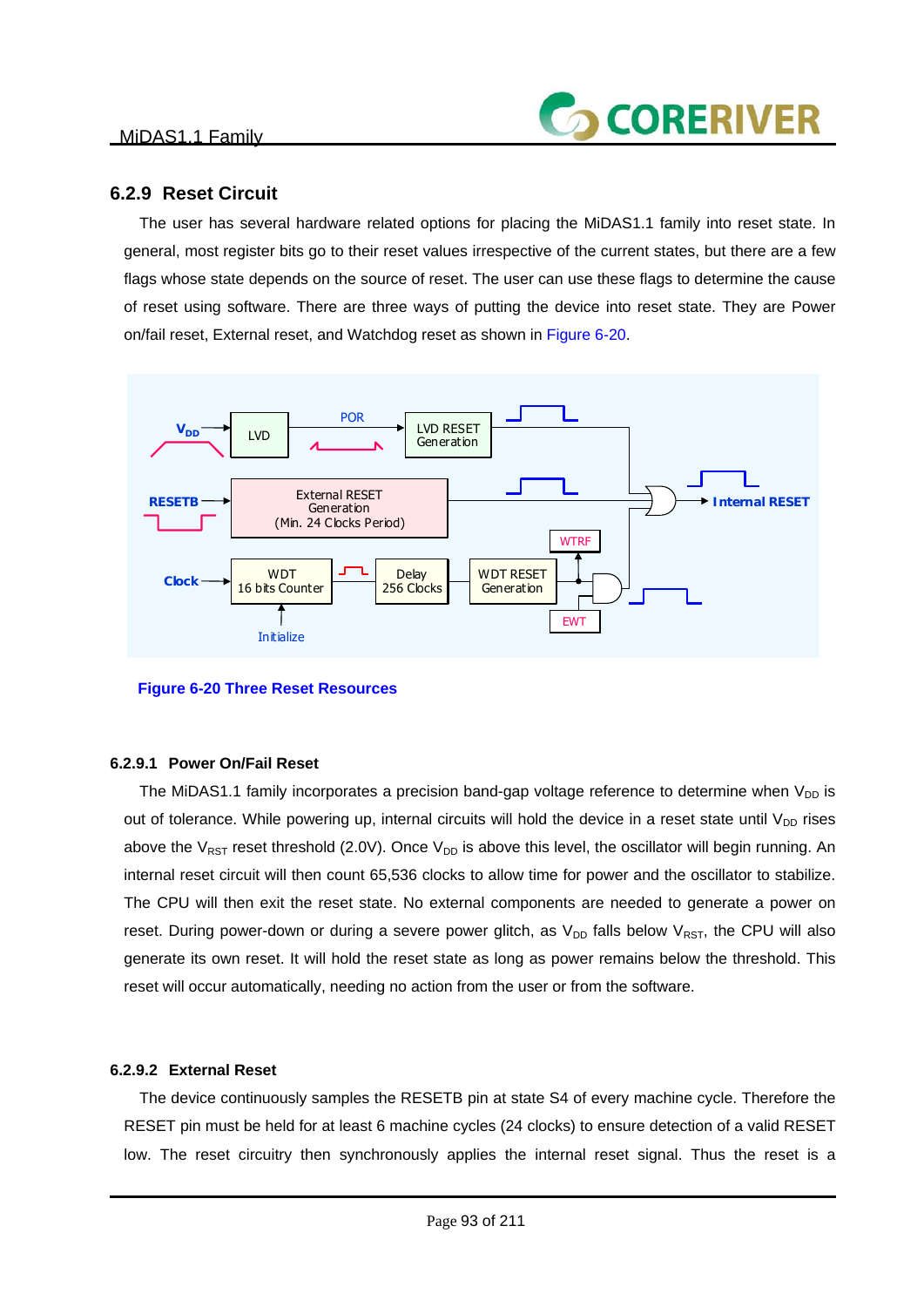### 6.2.9 Reset Circuit

The user has several hardware related options for placing the MiDAS1.1 family into reset state. In general, most register bits go to their reset values irrespective of the current states, but there are a few flags whose state depends on the source of reset. The user can use these flags to determine the cause of reset using software. There are three ways of putting the device into reset state. They are Power on/fail reset, External reset, and Watchdog reset as shown in Figure 6-20.

Figure 6-20 Three Reset Resources

#### 6.2.9.1 Power On/Fail Reset

The MiDAS1.1 family incorporates a precision band-gap voltage reference to determine when $V_{DD}$ is out of tolerance. While powering up, internal circuits will hold the device in a reset state until $V_{DD}$ rises above the $V_{RST}$ reset threshold (2.0V). Once $V_{DD}$ is above this level, the oscillator will begin running. An internal reset circuit will then count 65,536 clocks to allow time for power and the oscillator to stabilize. The CPU will then exit the reset state. No external components are needed to generate a power on reset. During power-down or during a severe power glitch, as $V_{DD}$ falls below $V_{RST}$, the CPU will also generate its own reset. It will hold the reset state as long as power remains below the threshold. This reset will occur automatically, needing no action from the user or from the software.

#### 6.2.9.2 External Reset

The device continuously samples the RESETB pin at state S4 of every machine cycle. Therefore the RESET pin must be held for at least 6 machine cycles (24 clocks) to ensure detection of a valid RESET low. The reset circuitry then synchronously applies the internal reset signal. Thus the reset is a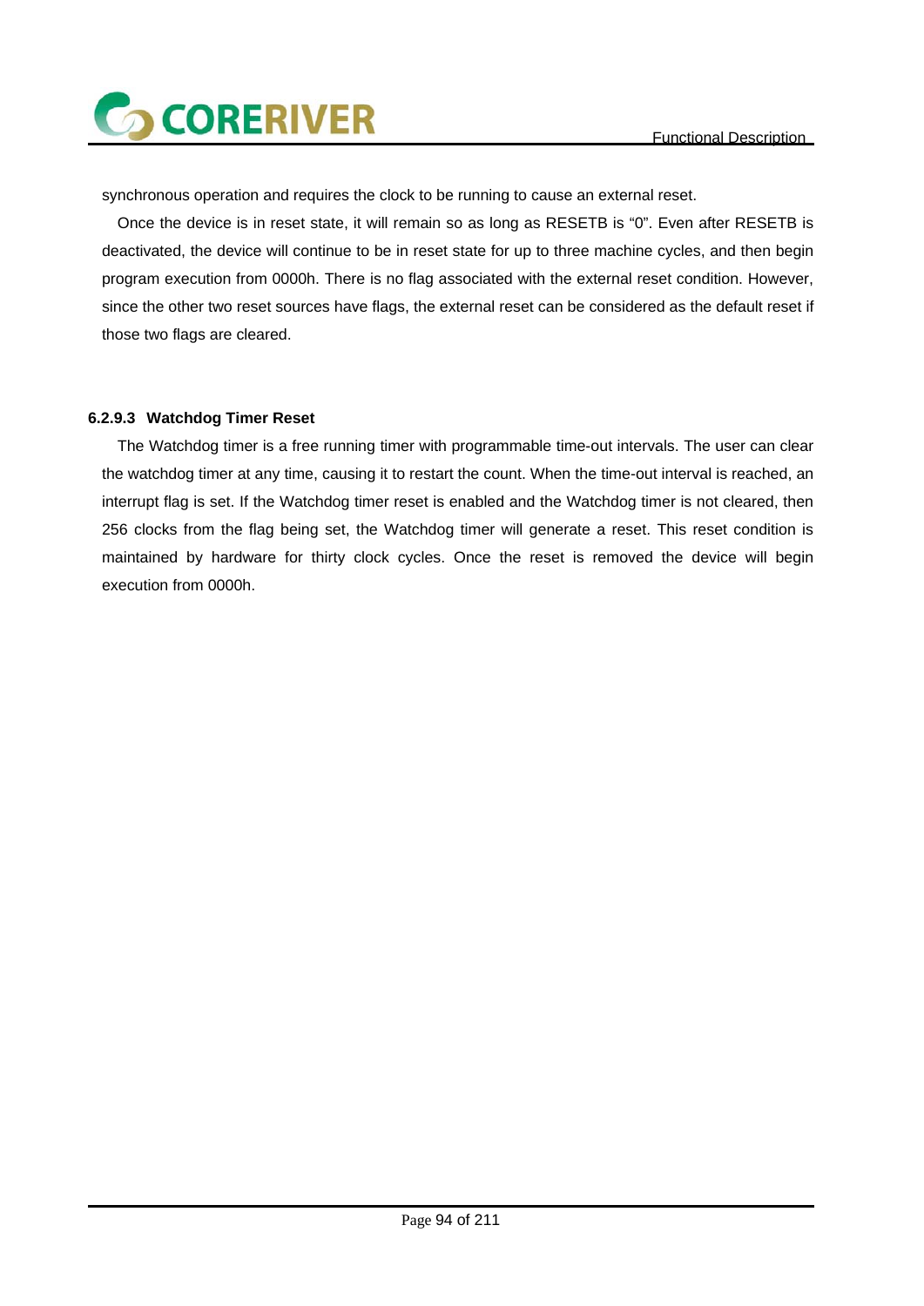synchronous operation and requires the clock to be running to cause an external reset.

Once the device is in reset state, it will remain so as long as RESETB is "0". Even after RESETB is deactivated, the device will continue to be in reset state for up to three machine cycles, and then begin program execution from 0000h. There is no flag associated with the external reset condition. However, since the other two reset sources have flags, the external reset can be considered as the default reset if those two flags are cleared.

#### 6.2.9.3 Watchdog Timer Reset

The Watchdog timer is a free running timer with programmable time-out intervals. The user can clear the watchdog timer at any time, causing it to restart the count. When the time-out interval is reached, an interrupt flag is set. If the Watchdog timer reset is enabled and the Watchdog timer is not cleared, then 256 clocks from the flag being set, the Watchdog timer will generate a reset. This reset condition is maintained by hardware for thirty clock cycles. Once the reset is removed the device will begin execution from 0000h.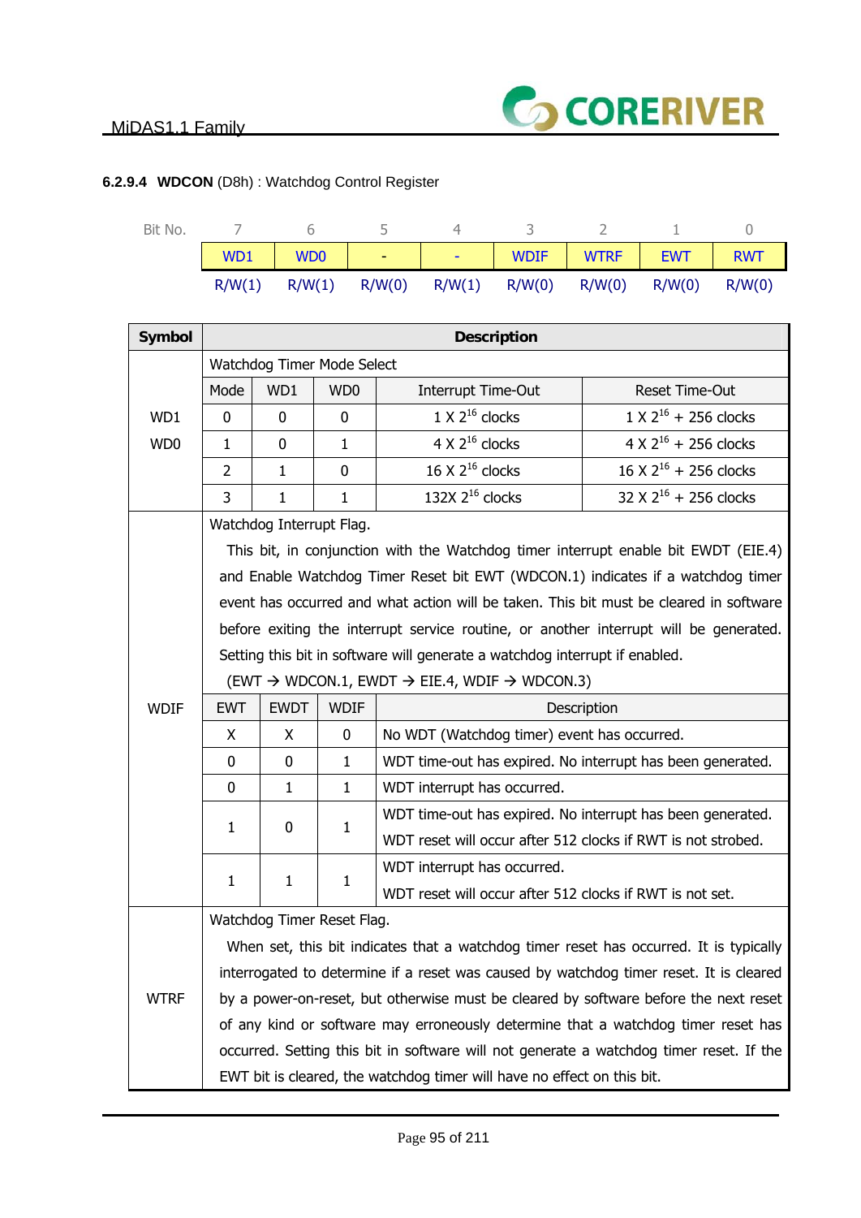#### 6.2.9.4 **WDCON** (D8h) : Watchdog Control Register

| Bit No. | 7 | 6 | 5 | 4 | 3 | 2 | 1 | 0 |
|---|---|---|---|---|---|---|---|---|
| | WD1 | WD0 | - | - | WDIF | WTRF | EWT | RWT |
| | R/W(1) | R/W(1) | R/W(0) | R/W(1) | R/W(0) | R/W(0) | R/W(0) | R/W(0) |

| Symbol | Description |
|---|---|
| WD1<br>WD0 | Watchdog Timer Mode Select<br><br>Mode 0: WD1 = 0, WD0 = 0 — Interrupt Time-Out: 1 X $2^{16}$ clocks; Reset Time-Out: 1 X $2^{16}$ + 256 clocks<br>Mode 1: WD1 = 0, WD0 = 1 — Interrupt Time-Out: 4 X $2^{16}$ clocks; Reset Time-Out: 4 X $2^{16}$ + 256 clocks<br>Mode 2: WD1 = 1, WD0 = 0 — Interrupt Time-Out: 16 X $2^{16}$ clocks; Reset Time-Out: 16 X $2^{16}$ + 256 clocks<br>Mode 3: WD1 = 1, WD0 = 1 — Interrupt Time-Out: 132X $2^{16}$ clocks; Reset Time-Out: 32 X $2^{16}$ + 256 clocks |
| WDIF | Watchdog Interrupt Flag.<br>This bit, in conjunction with the Watchdog timer interrupt enable bit EWDT (EIE.4) and Enable Watchdog Timer Reset bit EWT (WDCON.1) indicates if a watchdog timer event has occurred and what action will be taken. This bit must be cleared in software before exiting the interrupt service routine, or another interrupt will be generated. Setting this bit in software will generate a watchdog interrupt if enabled.<br>(EWT → WDCON.1, EWDT → EIE.4, WDIF → WDCON.3)<br><br>EWT = X, EWDT = X, WDIF = 0: No WDT (Watchdog timer) event has occurred.<br>EWT = 0, EWDT = 0, WDIF = 1: WDT time-out has expired. No interrupt has been generated.<br>EWT = 0, EWDT = 1, WDIF = 1: WDT interrupt has occurred.<br>EWT = 1, EWDT = 0, WDIF = 1: WDT time-out has expired. No interrupt has been generated. WDT reset will occur after 512 clocks if RWT is not strobed.<br>EWT = 1, EWDT = 1, WDIF = 1: WDT interrupt has occurred. WDT reset will occur after 512 clocks if RWT is not set. |
| WTRF | Watchdog Timer Reset Flag.<br>When set, this bit indicates that a watchdog timer reset has occurred. It is typically interrogated to determine if a reset was caused by watchdog timer reset. It is cleared by a power-on-reset, but otherwise must be cleared by software before the next reset of any kind or software may erroneously determine that a watchdog timer reset has occurred. Setting this bit in software will not generate a watchdog timer reset. If the EWT bit is cleared, the watchdog timer will have no effect on this bit. |

WD1/WD0 mode table:

| Mode | WD1 | WD0 | Interrupt Time-Out | Reset Time-Out |
|---|---|---|---|---|
| 0 | 0 | 0 | 1 X $2^{16}$ clocks | 1 X $2^{16}$ + 256 clocks |
| 1 | 0 | 1 | 4 X $2^{16}$ clocks | 4 X $2^{16}$ + 256 clocks |
| 2 | 1 | 0 | 16 X $2^{16}$ clocks | 16 X $2^{16}$ + 256 clocks |
| 3 | 1 | 1 | 132X $2^{16}$ clocks | 32 X $2^{16}$ + 256 clocks |

WDIF table:

| EWT | EWDT | WDIF | Description |
|---|---|---|---|
| X | X | 0 | No WDT (Watchdog timer) event has occurred. |
| 0 | 0 | 1 | WDT time-out has expired. No interrupt has been generated. |
| 0 | 1 | 1 | WDT interrupt has occurred. |
| 1 | 0 | 1 | WDT time-out has expired. No interrupt has been generated.<br>WDT reset will occur after 512 clocks if RWT is not strobed. |
| 1 | 1 | 1 | WDT interrupt has occurred.<br>WDT reset will occur after 512 clocks if RWT is not set. |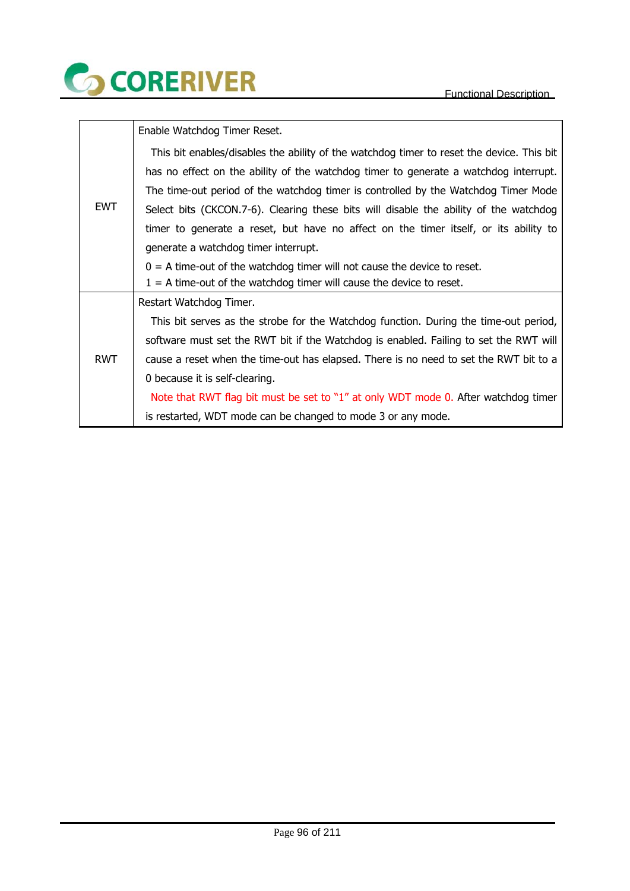| | |
|---|---|
| EWT | Enable Watchdog Timer Reset.<br>This bit enables/disables the ability of the watchdog timer to reset the device. This bit has no effect on the ability of the watchdog timer to generate a watchdog interrupt. The time-out period of the watchdog timer is controlled by the Watchdog Timer Mode Select bits (CKCON.7-6). Clearing these bits will disable the ability of the watchdog timer to generate a reset, but have no affect on the timer itself, or its ability to generate a watchdog timer interrupt.<br>0 = A time-out of the watchdog timer will not cause the device to reset.<br>1 = A time-out of the watchdog timer will cause the device to reset. |
| RWT | Restart Watchdog Timer.<br>This bit serves as the strobe for the Watchdog function. During the time-out period, software must set the RWT bit if the Watchdog is enabled. Failing to set the RWT will cause a reset when the time-out has elapsed. There is no need to set the RWT bit to a 0 because it is self-clearing.<br>Note that RWT flag bit must be set to "1" at only WDT mode 0. After watchdog timer is restarted, WDT mode can be changed to mode 3 or any mode. |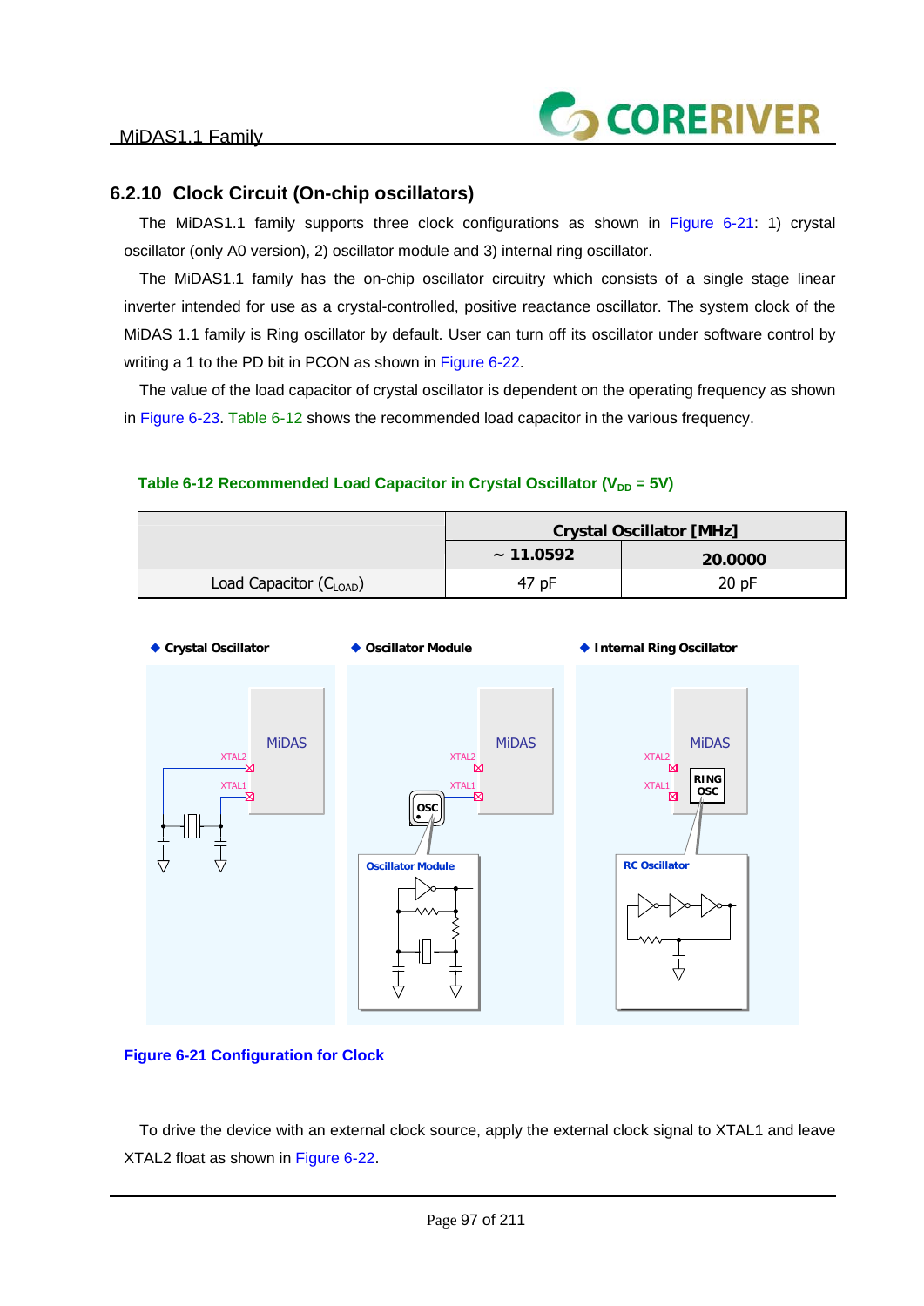### 6.2.10 Clock Circuit (On-chip oscillators)

The MiDAS1.1 family supports three clock configurations as shown in Figure 6-21: 1) crystal oscillator (only A0 version), 2) oscillator module and 3) internal ring oscillator.

The MiDAS1.1 family has the on-chip oscillator circuitry which consists of a single stage linear inverter intended for use as a crystal-controlled, positive reactance oscillator. The system clock of the MiDAS 1.1 family is Ring oscillator by default. User can turn off its oscillator under software control by writing a 1 to the PD bit in PCON as shown in Figure 6-22.

The value of the load capacitor of crystal oscillator is dependent on the operating frequency as shown in Figure 6-23. Table 6-12 shows the recommended load capacitor in the various frequency.

**Table 6-12 Recommended Load Capacitor in Crystal Oscillator ($V_{DD}$ = 5V)**

| | Crystal Oscillator [MHz] | |
|---|---|---|
| | ~ 11.0592 | 20.0000 |
| Load Capacitor ($C_{LOAD}$) | 47 pF | 20 pF |

◆ Crystal Oscillator ◆ Oscillator Module ◆ Internal Ring Oscillator

**Figure 6-21 Configuration for Clock**

To drive the device with an external clock source, apply the external clock signal to XTAL1 and leave XTAL2 float as shown in Figure 6-22.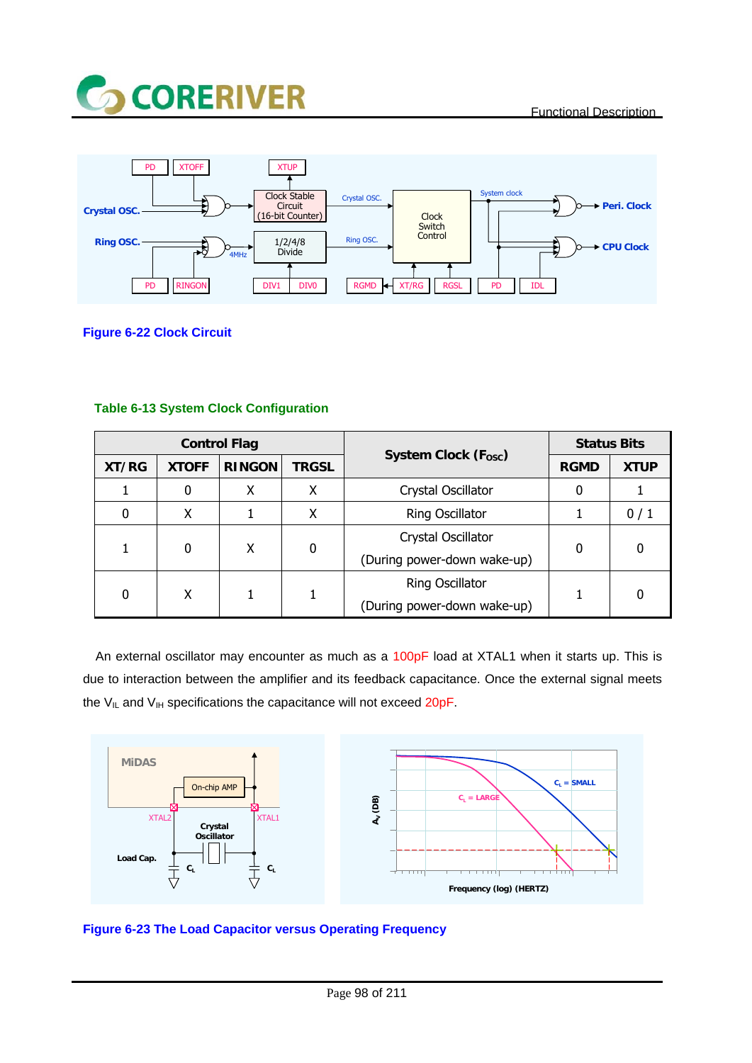**Figure 6-22 Clock Circuit**

**Table 6-13 System Clock Configuration**

| Control Flag | | | | System Clock ($F_{OSC}$) | Status Bits | |
|---|---|---|---|---|---|---|
| XT/RG | XTOFF | RINGON | TRGSL | | RGMD | XTUP |
| 1 | 0 | X | X | Crystal Oscillator | 0 | 1 |
| 0 | X | 1 | X | Ring Oscillator | 1 | 0 / 1 |
| 1 | 0 | X | 0 | Crystal Oscillator (During power-down wake-up) | 0 | 0 |
| 0 | X | 1 | 1 | Ring Oscillator (During power-down wake-up) | 1 | 0 |

An external oscillator may encounter as much as a 100pF load at XTAL1 when it starts up. This is due to interaction between the amplifier and its feedback capacitance. Once the external signal meets the $V_{IL}$ and $V_{IH}$ specifications the capacitance will not exceed 20pF.

**Figure 6-23 The Load Capacitor versus Operating Frequency**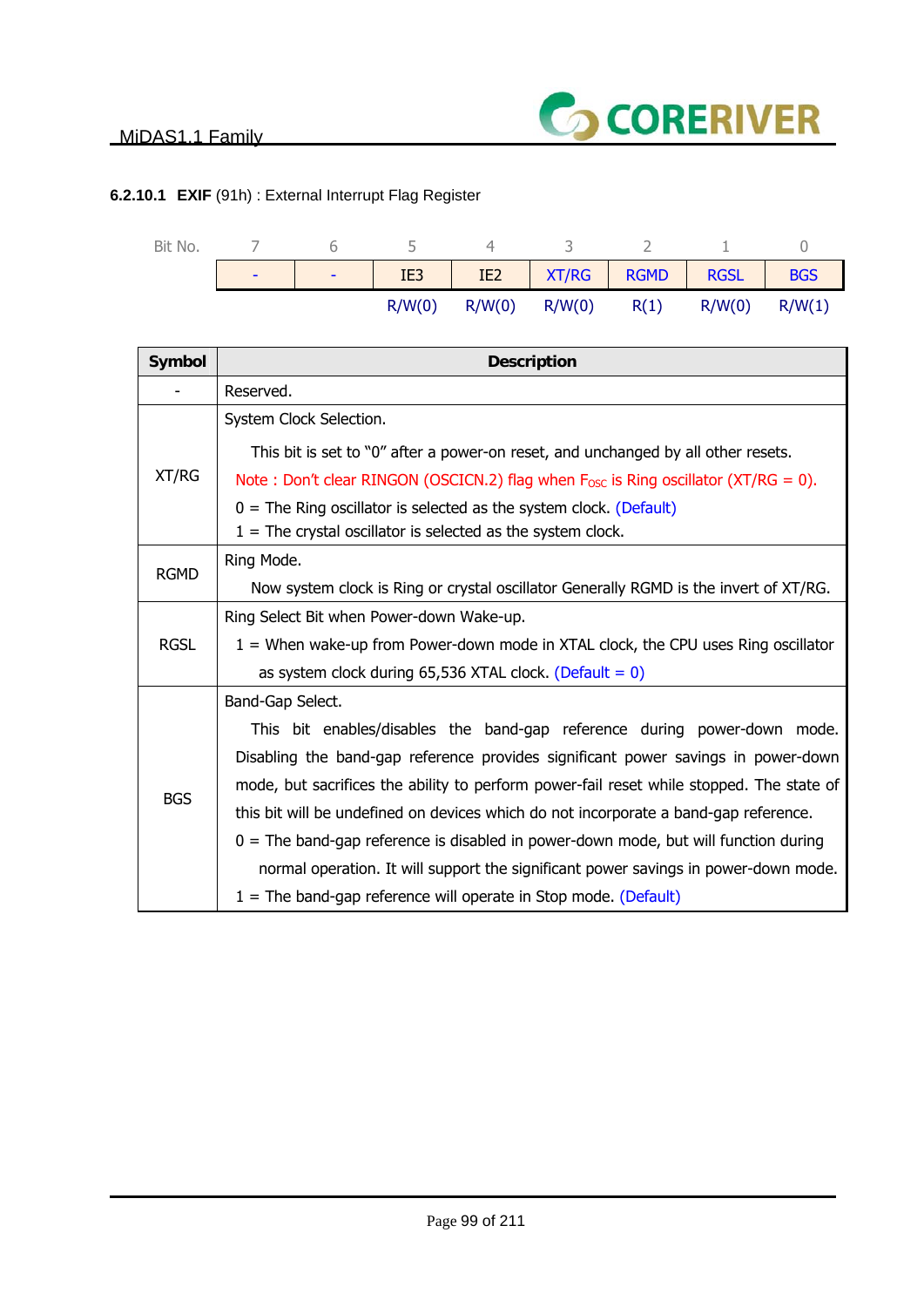#### 6.2.10.1 **EXIF** (91h) : External Interrupt Flag Register

| Bit No. | 7 | 6 | 5 | 4 | 3 | 2 | 1 | 0 |
|---|---|---|---|---|---|---|---|---|
| | - | - | IE3 | IE2 | XT/RG | RGMD | RGSL | BGS |
| | | | R/W(0) | R/W(0) | R/W(0) | R(1) | R/W(0) | R/W(1) |

| Symbol | Description |
|---|---|
| - | Reserved. |
| XT/RG | System Clock Selection.<br>This bit is set to "0" after a power-on reset, and unchanged by all other resets.<br>Note : Don't clear RINGON (OSCICN.2) flag when $F_{OSC}$ is Ring oscillator (XT/RG = 0).<br>0 = The Ring oscillator is selected as the system clock. (Default)<br>1 = The crystal oscillator is selected as the system clock. |
| RGMD | Ring Mode.<br>Now system clock is Ring or crystal oscillator Generally RGMD is the invert of XT/RG. |
| RGSL | Ring Select Bit when Power-down Wake-up.<br>1 = When wake-up from Power-down mode in XTAL clock, the CPU uses Ring oscillator as system clock during 65,536 XTAL clock. (Default = 0) |
| BGS | Band-Gap Select.<br>This bit enables/disables the band-gap reference during power-down mode. Disabling the band-gap reference provides significant power savings in power-down mode, but sacrifices the ability to perform power-fail reset while stopped. The state of this bit will be undefined on devices which do not incorporate a band-gap reference.<br>0 = The band-gap reference is disabled in power-down mode, but will function during normal operation. It will support the significant power savings in power-down mode.<br>1 = The band-gap reference will operate in Stop mode. (Default) |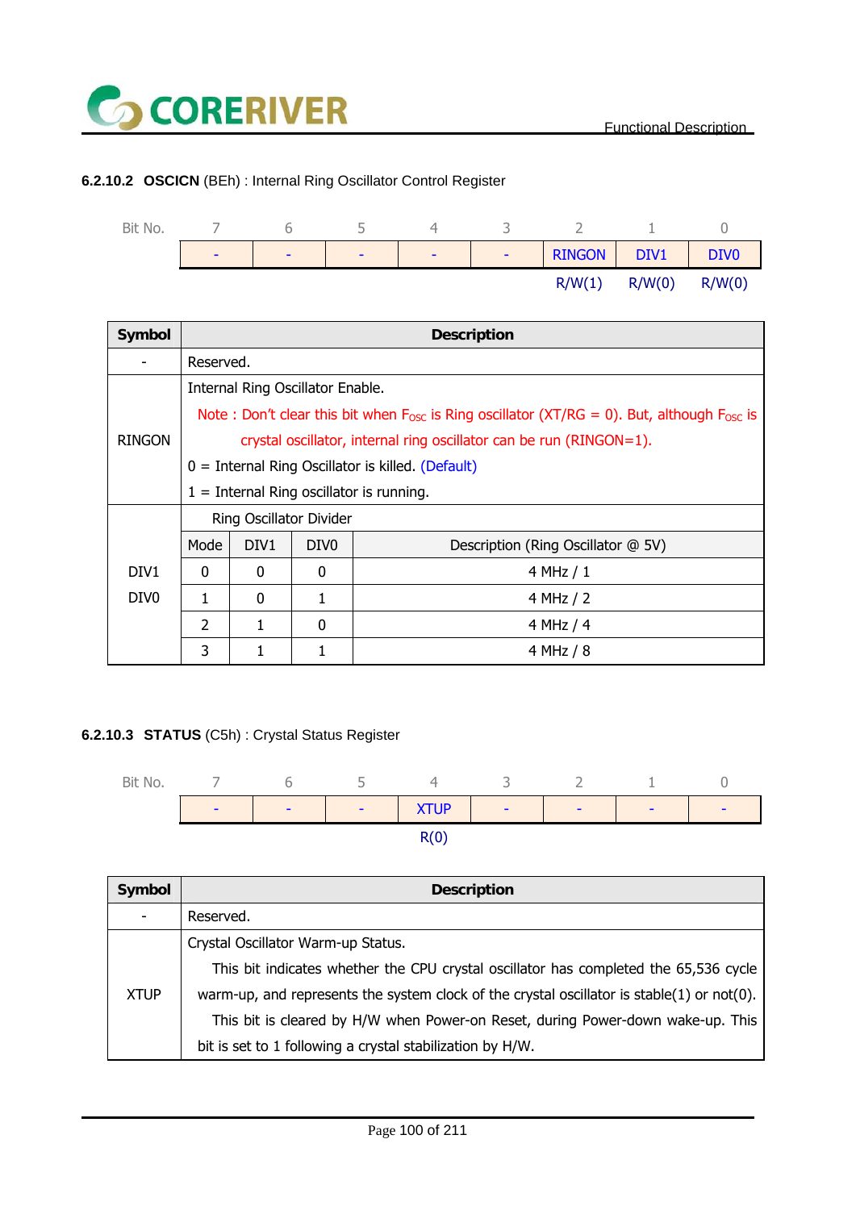### 6.2.10.2 **OSCICN** (BEh) : Internal Ring Oscillator Control Register

| Bit No. | 7 | 6 | 5 | 4 | 3 | 2 | 1 | 0 |
|---|---|---|---|---|---|---|---|---|
| | - | - | - | - | - | RINGON | DIV1 | DIV0 |
| | | | | | | R/W(1) | R/W(0) | R/W(0) |

| Symbol | Description | | | |
|---|---|---|---|---|
| - | Reserved. | | | |
| RINGON | Internal Ring Oscillator Enable.<br>Note : Don't clear this bit when $F_{OSC}$ is Ring oscillator (XT/RG = 0). But, although $F_{OSC}$ is crystal oscillator, internal ring oscillator can be run (RINGON=1).<br>0 = Internal Ring Oscillator is killed. (Default)<br>1 = Internal Ring oscillator is running. | | | |
| DIV1<br>DIV0 | Ring Oscillator Divider | | | |
| | Mode | DIV1 | DIV0 | Description (Ring Oscillator @ 5V) |
| | 0 | 0 | 0 | 4 MHz / 1 |
| | 1 | 0 | 1 | 4 MHz / 2 |
| | 2 | 1 | 0 | 4 MHz / 4 |
| | 3 | 1 | 1 | 4 MHz / 8 |

### 6.2.10.3 **STATUS** (C5h) : Crystal Status Register

| Bit No. | 7 | 6 | 5 | 4 | 3 | 2 | 1 | 0 |
|---|---|---|---|---|---|---|---|---|
| | - | - | - | XTUP | - | - | - | - |
| | | | | R(0) | | | | |

| Symbol | Description |
|---|---|
| - | Reserved. |
| XTUP | Crystal Oscillator Warm-up Status.<br>This bit indicates whether the CPU crystal oscillator has completed the 65,536 cycle warm-up, and represents the system clock of the crystal oscillator is stable(1) or not(0).<br>This bit is cleared by H/W when Power-on Reset, during Power-down wake-up. This bit is set to 1 following a crystal stabilization by H/W. |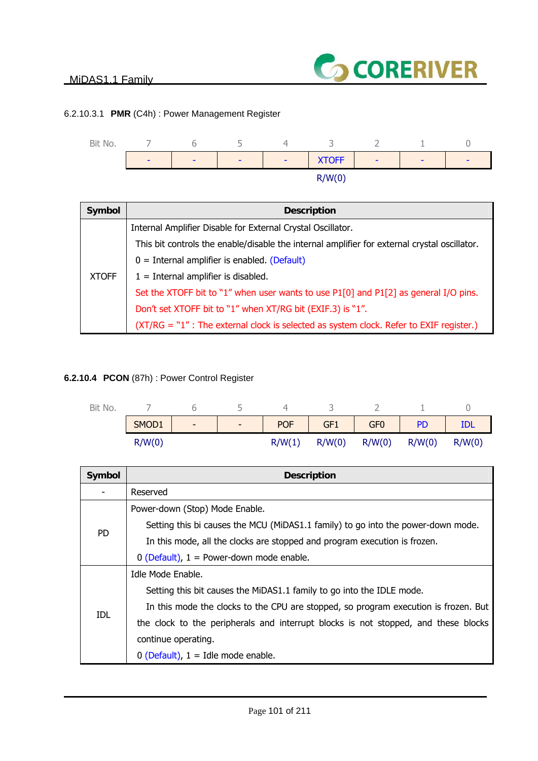#### 6.2.10.3.1 **PMR** (C4h) : Power Management Register

| Bit No. | 7 | 6 | 5 | 4 | 3 | 2 | 1 | 0 |
|---|---|---|---|---|---|---|---|---|
| | - | - | - | - | XTOFF | - | - | - |
| | | | | | R/W(0) | | | |

| Symbol | Description |
|---|---|
| XTOFF | Internal Amplifier Disable for External Crystal Oscillator.<br>This bit controls the enable/disable the internal amplifier for external crystal oscillator.<br>0 = Internal amplifier is enabled. (Default)<br>1 = Internal amplifier is disabled.<br>Set the XTOFF bit to "1" when user wants to use P1[0] and P1[2] as general I/O pins.<br>Don't set XTOFF bit to "1" when XT/RG bit (EXIF.3) is "1".<br>(XT/RG = "1" : The external clock is selected as system clock. Refer to EXIF register.) |

#### 6.2.10.4 **PCON** (87h) : Power Control Register

| Bit No. | 7 | 6 | 5 | 4 | 3 | 2 | 1 | 0 |
|---|---|---|---|---|---|---|---|---|
| | SMOD1 | - | - | POF | GF1 | GF0 | PD | IDL |
| | R/W(0) | | | R/W(1) | R/W(0) | R/W(0) | R/W(0) | R/W(0) |

| Symbol | Description |
|---|---|
| - | Reserved |
| PD | Power-down (Stop) Mode Enable.<br>Setting this bi causes the MCU (MiDAS1.1 family) to go into the power-down mode.<br>In this mode, all the clocks are stopped and program execution is frozen.<br>0 (Default), 1 = Power-down mode enable. |
| IDL | Idle Mode Enable.<br>Setting this bit causes the MiDAS1.1 family to go into the IDLE mode.<br>In this mode the clocks to the CPU are stopped, so program execution is frozen. But the clock to the peripherals and interrupt blocks is not stopped, and these blocks continue operating.<br>0 (Default), 1 = Idle mode enable. |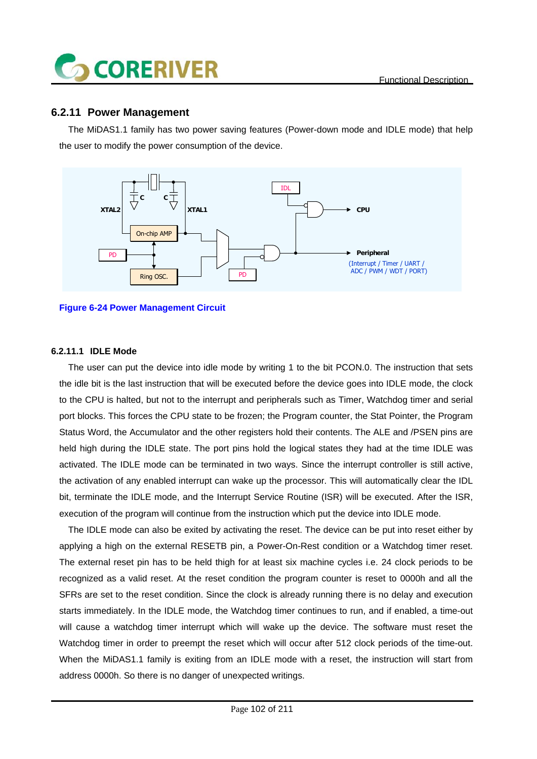## 6.2.11 Power Management

The MiDAS1.1 family has two power saving features (Power-down mode and IDLE mode) that help the user to modify the power consumption of the device.

Figure 6-24 Power Management Circuit

### 6.2.11.1 IDLE Mode

The user can put the device into idle mode by writing 1 to the bit PCON.0. The instruction that sets the idle bit is the last instruction that will be executed before the device goes into IDLE mode, the clock to the CPU is halted, but not to the interrupt and peripherals such as Timer, Watchdog timer and serial port blocks. This forces the CPU state to be frozen; the Program counter, the Stat Pointer, the Program Status Word, the Accumulator and the other registers hold their contents. The ALE and /PSEN pins are held high during the IDLE state. The port pins hold the logical states they had at the time IDLE was activated. The IDLE mode can be terminated in two ways. Since the interrupt controller is still active, the activation of any enabled interrupt can wake up the processor. This will automatically clear the IDL bit, terminate the IDLE mode, and the Interrupt Service Routine (ISR) will be executed. After the ISR, execution of the program will continue from the instruction which put the device into IDLE mode.

The IDLE mode can also be exited by activating the reset. The device can be put into reset either by applying a high on the external RESETB pin, a Power-On-Rest condition or a Watchdog timer reset. The external reset pin has to be held thigh for at least six machine cycles i.e. 24 clock periods to be recognized as a valid reset. At the reset condition the program counter is reset to 0000h and all the SFRs are set to the reset condition. Since the clock is already running there is no delay and execution starts immediately. In the IDLE mode, the Watchdog timer continues to run, and if enabled, a time-out will cause a watchdog timer interrupt which will wake up the device. The software must reset the Watchdog timer in order to preempt the reset which will occur after 512 clock periods of the time-out. When the MiDAS1.1 family is exiting from an IDLE mode with a reset, the instruction will start from address 0000h. So there is no danger of unexpected writings.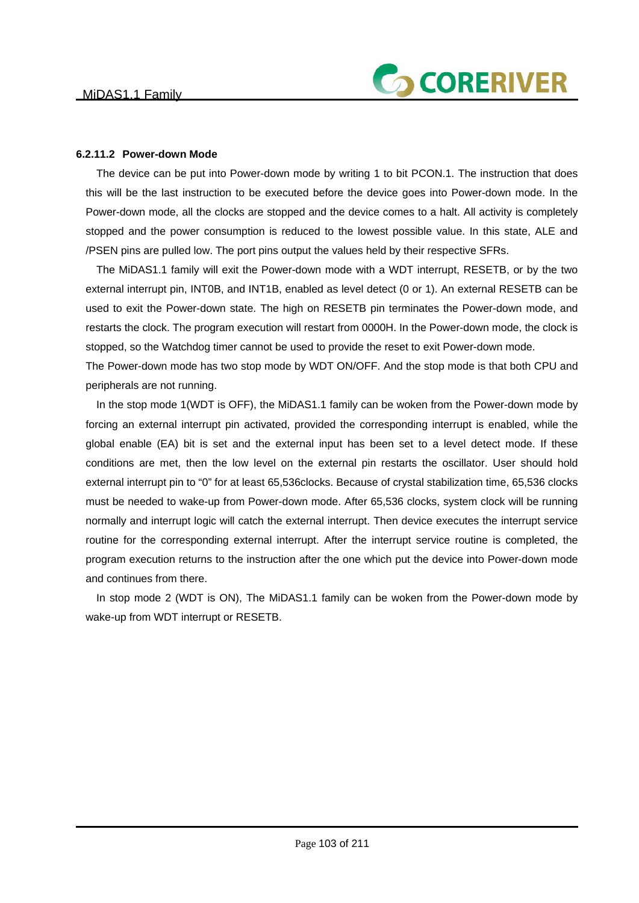#### 6.2.11.2 Power-down Mode

The device can be put into Power-down mode by writing 1 to bit PCON.1. The instruction that does this will be the last instruction to be executed before the device goes into Power-down mode. In the Power-down mode, all the clocks are stopped and the device comes to a halt. All activity is completely stopped and the power consumption is reduced to the lowest possible value. In this state, ALE and /PSEN pins are pulled low. The port pins output the values held by their respective SFRs.

The MiDAS1.1 family will exit the Power-down mode with a WDT interrupt, RESETB, or by the two external interrupt pin, INT0B, and INT1B, enabled as level detect (0 or 1). An external RESETB can be used to exit the Power-down state. The high on RESETB pin terminates the Power-down mode, and restarts the clock. The program execution will restart from 0000H. In the Power-down mode, the clock is stopped, so the Watchdog timer cannot be used to provide the reset to exit Power-down mode.

The Power-down mode has two stop mode by WDT ON/OFF. And the stop mode is that both CPU and peripherals are not running.

In the stop mode 1(WDT is OFF), the MiDAS1.1 family can be woken from the Power-down mode by forcing an external interrupt pin activated, provided the corresponding interrupt is enabled, while the global enable (EA) bit is set and the external input has been set to a level detect mode. If these conditions are met, then the low level on the external pin restarts the oscillator. User should hold external interrupt pin to "0" for at least 65,536clocks. Because of crystal stabilization time, 65,536 clocks must be needed to wake-up from Power-down mode. After 65,536 clocks, system clock will be running normally and interrupt logic will catch the external interrupt. Then device executes the interrupt service routine for the corresponding external interrupt. After the interrupt service routine is completed, the program execution returns to the instruction after the one which put the device into Power-down mode and continues from there.

In stop mode 2 (WDT is ON), The MiDAS1.1 family can be woken from the Power-down mode by wake-up from WDT interrupt or RESETB.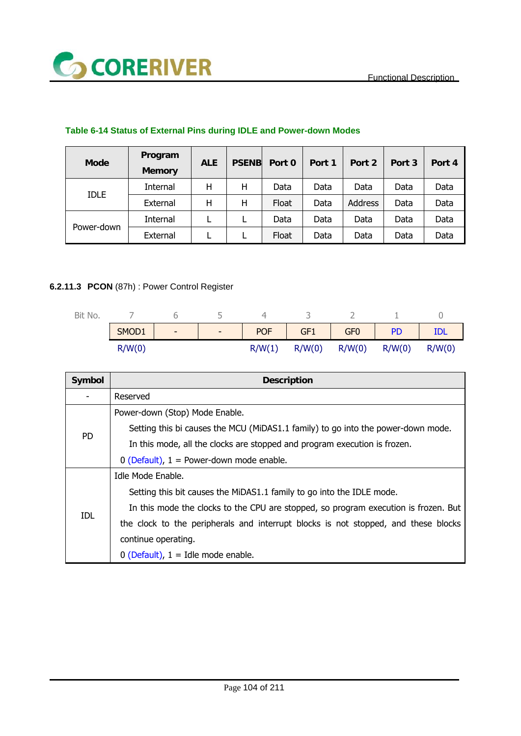**Table 6-14 Status of External Pins during IDLE and Power-down Modes**

| Mode | Program Memory | ALE | PSENB | Port 0 | Port 1 | Port 2 | Port 3 | Port 4 |
|---|---|---|---|---|---|---|---|---|
| IDLE | Internal | H | H | Data | Data | Data | Data | Data |
| | External | H | H | Float | Data | Address | Data | Data |
| Power-down | Internal | L | L | Data | Data | Data | Data | Data |
| | External | L | L | Float | Data | Data | Data | Data |

### 6.2.11.3 **PCON** (87h) : Power Control Register

| Bit No. | 7 | 6 | 5 | 4 | 3 | 2 | 1 | 0 |
|---|---|---|---|---|---|---|---|---|
| | SMOD1 | - | - | POF | GF1 | GF0 | PD | IDL |
| | R/W(0) | | | R/W(1) | R/W(0) | R/W(0) | R/W(0) | R/W(0) |

| Symbol | Description |
|---|---|
| - | Reserved |
| PD | Power-down (Stop) Mode Enable.<br>Setting this bi causes the MCU (MiDAS1.1 family) to go into the power-down mode.<br>In this mode, all the clocks are stopped and program execution is frozen.<br>0 (Default), 1 = Power-down mode enable. |
| IDL | Idle Mode Enable.<br>Setting this bit causes the MiDAS1.1 family to go into the IDLE mode.<br>In this mode the clocks to the CPU are stopped, so program execution is frozen. But the clock to the peripherals and interrupt blocks is not stopped, and these blocks continue operating.<br>0 (Default), 1 = Idle mode enable. |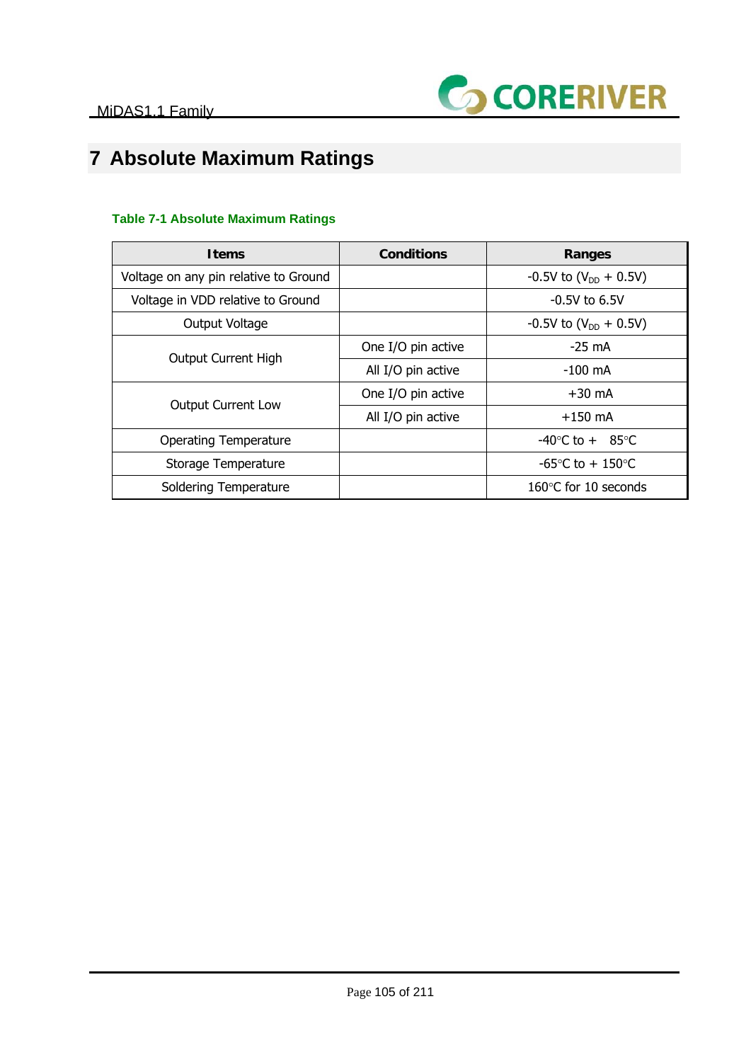# 7 Absolute Maximum Ratings

**Table 7-1 Absolute Maximum Ratings**

| Items | Conditions | Ranges |
|---|---|---|
| Voltage on any pin relative to Ground | | -0.5V to ($V_{DD}$ + 0.5V) |
| Voltage in VDD relative to Ground | | -0.5V to 6.5V |
| Output Voltage | | -0.5V to ($V_{DD}$ + 0.5V) |
| Output Current High | One I/O pin active | -25 mA |
| | All I/O pin active | -100 mA |
| Output Current Low | One I/O pin active | +30 mA |
| | All I/O pin active | +150 mA |
| Operating Temperature | | -40°C to + 85°C |
| Storage Temperature | | -65°C to + 150°C |
| Soldering Temperature | | 160°C for 10 seconds |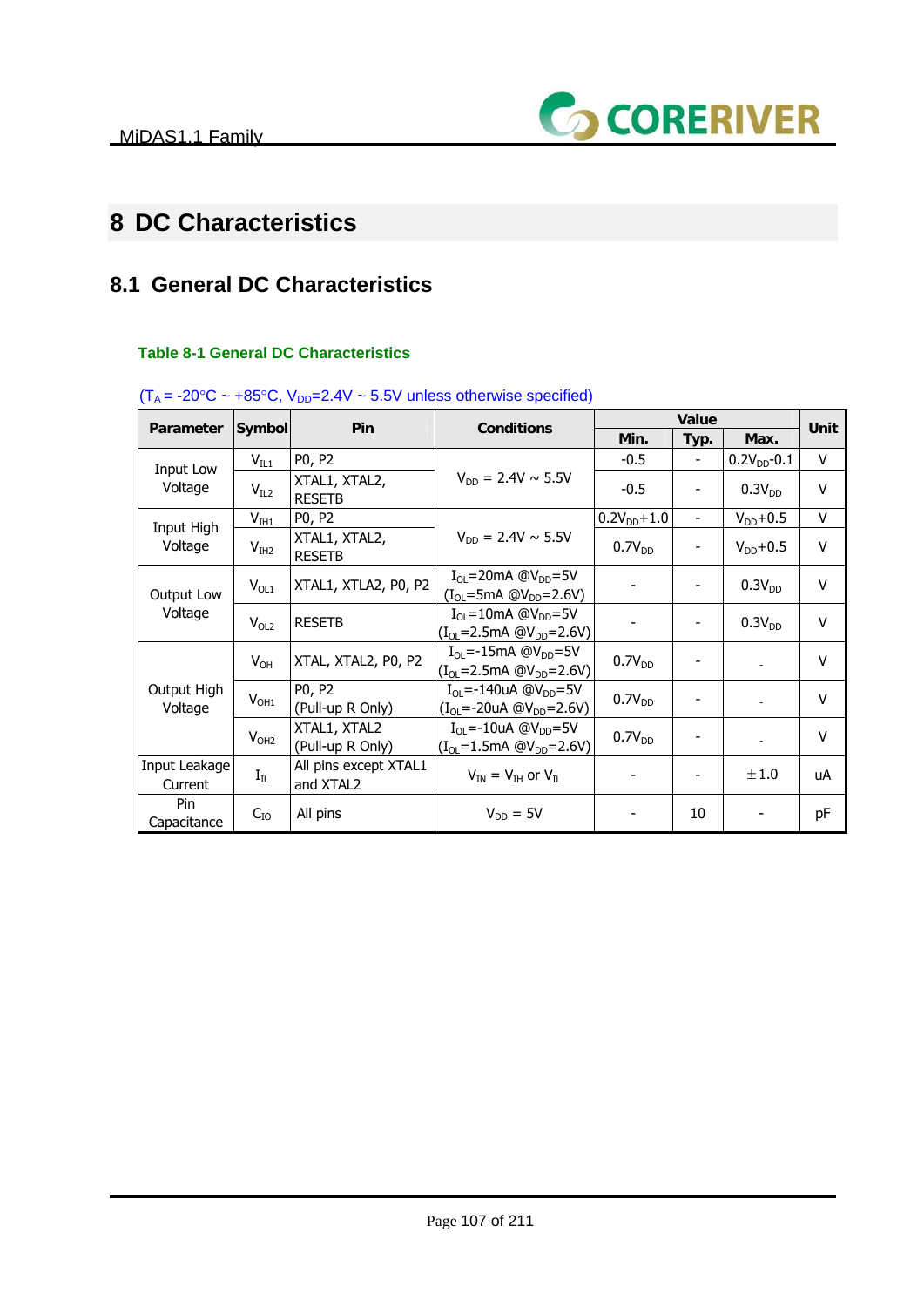# 8 DC Characteristics

## 8.1 General DC Characteristics

**Table 8-1 General DC Characteristics**

($T_A$ = -20°C ~ +85°C, $V_{DD}$=2.4V ~ 5.5V unless otherwise specified)

| Parameter | Symbol | Pin | Conditions | Value | | | Unit |
|---|---|---|---|---|---|---|---|
| | | | | Min. | Typ. | Max. | |
| Input Low Voltage | $V_{IL1}$ | P0, P2 | $V_{DD}$ = 2.4V ~ 5.5V | -0.5 | - | $0.2V_{DD}$-0.1 | V |
| | $V_{IL2}$ | XTAL1, XTAL2, RESETB | | -0.5 | - | $0.3V_{DD}$ | V |
| Input High Voltage | $V_{IH1}$ | P0, P2 | $V_{DD}$ = 2.4V ~ 5.5V | $0.2V_{DD}$+1.0 | - | $V_{DD}$+0.5 | V |
| | $V_{IH2}$ | XTAL1, XTAL2, RESETB | | $0.7V_{DD}$ | - | $V_{DD}$+0.5 | V |
| Output Low Voltage | $V_{OL1}$ | XTAL1, XTLA2, P0, P2 | $I_{OL}$=20mA @$V_{DD}$=5V ($I_{OL}$=5mA @$V_{DD}$=2.6V) | - | - | $0.3V_{DD}$ | V |
| | $V_{OL2}$ | RESETB | $I_{OL}$=10mA @$V_{DD}$=5V ($I_{OL}$=2.5mA @$V_{DD}$=2.6V) | - | - | $0.3V_{DD}$ | V |
| Output High Voltage | $V_{OH}$ | XTAL, XTAL2, P0, P2 | $I_{OL}$=-15mA @$V_{DD}$=5V ($I_{OL}$=2.5mA @$V_{DD}$=2.6V) | $0.7V_{DD}$ | - | - | V |
| | $V_{OH1}$ | P0, P2 (Pull-up R Only) | $I_{OL}$=-140uA @$V_{DD}$=5V ($I_{OL}$=-20uA @$V_{DD}$=2.6V) | $0.7V_{DD}$ | - | - | V |
| | $V_{OH2}$ | XTAL1, XTAL2 (Pull-up R Only) | $I_{OL}$=-10uA @$V_{DD}$=5V ($I_{OL}$=1.5mA @$V_{DD}$=2.6V) | $0.7V_{DD}$ | - | - | V |
| Input Leakage Current | $I_{IL}$ | All pins except XTAL1 and XTAL2 | $V_{IN}$ = $V_{IH}$ or $V_{IL}$ | - | - | ±1.0 | uA |
| Pin Capacitance | $C_{IO}$ | All pins | $V_{DD}$ = 5V | - | 10 | - | pF |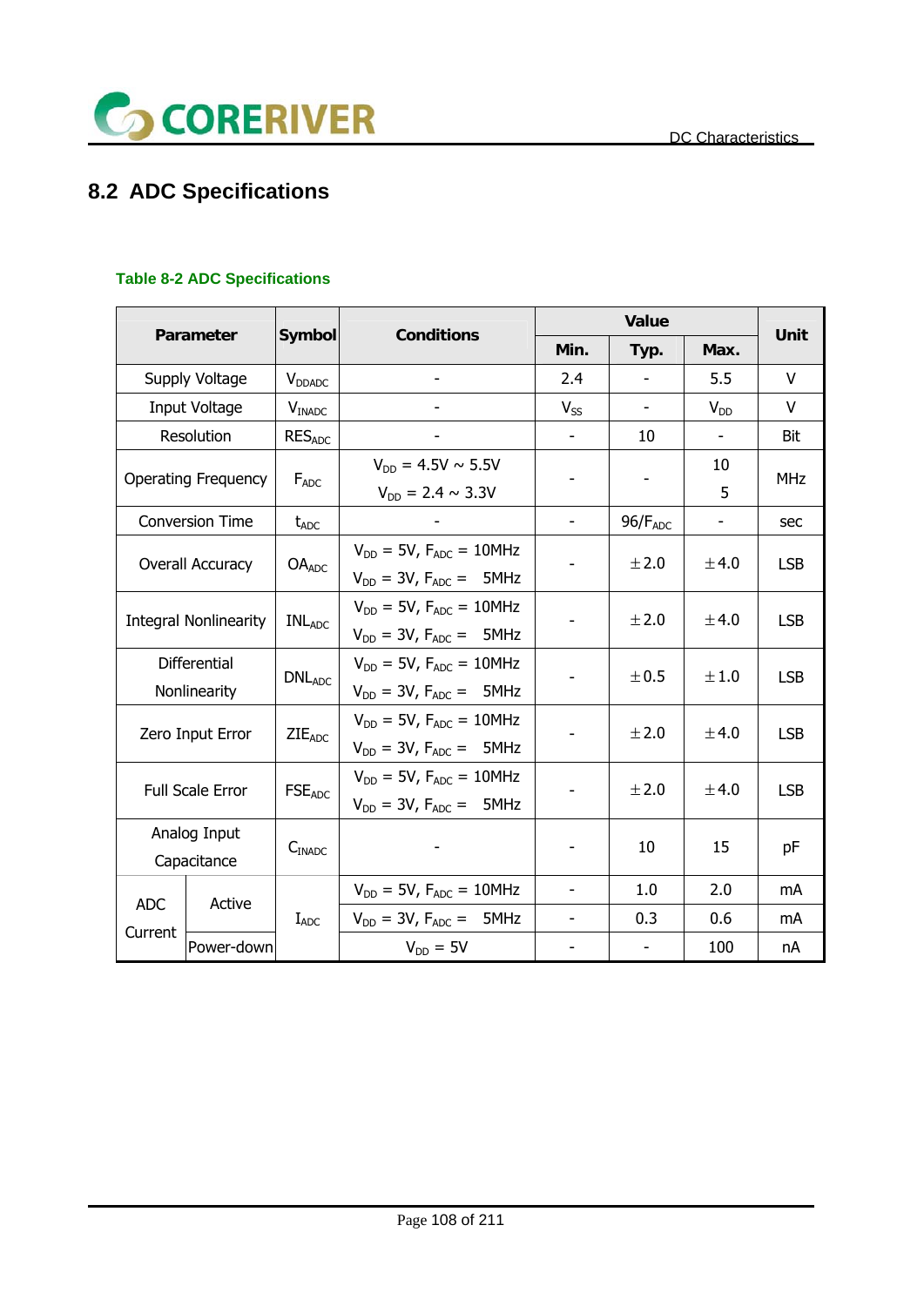## 8.2 ADC Specifications

**Table 8-2 ADC Specifications**

| Parameter | | Symbol | Conditions | Value | | | Unit |
|---|---|---|---|---|---|---|---|
| | | | | Min. | Typ. | Max. | |
| Supply Voltage | | $V_{DDADC}$ | - | 2.4 | - | 5.5 | V |
| Input Voltage | | $V_{INADC}$ | - | $V_{SS}$ | - | $V_{DD}$ | V |
| Resolution | | $RES_{ADC}$ | - | - | 10 | - | Bit |
| Operating Frequency | | $F_{ADC}$ | $V_{DD}$ = 4.5V ~ 5.5V<br>$V_{DD}$ = 2.4 ~ 3.3V | - | - | 10<br>5 | MHz |
| Conversion Time | | $t_{ADC}$ | - | - | $96/F_{ADC}$ | - | sec |
| Overall Accuracy | | $OA_{ADC}$ | $V_{DD}$ = 5V, $F_{ADC}$ = 10MHz<br>$V_{DD}$ = 3V, $F_{ADC}$ = 5MHz | - | ±2.0 | ±4.0 | LSB |
| Integral Nonlinearity | | $INL_{ADC}$ | $V_{DD}$ = 5V, $F_{ADC}$ = 10MHz<br>$V_{DD}$ = 3V, $F_{ADC}$ = 5MHz | - | ±2.0 | ±4.0 | LSB |
| Differential Nonlinearity | | $DNL_{ADC}$ | $V_{DD}$ = 5V, $F_{ADC}$ = 10MHz<br>$V_{DD}$ = 3V, $F_{ADC}$ = 5MHz | - | ±0.5 | ±1.0 | LSB |
| Zero Input Error | | $ZIE_{ADC}$ | $V_{DD}$ = 5V, $F_{ADC}$ = 10MHz<br>$V_{DD}$ = 3V, $F_{ADC}$ = 5MHz | - | ±2.0 | ±4.0 | LSB |
| Full Scale Error | | $FSE_{ADC}$ | $V_{DD}$ = 5V, $F_{ADC}$ = 10MHz<br>$V_{DD}$ = 3V, $F_{ADC}$ = 5MHz | - | ±2.0 | ±4.0 | LSB |
| Analog Input Capacitance | | $C_{INADC}$ | - | - | 10 | 15 | pF |
| ADC Current | Active | $I_{ADC}$ | $V_{DD}$ = 5V, $F_{ADC}$ = 10MHz | - | 1.0 | 2.0 | mA |
| | | | $V_{DD}$ = 3V, $F_{ADC}$ = 5MHz | - | 0.3 | 0.6 | mA |
| | Power-down | | $V_{DD}$ = 5V | - | - | 100 | nA |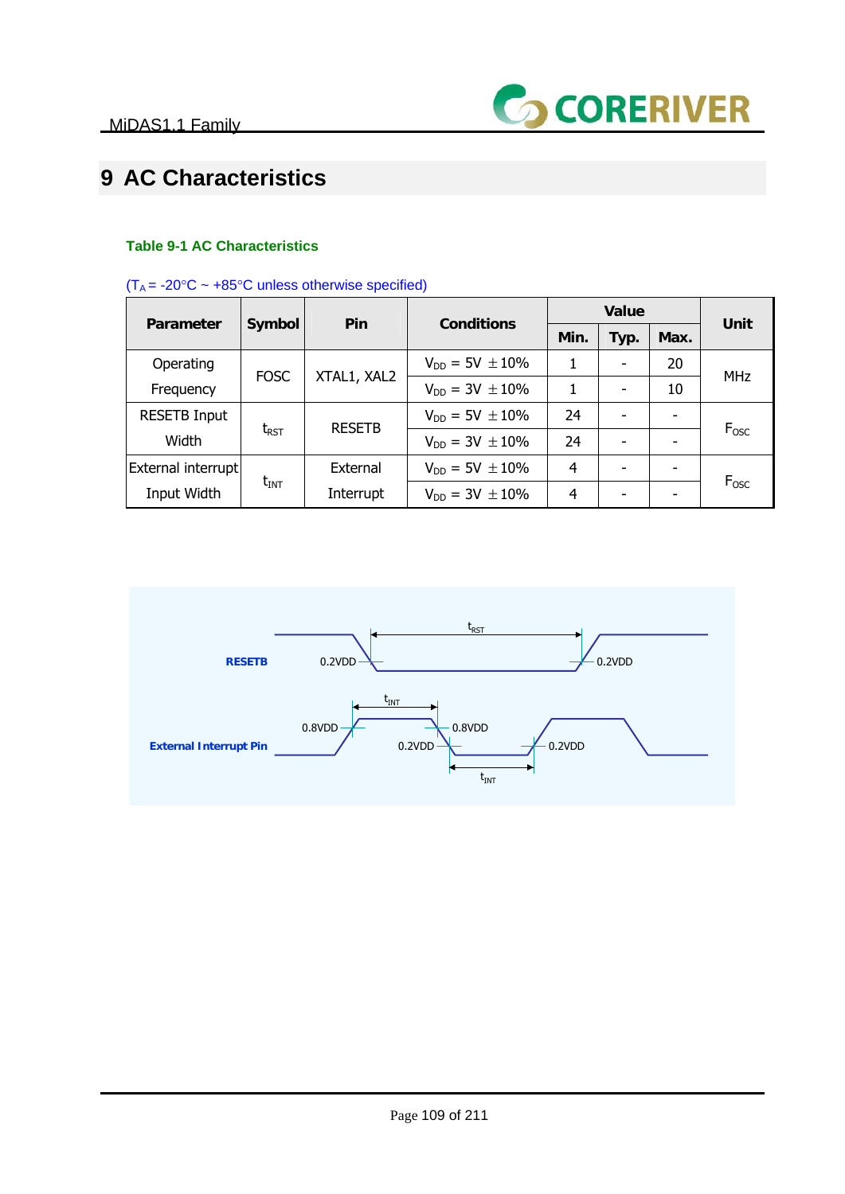# 9 AC Characteristics

**Table 9-1 AC Characteristics**

($T_A$ = -20°C ~ +85°C unless otherwise specified)

| Parameter | Symbol | Pin | Conditions | Value | | | Unit |
|---|---|---|---|---|---|---|---|
| | | | | Min. | Typ. | Max. | |
| Operating Frequency | FOSC | XTAL1, XAL2 | $V_{DD}$ = 5V ±10% | 1 | - | 20 | MHz |
| | | | $V_{DD}$ = 3V ±10% | 1 | - | 10 | |
| RESETB Input Width | $t_{RST}$ | RESETB | $V_{DD}$ = 5V ±10% | 24 | - | - | $F_{OSC}$ |
| | | | $V_{DD}$ = 3V ±10% | 24 | - | - | |
| External interrupt Input Width | $t_{INT}$ | External Interrupt | $V_{DD}$ = 5V ±10% | 4 | - | - | $F_{OSC}$ |
| | | | $V_{DD}$ = 3V ±10% | 4 | - | - | |

RESETB — 0.2VDD — $t_{RST}$ — 0.2VDD

External Interrupt Pin — 0.8VDD — $t_{INT}$ — 0.8VDD — 0.2VDD — 0.2VDD — $t_{INT}$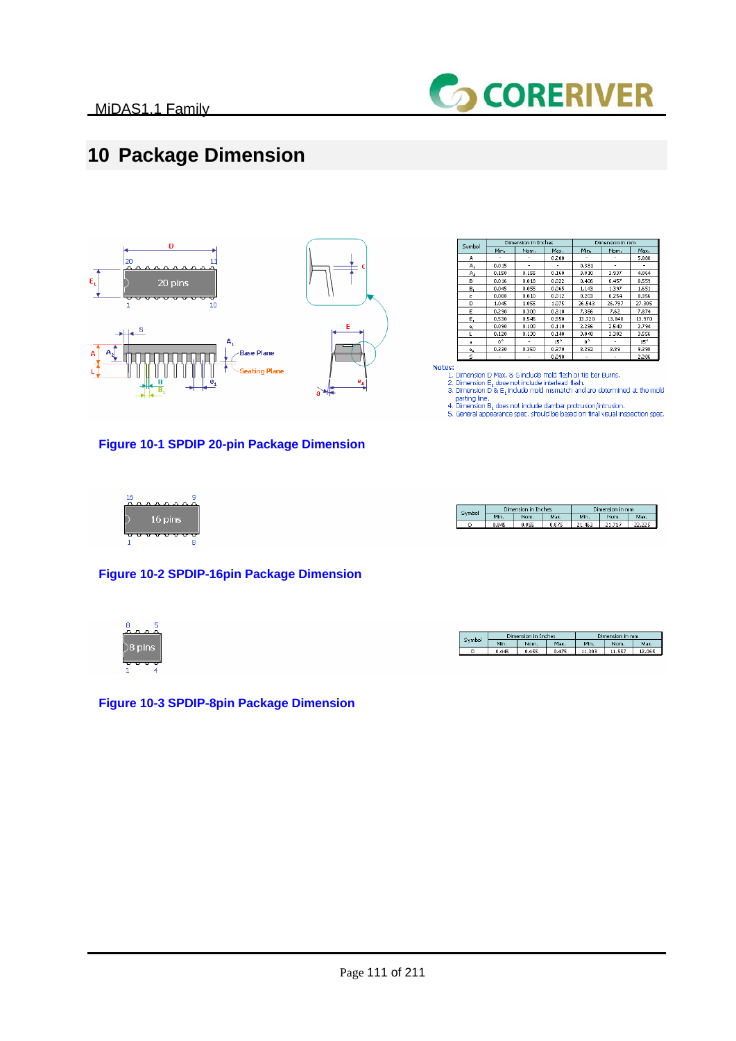# 10 Package Dimension

| Symbol | Dimension in Inches | | | Dimension in mm | | |
|---|---|---|---|---|---|---|
| | Min. | Nom. | Max. | Min. | Nom. | Max. |
| A | - | - | 0.200 | - | - | 5.080 |
| $A_1$ | 0.015 | - | - | 0.381 | - | - |
| $A_2$ | 0.150 | 0.155 | 0.160 | 3.810 | 3.937 | 4.064 |
| B | 0.016 | 0.018 | 0.022 | 0.406 | 0.457 | 0.559 |
| $B_1$ | 0.045 | 0.055 | 0.065 | 1.143 | 1.397 | 1.651 |
| c | 0.008 | 0.010 | 0.012 | 0.203 | 0.254 | 0.356 |
| D | 1.045 | 1.055 | 1.075 | 26.543 | 26.797 | 27.305 |
| E | 0.290 | 0.300 | 0.310 | 7.366 | 7.62 | 7.874 |
| $E_1$ | 0.530 | 0.545 | 0.550 | 13.720 | 13.840 | 13.970 |
| $e_1$ | 0.090 | 0.100 | 0.110 | 2.286 | 2.540 | 2.794 |
| L | 0.120 | 0.130 | 0.140 | 3.048 | 3.302 | 3.556 |
| a | 0° | - | 15° | 0° | - | 15° |
| $e_A$ | 0.330 | 0.350 | 0.370 | 8.382 | 8.89 | 9.398 |
| S | - | - | 0.090 | - | - | 2.286 |

Notes:
1. Dimension D Max. & S include mold flash or tie bar Burrs.
2. Dimension $E_1$ dose not include interlead flash.
3. Dimension D & $E_1$ include mold mismatch and are determined at the mold parting line.
4. Dimension $B_1$ does not include dambar protrusion/intrusion.
5. General appearance spec. should be based on final visual inspection spec.

**Figure 10-1 SPDIP 20-pin Package Dimension**

| Symbol | Dimension in Inches | | | Dimension in mm | | |
|---|---|---|---|---|---|---|
| | Min. | Nom. | Max. | Min. | Nom. | Max. |
| D | 0.845 | 0.855 | 0.875 | 21.463 | 21.717 | 22.225 |

**Figure 10-2 SPDIP-16pin Package Dimension**

| Symbol | Dimension in Inches | | | Dimension in mm | | |
|---|---|---|---|---|---|---|
| | Min. | Nom. | Max. | Min. | Nom. | Max. |
| D | 0.445 | 0.455 | 0.475 | 11.303 | 11.557 | 12.065 |

**Figure 10-3 SPDIP-8pin Package Dimension**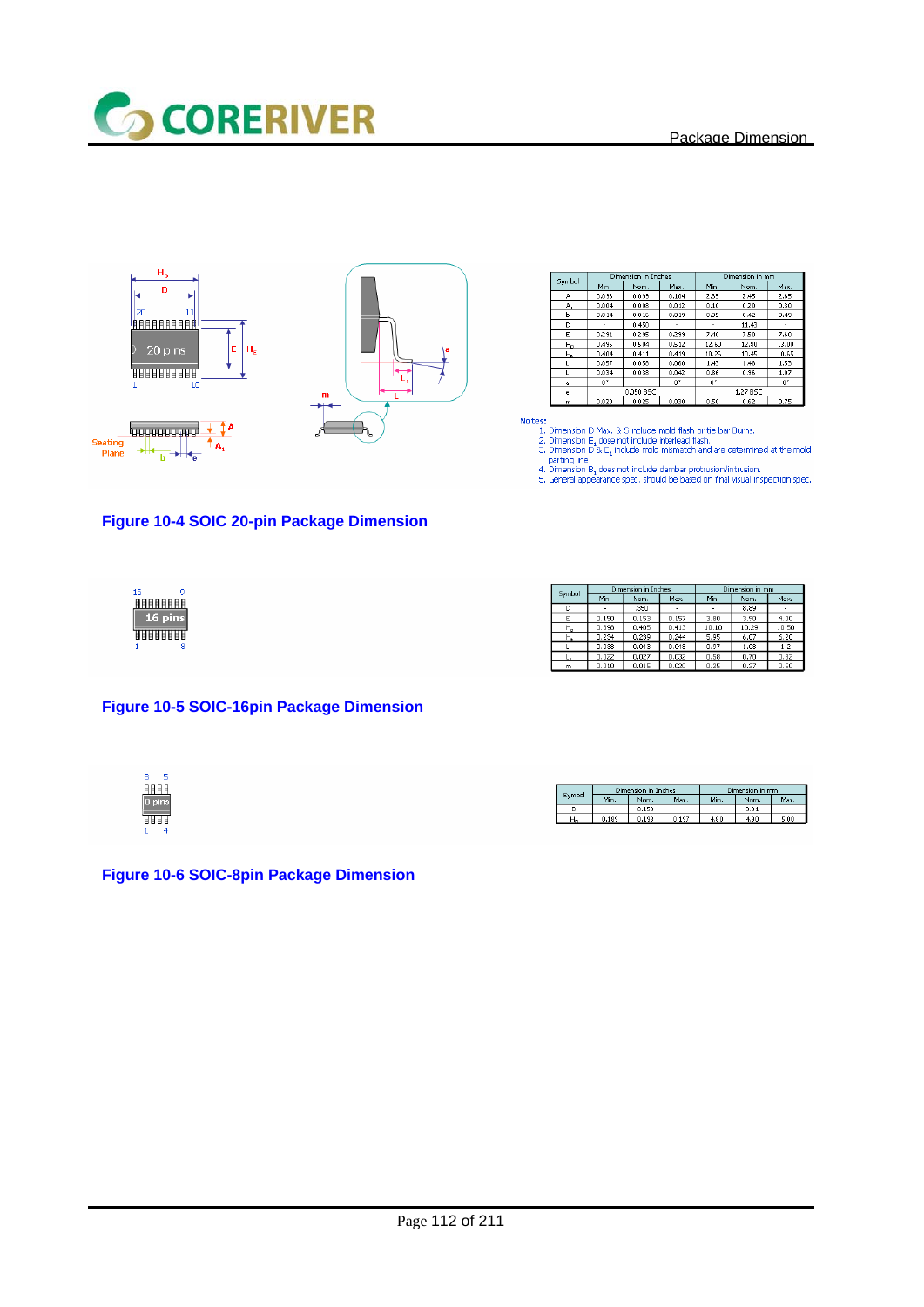| Symbol | Dimension in Inches | | | Dimension in mm | | |
|---|---|---|---|---|---|---|
| | Min. | Nom. | Max. | Min. | Nom. | Max. |
| A | 0.093 | 0.099 | 0.104 | 2.35 | 2.45 | 2.65 |
| $A_1$ | 0.004 | 0.008 | 0.012 | 0.10 | 0.20 | 0.30 |
| b | 0.014 | 0.016 | 0.019 | 0.35 | 0.42 | 0.49 |
| D | - | 0.450 | - | - | 11.43 | - |
| E | 0.291 | 0.295 | 0.299 | 7.40 | 7.50 | 7.60 |
| $H_D$ | 0.496 | 0.504 | 0.512 | 12.60 | 12.80 | 13.00 |
| $H_E$ | 0.404 | 0.411 | 0.419 | 10.26 | 10.45 | 10.65 |
| L | 0.057 | 0.058 | 0.060 | 1.43 | 1.48 | 1.53 |
| $L_1$ | 0.034 | 0.038 | 0.042 | 0.86 | 0.96 | 1.07 |
| a | 0° | - | 8° | 0° | - | 8° |
| e | 0.050 BSC | | | 1.27 BSC | | |
| m | 0.020 | 0.025 | 0.030 | 0.50 | 0.62 | 0.75 |

Notes:

1. Dimension D Max. & S include mold flash or tie bar Burrs.
2. Dimension $E_1$ dose not include interlead flash.
3. Dimension D & $E_1$ include mold mismatch and are determined at the mold parting line.
4. Dimension $B_1$ does not include dambar protrusion/intrusion.
5. General appearance spec. should be based on final visual inspection spec.

**Figure 10-4 SOIC 20-pin Package Dimension**

| Symbol | Dimension in Inches | | | Dimension in mm | | |
|---|---|---|---|---|---|---|
| | Min. | Nom. | Max. | Min. | Nom. | Max. |
| D | - | .350 | - | - | 8.89 | - |
| E | 0.150 | 0.153 | 0.157 | 3.80 | 3.90 | 4.00 |
| $H_D$ | 0.398 | 0.405 | 0.413 | 10.10 | 10.29 | 10.50 |
| $H_E$ | 0.234 | 0.239 | 0.244 | 5.95 | 6.07 | 6.20 |
| L | 0.038 | 0.043 | 0.048 | 0.97 | 1.08 | 1.2 |
| $L_1$ | 0.022 | 0.027 | 0.032 | 0.58 | 0.70 | 0.82 |
| m | 0.010 | 0.015 | 0.020 | 0.25 | 0.37 | 0.50 |

**Figure 10-5 SOIC-16pin Package Dimension**

| Symbol | Dimension in Inches | | | Dimension in mm | | |
|---|---|---|---|---|---|---|
| | Min. | Nom. | Max. | Min. | Nom. | Max. |
| D | - | 0.150 | - | - | 3.81 | - |
| $H_D$ | 0.189 | 0.193 | 0.197 | 4.80 | 4.90 | 5.00 |

**Figure 10-6 SOIC-8pin Package Dimension**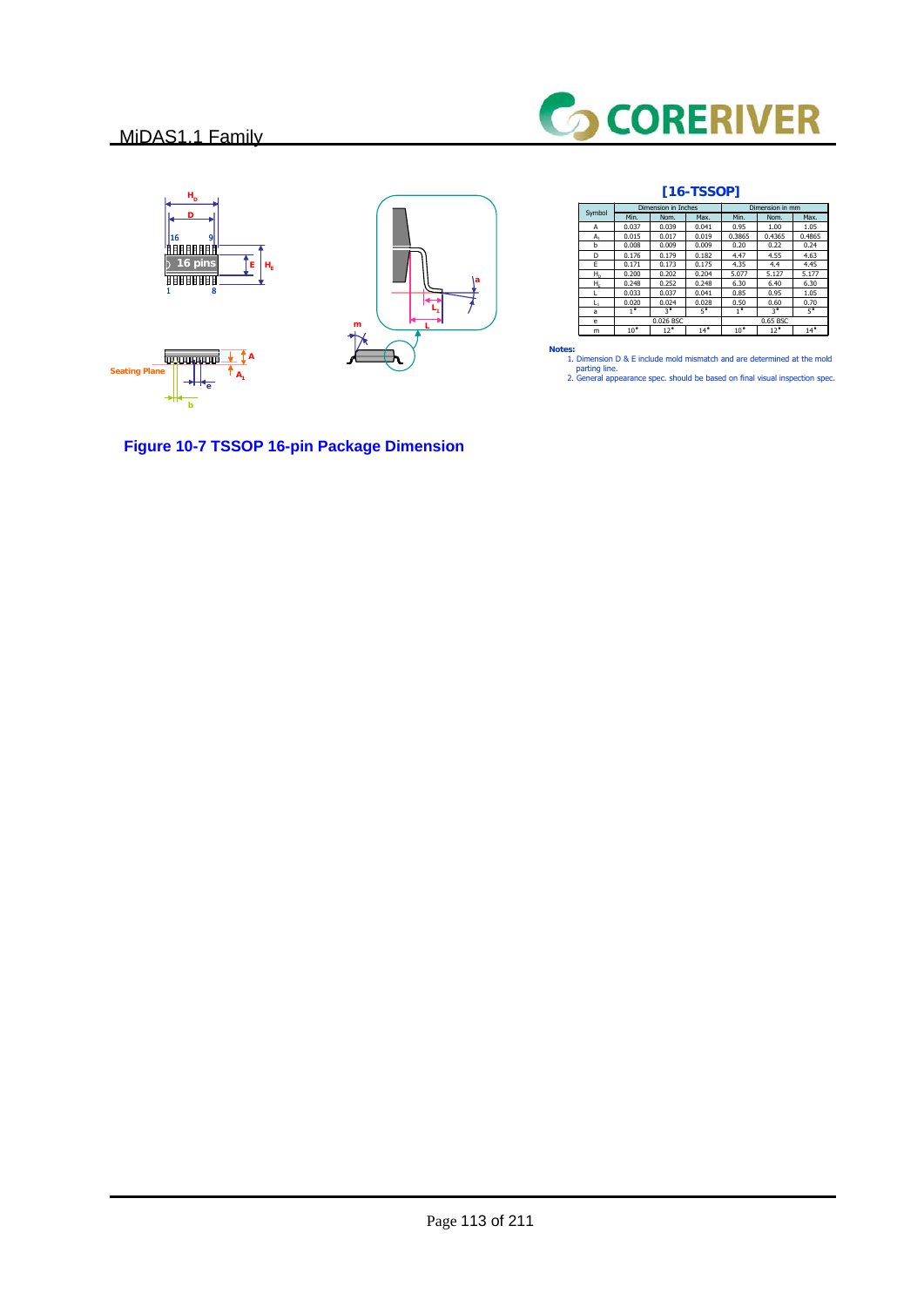## [16-TSSOP]

| Symbol | Dimension in Inches | | | Dimension in mm | | |
|---|---|---|---|---|---|---|
| | Min. | Nom. | Max. | Min. | Nom. | Max. |
| A | 0.037 | 0.039 | 0.041 | 0.95 | 1.00 | 1.05 |
| $A_1$ | 0.015 | 0.017 | 0.019 | 0.3865 | 0.4365 | 0.4865 |
| b | 0.008 | 0.009 | 0.009 | 0.20 | 0.22 | 0.24 |
| D | 0.176 | 0.179 | 0.182 | 4.47 | 4.55 | 4.63 |
| E | 0.171 | 0.173 | 0.175 | 4.35 | 4.4 | 4.45 |
| $H_D$ | 0.200 | 0.202 | 0.204 | 5.077 | 5.127 | 5.177 |
| $H_E$ | 0.248 | 0.252 | 0.248 | 6.30 | 6.40 | 6.30 |
| L | 0.033 | 0.037 | 0.041 | 0.85 | 0.95 | 1.05 |
| $L_1$ | 0.020 | 0.024 | 0.028 | 0.50 | 0.60 | 0.70 |
| a | 1° | 3° | 5° | 1° | 3° | 5° |
| e | | 0.026 BSC | | | 0.65 BSC | |
| m | 10° | 12° | 14° | 10° | 12° | 14° |

**Notes:**

1. Dimension D & E include mold mismatch and are determined at the mold parting line.
2. General appearance spec. should be based on final visual inspection spec.

**Figure 10-7 TSSOP 16-pin Package Dimension**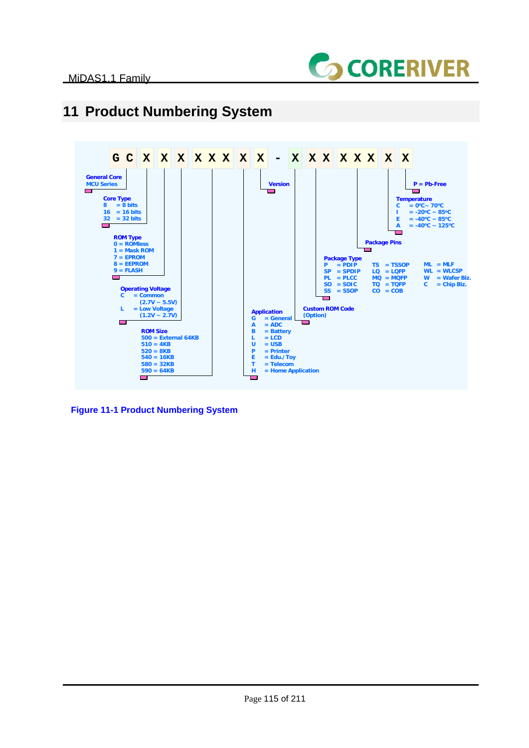# 11 Product Numbering System

G C X X X X X X X X - X X X X X X X

**General Core MCU Series**

**Core Type**
- 8 = 8 bits
- 16 = 16 bits
- 32 = 32 bits

**ROM Type**
- 0 = ROMless
- 1 = Mask ROM
- 7 = EPROM
- 8 = EEPROM
- 9 = FLASH

**Operating Voltage**
- C = Common (2.7V ~ 5.5V)
- L = Low Voltage (1.2V ~ 2.7V)

**ROM Size**
- 500 = External 64KB
- 510 = 4KB
- 520 = 8KB
- 540 = 16KB
- 580 = 32KB
- 590 = 64KB

**Application**
- G = General
- A = ADC
- B = Battery
- L = LCD
- U = USB
- P = Printer
- E = Edu./ Toy
- T = Telecom
- H = Home Application

**Version**

**Custom ROM Code** (Option)

**Package Type**
- P = PDIP
- SP = SPDIP
- PL = PLCC
- SO = SOIC
- SS = SSOP
- TS = TSSOP
- LQ = LQFP
- MQ = MQFP
- TQ = TQFP
- CO = COB
- ML = MLF
- WL = WLCSP
- W = Wafer Biz.
- C = Chip Biz.

**Package Pins**

**Temperature**
- C = 0ºC~ 70ºC
- I = -20ºC ~ 85ºC
- E = -40ºC ~ 85ºC
- A = -40ºC ~ 125ºC

**P = Pb-Free**

Figure 11-1 Product Numbering System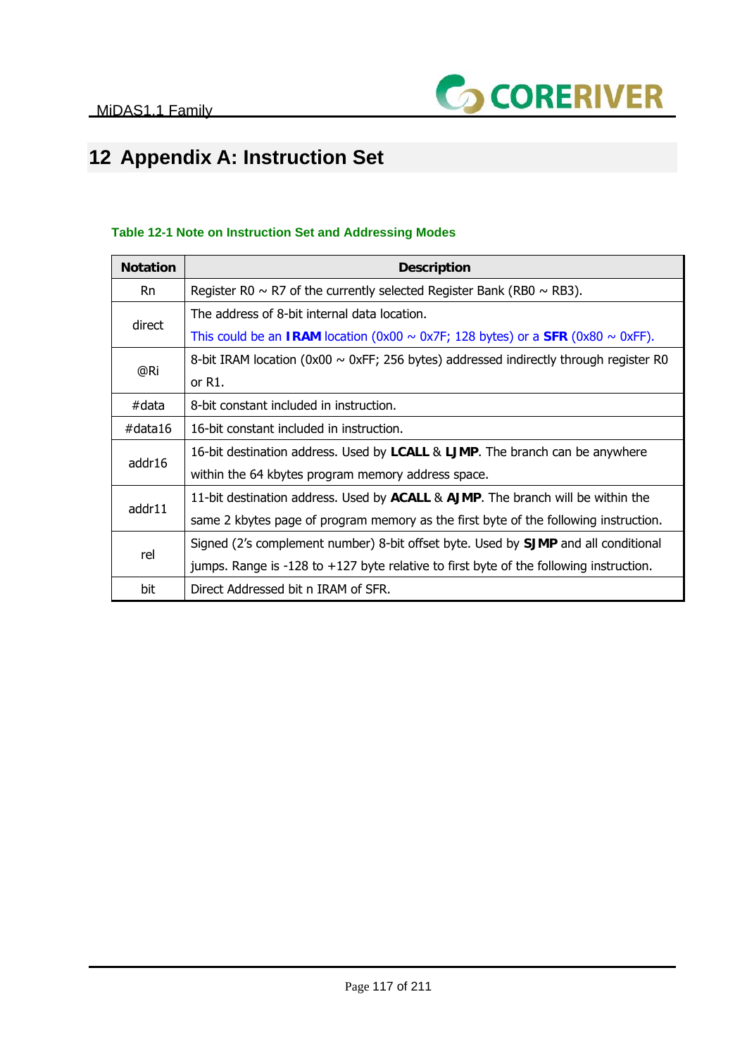# 12 Appendix A: Instruction Set

**Table 12-1 Note on Instruction Set and Addressing Modes**

| Notation | Description |
|---|---|
| Rn | Register R0 ~ R7 of the currently selected Register Bank (RB0 ~ RB3). |
| direct | The address of 8-bit internal data location. This could be an **IRAM** location (0x00 ~ 0x7F; 128 bytes) or a **SFR** (0x80 ~ 0xFF). |
| @Ri | 8-bit IRAM location (0x00 ~ 0xFF; 256 bytes) addressed indirectly through register R0 or R1. |
| #data | 8-bit constant included in instruction. |
| #data16 | 16-bit constant included in instruction. |
| addr16 | 16-bit destination address. Used by **LCALL** & **LJMP**. The branch can be anywhere within the 64 kbytes program memory address space. |
| addr11 | 11-bit destination address. Used by **ACALL** & **AJMP**. The branch will be within the same 2 kbytes page of program memory as the first byte of the following instruction. |
| rel | Signed (2's complement number) 8-bit offset byte. Used by **SJMP** and all conditional jumps. Range is -128 to +127 byte relative to first byte of the following instruction. |
| bit | Direct Addressed bit n IRAM of SFR. |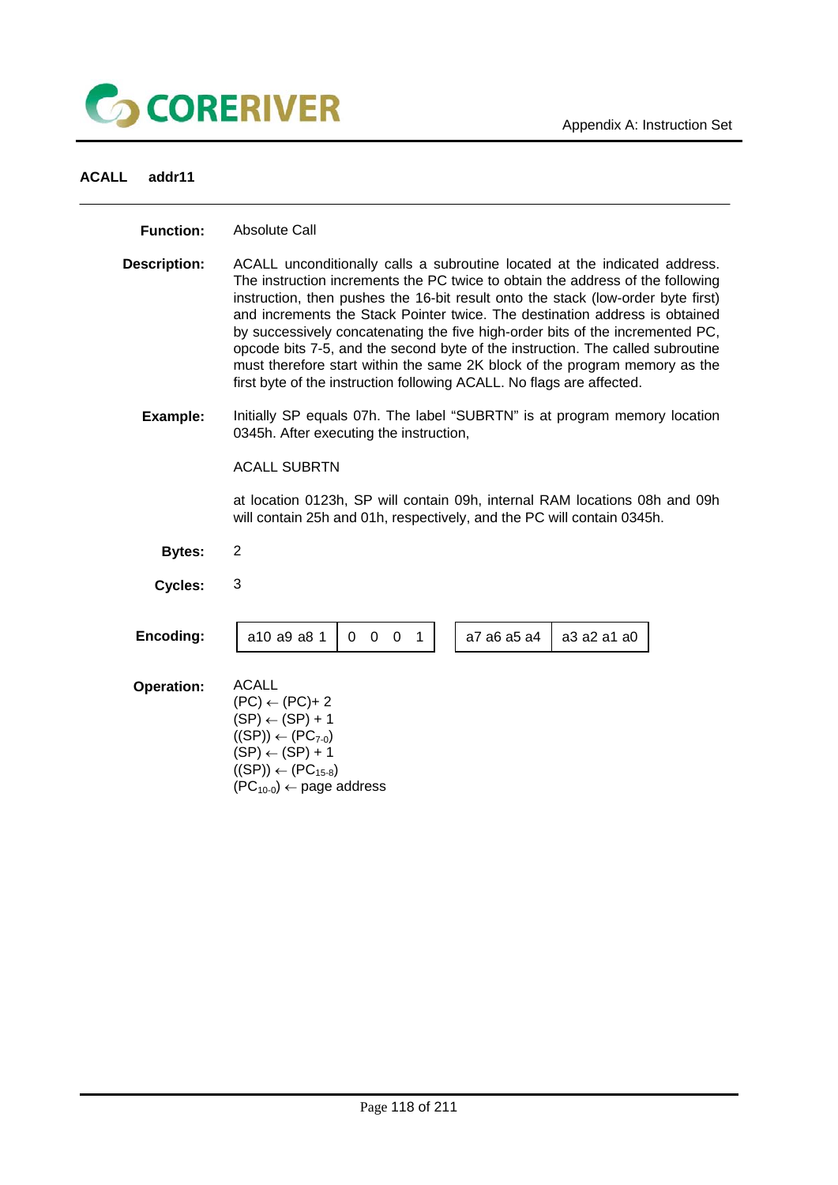## ACALL addr11

**Function:** Absolute Call

**Description:** ACALL unconditionally calls a subroutine located at the indicated address. The instruction increments the PC twice to obtain the address of the following instruction, then pushes the 16-bit result onto the stack (low-order byte first) and increments the Stack Pointer twice. The destination address is obtained by successively concatenating the five high-order bits of the incremented PC, opcode bits 7-5, and the second byte of the instruction. The called subroutine must therefore start within the same 2K block of the program memory as the first byte of the instruction following ACALL. No flags are affected.

**Example:** Initially SP equals 07h. The label "SUBRTN" is at program memory location 0345h. After executing the instruction,

ACALL SUBRTN

at location 0123h, SP will contain 09h, internal RAM locations 08h and 09h will contain 25h and 01h, respectively, and the PC will contain 0345h.

**Bytes:** 2

**Cycles:** 3

**Encoding:**

| a10 a9 a8 1 | 0 0 0 1 | a7 a6 a5 a4 | a3 a2 a1 a0 |
|---|---|---|---|

**Operation:**

ACALL
(PC) ← (PC)+ 2
(SP) ← (SP) + 1
((SP)) ← ($PC_{7\text{-}0}$)
(SP) ← (SP) + 1
((SP)) ← ($PC_{15\text{-}8}$)
($PC_{10\text{-}0}$) ← page address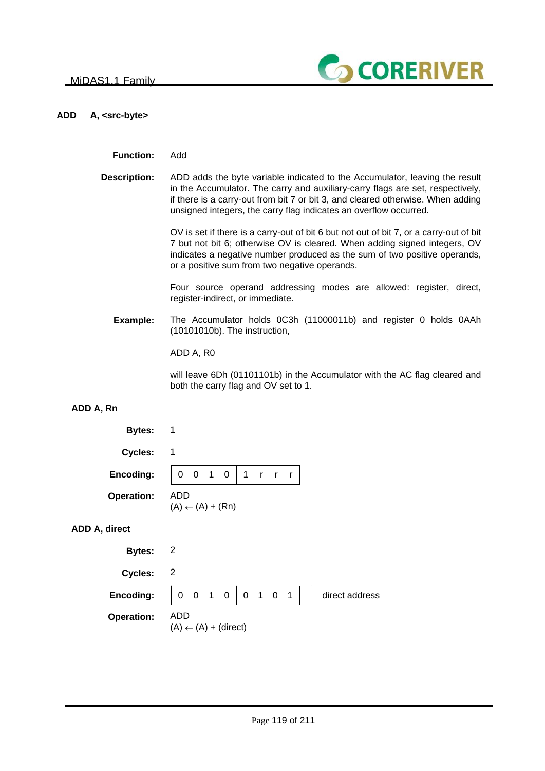## ADD A, <src-byte>

**Function:** Add

**Description:** ADD adds the byte variable indicated to the Accumulator, leaving the result in the Accumulator. The carry and auxiliary-carry flags are set, respectively, if there is a carry-out from bit 7 or bit 3, and cleared otherwise. When adding unsigned integers, the carry flag indicates an overflow occurred.

OV is set if there is a carry-out of bit 6 but not out of bit 7, or a carry-out of bit 7 but not bit 6; otherwise OV is cleared. When adding signed integers, OV indicates a negative number produced as the sum of two positive operands, or a positive sum from two negative operands.

Four source operand addressing modes are allowed: register, direct, register-indirect, or immediate.

**Example:** The Accumulator holds 0C3h (11000011b) and register 0 holds 0AAh (10101010b). The instruction,

ADD A, R0

will leave 6Dh (01101101b) in the Accumulator with the AC flag cleared and both the carry flag and OV set to 1.

### ADD A, Rn

**Bytes:** 1

**Cycles:** 1

**Encoding:**

| 0 0 1 0 | 1 r r r |
|---|---|

**Operation:** ADD
(A) ← (A) + (Rn)

### ADD A, direct

**Bytes:** 2

**Cycles:** 2

**Encoding:**

| 0 0 1 0 | 0 1 0 1 | | direct address |
|---|---|---|---|

**Operation:** ADD
(A) ← (A) + (direct)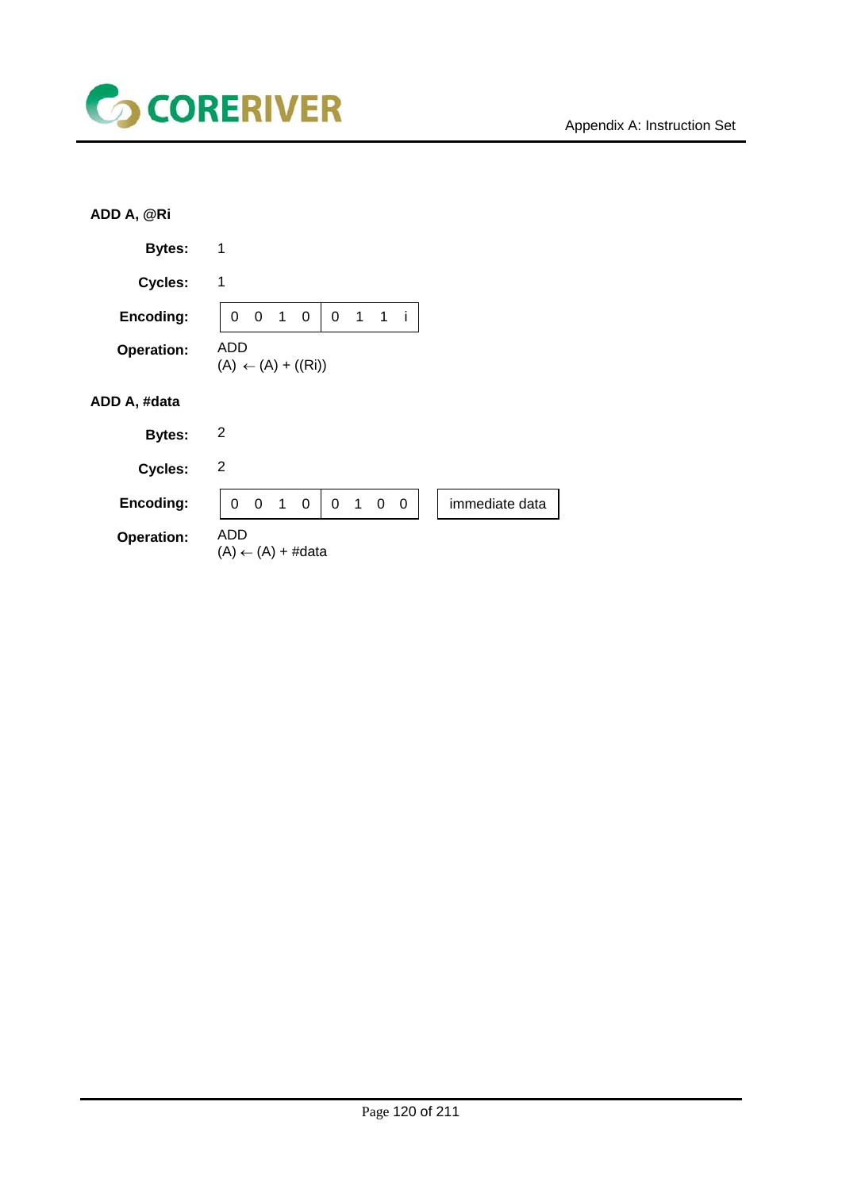### ADD A, @Ri

**Bytes:** 1

**Cycles:** 1

**Encoding:**

| 0 0 1 0 | 0 1 1 i |
|---|---|

**Operation:** ADD
(A) ← (A) + ((Ri))

### ADD A, #data

**Bytes:** 2

**Cycles:** 2

**Encoding:**

| 0 0 1 0 | 0 1 0 0 | | immediate data |
|---|---|---|---|

**Operation:** ADD
(A) ← (A) + #data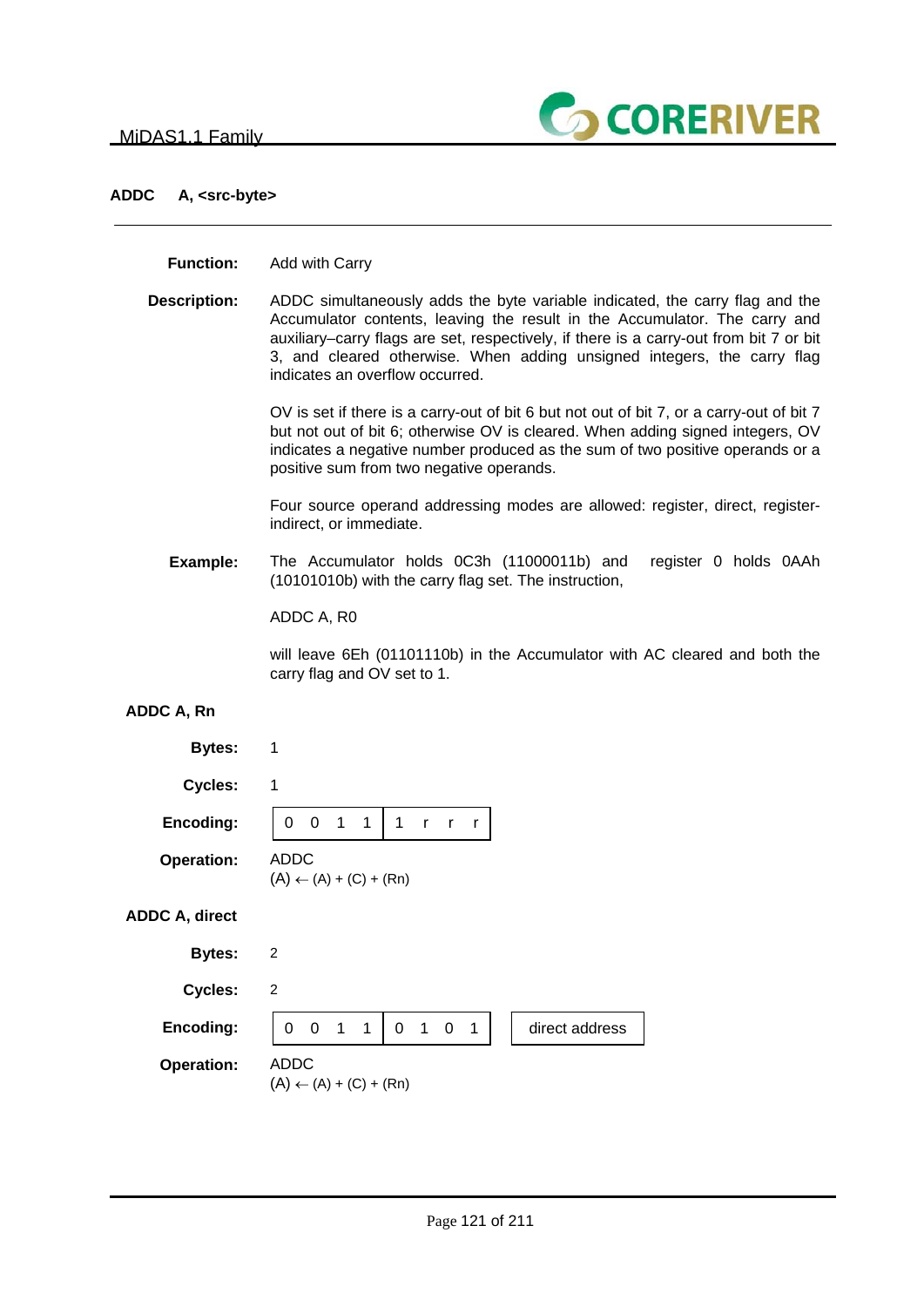## ADDC A, <src-byte>

**Function:** Add with Carry

**Description:** ADDC simultaneously adds the byte variable indicated, the carry flag and the Accumulator contents, leaving the result in the Accumulator. The carry and auxiliary–carry flags are set, respectively, if there is a carry-out from bit 7 or bit 3, and cleared otherwise. When adding unsigned integers, the carry flag indicates an overflow occurred.

OV is set if there is a carry-out of bit 6 but not out of bit 7, or a carry-out of bit 7 but not out of bit 6; otherwise OV is cleared. When adding signed integers, OV indicates a negative number produced as the sum of two positive operands or a positive sum from two negative operands.

Four source operand addressing modes are allowed: register, direct, register-indirect, or immediate.

**Example:** The Accumulator holds 0C3h (11000011b) and register 0 holds 0AAh (10101010b) with the carry flag set. The instruction,

ADDC A, R0

will leave 6Eh (01101110b) in the Accumulator with AC cleared and both the carry flag and OV set to 1.

### ADDC A, Rn

**Bytes:** 1

**Cycles:** 1

**Encoding:**

| 0 0 1 1 | 1 r r r |
|---|---|

**Operation:** ADDC
(A) ← (A) + (C) + (Rn)

### ADDC A, direct

**Bytes:** 2

**Cycles:** 2

**Encoding:**

| 0 0 1 1 | 0 1 0 1 | direct address |
|---|---|---|

**Operation:** ADDC
(A) ← (A) + (C) + (Rn)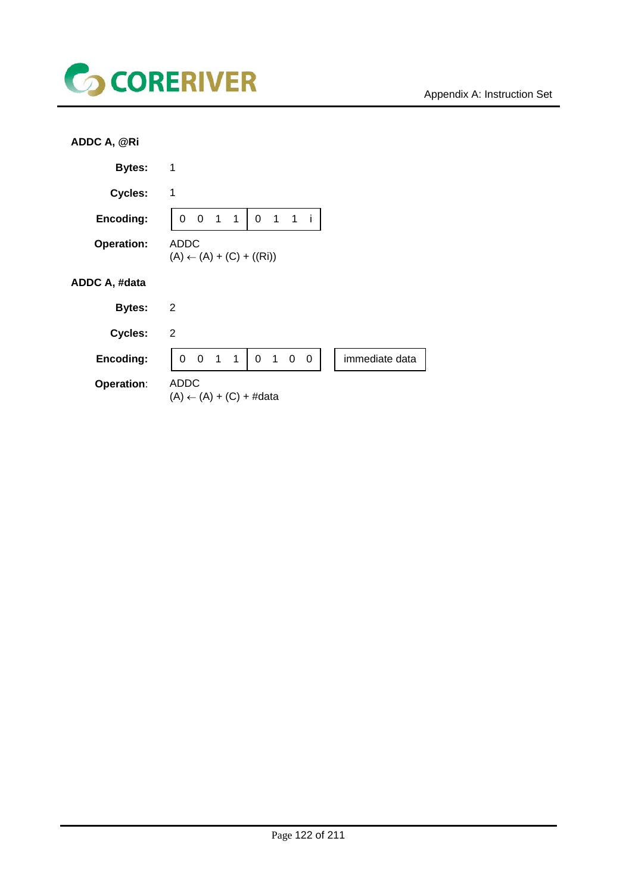### ADDC A, @Ri

**Bytes:** 1

**Cycles:** 1

**Encoding:**

| 0 0 1 1 | 0 1 1 i |
|---|---|

**Operation:** ADDC
(A) ← (A) + (C) + ((Ri))

### ADDC A, #data

**Bytes:** 2

**Cycles:** 2

**Encoding:**

| 0 0 1 1 | 0 1 0 0 | immediate data |
|---|---|---|

**Operation:** ADDC
(A) ← (A) + (C) + #data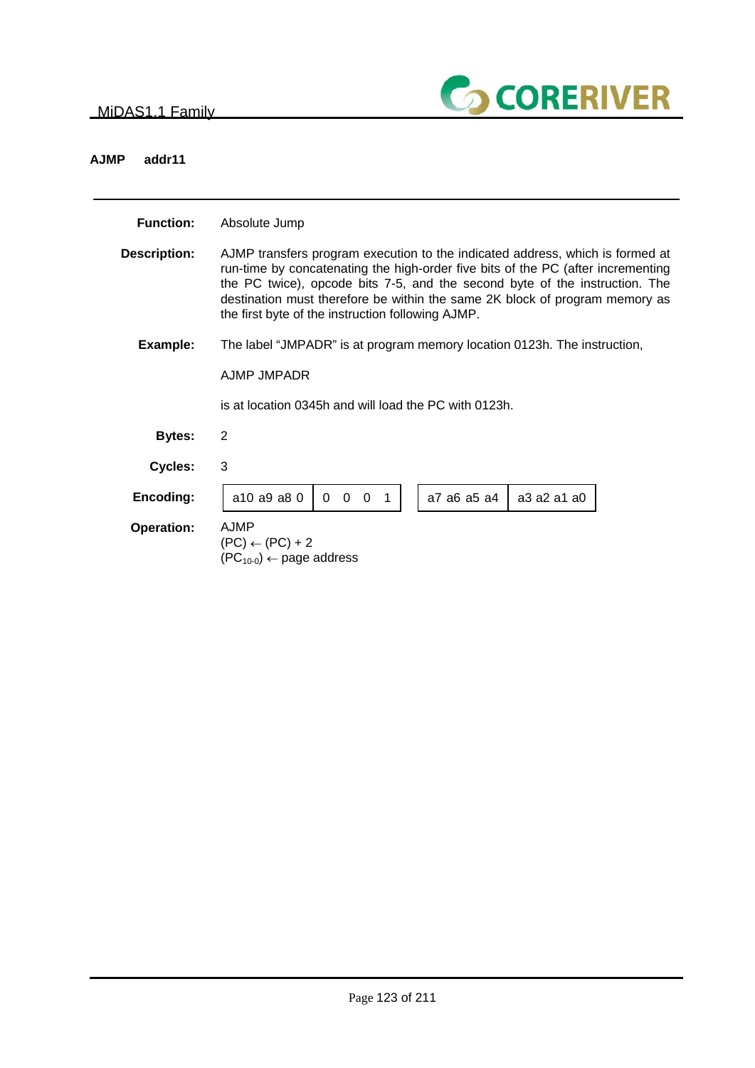## AJMP addr11

**Function:** Absolute Jump

**Description:** AJMP transfers program execution to the indicated address, which is formed at run-time by concatenating the high-order five bits of the PC (after incrementing the PC twice), opcode bits 7-5, and the second byte of the instruction. The destination must therefore be within the same 2K block of program memory as the first byte of the instruction following AJMP.

**Example:** The label “JMPADR” is at program memory location 0123h. The instruction,

AJMP JMPADR

is at location 0345h and will load the PC with 0123h.

**Bytes:** 2

**Cycles:** 3

**Encoding:**

| a10 a9 a8 0 | 0 0 0 1 | | a7 a6 a5 a4 | a3 a2 a1 a0 |
|---|---|---|---|---|

**Operation:** AJMP
(PC) ← (PC) + 2
($PC_{10-0}$) ← page address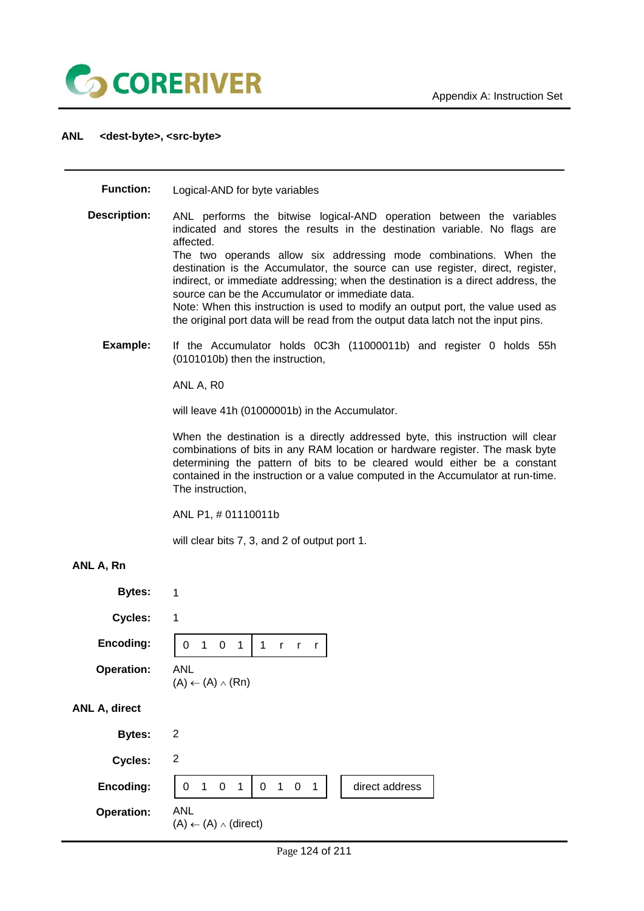## ANL <dest-byte>, <src-byte>

**Function:** Logical-AND for byte variables

**Description:** ANL performs the bitwise logical-AND operation between the variables indicated and stores the results in the destination variable. No flags are affected.
The two operands allow six addressing mode combinations. When the destination is the Accumulator, the source can use register, direct, register, indirect, or immediate addressing; when the destination is a direct address, the source can be the Accumulator or immediate data.
Note: When this instruction is used to modify an output port, the value used as the original port data will be read from the output data latch not the input pins.

**Example:** If the Accumulator holds 0C3h (11000011b) and register 0 holds 55h (0101010b) then the instruction,

ANL A, R0

will leave 41h (01000001b) in the Accumulator.

When the destination is a directly addressed byte, this instruction will clear combinations of bits in any RAM location or hardware register. The mask byte determining the pattern of bits to be cleared would either be a constant contained in the instruction or a value computed in the Accumulator at run-time. The instruction,

ANL P1, # 01110011b

will clear bits 7, 3, and 2 of output port 1.

### ANL A, Rn

**Bytes:** 1

**Cycles:** 1

**Encoding:**

| 0 1 0 1 | 1 r r r |
|---|---|

**Operation:** ANL
$(A) \leftarrow (A) \wedge (Rn)$

### ANL A, direct

**Bytes:** 2

**Cycles:** 2

**Encoding:**

| 0 1 0 1 | 0 1 0 1 | direct address |
|---|---|---|

**Operation:** ANL
$(A) \leftarrow (A) \wedge (direct)$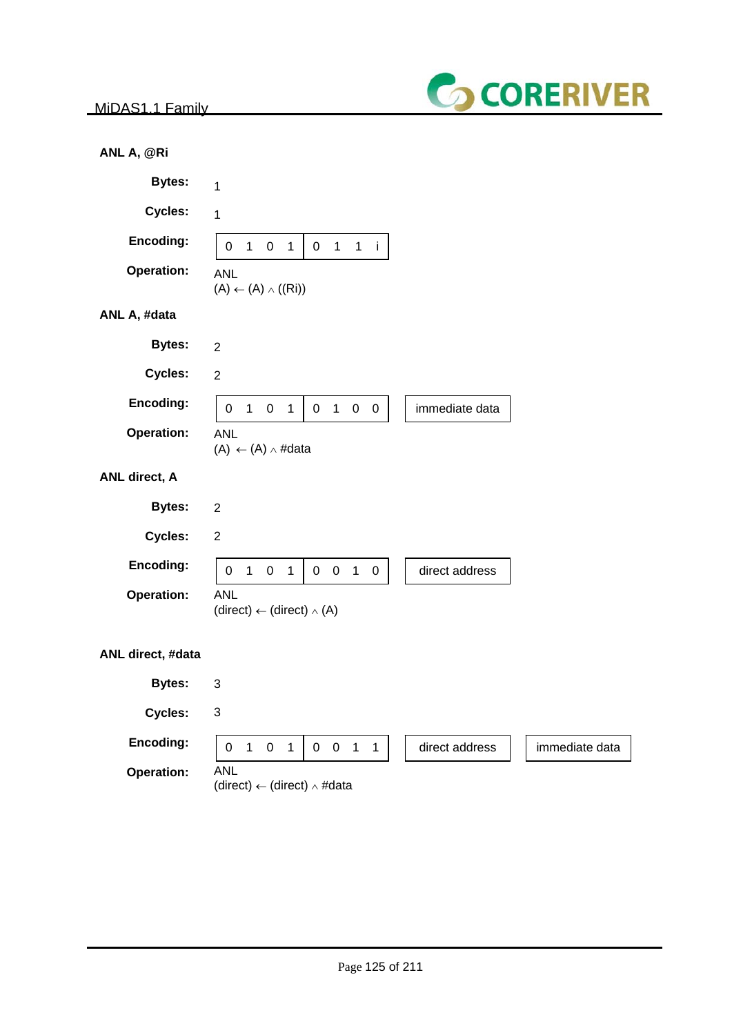### ANL A, @Ri

**Bytes:** 1

**Cycles:** 1

**Encoding:**

| 0 1 0 1 | 0 1 1 i |
|---|---|

**Operation:** ANL
(A) ← (A) ∧ ((Ri))

### ANL A, #data

**Bytes:** 2

**Cycles:** 2

**Encoding:**

| 0 1 0 1 | 0 1 0 0 | immediate data |
|---|---|---|

**Operation:** ANL
(A) ← (A) ∧ #data

### ANL direct, A

**Bytes:** 2

**Cycles:** 2

**Encoding:**

| 0 1 0 1 | 0 0 1 0 | direct address |
|---|---|---|

**Operation:** ANL
(direct) ← (direct) ∧ (A)

### ANL direct, #data

**Bytes:** 3

**Cycles:** 3

**Encoding:**

| 0 1 0 1 | 0 0 1 1 | direct address | immediate data |
|---|---|---|---|

**Operation:** ANL
(direct) ← (direct) ∧ #data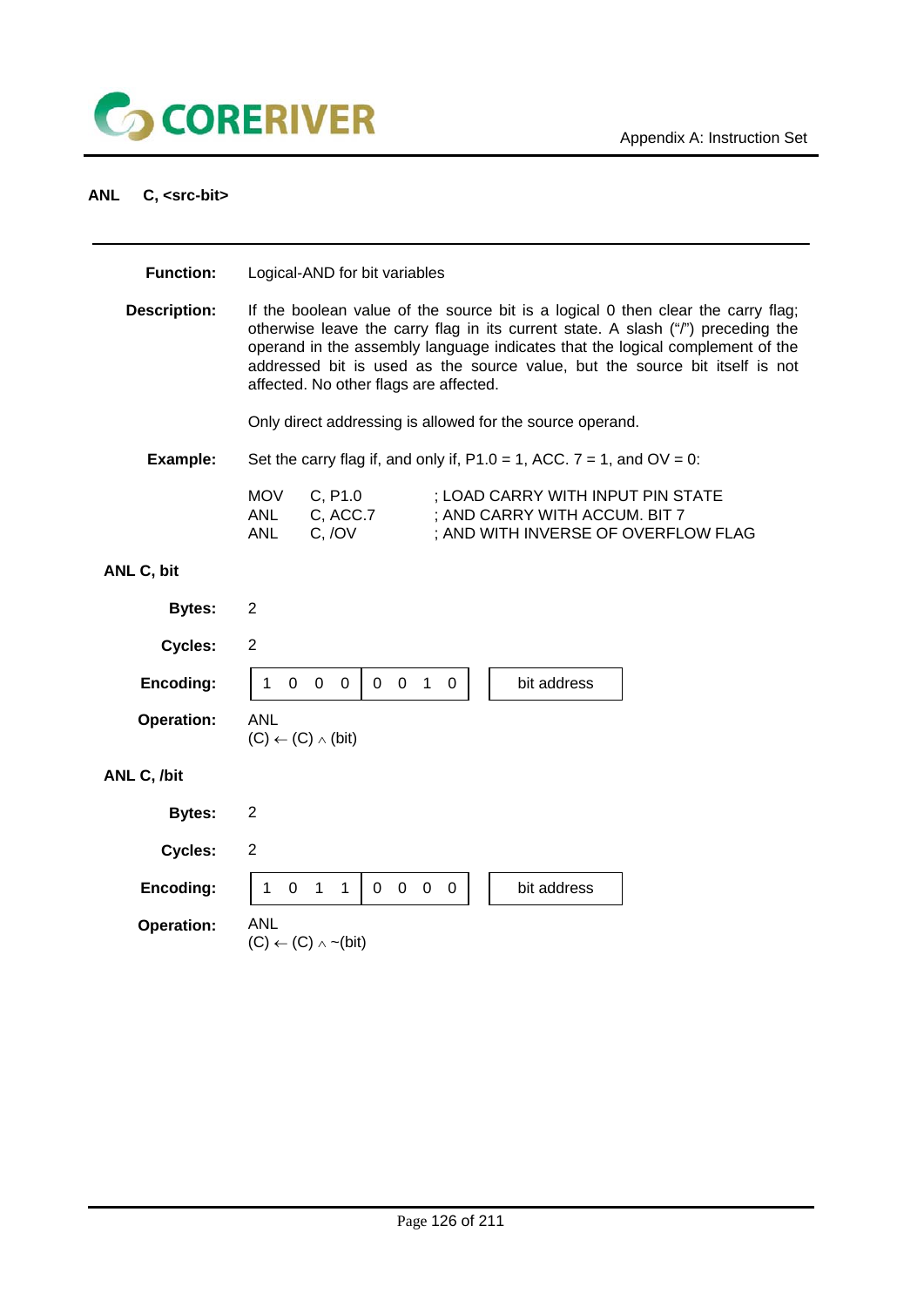## ANL C, <src-bit>

**Function:** Logical-AND for bit variables

**Description:** If the boolean value of the source bit is a logical 0 then clear the carry flag; otherwise leave the carry flag in its current state. A slash ("/") preceding the operand in the assembly language indicates that the logical complement of the addressed bit is used as the source value, but the source bit itself is not affected. No other flags are affected.

Only direct addressing is allowed for the source operand.

**Example:** Set the carry flag if, and only if, P1.0 = 1, ACC. 7 = 1, and OV = 0:

```
MOV   C, P1.0       ; LOAD CARRY WITH INPUT PIN STATE
ANL   C, ACC.7      ; AND CARRY WITH ACCUM. BIT 7
ANL   C, /OV        ; AND WITH INVERSE OF OVERFLOW FLAG
```

### ANL C, bit

**Bytes:** 2

**Cycles:** 2

**Encoding:**

| 1 0 0 0 | 0 0 1 0 | bit address |
|---|---|---|

**Operation:** ANL
(C) ← (C) ∧ (bit)

### ANL C, /bit

**Bytes:** 2

**Cycles:** 2

**Encoding:**

| 1 0 1 1 | 0 0 0 0 | bit address |
|---|---|---|

**Operation:** ANL
(C) ← (C) ∧ ~(bit)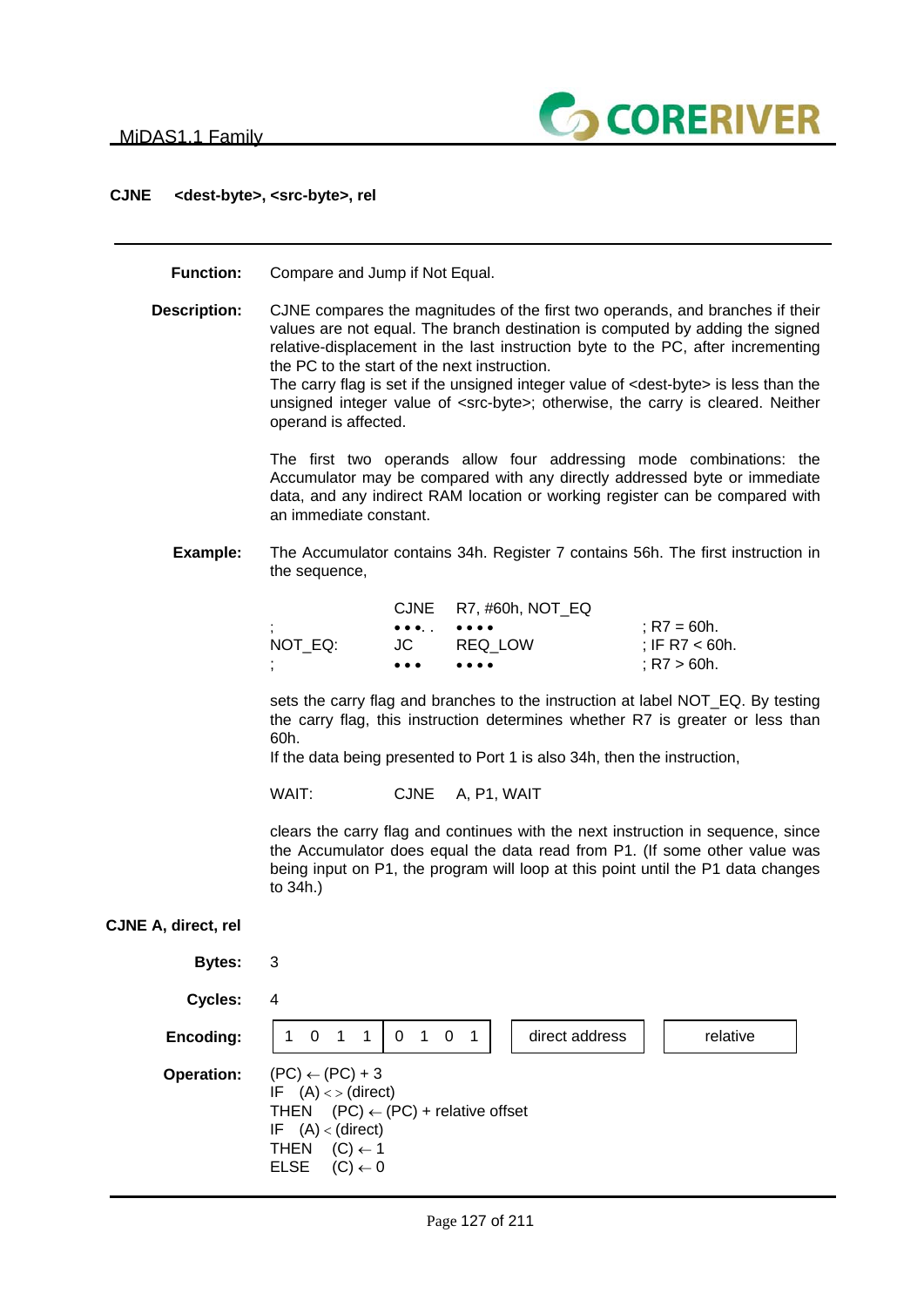## CJNE <dest-byte>, <src-byte>, rel

**Function:** Compare and Jump if Not Equal.

**Description:** CJNE compares the magnitudes of the first two operands, and branches if their values are not equal. The branch destination is computed by adding the signed relative-displacement in the last instruction byte to the PC, after incrementing the PC to the start of the next instruction.
The carry flag is set if the unsigned integer value of <dest-byte> is less than the unsigned integer value of <src-byte>; otherwise, the carry is cleared. Neither operand is affected.

The first two operands allow four addressing mode combinations: the Accumulator may be compared with any directly addressed byte or immediate data, and any indirect RAM location or working register can be compared with an immediate constant.

**Example:** The Accumulator contains 34h. Register 7 contains 56h. The first instruction in the sequence,

```
            CJNE   R7, #60h, NOT_EQ
;           •••. . ••••                  ; R7 = 60h.
NOT_EQ:     JC     REQ_LOW               ; IF R7 < 60h.
;           •••    ••••                  ; R7 > 60h.
```

sets the carry flag and branches to the instruction at label NOT_EQ. By testing the carry flag, this instruction determines whether R7 is greater or less than 60h.
If the data being presented to Port 1 is also 34h, then the instruction,

```
WAIT:       CJNE   A, P1, WAIT
```

clears the carry flag and continues with the next instruction in sequence, since the Accumulator does equal the data read from P1. (If some other value was being input on P1, the program will loop at this point until the P1 data changes to 34h.)

### CJNE A, direct, rel

**Bytes:** 3

**Cycles:** 4

**Encoding:**

| 1 0 1 1 | 0 1 0 1 | direct address | relative |
|---|---|---|---|

**Operation:**

(PC) ← (PC) + 3
IF (A) <> (direct)
THEN (PC) ← (PC) + relative offset
IF (A) < (direct)
THEN (C) ← 1
ELSE (C) ← 0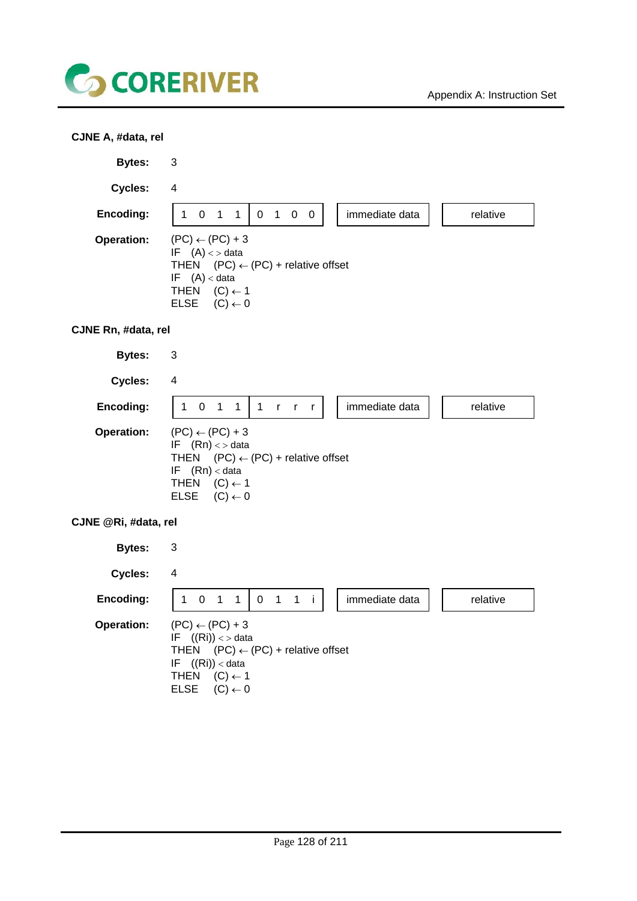### CJNE A, #data, rel

**Bytes:** 3

**Cycles:** 4

**Encoding:**

| 1 0 1 1 | 0 1 0 0 | immediate data | relative |
|---|---|---|---|

**Operation:**

(PC) ← (PC) + 3
IF (A) < > data
THEN (PC) ← (PC) + relative offset
IF (A) < data
THEN (C) ← 1
ELSE (C) ← 0

### CJNE Rn, #data, rel

**Bytes:** 3

**Cycles:** 4

**Encoding:**

| 1 0 1 1 | 1 r r r | immediate data | relative |
|---|---|---|---|

**Operation:**

(PC) ← (PC) + 3
IF (Rn) < > data
THEN (PC) ← (PC) + relative offset
IF (Rn) < data
THEN (C) ← 1
ELSE (C) ← 0

### CJNE @Ri, #data, rel

**Bytes:** 3

**Cycles:** 4

**Encoding:**

| 1 0 1 1 | 0 1 1 i | immediate data | relative |
|---|---|---|---|

**Operation:**

(PC) ← (PC) + 3
IF ((Ri)) < > data
THEN (PC) ← (PC) + relative offset
IF ((Ri)) < data
THEN (C) ← 1
ELSE (C) ← 0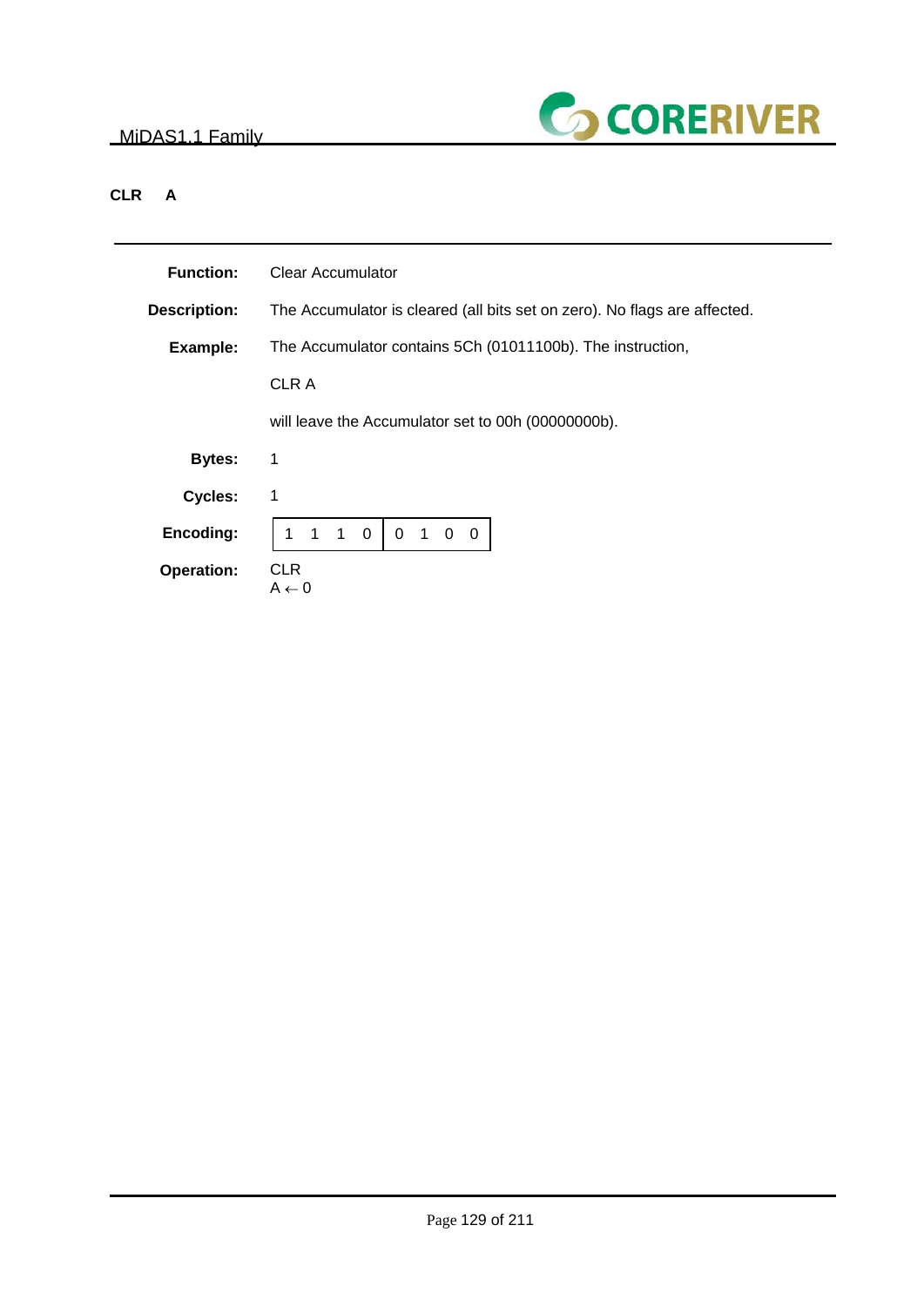## CLR A

---

**Function:** Clear Accumulator

**Description:** The Accumulator is cleared (all bits set on zero). No flags are affected.

**Example:** The Accumulator contains 5Ch (01011100b). The instruction,

CLR A

will leave the Accumulator set to 00h (00000000b).

**Bytes:** 1

**Cycles:** 1

**Encoding:**

| 1 1 1 0 | 0 1 0 0 |
|---|---|

**Operation:** CLR
$A \leftarrow 0$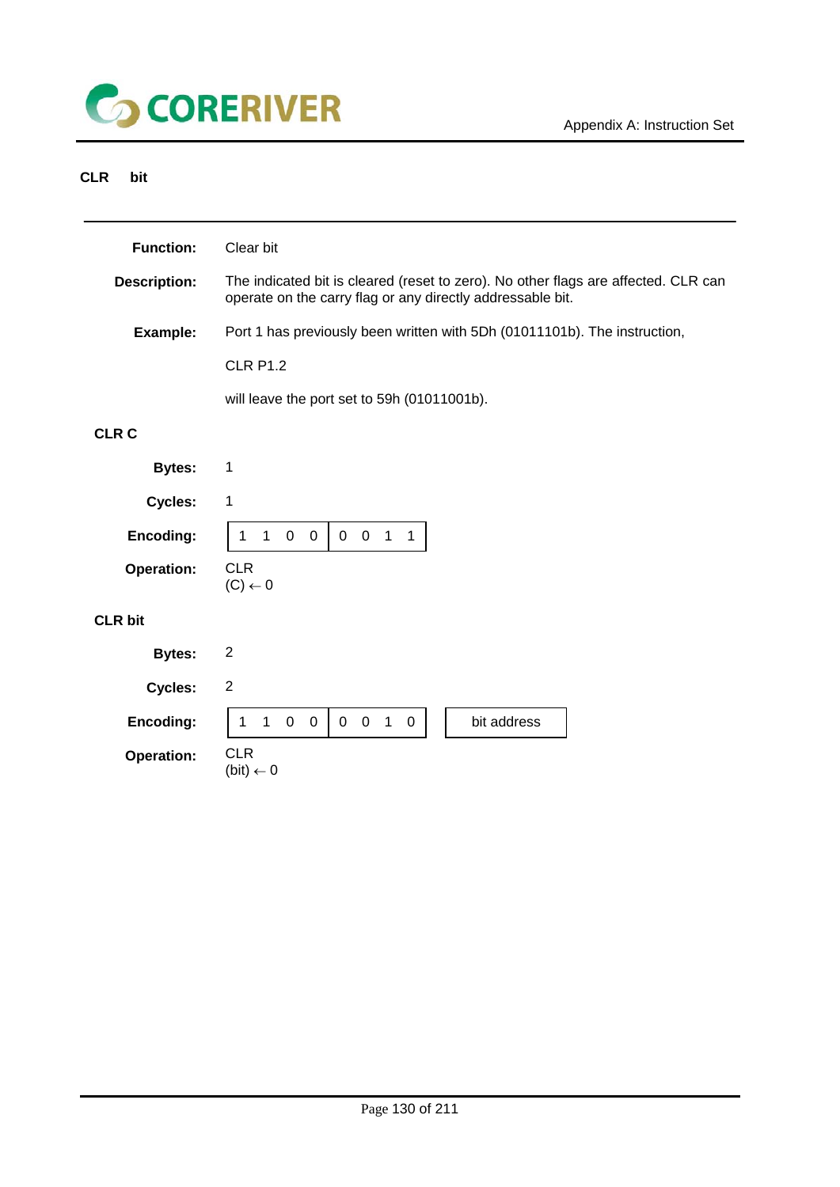## CLR bit

**Function:** Clear bit

**Description:** The indicated bit is cleared (reset to zero). No other flags are affected. CLR can operate on the carry flag or any directly addressable bit.

**Example:** Port 1 has previously been written with 5Dh (01011101b). The instruction,

CLR P1.2

will leave the port set to 59h (01011001b).

### CLR C

**Bytes:** 1

**Cycles:** 1

**Encoding:**

| 1 1 0 0 | 0 0 1 1 |
|---|---|

**Operation:** CLR
(C) ← 0

### CLR bit

**Bytes:** 2

**Cycles:** 2

**Encoding:**

| 1 1 0 0 | 0 0 1 0 | bit address |
|---|---|---|

**Operation:** CLR
(bit) ← 0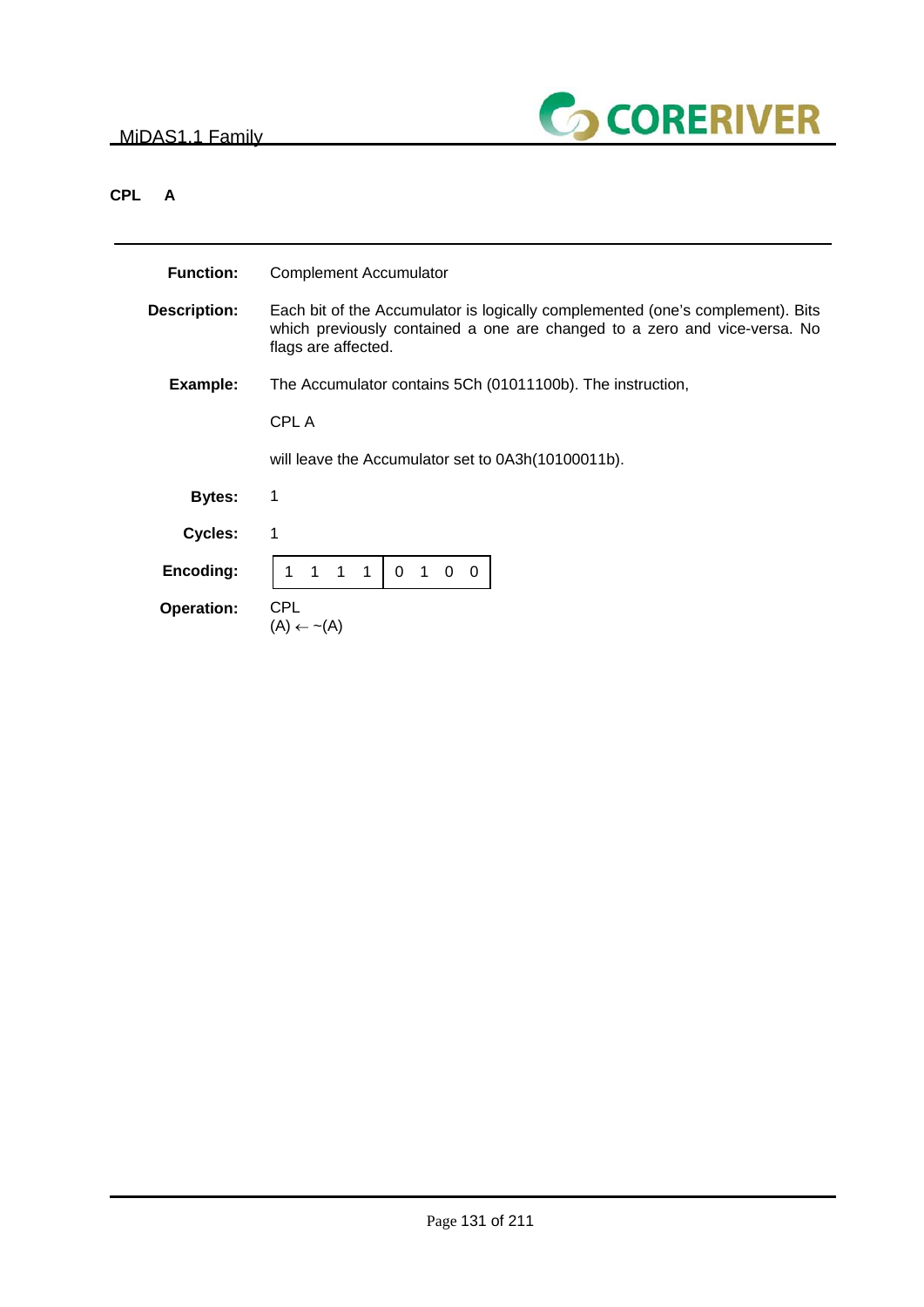## CPL A

**Function:** Complement Accumulator

**Description:** Each bit of the Accumulator is logically complemented (one's complement). Bits which previously contained a one are changed to a zero and vice-versa. No flags are affected.

**Example:** The Accumulator contains 5Ch (01011100b). The instruction,

CPL A

will leave the Accumulator set to 0A3h(10100011b).

**Bytes:** 1

**Cycles:** 1

**Encoding:**

| 1 1 1 1 | 0 1 0 0 |
|---|---|

**Operation:** CPL
(A) ← ~(A)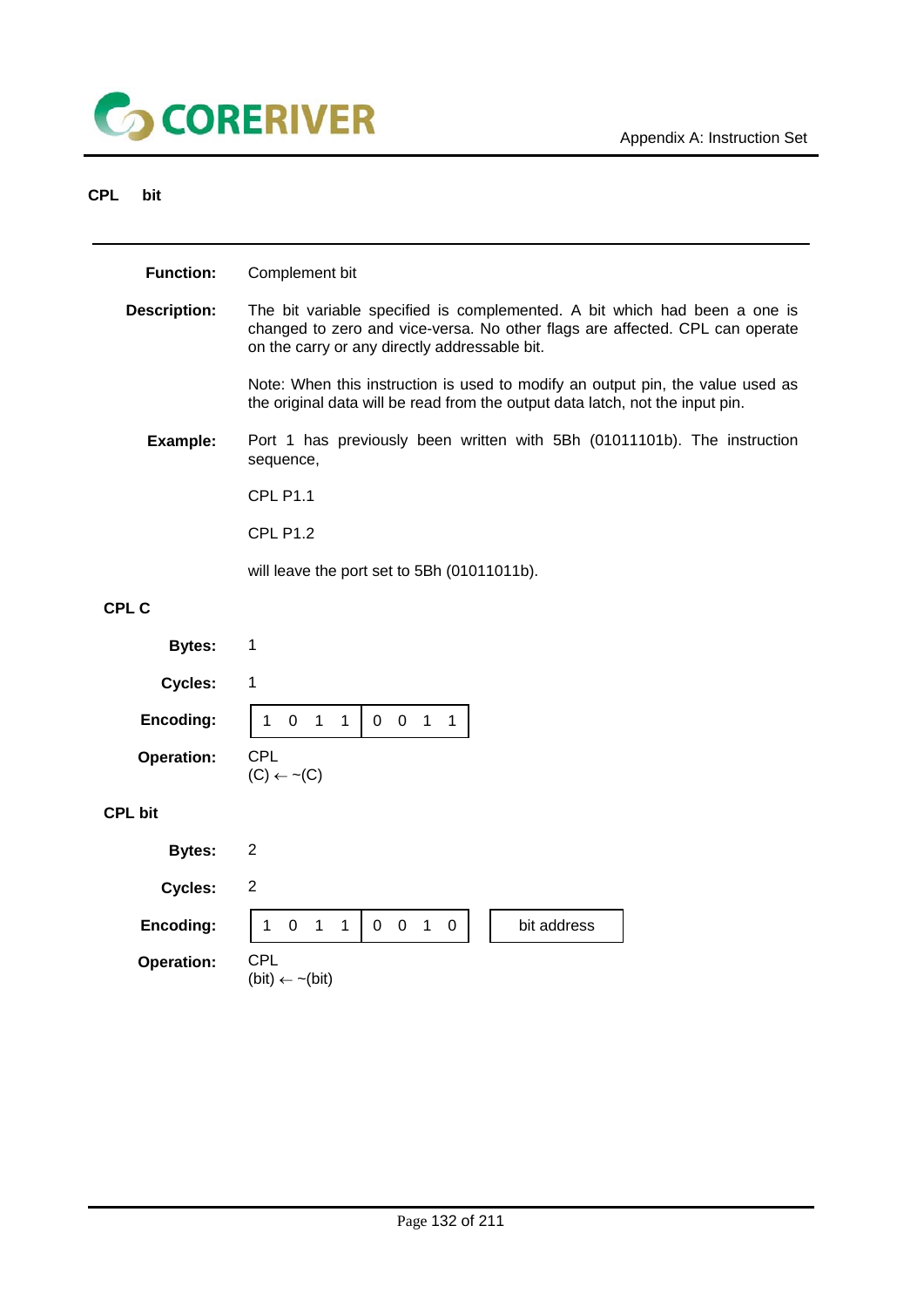## CPL bit

**Function:** Complement bit

**Description:** The bit variable specified is complemented. A bit which had been a one is changed to zero and vice-versa. No other flags are affected. CPL can operate on the carry or any directly addressable bit.

Note: When this instruction is used to modify an output pin, the value used as the original data will be read from the output data latch, not the input pin.

**Example:** Port 1 has previously been written with 5Bh (01011101b). The instruction sequence,

CPL P1.1

CPL P1.2

will leave the port set to 5Bh (01011011b).

### CPL C

**Bytes:** 1

**Cycles:** 1

**Encoding:**

| 1 0 1 1 | 0 0 1 1 |
|---|---|

**Operation:** CPL
(C) ← ~(C)

### CPL bit

**Bytes:** 2

**Cycles:** 2

**Encoding:**

| 1 0 1 1 | 0 0 1 0 | bit address |
|---|---|---|

**Operation:** CPL
(bit) ← ~(bit)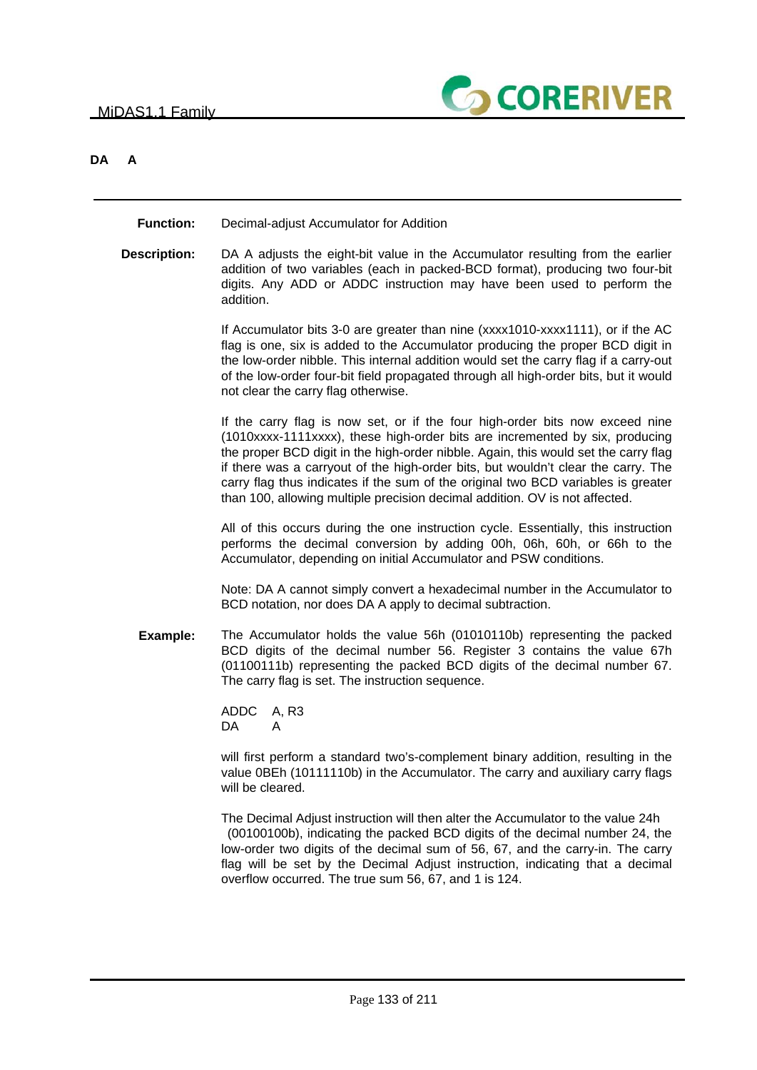## DA A

**Function:** Decimal-adjust Accumulator for Addition

**Description:** DA A adjusts the eight-bit value in the Accumulator resulting from the earlier addition of two variables (each in packed-BCD format), producing two four-bit digits. Any ADD or ADDC instruction may have been used to perform the addition.

If Accumulator bits 3-0 are greater than nine (xxxx1010-xxxx1111), or if the AC flag is one, six is added to the Accumulator producing the proper BCD digit in the low-order nibble. This internal addition would set the carry flag if a carry-out of the low-order four-bit field propagated through all high-order bits, but it would not clear the carry flag otherwise.

If the carry flag is now set, or if the four high-order bits now exceed nine (1010xxxx-1111xxxx), these high-order bits are incremented by six, producing the proper BCD digit in the high-order nibble. Again, this would set the carry flag if there was a carryout of the high-order bits, but wouldn't clear the carry. The carry flag thus indicates if the sum of the original two BCD variables is greater than 100, allowing multiple precision decimal addition. OV is not affected.

All of this occurs during the one instruction cycle. Essentially, this instruction performs the decimal conversion by adding 00h, 06h, 60h, or 66h to the Accumulator, depending on initial Accumulator and PSW conditions.

Note: DA A cannot simply convert a hexadecimal number in the Accumulator to BCD notation, nor does DA A apply to decimal subtraction.

**Example:** The Accumulator holds the value 56h (01010110b) representing the packed BCD digits of the decimal number 56. Register 3 contains the value 67h (01100111b) representing the packed BCD digits of the decimal number 67. The carry flag is set. The instruction sequence.

```
ADDC   A, R3
DA     A
```

will first perform a standard two's-complement binary addition, resulting in the value 0BEh (10111110b) in the Accumulator. The carry and auxiliary carry flags will be cleared.

The Decimal Adjust instruction will then alter the Accumulator to the value 24h (00100100b), indicating the packed BCD digits of the decimal number 24, the low-order two digits of the decimal sum of 56, 67, and the carry-in. The carry flag will be set by the Decimal Adjust instruction, indicating that a decimal overflow occurred. The true sum 56, 67, and 1 is 124.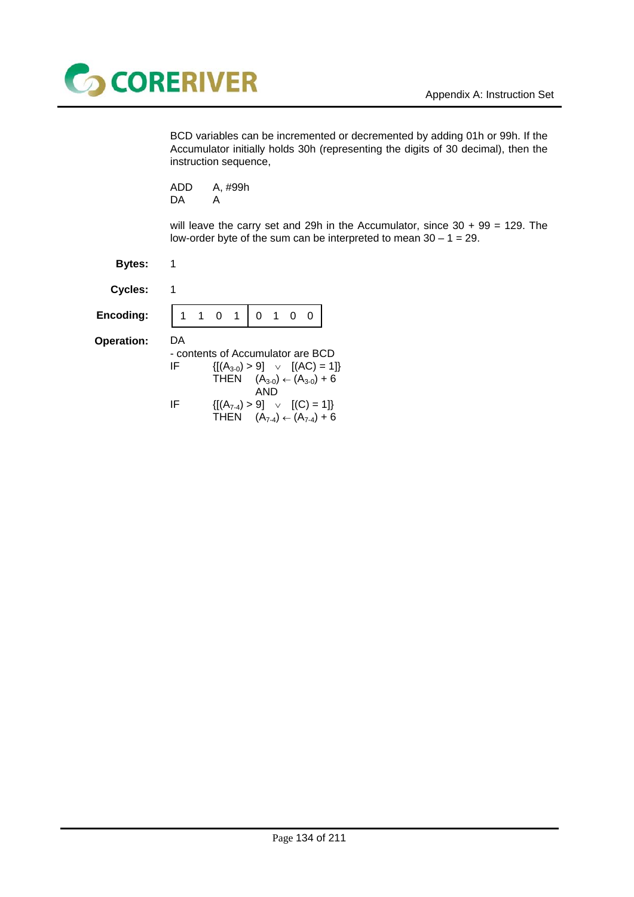BCD variables can be incremented or decremented by adding 01h or 99h. If the Accumulator initially holds 30h (representing the digits of 30 decimal), then the instruction sequence,

```
ADD     A, #99h
DA      A
```

will leave the carry set and 29h in the Accumulator, since 30 + 99 = 129. The low-order byte of the sum can be interpreted to mean 30 – 1 = 29.

**Bytes:** 1

**Cycles:** 1

**Encoding:**

| 1 1 0 1 | 0 1 0 0 |
|---|---|

**Operation:**

DA

- contents of Accumulator are BCD

IF $\{[(A_{3-0}) > 9] \vee [(AC) = 1]\}$
  THEN $(A_{3-0}) \leftarrow (A_{3-0}) + 6$
  AND

IF $\{[(A_{7-4}) > 9] \vee [(C) = 1]\}$
  THEN $(A_{7-4}) \leftarrow (A_{7-4}) + 6$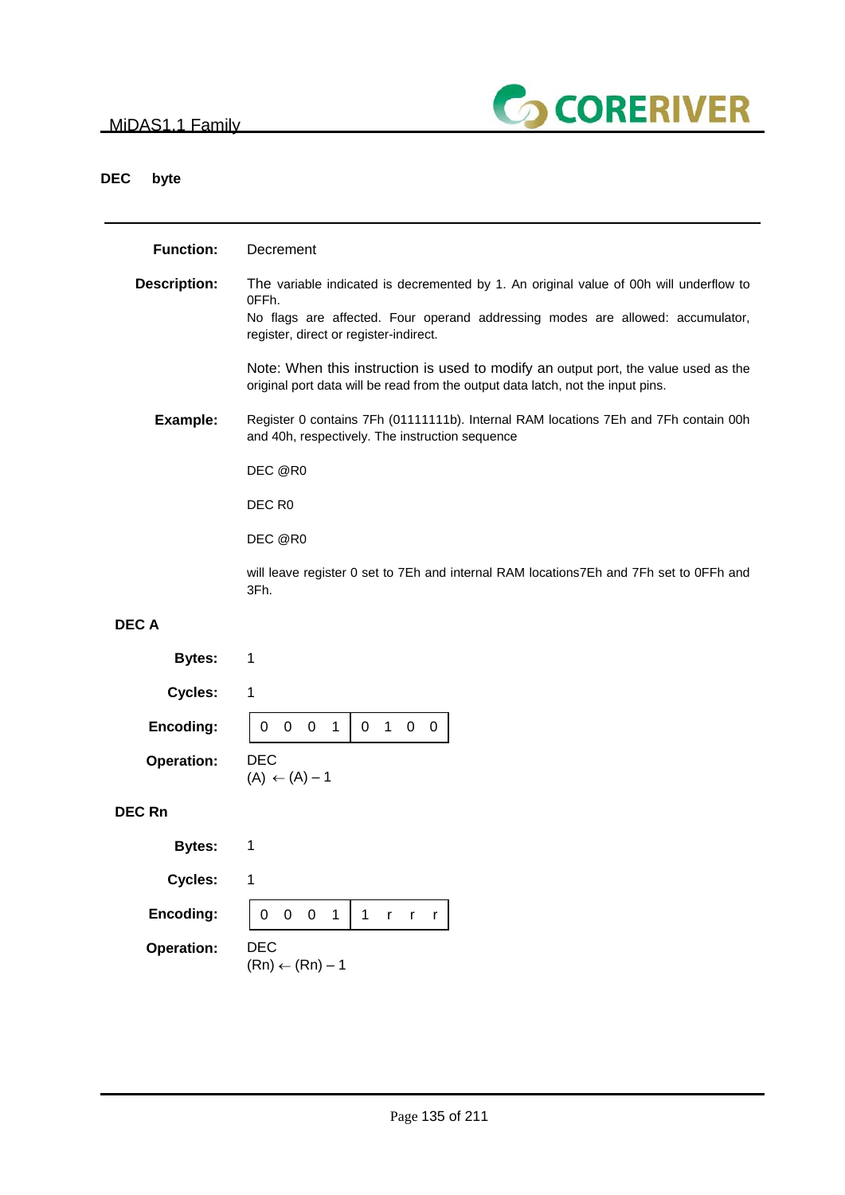## DEC byte

**Function:** Decrement

**Description:** The variable indicated is decremented by 1. An original value of 00h will underflow to 0FFh.
No flags are affected. Four operand addressing modes are allowed: accumulator, register, direct or register-indirect.

Note: When this instruction is used to modify an output port, the value used as the original port data will be read from the output data latch, not the input pins.

**Example:** Register 0 contains 7Fh (01111111b). Internal RAM locations 7Eh and 7Fh contain 00h and 40h, respectively. The instruction sequence

```
DEC @R0

DEC R0

DEC @R0
```

will leave register 0 set to 7Eh and internal RAM locations7Eh and 7Fh set to 0FFh and 3Fh.

### DEC A

**Bytes:** 1

**Cycles:** 1

**Encoding:**

| 0 0 0 1 | 0 1 0 0 |
|---|---|

**Operation:** DEC
(A) ← (A) – 1

### DEC Rn

**Bytes:** 1

**Cycles:** 1

**Encoding:**

| 0 0 0 1 | 1 r r r |
|---|---|

**Operation:** DEC
(Rn) ← (Rn) – 1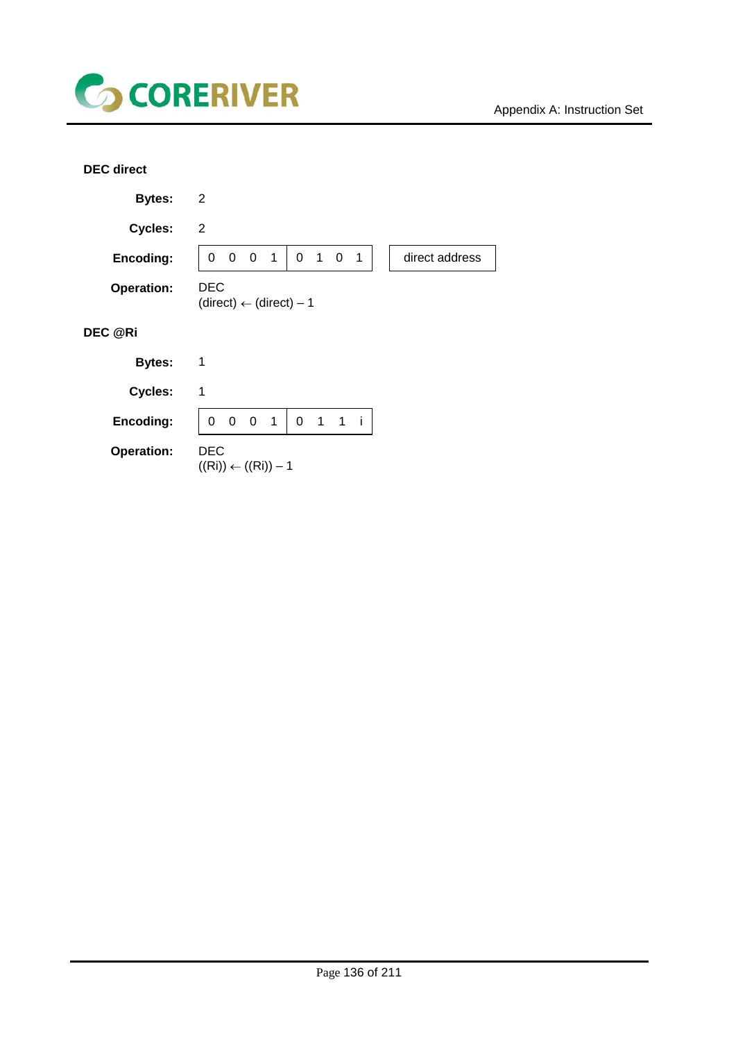**DEC direct**

**Bytes:** 2

**Cycles:** 2

**Encoding:**

| 0 0 0 1 | 0 1 0 1 | | direct address |
|---|---|---|---|

**Operation:** DEC
(direct) ← (direct) – 1

**DEC @Ri**

**Bytes:** 1

**Cycles:** 1

**Encoding:**

| 0 0 0 1 | 0 1 1 i |
|---|---|

**Operation:** DEC
((Ri)) ← ((Ri)) – 1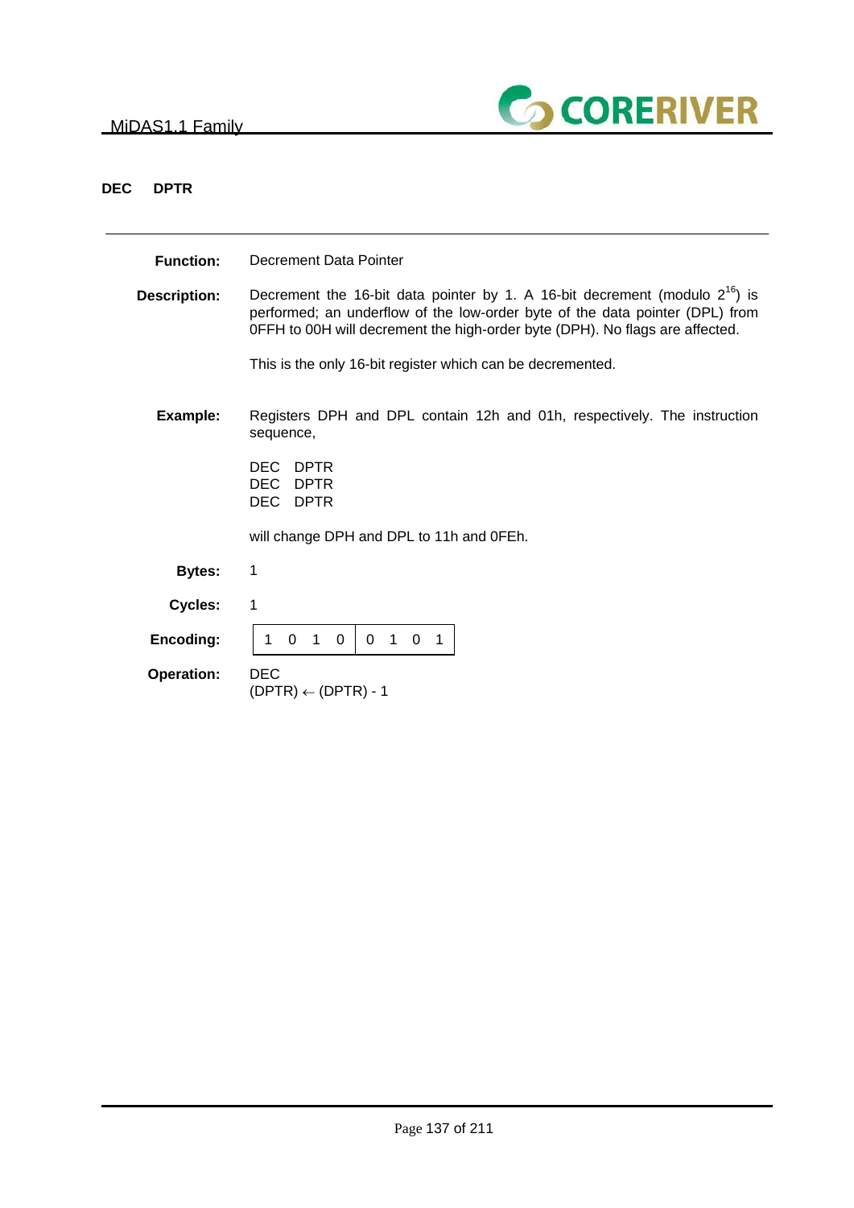## DEC DPTR

**Function:** Decrement Data Pointer

**Description:** Decrement the 16-bit data pointer by 1. A 16-bit decrement (modulo $2^{16}$) is performed; an underflow of the low-order byte of the data pointer (DPL) from 0FFH to 00H will decrement the high-order byte (DPH). No flags are affected.

This is the only 16-bit register which can be decremented.

**Example:** Registers DPH and DPL contain 12h and 01h, respectively. The instruction sequence,

```
DEC   DPTR
DEC   DPTR
DEC   DPTR
```

will change DPH and DPL to 11h and 0FEh.

**Bytes:** 1

**Cycles:** 1

**Encoding:**

| 1 0 1 0 | 0 1 0 1 |
|---|---|

**Operation:** DEC
(DPTR) ← (DPTR) - 1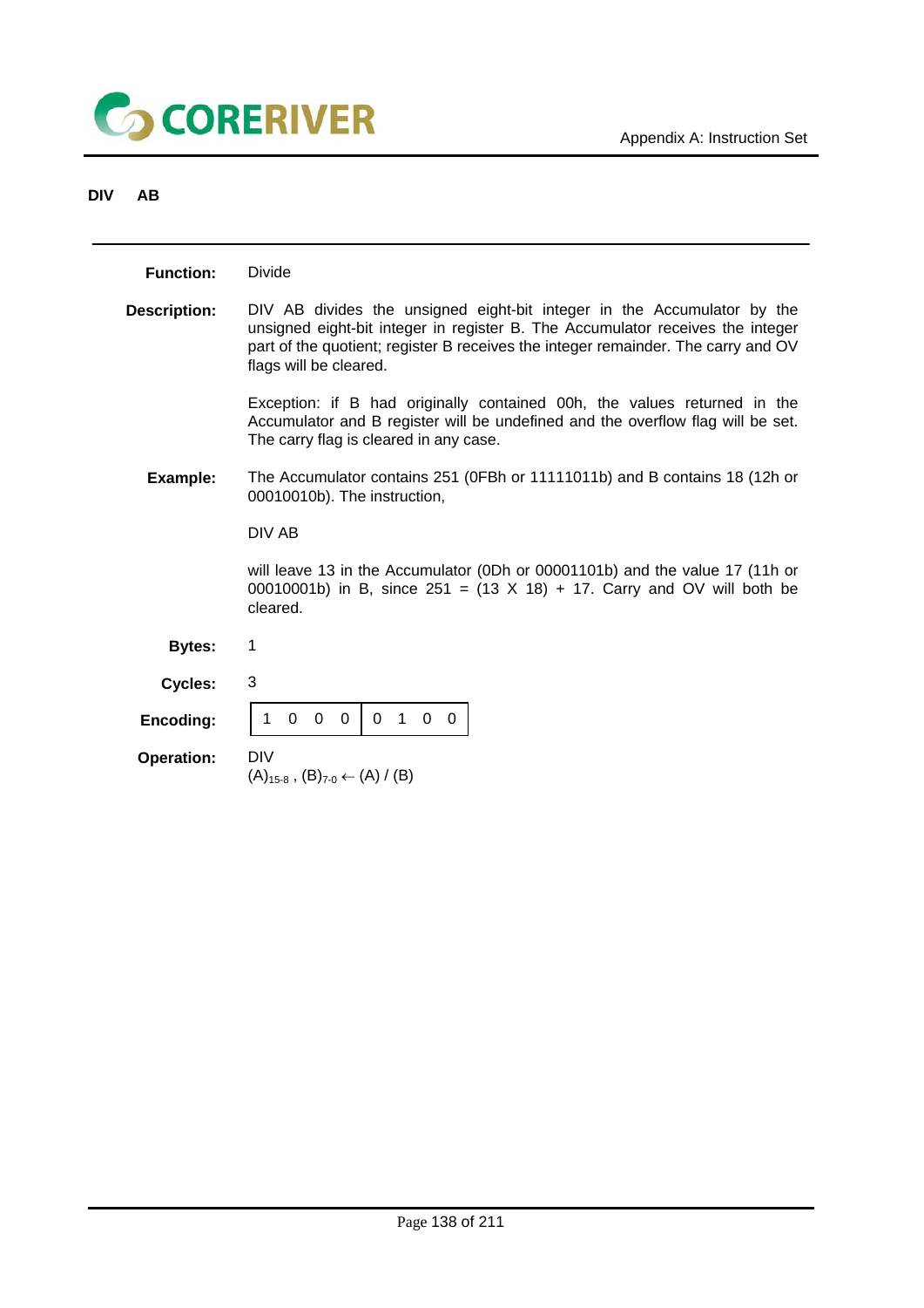## DIV AB

---

**Function:** Divide

**Description:** DIV AB divides the unsigned eight-bit integer in the Accumulator by the unsigned eight-bit integer in register B. The Accumulator receives the integer part of the quotient; register B receives the integer remainder. The carry and OV flags will be cleared.

Exception: if B had originally contained 00h, the values returned in the Accumulator and B register will be undefined and the overflow flag will be set. The carry flag is cleared in any case.

**Example:** The Accumulator contains 251 (0FBh or 11111011b) and B contains 18 (12h or 00010010b). The instruction,

DIV AB

will leave 13 in the Accumulator (0Dh or 00001101b) and the value 17 (11h or 00010001b) in B, since 251 = (13 X 18) + 17. Carry and OV will both be cleared.

**Bytes:** 1

**Cycles:** 3

**Encoding:**

| 1 0 0 0 | 0 1 0 0 |
|---|---|

**Operation:** DIV
$(A)_{15\text{-}8}$ , $(B)_{7\text{-}0} \leftarrow (A) / (B)$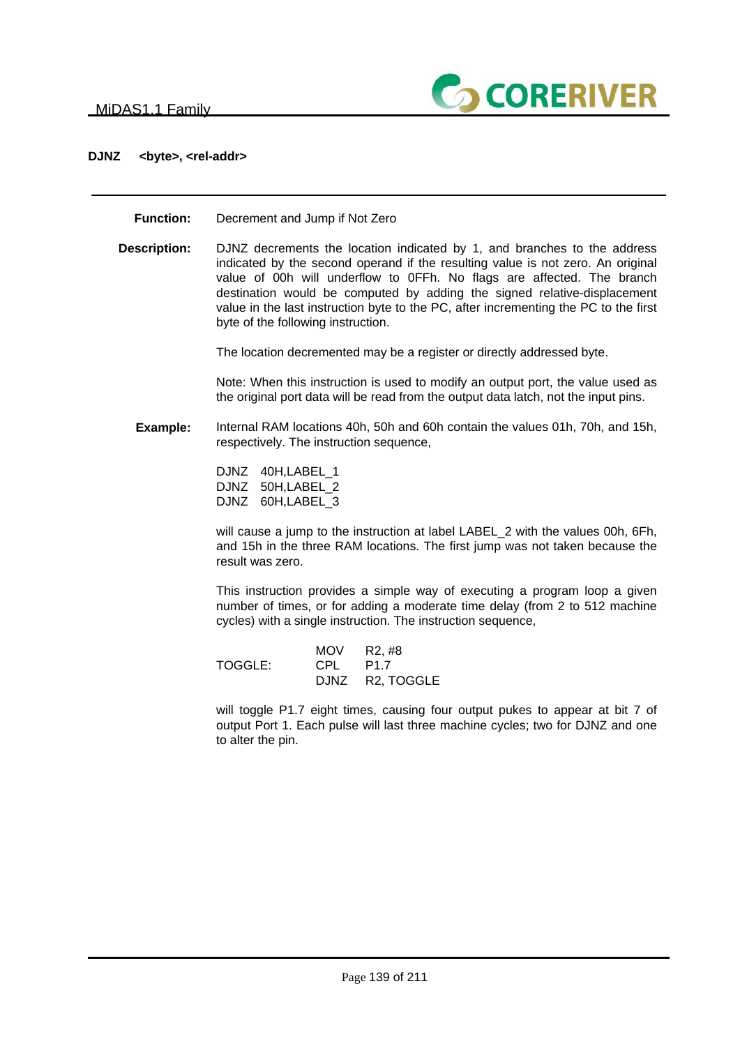## DJNZ <byte>, <rel-addr>

**Function:** Decrement and Jump if Not Zero

**Description:** DJNZ decrements the location indicated by 1, and branches to the address indicated by the second operand if the resulting value is not zero. An original value of 00h will underflow to 0FFh. No flags are affected. The branch destination would be computed by adding the signed relative-displacement value in the last instruction byte to the PC, after incrementing the PC to the first byte of the following instruction.

The location decremented may be a register or directly addressed byte.

Note: When this instruction is used to modify an output port, the value used as the original port data will be read from the output data latch, not the input pins.

**Example:** Internal RAM locations 40h, 50h and 60h contain the values 01h, 70h, and 15h, respectively. The instruction sequence,

```
DJNZ  40H,LABEL_1
DJNZ  50H,LABEL_2
DJNZ  60H,LABEL_3
```

will cause a jump to the instruction at label LABEL_2 with the values 00h, 6Fh, and 15h in the three RAM locations. The first jump was not taken because the result was zero.

This instruction provides a simple way of executing a program loop a given number of times, or for adding a moderate time delay (from 2 to 512 machine cycles) with a single instruction. The instruction sequence,

```
            MOV    R2, #8
TOGGLE:     CPL    P1.7
            DJNZ   R2, TOGGLE
```

will toggle P1.7 eight times, causing four output pukes to appear at bit 7 of output Port 1. Each pulse will last three machine cycles; two for DJNZ and one to alter the pin.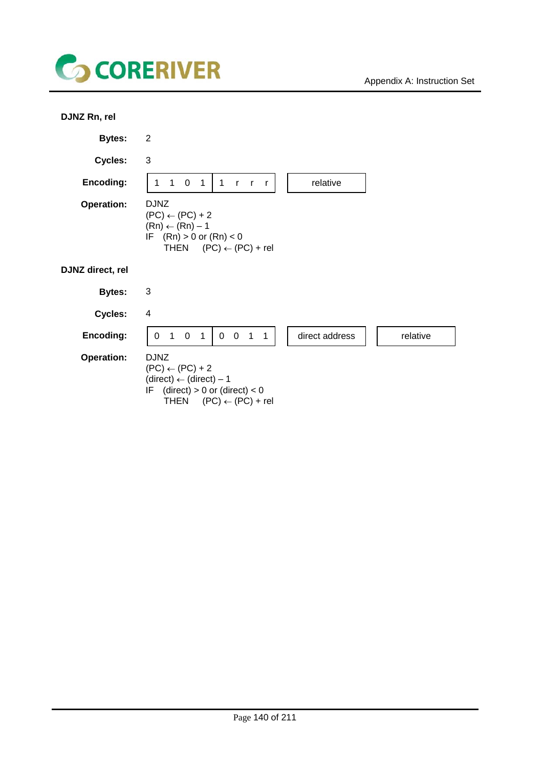### DJNZ Rn, rel

**Bytes:** 2

**Cycles:** 3

**Encoding:**

| 1 1 0 1 | 1 r r r | relative |
|---|---|---|

**Operation:**

DJNZ
(PC) ← (PC) + 2
(Rn) ← (Rn) – 1
IF (Rn) > 0 or (Rn) < 0
  THEN (PC) ← (PC) + rel

### DJNZ direct, rel

**Bytes:** 3

**Cycles:** 4

**Encoding:**

| 0 1 0 1 | 0 0 1 1 | direct address | relative |
|---|---|---|---|

**Operation:**

DJNZ
(PC) ← (PC) + 2
(direct) ← (direct) – 1
IF (direct) > 0 or (direct) < 0
  THEN (PC) ← (PC) + rel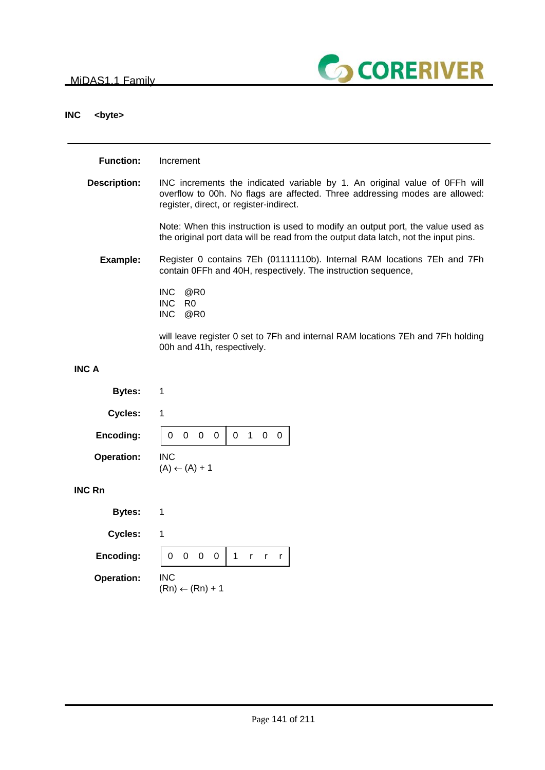## INC <byte>

**Function:** Increment

**Description:** INC increments the indicated variable by 1. An original value of 0FFh will overflow to 00h. No flags are affected. Three addressing modes are allowed: register, direct, or register-indirect.

Note: When this instruction is used to modify an output port, the value used as the original port data will be read from the output data latch, not the input pins.

**Example:** Register 0 contains 7Eh (01111110b). Internal RAM locations 7Eh and 7Fh contain 0FFh and 40H, respectively. The instruction sequence,

```
INC   @R0
INC   R0
INC   @R0
```

will leave register 0 set to 7Fh and internal RAM locations 7Eh and 7Fh holding 00h and 41h, respectively.

### INC A

**Bytes:** 1

**Cycles:** 1

**Encoding:**

| 0 0 0 0 | 0 1 0 0 |
|---|---|

**Operation:** INC
(A) ← (A) + 1

### INC Rn

**Bytes:** 1

**Cycles:** 1

**Encoding:**

| 0 0 0 0 | 1 r r r |
|---|---|

**Operation:** INC
(Rn) ← (Rn) + 1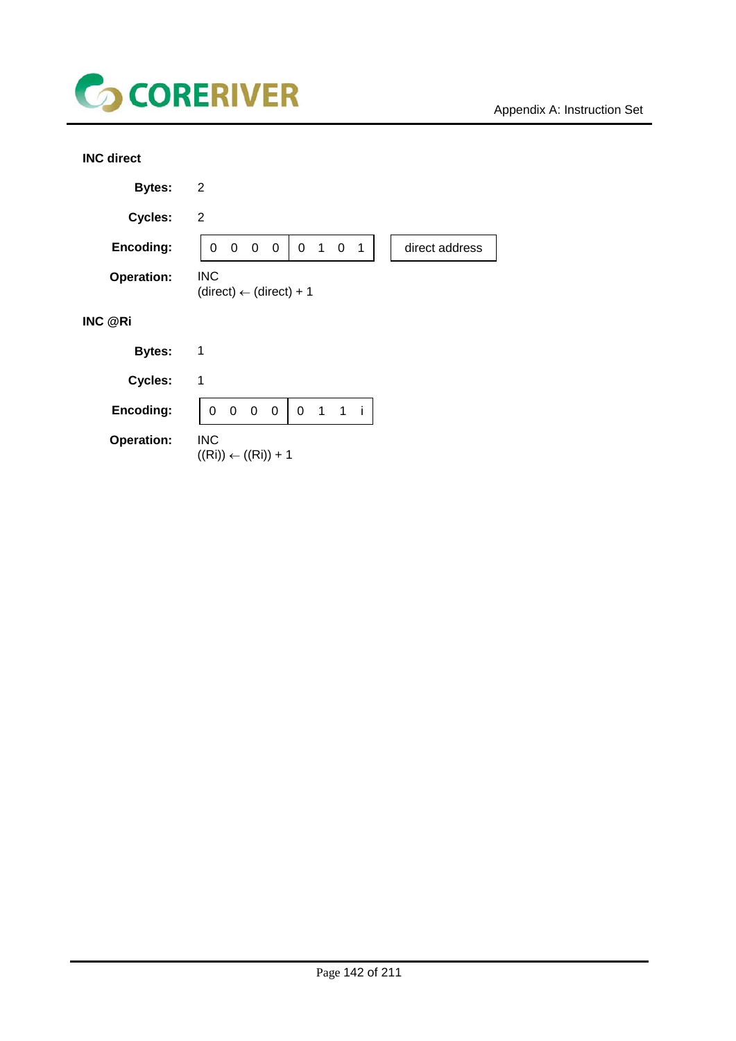**INC direct**

**Bytes:** 2

**Cycles:** 2

**Encoding:**

| 0 0 0 0 | 0 1 0 1 | | direct address |
|---|---|---|---|

**Operation:** INC
(direct) ← (direct) + 1

**INC @Ri**

**Bytes:** 1

**Cycles:** 1

**Encoding:**

| 0 0 0 0 | 0 1 1 i |
|---|---|

**Operation:** INC
((Ri)) ← ((Ri)) + 1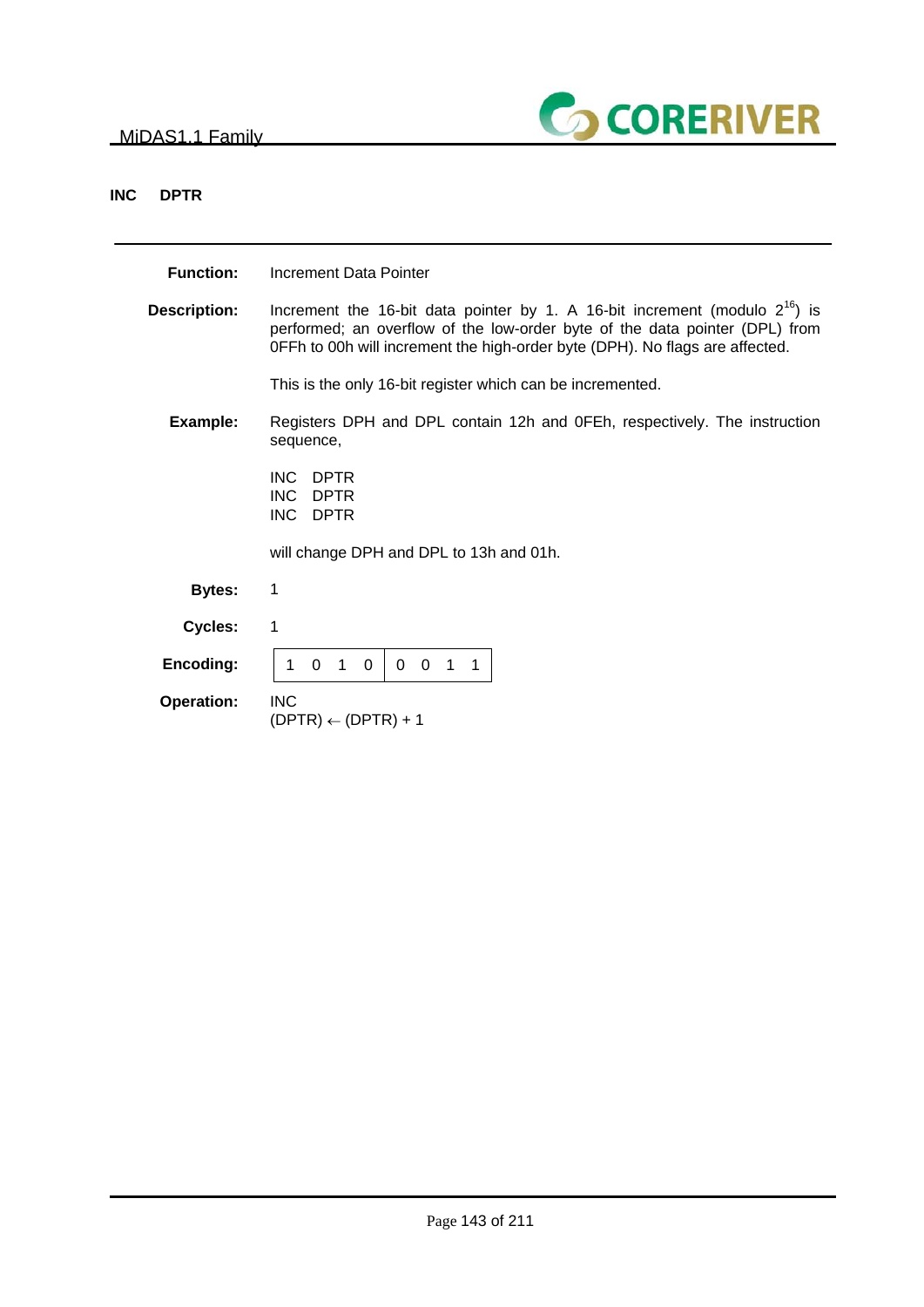## INC DPTR

**Function:** Increment Data Pointer

**Description:** Increment the 16-bit data pointer by 1. A 16-bit increment (modulo $2^{16}$) is performed; an overflow of the low-order byte of the data pointer (DPL) from 0FFh to 00h will increment the high-order byte (DPH). No flags are affected.

This is the only 16-bit register which can be incremented.

**Example:** Registers DPH and DPL contain 12h and 0FEh, respectively. The instruction sequence,

```
INC DPTR
INC DPTR
INC DPTR
```

will change DPH and DPL to 13h and 01h.

**Bytes:** 1

**Cycles:** 1

**Encoding:**

| 1 0 1 0 | 0 0 1 1 |
|---|---|

**Operation:** INC
(DPTR) ← (DPTR) + 1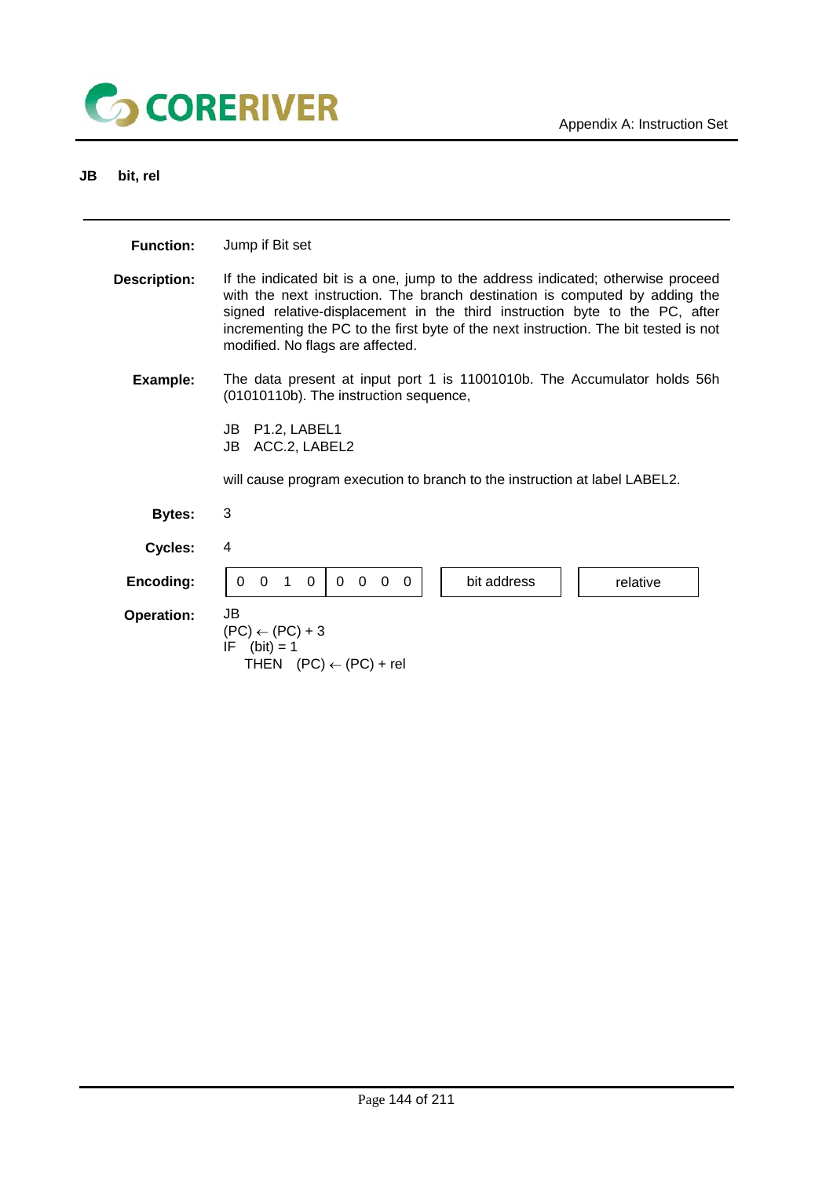## JB bit, rel

**Function:** Jump if Bit set

**Description:** If the indicated bit is a one, jump to the address indicated; otherwise proceed with the next instruction. The branch destination is computed by adding the signed relative-displacement in the third instruction byte to the PC, after incrementing the PC to the first byte of the next instruction. The bit tested is not modified. No flags are affected.

**Example:** The data present at input port 1 is 11001010b. The Accumulator holds 56h (01010110b). The instruction sequence,

```
JB   P1.2, LABEL1
JB   ACC.2, LABEL2
```

will cause program execution to branch to the instruction at label LABEL2.

**Bytes:** 3

**Cycles:** 4

**Encoding:**

| 0 0 1 0 | 0 0 0 0 | bit address | relative |
|---|---|---|---|

**Operation:**

```
JB
(PC) ← (PC) + 3
IF   (bit) = 1
   THEN   (PC) ← (PC) + rel
```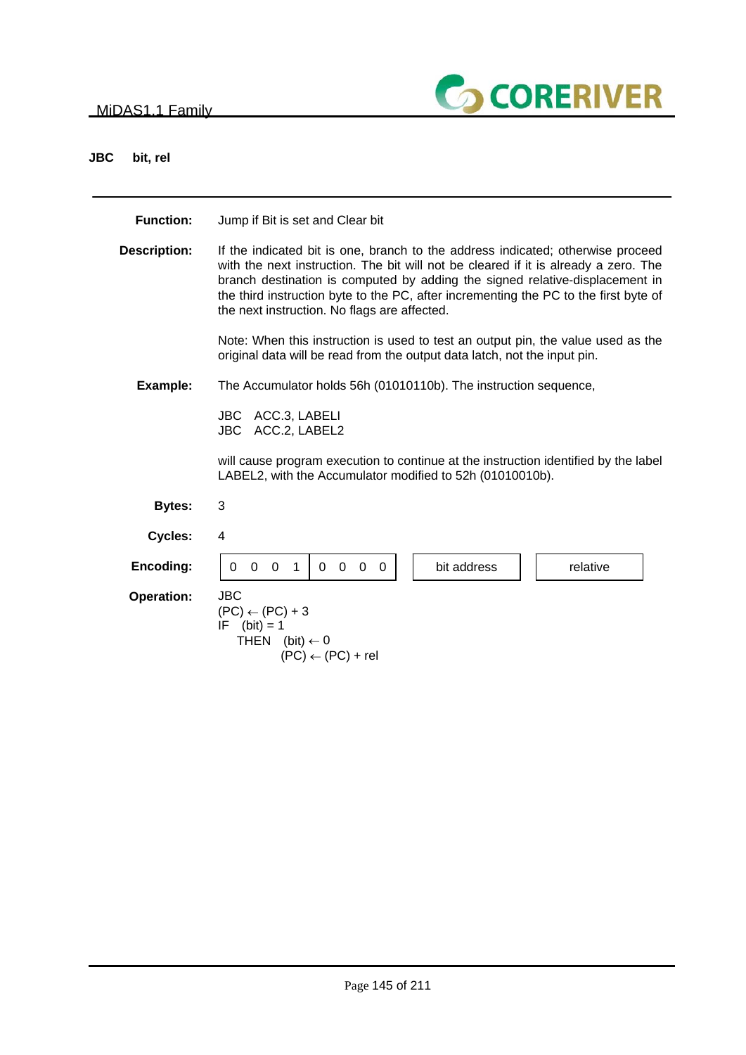**JBC bit, rel**

---

**Function:** Jump if Bit is set and Clear bit

**Description:** If the indicated bit is one, branch to the address indicated; otherwise proceed with the next instruction. The bit will not be cleared if it is already a zero. The branch destination is computed by adding the signed relative-displacement in the third instruction byte to the PC, after incrementing the PC to the first byte of the next instruction. No flags are affected.

Note: When this instruction is used to test an output pin, the value used as the original data will be read from the output data latch, not the input pin.

**Example:** The Accumulator holds 56h (01010110b). The instruction sequence,

```
JBC   ACC.3, LABELI
JBC   ACC.2, LABEL2
```

will cause program execution to continue at the instruction identified by the label LABEL2, with the Accumulator modified to 52h (01010010b).

**Bytes:** 3

**Cycles:** 4

**Encoding:**

| 0 0 0 1 | 0 0 0 0 | bit address | relative |
|---|---|---|---|

**Operation:**

```
JBC
(PC) ← (PC) + 3
IF   (bit) = 1
   THEN   (bit) ← 0
          (PC) ← (PC) + rel
```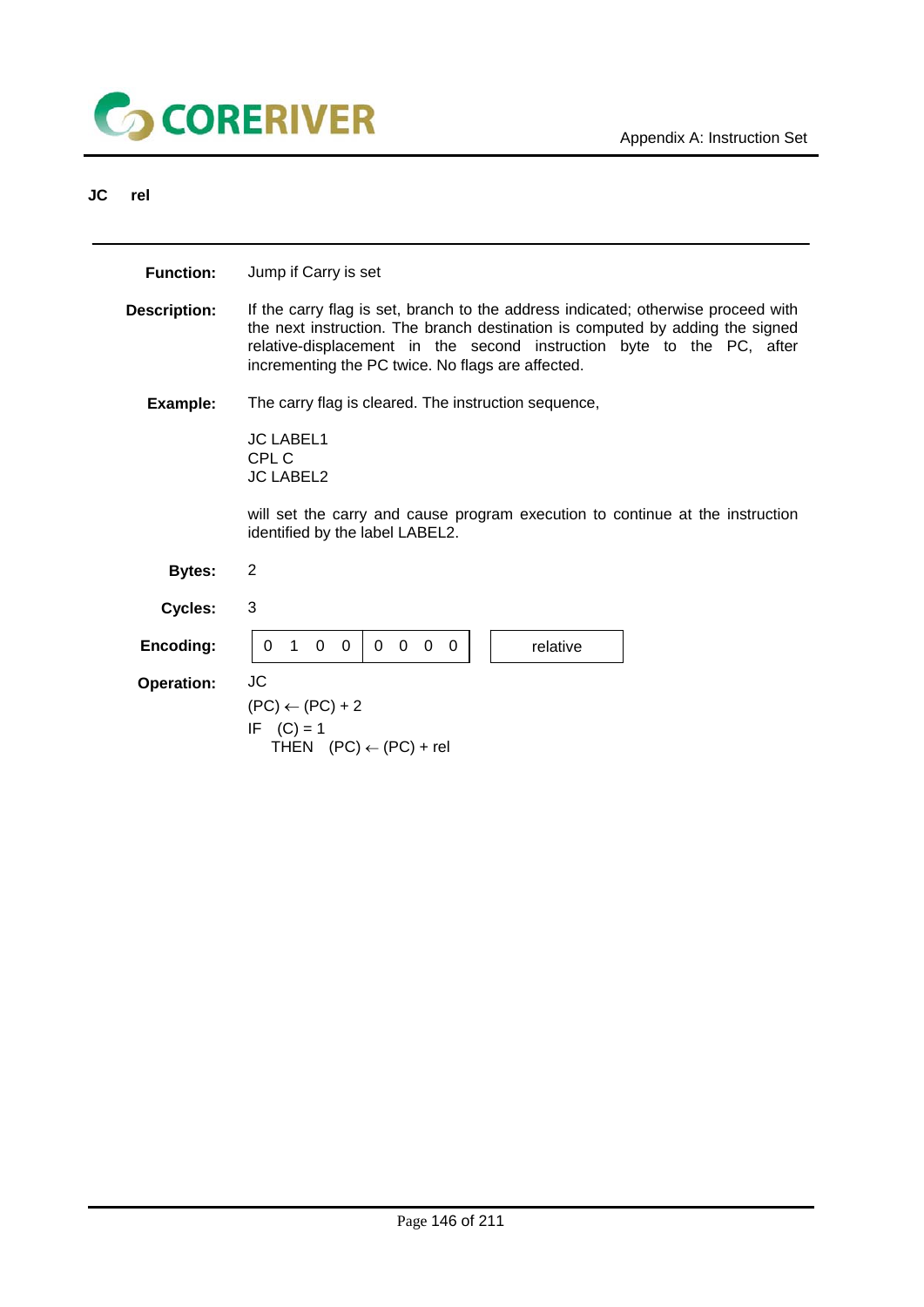## JC rel

**Function:** Jump if Carry is set

**Description:** If the carry flag is set, branch to the address indicated; otherwise proceed with the next instruction. The branch destination is computed by adding the signed relative-displacement in the second instruction byte to the PC, after incrementing the PC twice. No flags are affected.

**Example:** The carry flag is cleared. The instruction sequence,

```
JC LABEL1
CPL C
JC LABEL2
```

will set the carry and cause program execution to continue at the instruction identified by the label LABEL2.

**Bytes:** 2

**Cycles:** 3

**Encoding:**

| 0 1 0 0 | 0 0 0 0 | relative |
|---|---|---|

**Operation:** JC

(PC) ← (PC) + 2
IF (C) = 1
  THEN (PC) ← (PC) + rel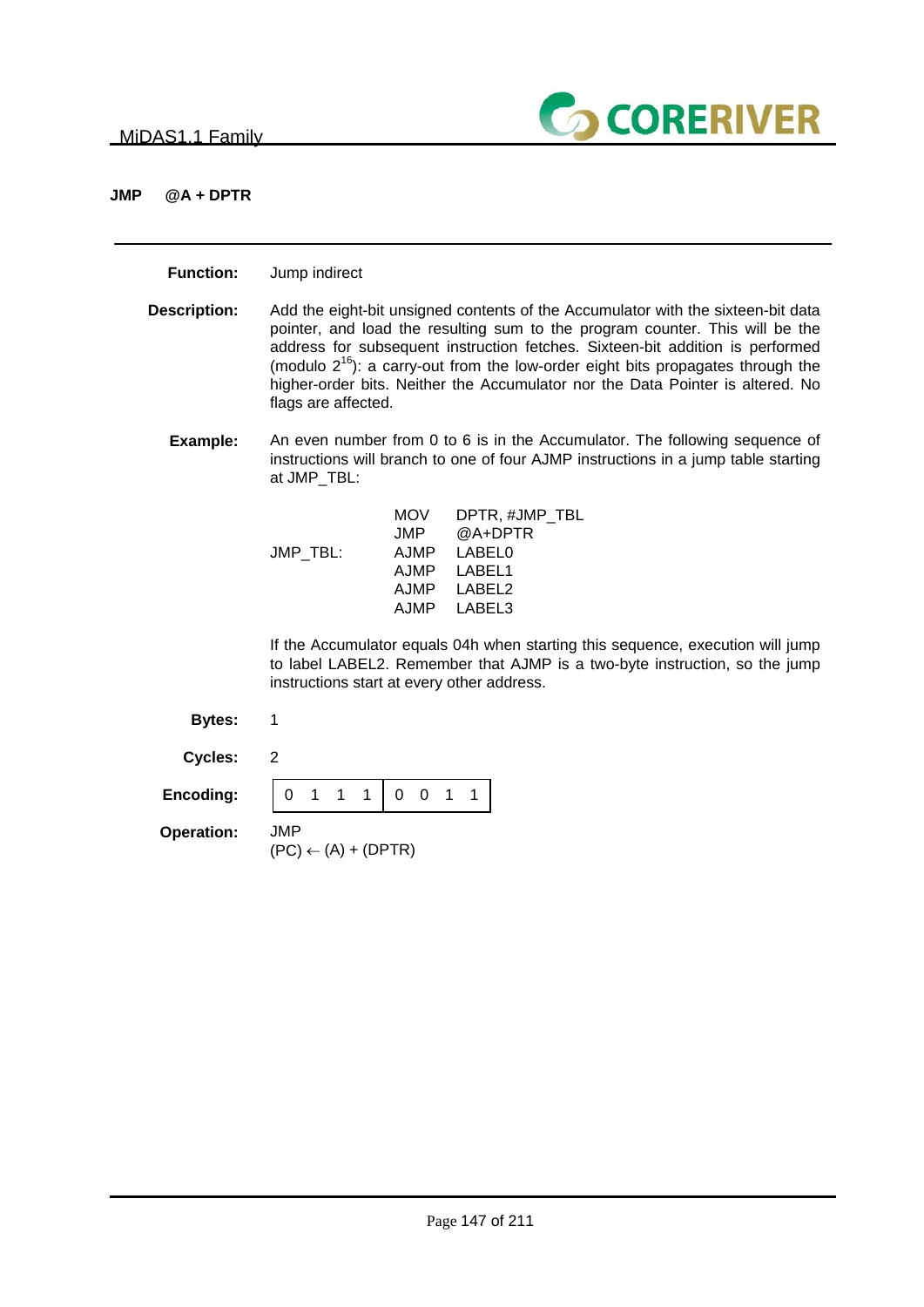**JMP @A + DPTR**

---

**Function:** Jump indirect

**Description:** Add the eight-bit unsigned contents of the Accumulator with the sixteen-bit data pointer, and load the resulting sum to the program counter. This will be the address for subsequent instruction fetches. Sixteen-bit addition is performed (modulo $2^{16}$): a carry-out from the low-order eight bits propagates through the higher-order bits. Neither the Accumulator nor the Data Pointer is altered. No flags are affected.

**Example:** An even number from 0 to 6 is in the Accumulator. The following sequence of instructions will branch to one of four AJMP instructions in a jump table starting at JMP_TBL:

```
            MOV     DPTR, #JMP_TBL
            JMP     @A+DPTR
JMP_TBL:    AJMP    LABEL0
            AJMP    LABEL1
            AJMP    LABEL2
            AJMP    LABEL3
```

If the Accumulator equals 04h when starting this sequence, execution will jump to label LABEL2. Remember that AJMP is a two-byte instruction, so the jump instructions start at every other address.

**Bytes:** 1

**Cycles:** 2

**Encoding:**

| 0 1 1 1 | 0 0 1 1 |
|---|---|

**Operation:** JMP
(PC) ← (A) + (DPTR)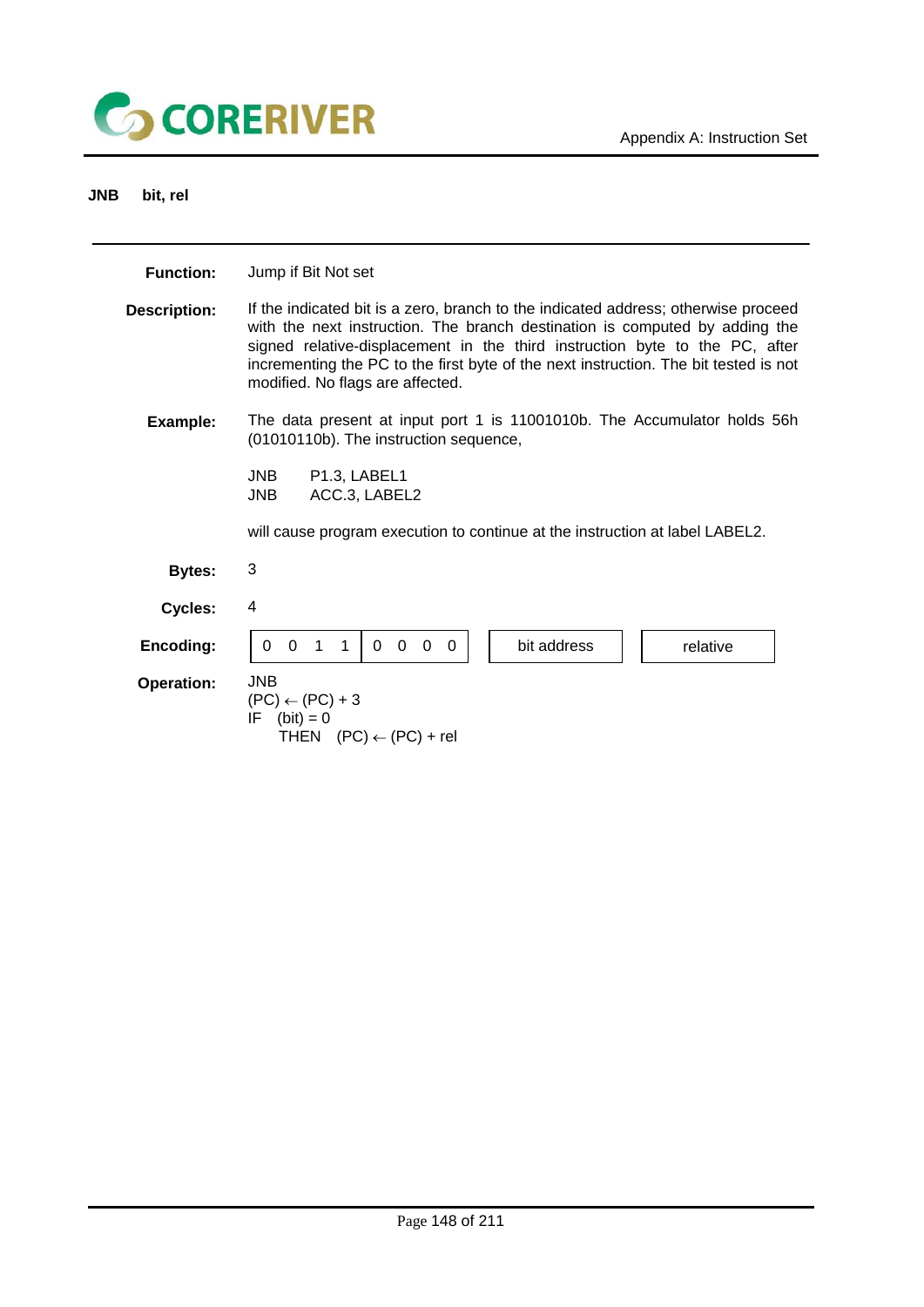## JNB bit, rel

**Function:** Jump if Bit Not set

**Description:** If the indicated bit is a zero, branch to the indicated address; otherwise proceed with the next instruction. The branch destination is computed by adding the signed relative-displacement in the third instruction byte to the PC, after incrementing the PC to the first byte of the next instruction. The bit tested is not modified. No flags are affected.

**Example:** The data present at input port 1 is 11001010b. The Accumulator holds 56h (01010110b). The instruction sequence,

```
JNB    P1.3, LABEL1
JNB    ACC.3, LABEL2
```

will cause program execution to continue at the instruction at label LABEL2.

**Bytes:** 3

**Cycles:** 4

**Encoding:**

| 0 0 1 1 | 0 0 0 0 | bit address | relative |
|---|---|---|---|

**Operation:**

JNB
(PC) ← (PC) + 3
IF (bit) = 0
THEN (PC) ← (PC) + rel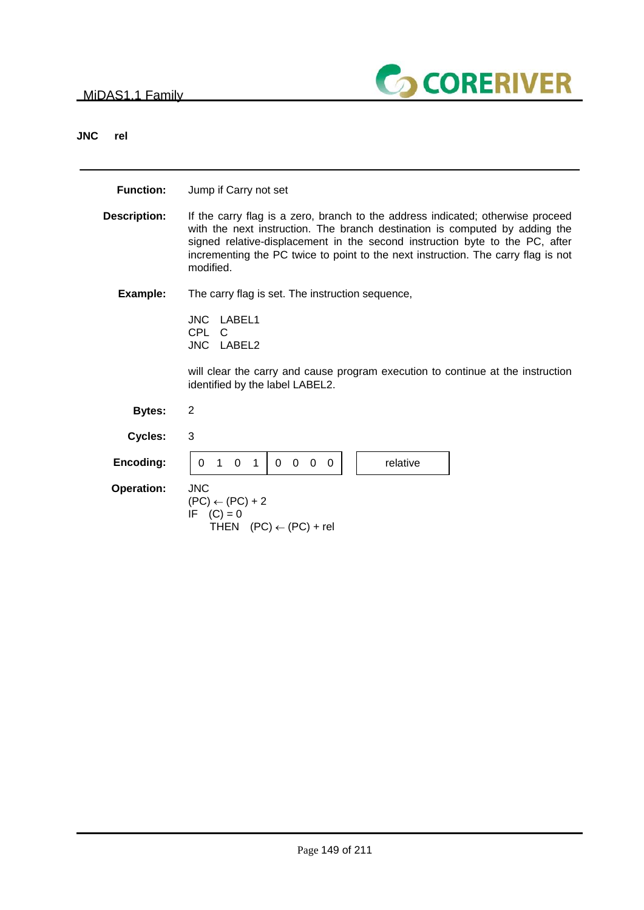## JNC rel

**Function:** Jump if Carry not set

**Description:** If the carry flag is a zero, branch to the address indicated; otherwise proceed with the next instruction. The branch destination is computed by adding the signed relative-displacement in the second instruction byte to the PC, after incrementing the PC twice to point to the next instruction. The carry flag is not modified.

**Example:** The carry flag is set. The instruction sequence,

```
JNC   LABEL1
CPL   C
JNC   LABEL2
```

will clear the carry and cause program execution to continue at the instruction identified by the label LABEL2.

**Bytes:** 2

**Cycles:** 3

**Encoding:**

| 0 1 0 1 | 0 0 0 0 | relative |
|---|---|---|

**Operation:**

```
JNC
(PC) ← (PC) + 2
IF   (C) = 0
     THEN   (PC) ← (PC) + rel
```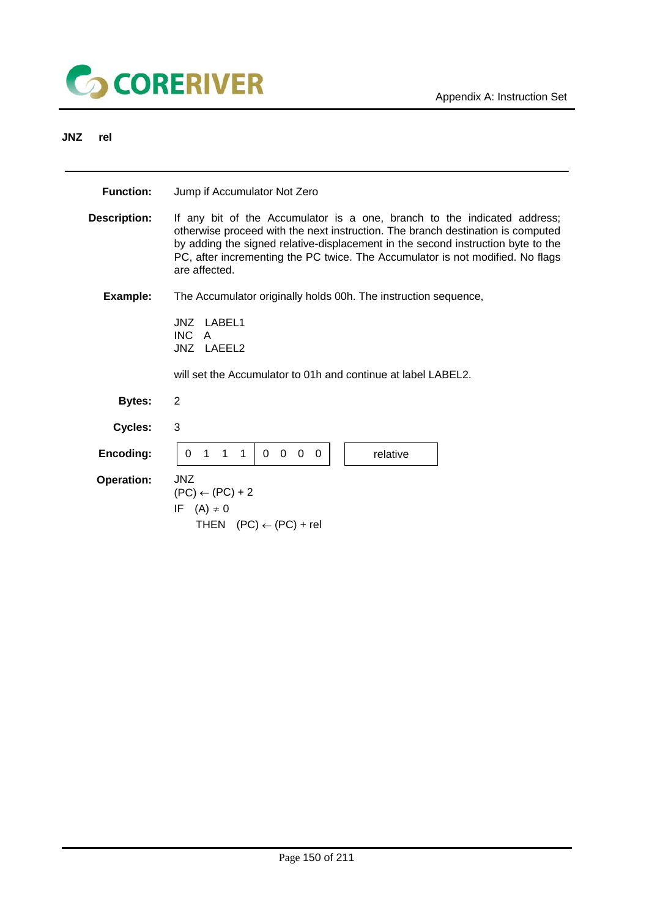## JNZ rel

**Function:** Jump if Accumulator Not Zero

**Description:** If any bit of the Accumulator is a one, branch to the indicated address; otherwise proceed with the next instruction. The branch destination is computed by adding the signed relative-displacement in the second instruction byte to the PC, after incrementing the PC twice. The Accumulator is not modified. No flags are affected.

**Example:** The Accumulator originally holds 00h. The instruction sequence,

```
JNZ   LABEL1
INC   A
JNZ   LAEEL2
```

will set the Accumulator to 01h and continue at label LABEL2.

**Bytes:** 2

**Cycles:** 3

**Encoding:**

| 0 1 1 1 | 0 0 0 0 | | relative |
|---|---|---|---|

**Operation:**

JNZ
$(PC) \leftarrow (PC) + 2$
IF $(A) \neq 0$
THEN $(PC) \leftarrow (PC) + rel$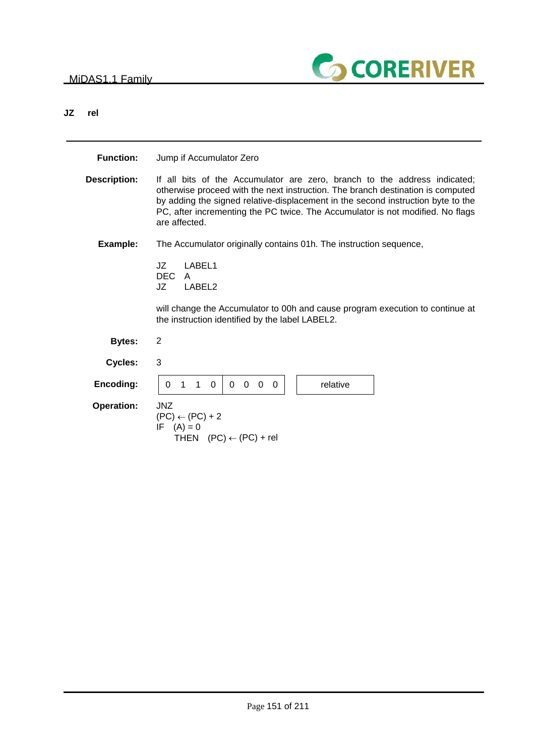## JZ rel

**Function:** Jump if Accumulator Zero

**Description:** If all bits of the Accumulator are zero, branch to the address indicated; otherwise proceed with the next instruction. The branch destination is computed by adding the signed relative-displacement in the second instruction byte to the PC, after incrementing the PC twice. The Accumulator is not modified. No flags are affected.

**Example:** The Accumulator originally contains 01h. The instruction sequence,

```
JZ    LABEL1
DEC   A
JZ    LABEL2
```

will change the Accumulator to 00h and cause program execution to continue at the instruction identified by the label LABEL2.

**Bytes:** 2

**Cycles:** 3

**Encoding:**

| 0 1 1 0 | 0 0 0 0 | relative |
|---|---|---|

**Operation:** JNZ

(PC) ← (PC) + 2

IF (A) = 0

THEN (PC) ← (PC) + rel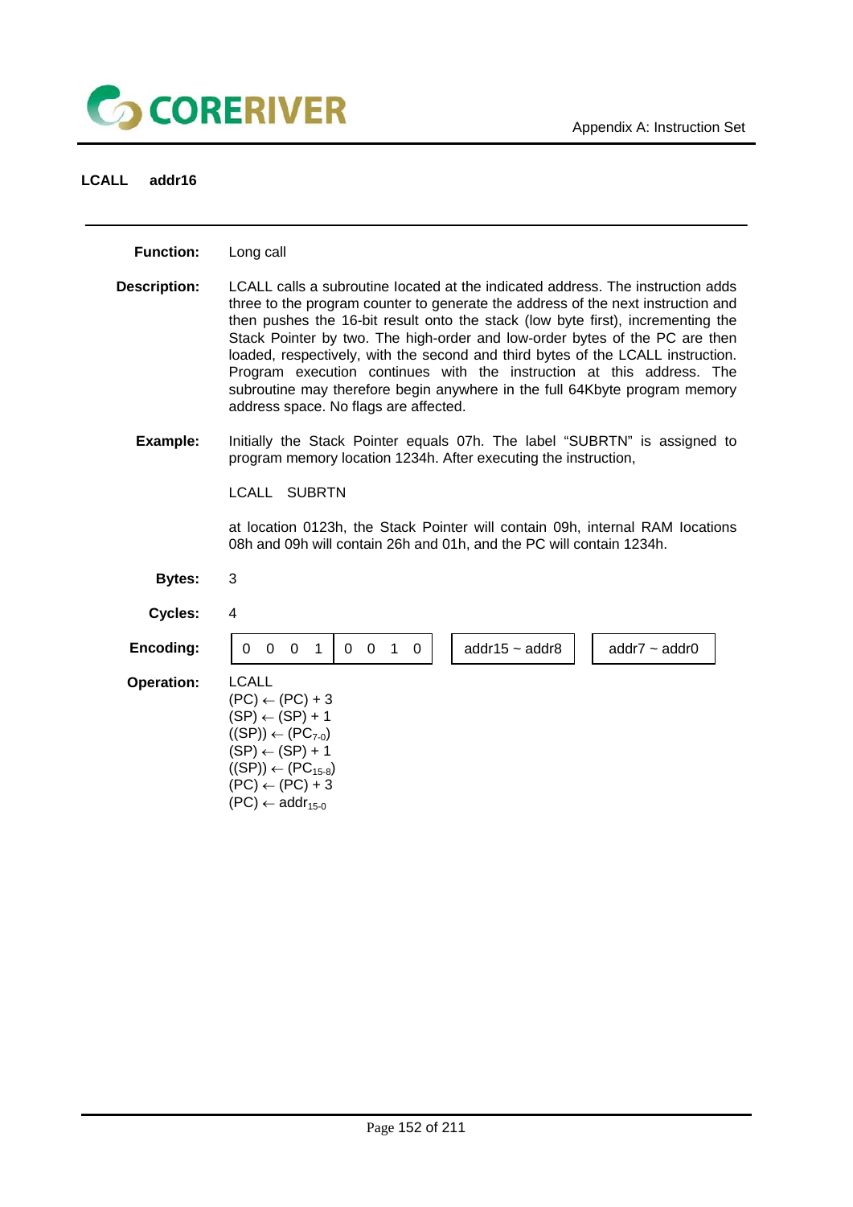## LCALL addr16

**Function:** Long call

**Description:** LCALL calls a subroutine located at the indicated address. The instruction adds three to the program counter to generate the address of the next instruction and then pushes the 16-bit result onto the stack (low byte first), incrementing the Stack Pointer by two. The high-order and low-order bytes of the PC are then loaded, respectively, with the second and third bytes of the LCALL instruction. Program execution continues with the instruction at this address. The subroutine may therefore begin anywhere in the full 64Kbyte program memory address space. No flags are affected.

**Example:** Initially the Stack Pointer equals 07h. The label "SUBRTN" is assigned to program memory location 1234h. After executing the instruction,

LCALL SUBRTN

at location 0123h, the Stack Pointer will contain 09h, internal RAM locations 08h and 09h will contain 26h and 01h, and the PC will contain 1234h.

**Bytes:** 3

**Cycles:** 4

**Encoding:**

| 0 0 0 1 | 0 0 1 0 | addr15 ~ addr8 | addr7 ~ addr0 |
|---|---|---|---|

**Operation:** LCALL

(PC) ← (PC) + 3
(SP) ← (SP) + 1
((SP)) ← ($PC_{7-0}$)
(SP) ← (SP) + 1
((SP)) ← ($PC_{15-8}$)
(PC) ← (PC) + 3
(PC) ← $addr_{15-0}$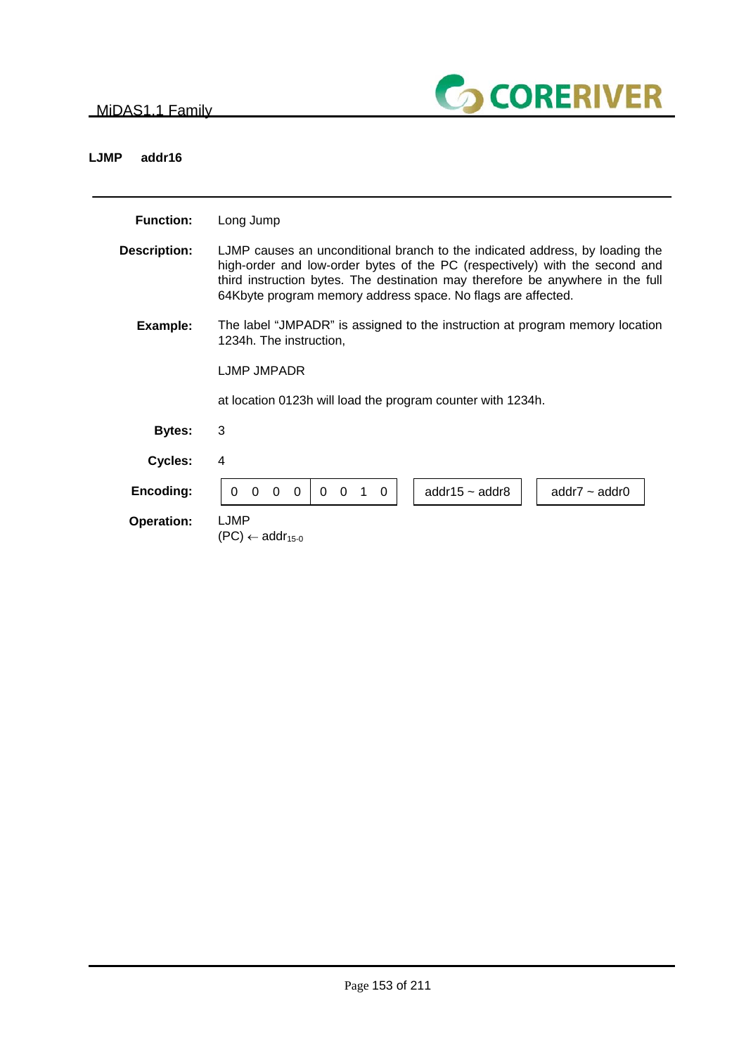## LJMP addr16

**Function:** Long Jump

**Description:** LJMP causes an unconditional branch to the indicated address, by loading the high-order and low-order bytes of the PC (respectively) with the second and third instruction bytes. The destination may therefore be anywhere in the full 64Kbyte program memory address space. No flags are affected.

**Example:** The label “JMPADR” is assigned to the instruction at program memory location 1234h. The instruction,

LJMP JMPADR

at location 0123h will load the program counter with 1234h.

**Bytes:** 3

**Cycles:** 4

**Encoding:**

| 0 0 0 0 | 0 0 1 0 | addr15 ~ addr8 | addr7 ~ addr0 |
|---|---|---|---|

**Operation:** LJMP
(PC) ← $addr_{15\text{-}0}$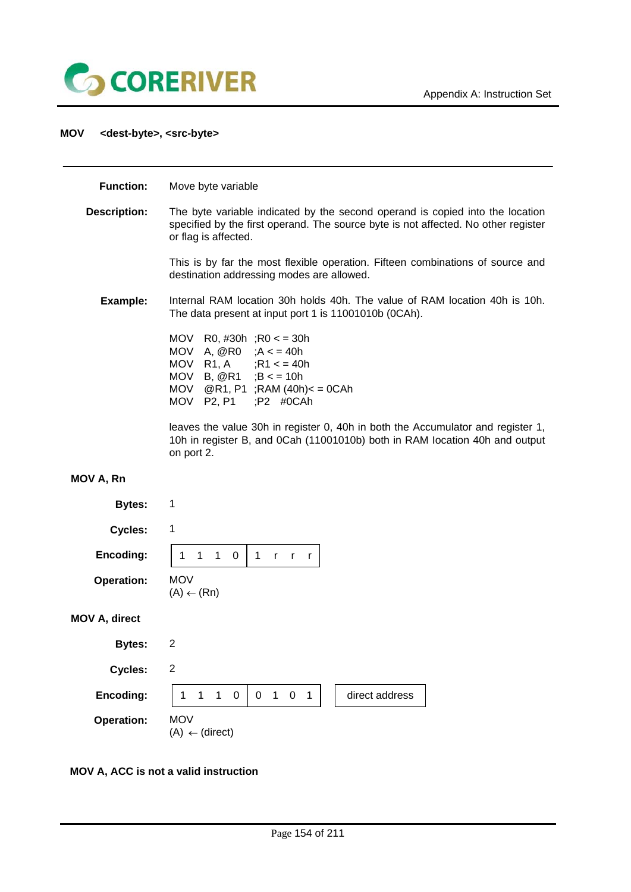## MOV <dest-byte>, <src-byte>

---

**Function:** Move byte variable

**Description:** The byte variable indicated by the second operand is copied into the location specified by the first operand. The source byte is not affected. No other register or flag is affected.

This is by far the most flexible operation. Fifteen combinations of source and destination addressing modes are allowed.

**Example:** Internal RAM location 30h holds 40h. The value of RAM location 40h is 10h. The data present at input port 1 is 11001010b (0CAh).

```
MOV   R0, #30h  ;R0 < = 30h
MOV   A, @R0    ;A < = 40h
MOV   R1, A     ;R1 < = 40h
MOV   B, @R1    ;B < = 10h
MOV   @R1, P1   ;RAM (40h)< = 0CAh
MOV   P2, P1    ;P2   #0CAh
```

leaves the value 30h in register 0, 40h in both the Accumulator and register 1, 10h in register B, and 0Cah (11001010b) both in RAM location 40h and output on port 2.

### MOV A, Rn

**Bytes:** 1

**Cycles:** 1

**Encoding:**

| 1 1 1 0 | 1 r r r |
|---|---|

**Operation:** MOV
(A) ← (Rn)

### MOV A, direct

**Bytes:** 2

**Cycles:** 2

**Encoding:**

| 1 1 1 0 | 0 1 0 1 | direct address |
|---|---|---|

**Operation:** MOV
(A) ← (direct)

**MOV A, ACC is not a valid instruction**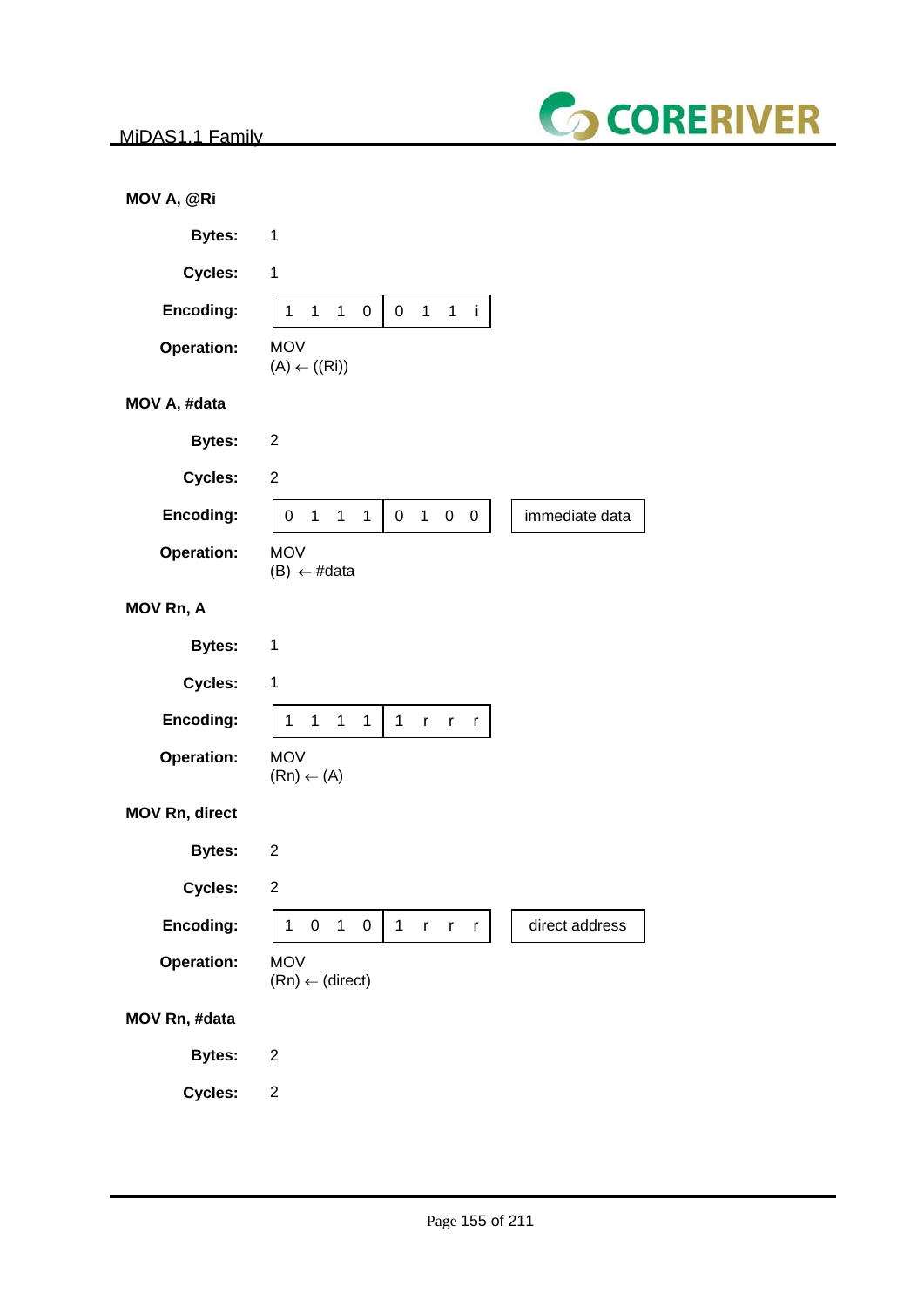**MOV A, @Ri**

| | |
|---|---|
| **Bytes:** | 1 |
| **Cycles:** | 1 |
| **Encoding:** | 1 1 1 0 \| 0 1 1 i |
| **Operation:** | MOV<br>(A) ← ((Ri)) |

**MOV A, #data**

| | |
|---|---|
| **Bytes:** | 2 |
| **Cycles:** | 2 |
| **Encoding:** | 0 1 1 1 \| 0 1 0 0 &nbsp;&nbsp; immediate data |
| **Operation:** | MOV<br>(B) ← #data |

**MOV Rn, A**

| | |
|---|---|
| **Bytes:** | 1 |
| **Cycles:** | 1 |
| **Encoding:** | 1 1 1 1 \| 1 r r r |
| **Operation:** | MOV<br>(Rn) ← (A) |

**MOV Rn, direct**

| | |
|---|---|
| **Bytes:** | 2 |
| **Cycles:** | 2 |
| **Encoding:** | 1 0 1 0 \| 1 r r r &nbsp;&nbsp; direct address |
| **Operation:** | MOV<br>(Rn) ← (direct) |

**MOV Rn, #data**

| | |
|---|---|
| **Bytes:** | 2 |
| **Cycles:** | 2 |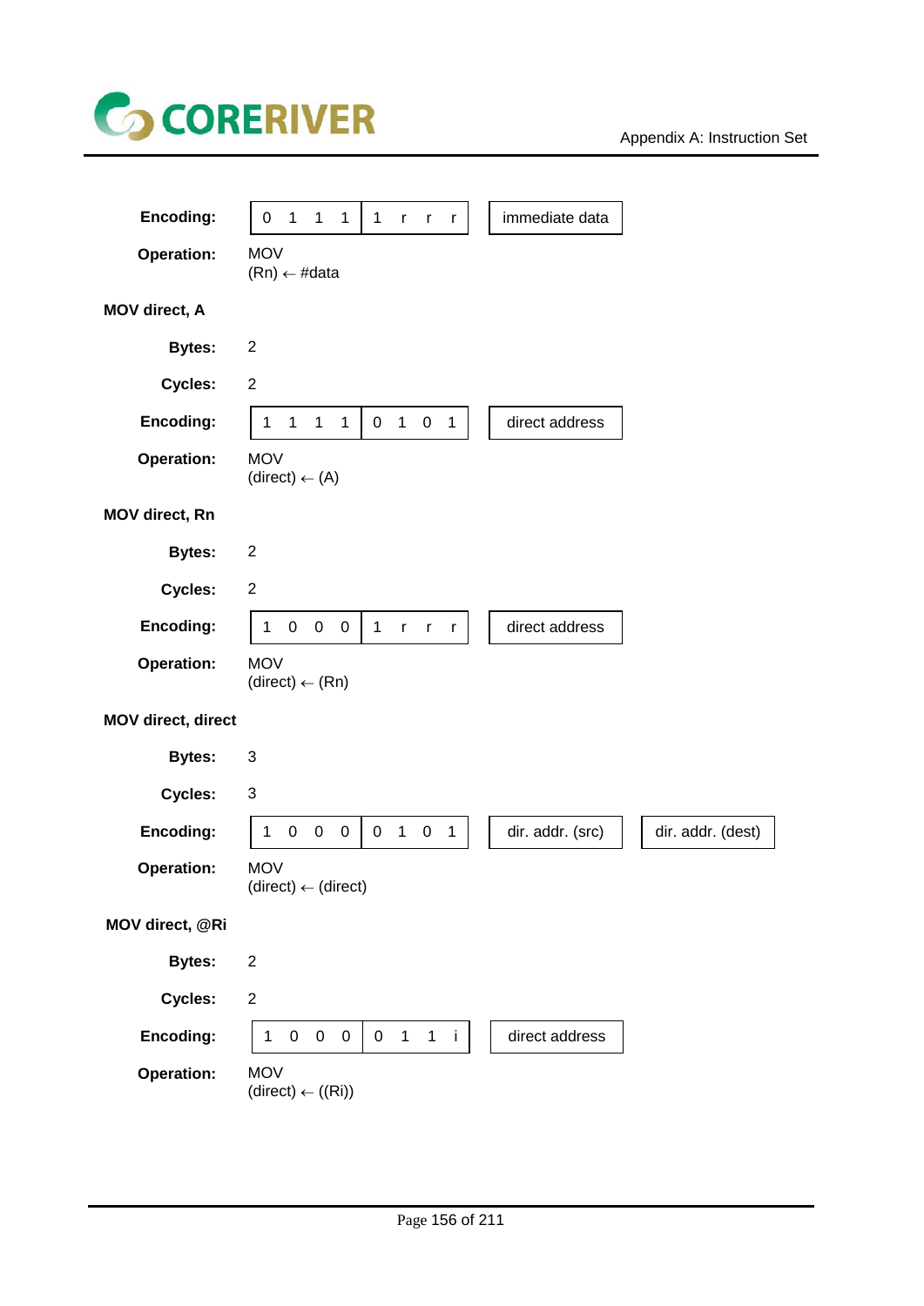**Encoding:**

| 0 1 1 1 | 1 r r r | immediate data |
|---|---|---|

**Operation:** MOV
(Rn) ← #data

### MOV direct, A

**Bytes:** 2

**Cycles:** 2

**Encoding:**

| 1 1 1 1 | 0 1 0 1 | direct address |
|---|---|---|

**Operation:** MOV
(direct) ← (A)

### MOV direct, Rn

**Bytes:** 2

**Cycles:** 2

**Encoding:**

| 1 0 0 0 | 1 r r r | direct address |
|---|---|---|

**Operation:** MOV
(direct) ← (Rn)

### MOV direct, direct

**Bytes:** 3

**Cycles:** 3

**Encoding:**

| 1 0 0 0 | 0 1 0 1 | dir. addr. (src) | dir. addr. (dest) |
|---|---|---|---|

**Operation:** MOV
(direct) ← (direct)

### MOV direct, @Ri

**Bytes:** 2

**Cycles:** 2

**Encoding:**

| 1 0 0 0 | 0 1 1 i | direct address |
|---|---|---|

**Operation:** MOV
(direct) ← ((Ri))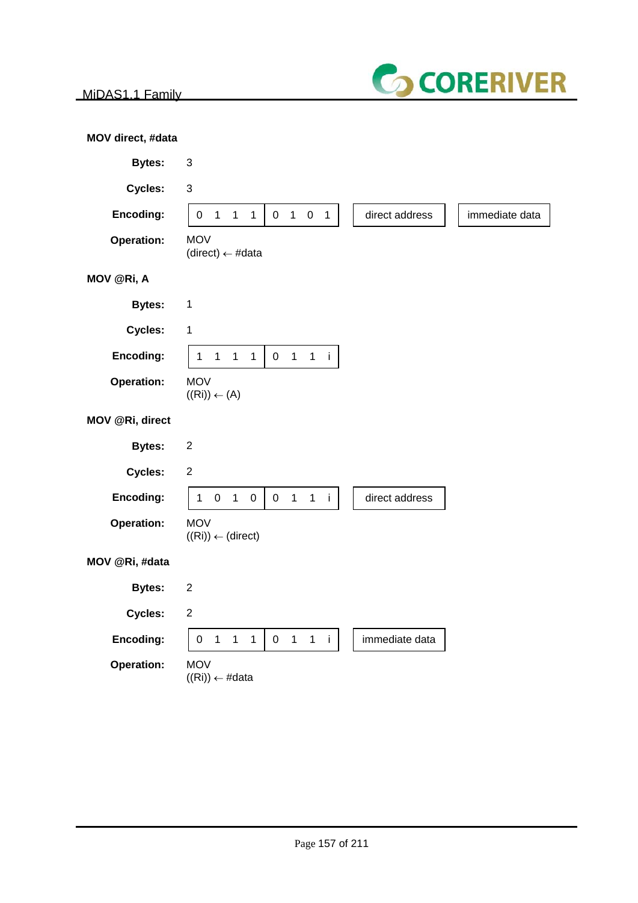### MOV direct, #data

**Bytes:** 3

**Cycles:** 3

**Encoding:**

| 0 1 1 1 | 0 1 0 1 | direct address | immediate data |
|---|---|---|---|

**Operation:** MOV
(direct) ← #data

### MOV @Ri, A

**Bytes:** 1

**Cycles:** 1

**Encoding:**

| 1 1 1 1 | 0 1 1 i |
|---|---|

**Operation:** MOV
((Ri)) ← (A)

### MOV @Ri, direct

**Bytes:** 2

**Cycles:** 2

**Encoding:**

| 1 0 1 0 | 0 1 1 i | direct address |
|---|---|---|

**Operation:** MOV
((Ri)) ← (direct)

### MOV @Ri, #data

**Bytes:** 2

**Cycles:** 2

**Encoding:**

| 0 1 1 1 | 0 1 1 i | immediate data |
|---|---|---|

**Operation:** MOV
((Ri)) ← #data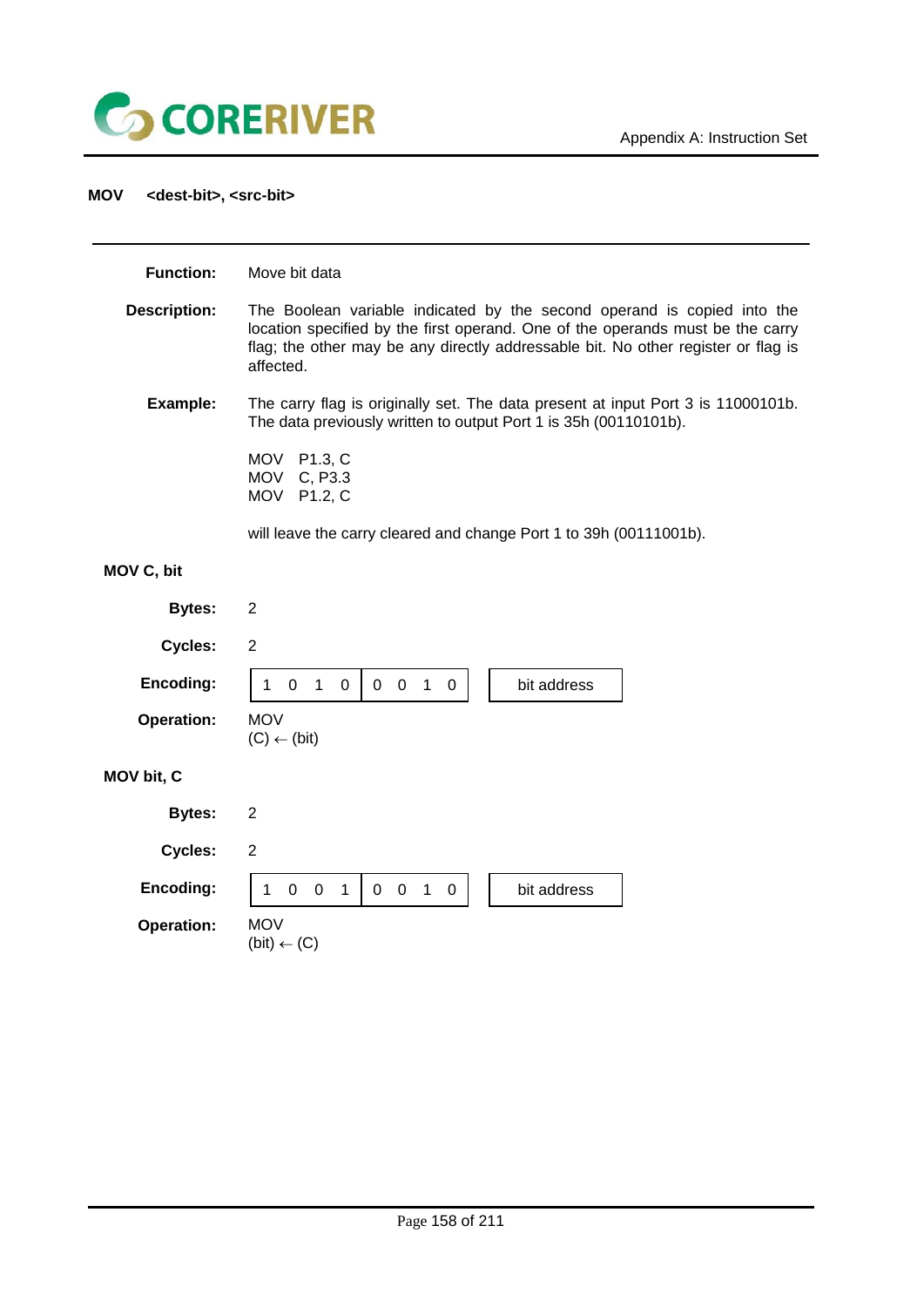## MOV &lt;dest-bit&gt;, &lt;src-bit&gt;

---

**Function:** Move bit data

**Description:** The Boolean variable indicated by the second operand is copied into the location specified by the first operand. One of the operands must be the carry flag; the other may be any directly addressable bit. No other register or flag is affected.

**Example:** The carry flag is originally set. The data present at input Port 3 is 11000101b. The data previously written to output Port 1 is 35h (00110101b).

```
MOV   P1.3, C
MOV   C, P3.3
MOV   P1.2, C
```

will leave the carry cleared and change Port 1 to 39h (00111001b).

### MOV C, bit

**Bytes:** 2

**Cycles:** 2

**Encoding:**

| 1 0 1 0 | 0 0 1 0 | bit address |
|---|---|---|

**Operation:** MOV
(C) ← (bit)

### MOV bit, C

**Bytes:** 2

**Cycles:** 2

**Encoding:**

| 1 0 0 1 | 0 0 1 0 | bit address |
|---|---|---|

**Operation:** MOV
(bit) ← (C)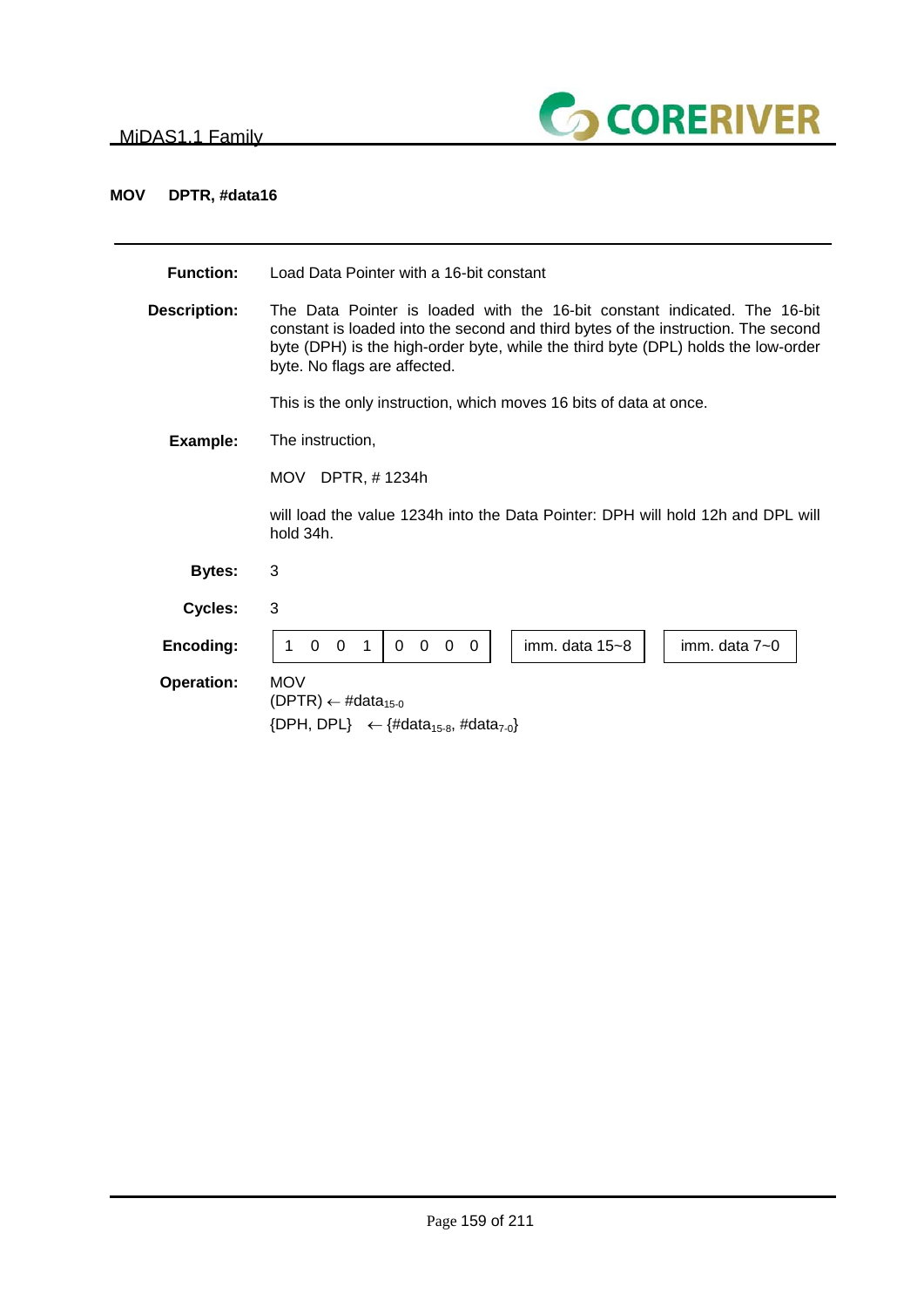## MOV DPTR, #data16

**Function:** Load Data Pointer with a 16-bit constant

**Description:** The Data Pointer is loaded with the 16-bit constant indicated. The 16-bit constant is loaded into the second and third bytes of the instruction. The second byte (DPH) is the high-order byte, while the third byte (DPL) holds the low-order byte. No flags are affected.

This is the only instruction, which moves 16 bits of data at once.

**Example:** The instruction,

MOV DPTR, # 1234h

will load the value 1234h into the Data Pointer: DPH will hold 12h and DPL will hold 34h.

**Bytes:** 3

**Cycles:** 3

**Encoding:**

| 1 0 0 1 | 0 0 0 0 | imm. data 15~8 | imm. data 7~0 |
|---|---|---|---|

**Operation:** MOV
(DPTR) $\leftarrow$ #$data_{15\text{-}0}$
{DPH, DPL} $\leftarrow$ {#$data_{15\text{-}8}$, #$data_{7\text{-}0}$}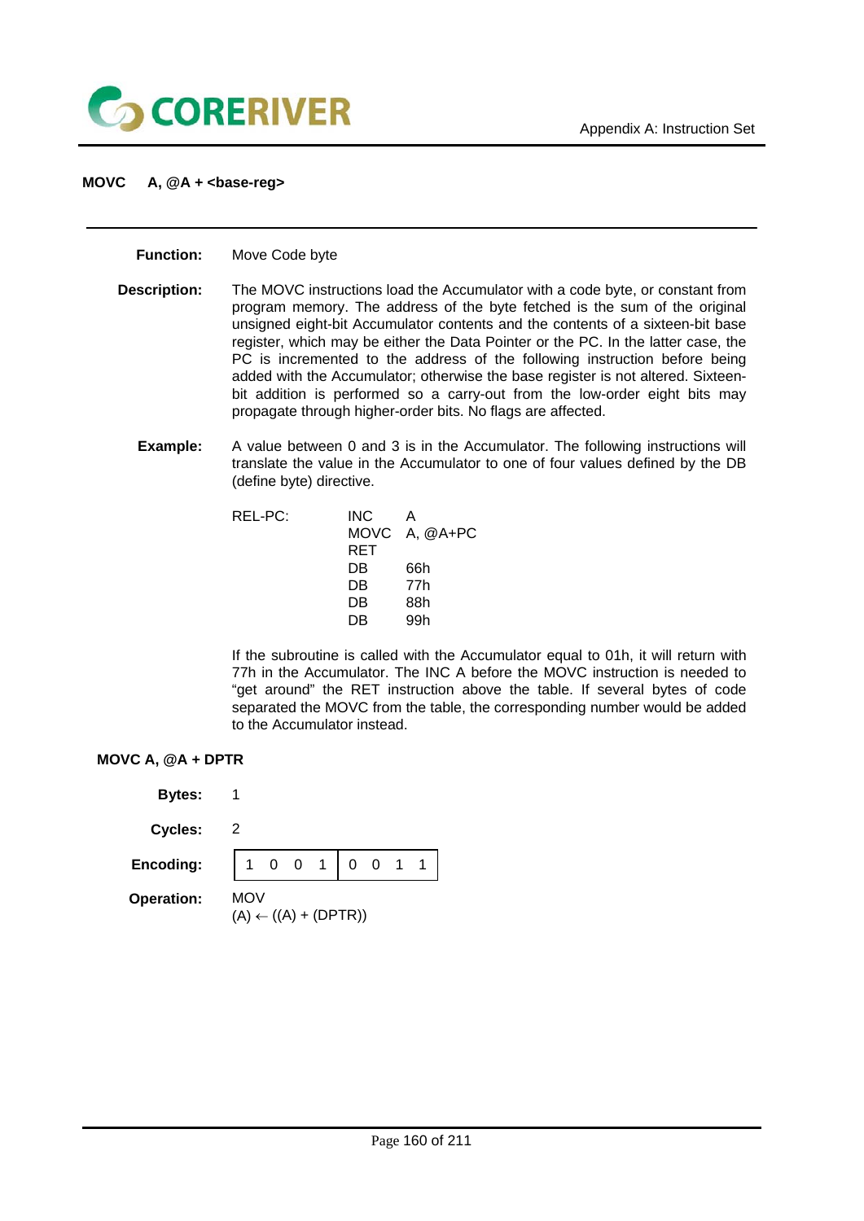## MOVC A, @A + <base-reg>

**Function:** Move Code byte

**Description:** The MOVC instructions load the Accumulator with a code byte, or constant from program memory. The address of the byte fetched is the sum of the original unsigned eight-bit Accumulator contents and the contents of a sixteen-bit base register, which may be either the Data Pointer or the PC. In the latter case, the PC is incremented to the address of the following instruction before being added with the Accumulator; otherwise the base register is not altered. Sixteen-bit addition is performed so a carry-out from the low-order eight bits may propagate through higher-order bits. No flags are affected.

**Example:** A value between 0 and 3 is in the Accumulator. The following instructions will translate the value in the Accumulator to one of four values defined by the DB (define byte) directive.

```
REL-PC:     INC     A
            MOVC    A, @A+PC
            RET
            DB      66h
            DB      77h
            DB      88h
            DB      99h
```

If the subroutine is called with the Accumulator equal to 01h, it will return with 77h in the Accumulator. The INC A before the MOVC instruction is needed to "get around" the RET instruction above the table. If several bytes of code separated the MOVC from the table, the corresponding number would be added to the Accumulator instead.

### MOVC A, @A + DPTR

**Bytes:** 1

**Cycles:** 2

**Encoding:**

| 1 0 0 1 | 0 0 1 1 |
|---|---|

**Operation:** MOV
(A) ← ((A) + (DPTR))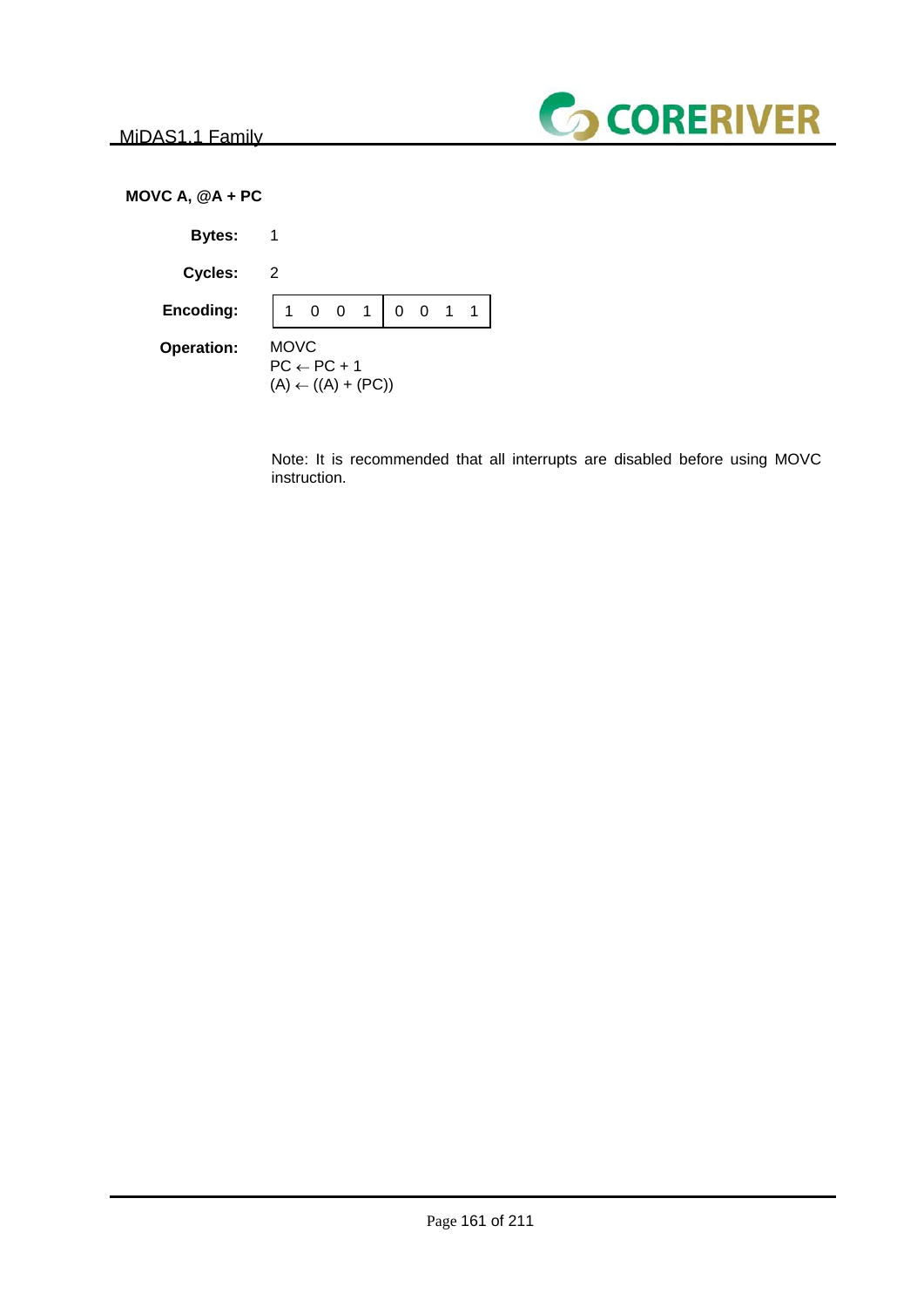**MOVC A, @A + PC**

**Bytes:** 1

**Cycles:** 2

**Encoding:**

| 1 0 0 1 | 0 0 1 1 |
|---|---|

**Operation:** MOVC
$PC \leftarrow PC + 1$
$(A) \leftarrow ((A) + (PC))$

Note: It is recommended that all interrupts are disabled before using MOVC instruction.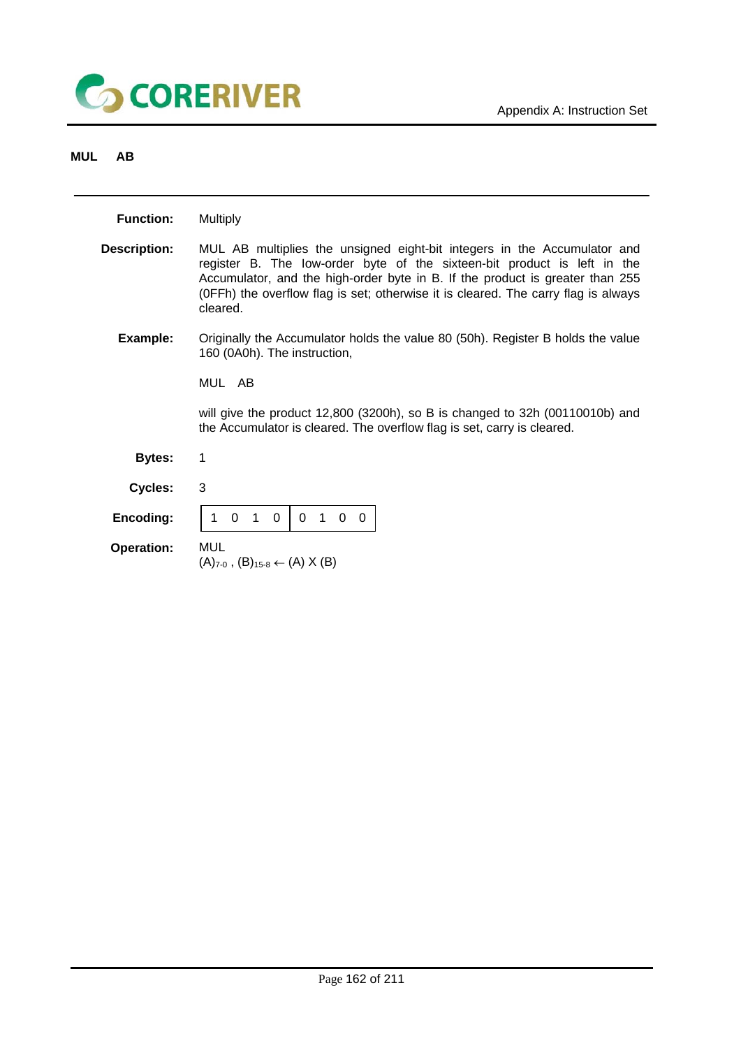## MUL AB

**Function:** Multiply

**Description:** MUL AB multiplies the unsigned eight-bit integers in the Accumulator and register B. The low-order byte of the sixteen-bit product is left in the Accumulator, and the high-order byte in B. If the product is greater than 255 (0FFh) the overflow flag is set; otherwise it is cleared. The carry flag is always cleared.

**Example:** Originally the Accumulator holds the value 80 (50h). Register B holds the value 160 (0A0h). The instruction,

MUL AB

will give the product 12,800 (3200h), so B is changed to 32h (00110010b) and the Accumulator is cleared. The overflow flag is set, carry is cleared.

**Bytes:** 1

**Cycles:** 3

**Encoding:**

| 1 0 1 0 | 0 1 0 0 |
|---|---|

**Operation:** MUL
$(A)_{7\text{-}0}$ , $(B)_{15\text{-}8} \leftarrow (A) \times (B)$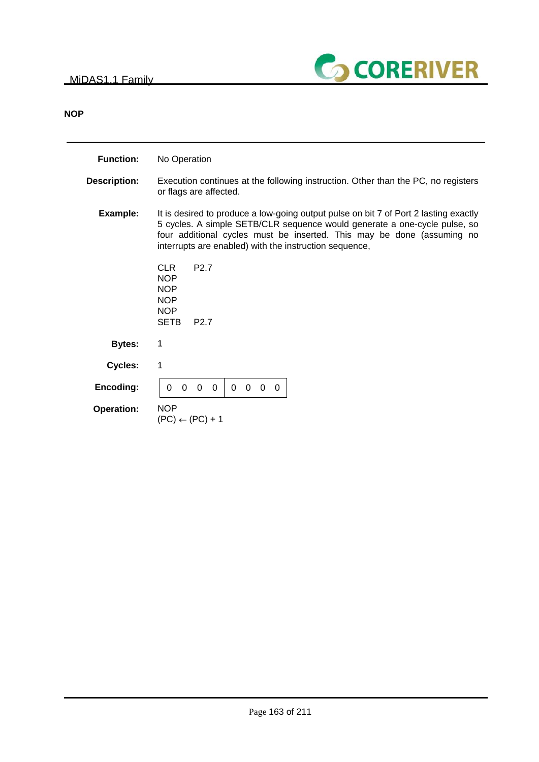## NOP

---

**Function:** No Operation

**Description:** Execution continues at the following instruction. Other than the PC, no registers or flags are affected.

**Example:** It is desired to produce a low-going output pulse on bit 7 of Port 2 lasting exactly 5 cycles. A simple SETB/CLR sequence would generate a one-cycle pulse, so four additional cycles must be inserted. This may be done (assuming no interrupts are enabled) with the instruction sequence,

```
CLR    P2.7
NOP
NOP
NOP
NOP
SETB   P2.7
```

**Bytes:** 1

**Cycles:** 1

**Encoding:**

| 0 0 0 0 | 0 0 0 0 |
|---|---|

**Operation:** NOP
$(PC) \leftarrow (PC) + 1$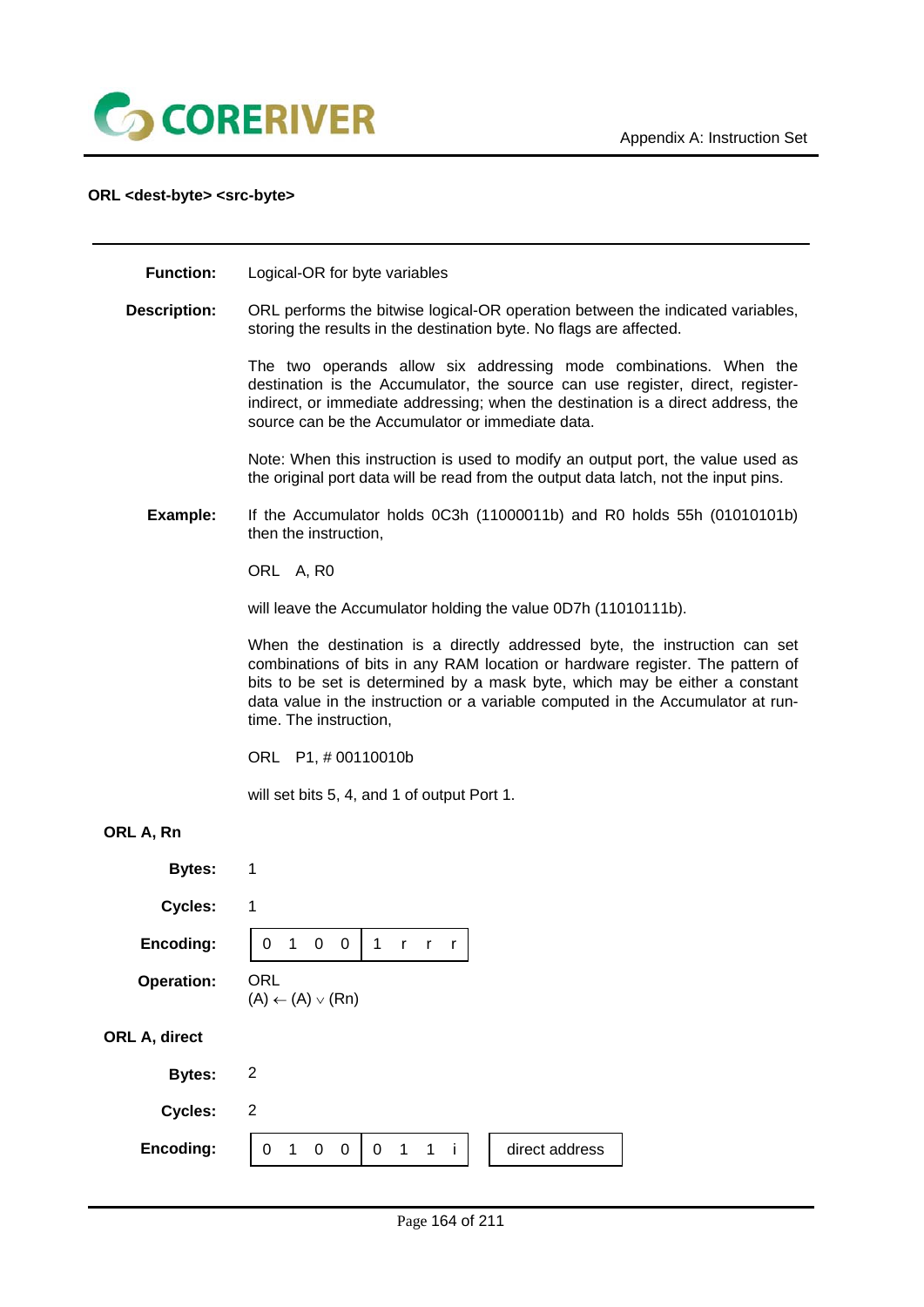## ORL <dest-byte> <src-byte>

---

**Function:** Logical-OR for byte variables

**Description:** ORL performs the bitwise logical-OR operation between the indicated variables, storing the results in the destination byte. No flags are affected.

The two operands allow six addressing mode combinations. When the destination is the Accumulator, the source can use register, direct, register-indirect, or immediate addressing; when the destination is a direct address, the source can be the Accumulator or immediate data.

Note: When this instruction is used to modify an output port, the value used as the original port data will be read from the output data latch, not the input pins.

**Example:** If the Accumulator holds 0C3h (11000011b) and R0 holds 55h (01010101b) then the instruction,

```
ORL   A, R0
```

will leave the Accumulator holding the value 0D7h (11010111b).

When the destination is a directly addressed byte, the instruction can set combinations of bits in any RAM location or hardware register. The pattern of bits to be set is determined by a mask byte, which may be either a constant data value in the instruction or a variable computed in the Accumulator at run-time. The instruction,

```
ORL   P1, # 00110010b
```

will set bits 5, 4, and 1 of output Port 1.

### ORL A, Rn

**Bytes:** 1

**Cycles:** 1

**Encoding:**

| 0 1 0 0 | 1 r r r |
|---|---|

**Operation:** ORL
(A) ← (A) ∨ (Rn)

### ORL A, direct

**Bytes:** 2

**Cycles:** 2

**Encoding:**

| 0 1 0 0 | 0 1 1 i | direct address |
|---|---|---|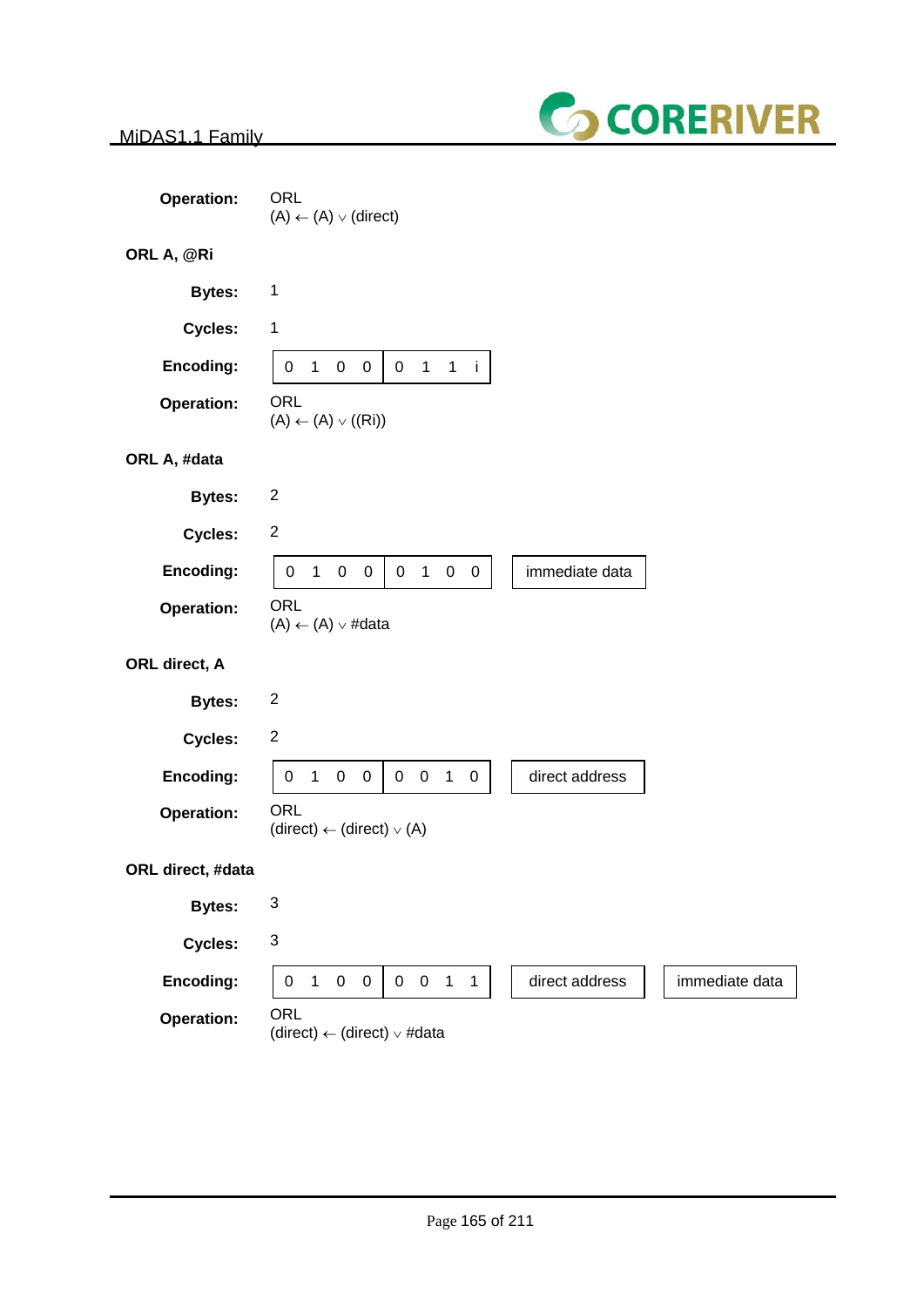**Operation:** ORL
(A) ← (A) ∨ (direct)

### ORL A, @Ri

**Bytes:** 1

**Cycles:** 1

**Encoding:**

| 0 1 0 0 | 0 1 1 i |
|---|---|

**Operation:** ORL
(A) ← (A) ∨ ((Ri))

### ORL A, #data

**Bytes:** 2

**Cycles:** 2

**Encoding:**

| 0 1 0 0 | 0 1 0 0 | immediate data |
|---|---|---|

**Operation:** ORL
(A) ← (A) ∨ #data

### ORL direct, A

**Bytes:** 2

**Cycles:** 2

**Encoding:**

| 0 1 0 0 | 0 0 1 0 | direct address |
|---|---|---|

**Operation:** ORL
(direct) ← (direct) ∨ (A)

### ORL direct, #data

**Bytes:** 3

**Cycles:** 3

**Encoding:**

| 0 1 0 0 | 0 0 1 1 | direct address | immediate data |
|---|---|---|---|

**Operation:** ORL
(direct) ← (direct) ∨ #data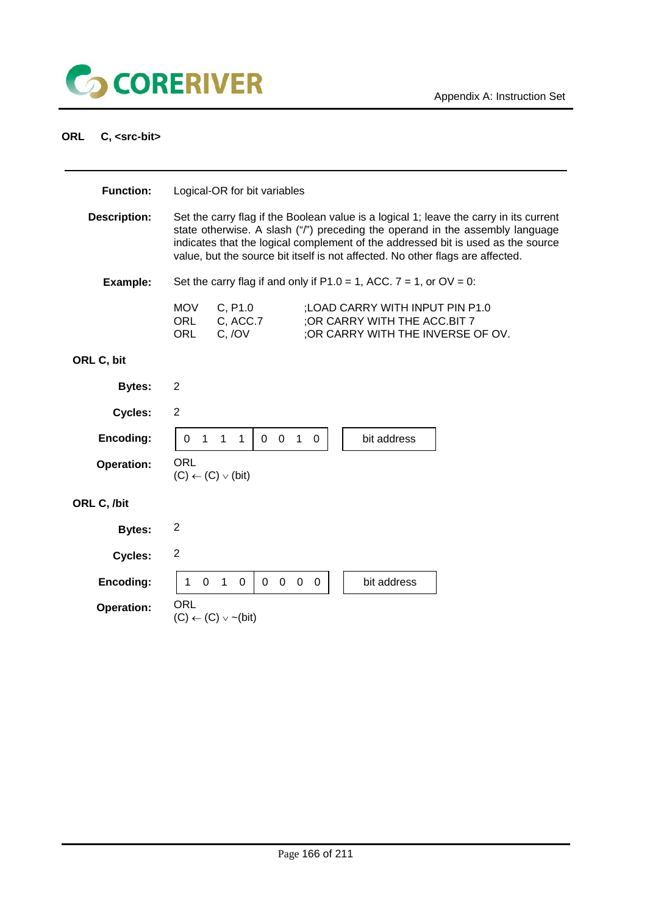## ORL C, <src-bit>

**Function:** Logical-OR for bit variables

**Description:** Set the carry flag if the Boolean value is a logical 1; leave the carry in its current state otherwise. A slash ("/") preceding the operand in the assembly language indicates that the logical complement of the addressed bit is used as the source value, but the source bit itself is not affected. No other flags are affected.

**Example:** Set the carry flag if and only if P1.0 = 1, ACC. 7 = 1, or OV = 0:

```
MOV    C, P1.0        ;LOAD CARRY WITH INPUT PIN P1.0
ORL    C, ACC.7       ;OR CARRY WITH THE ACC.BIT 7
ORL    C, /OV         ;OR CARRY WITH THE INVERSE OF OV.
```

### ORL C, bit

**Bytes:** 2

**Cycles:** 2

**Encoding:**

| 0 1 1 1 | 0 0 1 0 | bit address |
|---|---|---|

**Operation:** ORL
(C) ← (C) ∨ (bit)

### ORL C, /bit

**Bytes:** 2

**Cycles:** 2

**Encoding:**

| 1 0 1 0 | 0 0 0 0 | bit address |
|---|---|---|

**Operation:** ORL
(C) ← (C) ∨ ~(bit)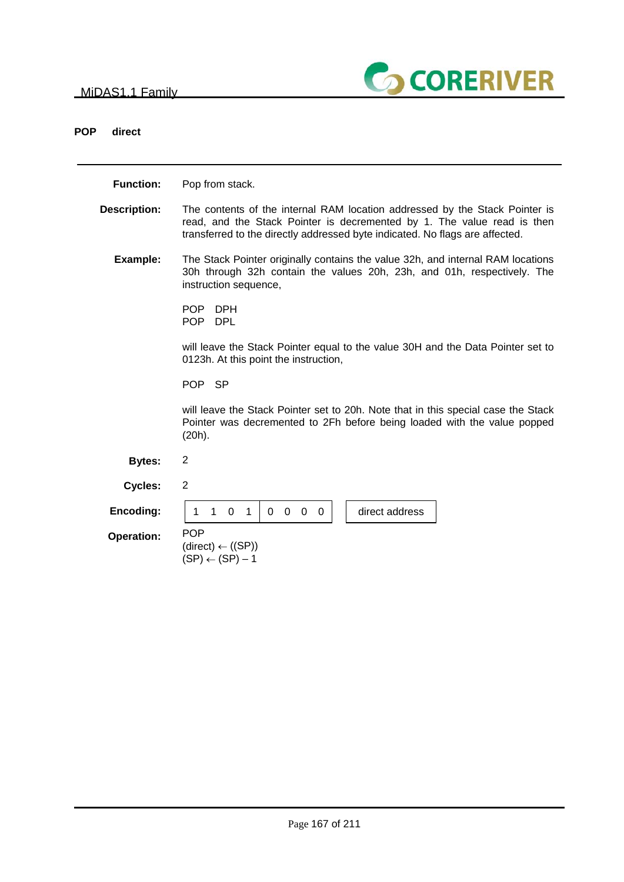## POP direct

---

**Function:** Pop from stack.

**Description:** The contents of the internal RAM location addressed by the Stack Pointer is read, and the Stack Pointer is decremented by 1. The value read is then transferred to the directly addressed byte indicated. No flags are affected.

**Example:** The Stack Pointer originally contains the value 32h, and internal RAM locations 30h through 32h contain the values 20h, 23h, and 01h, respectively. The instruction sequence,

```
POP   DPH
POP   DPL
```

will leave the Stack Pointer equal to the value 30H and the Data Pointer set to 0123h. At this point the instruction,

```
POP   SP
```

will leave the Stack Pointer set to 20h. Note that in this special case the Stack Pointer was decremented to 2Fh before being loaded with the value popped (20h).

**Bytes:** 2

**Cycles:** 2

**Encoding:**

| 1 1 0 1 | 0 0 0 0 | | direct address |
|---|---|---|---|

**Operation:** POP
(direct) ← ((SP))
(SP) ← (SP) – 1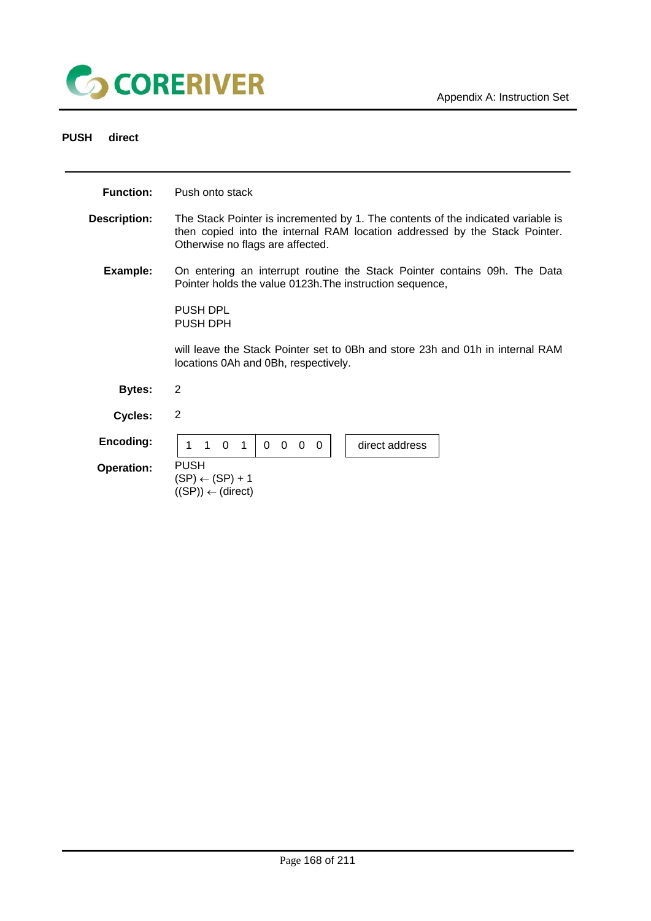## PUSH direct

**Function:** Push onto stack

**Description:** The Stack Pointer is incremented by 1. The contents of the indicated variable is then copied into the internal RAM location addressed by the Stack Pointer. Otherwise no flags are affected.

**Example:** On entering an interrupt routine the Stack Pointer contains 09h. The Data Pointer holds the value 0123h.The instruction sequence,

PUSH DPL
PUSH DPH

will leave the Stack Pointer set to 0Bh and store 23h and 01h in internal RAM locations 0Ah and 0Bh, respectively.

**Bytes:** 2

**Cycles:** 2

**Encoding:**

| 1 1 0 1 | 0 0 0 0 | direct address |
|---|---|---|

**Operation:** PUSH
(SP) ← (SP) + 1
((SP)) ← (direct)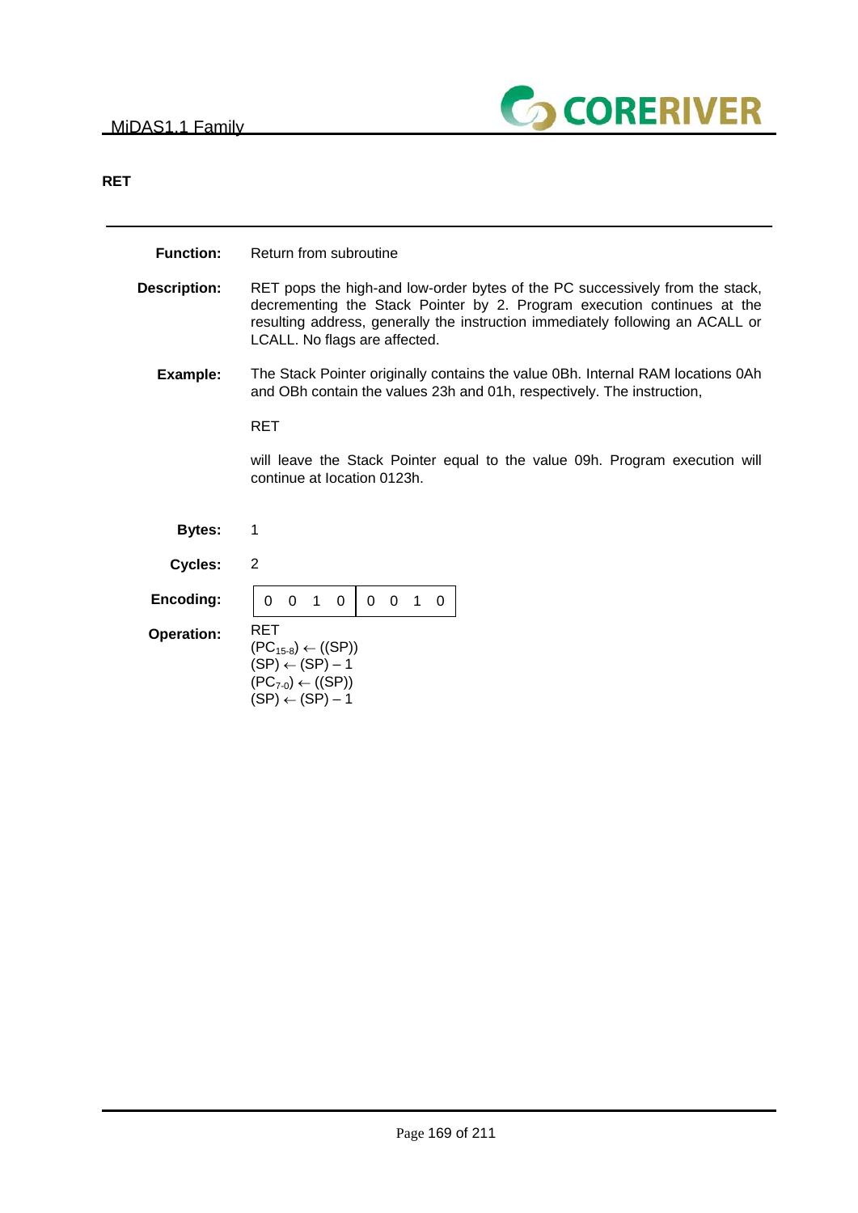## RET

**Function:** Return from subroutine

**Description:** RET pops the high-and low-order bytes of the PC successively from the stack, decrementing the Stack Pointer by 2. Program execution continues at the resulting address, generally the instruction immediately following an ACALL or LCALL. No flags are affected.

**Example:** The Stack Pointer originally contains the value 0Bh. Internal RAM locations 0Ah and OBh contain the values 23h and 01h, respectively. The instruction,

RET

will leave the Stack Pointer equal to the value 09h. Program execution will continue at location 0123h.

**Bytes:** 1

**Cycles:** 2

**Encoding:**

| 0 0 1 0 | 0 0 1 0 |
|---|---|

**Operation:** RET

$(PC_{15\text{-}8}) \leftarrow ((SP))$

$(SP) \leftarrow (SP) - 1$

$(PC_{7\text{-}0}) \leftarrow ((SP))$

$(SP) \leftarrow (SP) - 1$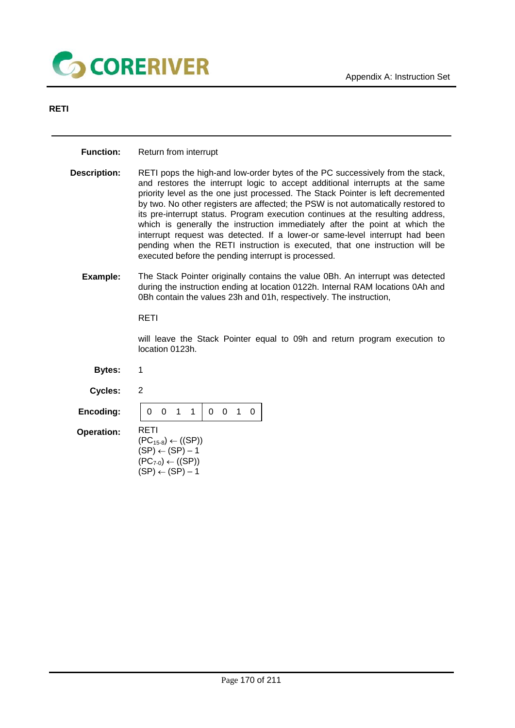## RETI

**Function:** Return from interrupt

**Description:** RETI pops the high-and low-order bytes of the PC successively from the stack, and restores the interrupt logic to accept additional interrupts at the same priority level as the one just processed. The Stack Pointer is left decremented by two. No other registers are affected; the PSW is not automatically restored to its pre-interrupt status. Program execution continues at the resulting address, which is generally the instruction immediately after the point at which the interrupt request was detected. If a lower-or same-level interrupt had been pending when the RETI instruction is executed, that one instruction will be executed before the pending interrupt is processed.

**Example:** The Stack Pointer originally contains the value 0Bh. An interrupt was detected during the instruction ending at location 0122h. Internal RAM locations 0Ah and 0Bh contain the values 23h and 01h, respectively. The instruction,

RETI

will leave the Stack Pointer equal to 09h and return program execution to location 0123h.

**Bytes:** 1

**Cycles:** 2

**Encoding:**

| 0 0 1 1 | 0 0 1 0 |
|---|---|

**Operation:** RETI

$(PC_{15-8}) \leftarrow ((SP))$

$(SP) \leftarrow (SP) - 1$

$(PC_{7-0}) \leftarrow ((SP))$

$(SP) \leftarrow (SP) - 1$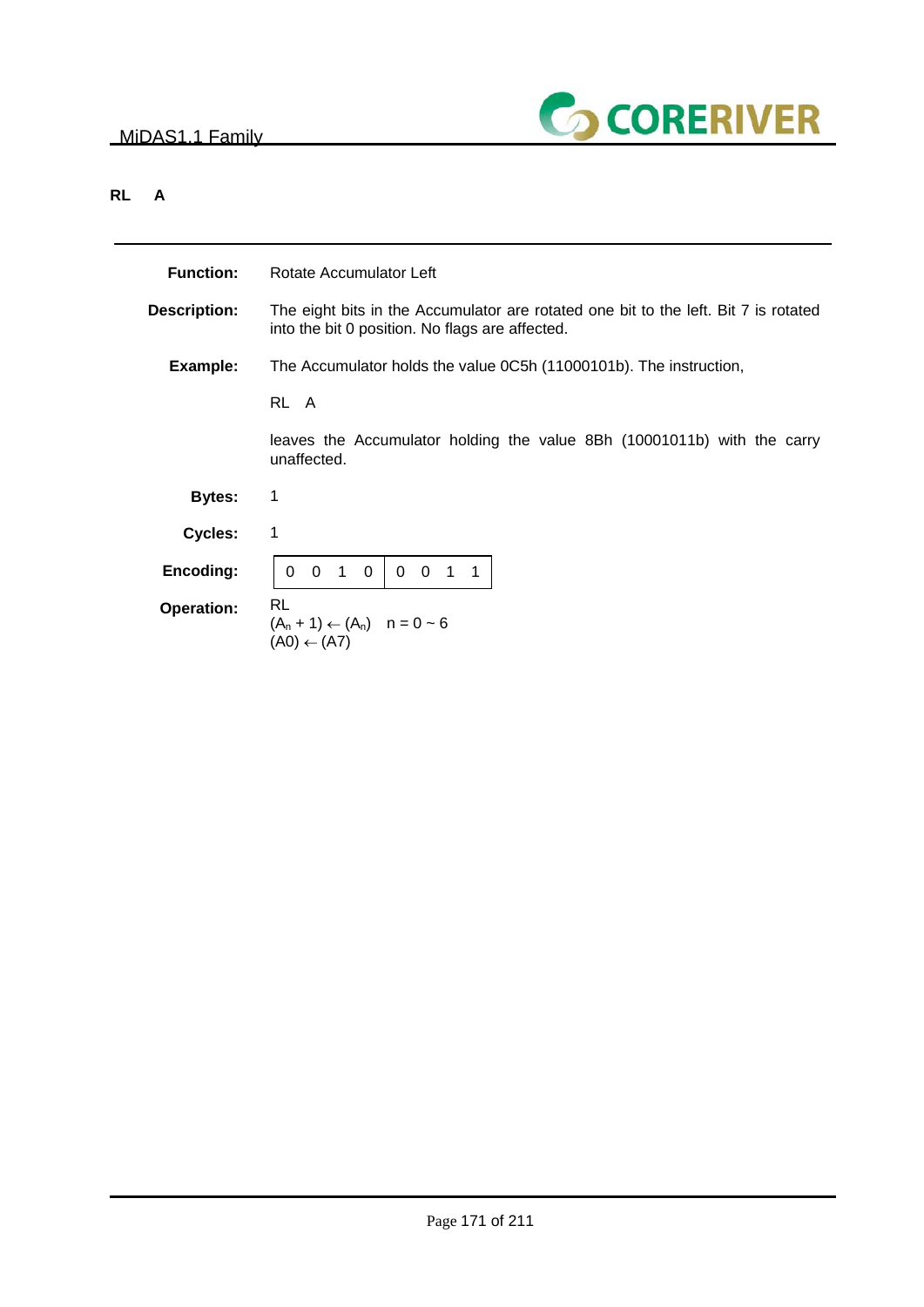## RL A

**Function:** Rotate Accumulator Left

**Description:** The eight bits in the Accumulator are rotated one bit to the left. Bit 7 is rotated into the bit 0 position. No flags are affected.

**Example:** The Accumulator holds the value 0C5h (11000101b). The instruction,

RL A

leaves the Accumulator holding the value 8Bh (10001011b) with the carry unaffected.

**Bytes:** 1

**Cycles:** 1

**Encoding:**

| 0 0 1 0 | 0 0 1 1 |
|---|---|

**Operation:** RL
$(A_n + 1) \leftarrow (A_n) \quad n = 0 \sim 6$
$(A0) \leftarrow (A7)$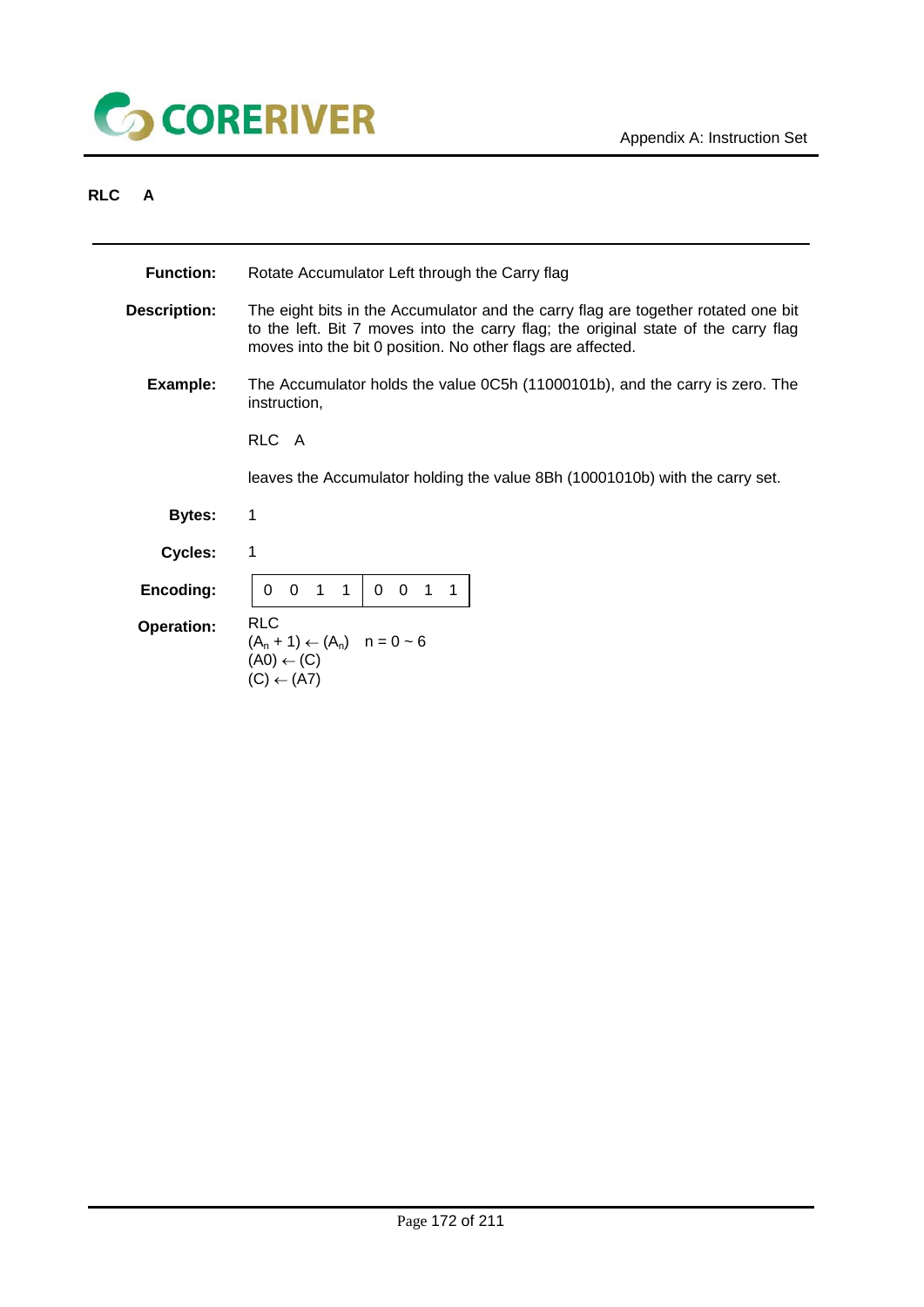## RLC A

**Function:** Rotate Accumulator Left through the Carry flag

**Description:** The eight bits in the Accumulator and the carry flag are together rotated one bit to the left. Bit 7 moves into the carry flag; the original state of the carry flag moves into the bit 0 position. No other flags are affected.

**Example:** The Accumulator holds the value 0C5h (11000101b), and the carry is zero. The instruction,

RLC A

leaves the Accumulator holding the value 8Bh (10001010b) with the carry set.

**Bytes:** 1

**Cycles:** 1

**Encoding:**

| 0 0 1 1 | 0 0 1 1 |
|---|---|

**Operation:** RLC

$(A_n + 1) \leftarrow (A_n)$ $n = 0 \sim 6$

$(A0) \leftarrow (C)$

$(C) \leftarrow (A7)$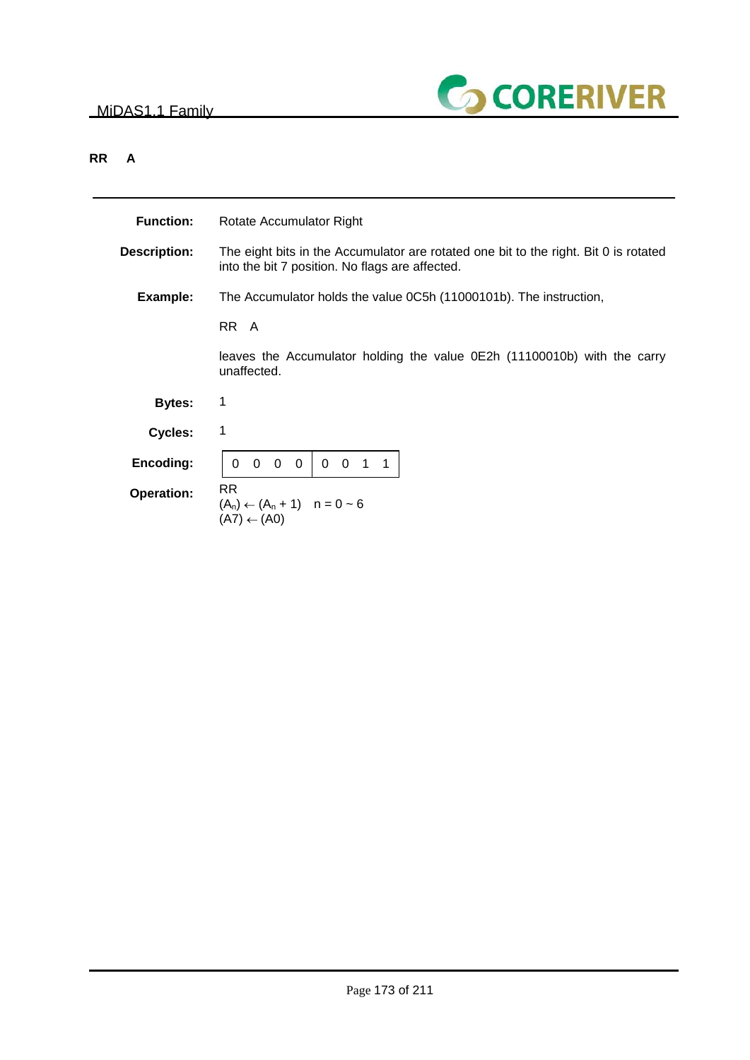## RR A

| | |
|---|---|
| **Function:** | Rotate Accumulator Right |
| **Description:** | The eight bits in the Accumulator are rotated one bit to the right. Bit 0 is rotated into the bit 7 position. No flags are affected. |
| **Example:** | The Accumulator holds the value 0C5h (11000101b). The instruction,<br><br>RR A<br><br>leaves the Accumulator holding the value 0E2h (11100010b) with the carry unaffected. |
| **Bytes:** | 1 |
| **Cycles:** | 1 |
| **Encoding:** | 0 0 0 0 &#124; 0 0 1 1 |
| **Operation:** | RR<br>$(A_n) \leftarrow (A_n + 1)$   $n = 0 \sim 6$<br>$(A7) \leftarrow (A0)$ |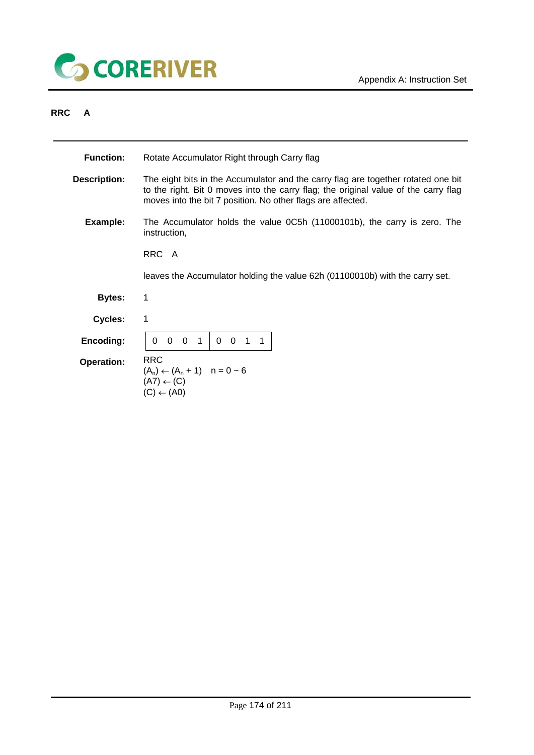## RRC A

**Function:** Rotate Accumulator Right through Carry flag

**Description:** The eight bits in the Accumulator and the carry flag are together rotated one bit to the right. Bit 0 moves into the carry flag; the original value of the carry flag moves into the bit 7 position. No other flags are affected.

**Example:** The Accumulator holds the value 0C5h (11000101b), the carry is zero. The instruction,

RRC A

leaves the Accumulator holding the value 62h (01100010b) with the carry set.

**Bytes:** 1

**Cycles:** 1

**Encoding:**

| 0 0 0 1 | 0 0 1 1 |
|---|---|

**Operation:** RRC

$(A_n) \leftarrow (A_n + 1) \quad n = 0 \sim 6$

$(A7) \leftarrow (C)$

$(C) \leftarrow (A0)$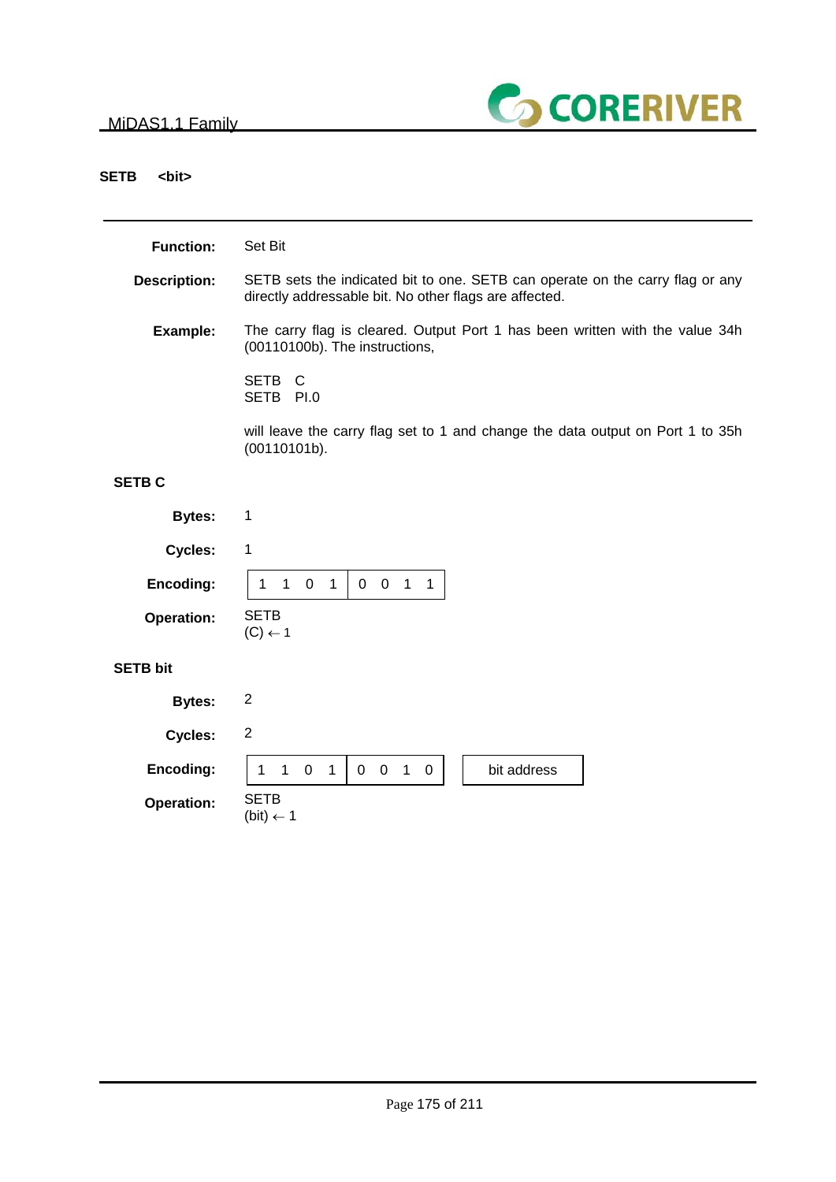## SETB <bit>

**Function:** Set Bit

**Description:** SETB sets the indicated bit to one. SETB can operate on the carry flag or any directly addressable bit. No other flags are affected.

**Example:** The carry flag is cleared. Output Port 1 has been written with the value 34h (00110100b). The instructions,

```
SETB   C
SETB   PI.0
```

will leave the carry flag set to 1 and change the data output on Port 1 to 35h (00110101b).

### SETB C

**Bytes:** 1

**Cycles:** 1

**Encoding:**

| 1 1 0 1 | 0 0 1 1 |
|---|---|

**Operation:** SETB
(C) ← 1

### SETB bit

**Bytes:** 2

**Cycles:** 2

**Encoding:**

| 1 1 0 1 | 0 0 1 0 | bit address |
|---|---|---|

**Operation:** SETB
(bit) ← 1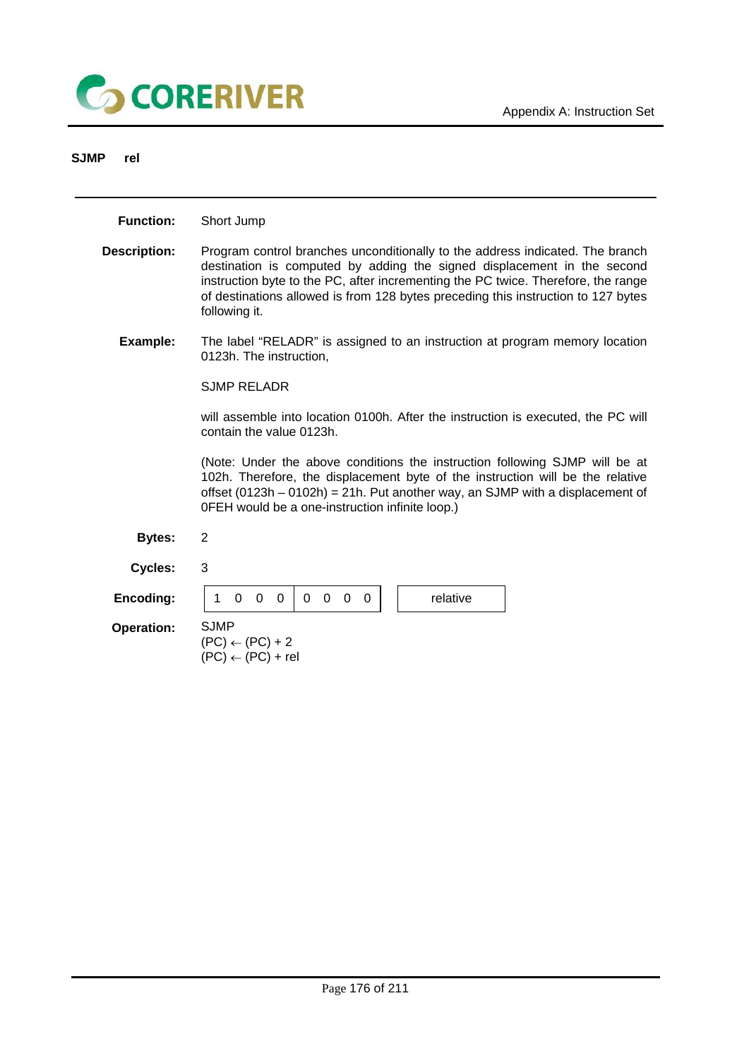## SJMP rel

**Function:** Short Jump

**Description:** Program control branches unconditionally to the address indicated. The branch destination is computed by adding the signed displacement in the second instruction byte to the PC, after incrementing the PC twice. Therefore, the range of destinations allowed is from 128 bytes preceding this instruction to 127 bytes following it.

**Example:** The label “RELADR” is assigned to an instruction at program memory location 0123h. The instruction,

SJMP RELADR

will assemble into location 0100h. After the instruction is executed, the PC will contain the value 0123h.

(Note: Under the above conditions the instruction following SJMP will be at 102h. Therefore, the displacement byte of the instruction will be the relative offset (0123h – 0102h) = 21h. Put another way, an SJMP with a displacement of 0FEH would be a one-instruction infinite loop.)

**Bytes:** 2

**Cycles:** 3

**Encoding:**

| 1 0 0 0 | 0 0 0 0 | | relative |
|---|---|---|---|

**Operation:** SJMP
$(PC) \leftarrow (PC) + 2$
$(PC) \leftarrow (PC) + rel$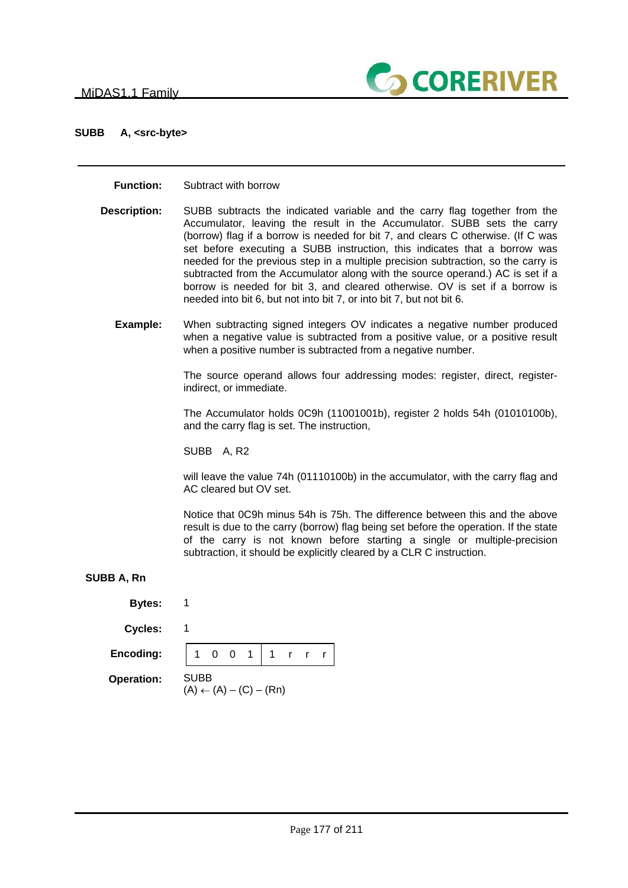## SUBB A, <src-byte>

---

**Function:** Subtract with borrow

**Description:** SUBB subtracts the indicated variable and the carry flag together from the Accumulator, leaving the result in the Accumulator. SUBB sets the carry (borrow) flag if a borrow is needed for bit 7, and clears C otherwise. (If C was set before executing a SUBB instruction, this indicates that a borrow was needed for the previous step in a multiple precision subtraction, so the carry is subtracted from the Accumulator along with the source operand.) AC is set if a borrow is needed for bit 3, and cleared otherwise. OV is set if a borrow is needed into bit 6, but not into bit 7, or into bit 7, but not bit 6.

**Example:** When subtracting signed integers OV indicates a negative number produced when a negative value is subtracted from a positive value, or a positive result when a positive number is subtracted from a negative number.

The source operand allows four addressing modes: register, direct, register-indirect, or immediate.

The Accumulator holds 0C9h (11001001b), register 2 holds 54h (01010100b), and the carry flag is set. The instruction,

SUBB A, R2

will leave the value 74h (01110100b) in the accumulator, with the carry flag and AC cleared but OV set.

Notice that 0C9h minus 54h is 75h. The difference between this and the above result is due to the carry (borrow) flag being set before the operation. If the state of the carry is not known before starting a single or multiple-precision subtraction, it should be explicitly cleared by a CLR C instruction.

### SUBB A, Rn

**Bytes:** 1

**Cycles:** 1

**Encoding:**

| 1 0 0 1 | 1 r r r |
|---|---|

**Operation:** SUBB
(A) ← (A) – (C) – (Rn)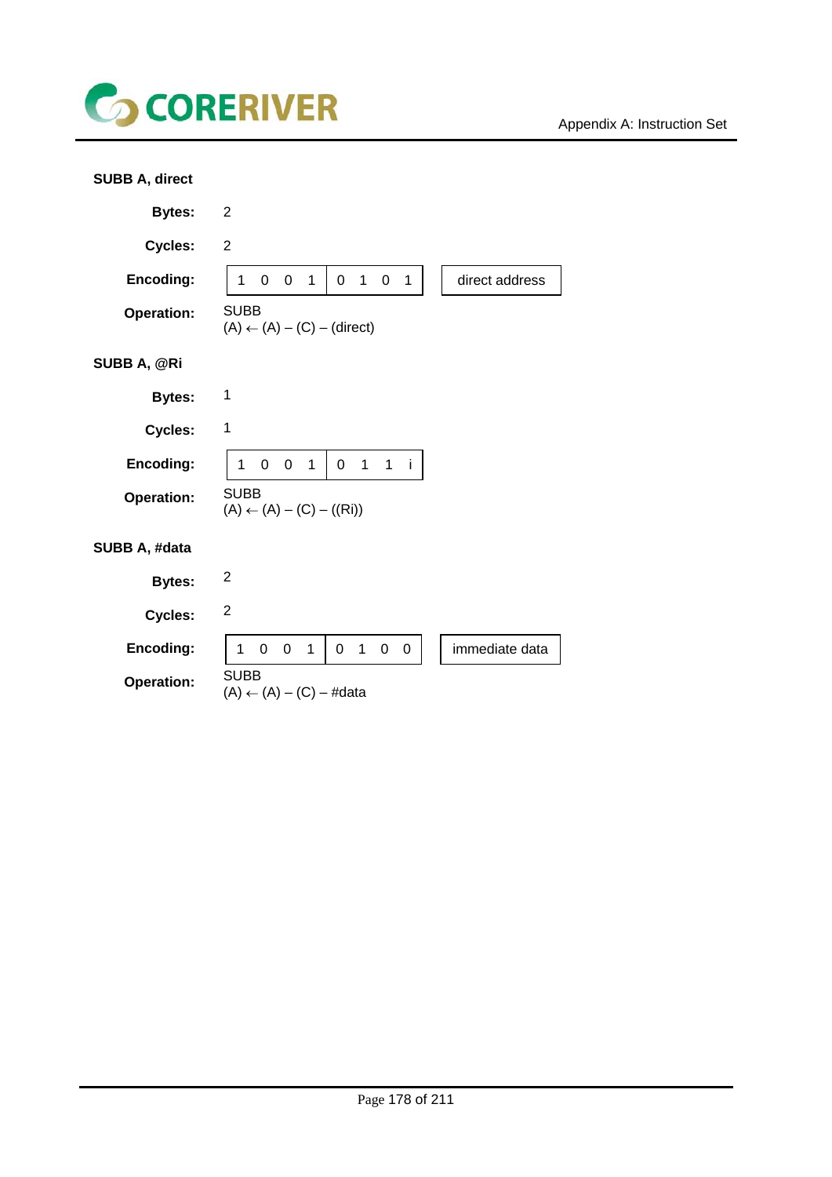**SUBB A, direct**

**Bytes:** 2

**Cycles:** 2

**Encoding:**

| 1 0 0 1 | 0 1 0 1 | direct address |
|---|---|---|

**Operation:** SUBB
(A) ← (A) – (C) – (direct)

**SUBB A, @Ri**

**Bytes:** 1

**Cycles:** 1

**Encoding:**

| 1 0 0 1 | 0 1 1 i |
|---|---|

**Operation:** SUBB
(A) ← (A) – (C) – ((Ri))

**SUBB A, #data**

**Bytes:** 2

**Cycles:** 2

**Encoding:**

| 1 0 0 1 | 0 1 0 0 | immediate data |
|---|---|---|

**Operation:** SUBB
(A) ← (A) – (C) – #data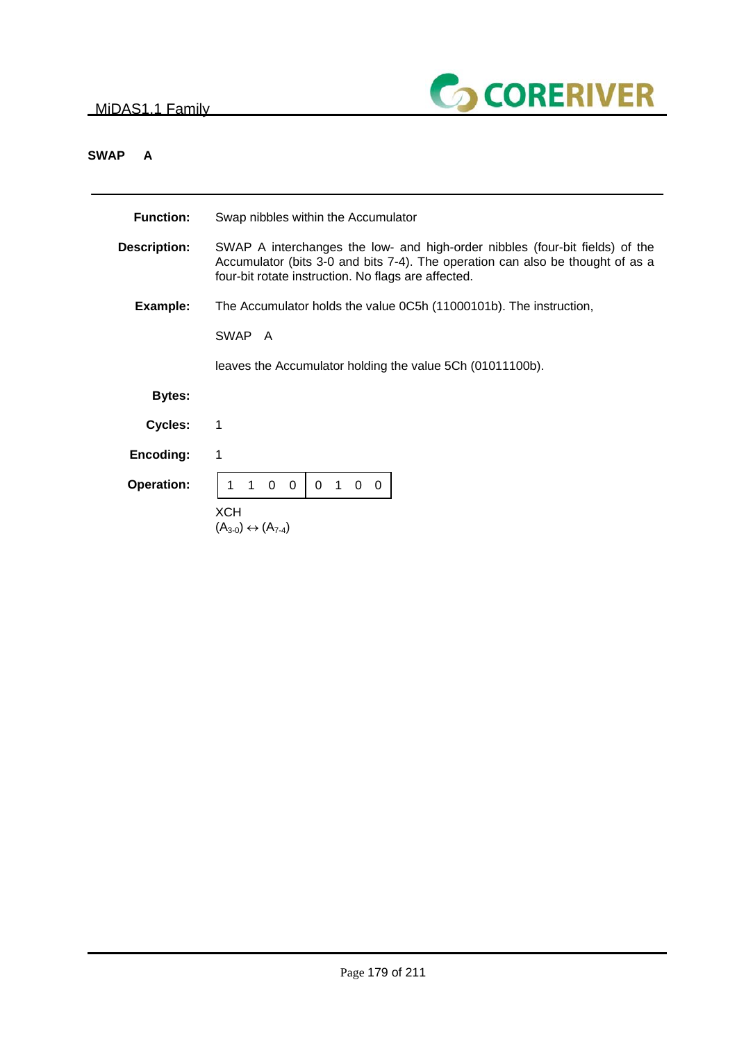## SWAP A

---

**Function:** Swap nibbles within the Accumulator

**Description:** SWAP A interchanges the low- and high-order nibbles (four-bit fields) of the Accumulator (bits 3-0 and bits 7-4). The operation can also be thought of as a four-bit rotate instruction. No flags are affected.

**Example:** The Accumulator holds the value 0C5h (11000101b). The instruction,

SWAP A

leaves the Accumulator holding the value 5Ch (01011100b).

**Bytes:**

**Cycles:** 1

**Encoding:** 1

**Operation:**

| 1 1 0 0 | 0 1 0 0 |
|---|---|

XCH
$(A_{3-0}) \leftrightarrow (A_{7-4})$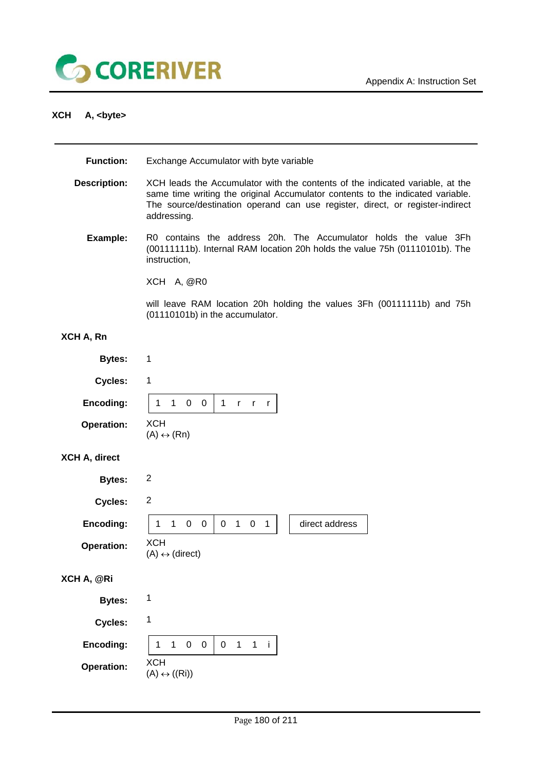## XCH A, <byte>

**Function:** Exchange Accumulator with byte variable

**Description:** XCH leads the Accumulator with the contents of the indicated variable, at the same time writing the original Accumulator contents to the indicated variable. The source/destination operand can use register, direct, or register-indirect addressing.

**Example:** R0 contains the address 20h. The Accumulator holds the value 3Fh (00111111b). Internal RAM location 20h holds the value 75h (01110101b). The instruction,

XCH A, @R0

will leave RAM location 20h holding the values 3Fh (00111111b) and 75h (01110101b) in the accumulator.

### XCH A, Rn

**Bytes:** 1

**Cycles:** 1

**Encoding:**

| 1 1 0 0 | 1 r r r |
|---|---|

**Operation:** XCH
(A) ↔ (Rn)

### XCH A, direct

**Bytes:** 2

**Cycles:** 2

**Encoding:**

| 1 1 0 0 | 0 1 0 1 | direct address |
|---|---|---|

**Operation:** XCH
(A) ↔ (direct)

### XCH A, @Ri

**Bytes:** 1

**Cycles:** 1

**Encoding:**

| 1 1 0 0 | 0 1 1 i |
|---|---|

**Operation:** XCH
(A) ↔ ((Ri))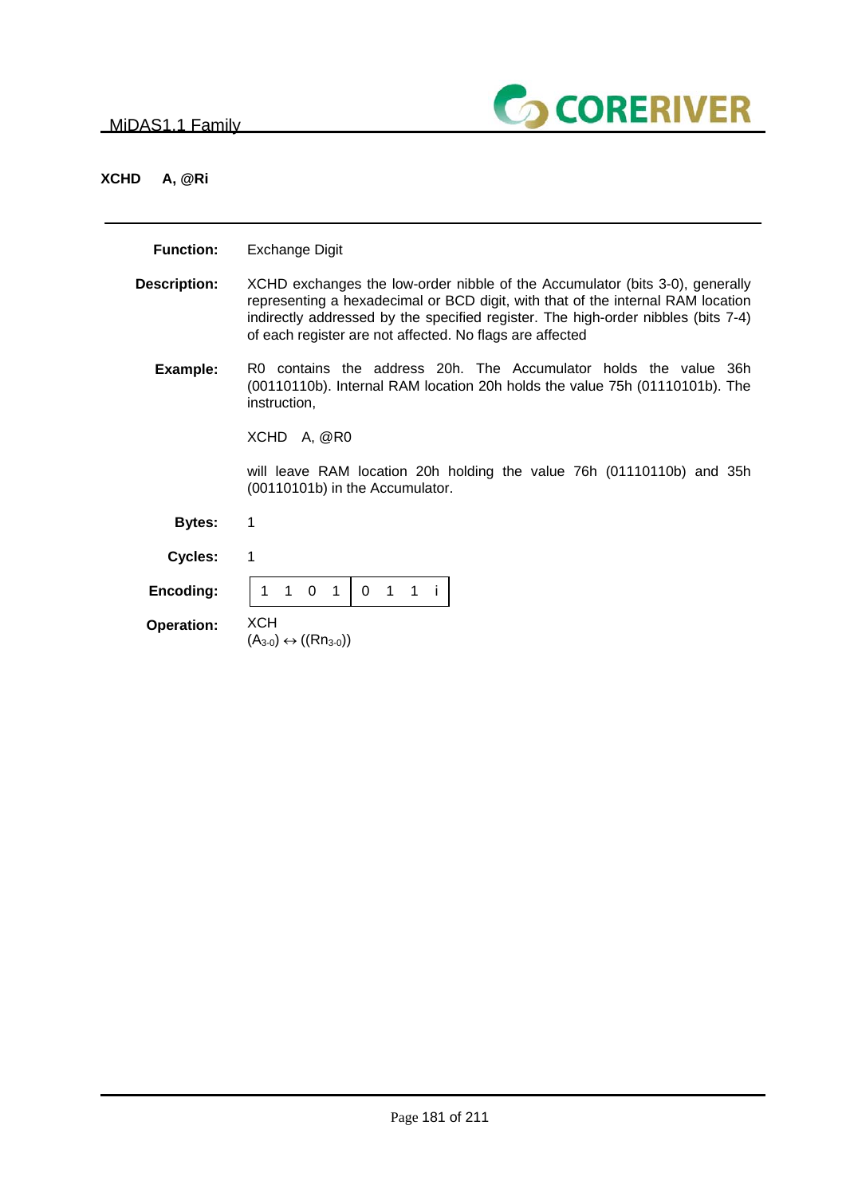## XCHD A, @Ri

**Function:** Exchange Digit

**Description:** XCHD exchanges the low-order nibble of the Accumulator (bits 3-0), generally representing a hexadecimal or BCD digit, with that of the internal RAM location indirectly addressed by the specified register. The high-order nibbles (bits 7-4) of each register are not affected. No flags are affected

**Example:** R0 contains the address 20h. The Accumulator holds the value 36h (00110110b). Internal RAM location 20h holds the value 75h (01110101b). The instruction,

XCHD A, @R0

will leave RAM location 20h holding the value 76h (01110110b) and 35h (00110101b) in the Accumulator.

**Bytes:** 1

**Cycles:** 1

**Encoding:**

| 1 1 0 1 | 0 1 1 i |
|---|---|

**Operation:** XCH
$(A_{3-0}) \leftrightarrow ((Rn_{3-0}))$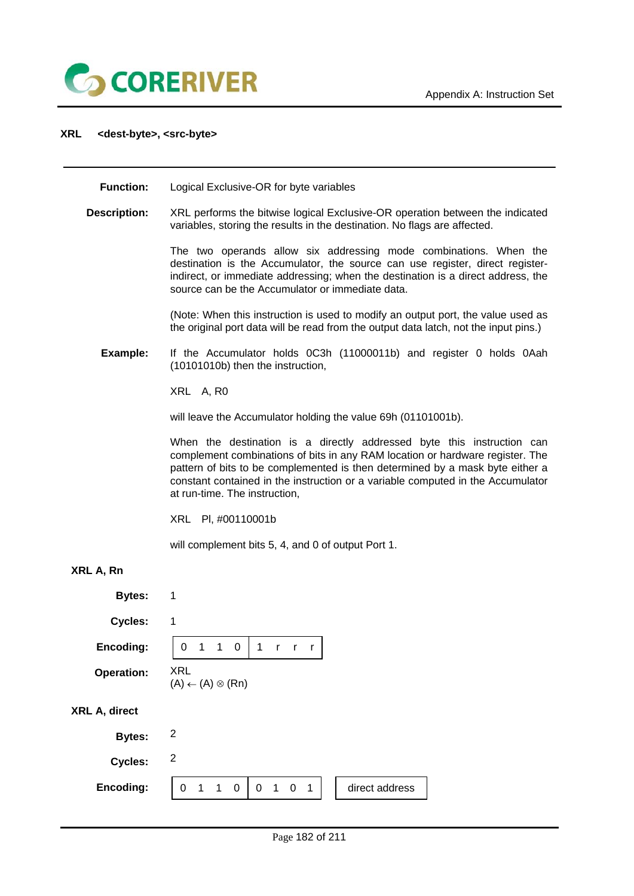## XRL <dest-byte>, <src-byte>

**Function:** Logical Exclusive-OR for byte variables

**Description:** XRL performs the bitwise logical Exclusive-OR operation between the indicated variables, storing the results in the destination. No flags are affected.

The two operands allow six addressing mode combinations. When the destination is the Accumulator, the source can use register, direct register-indirect, or immediate addressing; when the destination is a direct address, the source can be the Accumulator or immediate data.

(Note: When this instruction is used to modify an output port, the value used as the original port data will be read from the output data latch, not the input pins.)

**Example:** If the Accumulator holds 0C3h (11000011b) and register 0 holds 0Aah (10101010b) then the instruction,

XRL A, R0

will leave the Accumulator holding the value 69h (01101001b).

When the destination is a directly addressed byte this instruction can complement combinations of bits in any RAM location or hardware register. The pattern of bits to be complemented is then determined by a mask byte either a constant contained in the instruction or a variable computed in the Accumulator at run-time. The instruction,

XRL PI, #00110001b

will complement bits 5, 4, and 0 of output Port 1.

### XRL A, Rn

**Bytes:** 1

**Cycles:** 1

**Encoding:**

| 0 1 1 0 | 1 r r r |
|---|---|

**Operation:** XRL
$(A) \leftarrow (A) \otimes (Rn)$

### XRL A, direct

**Bytes:** 2

**Cycles:** 2

**Encoding:**

| 0 1 1 0 | 0 1 0 1 | direct address |
|---|---|---|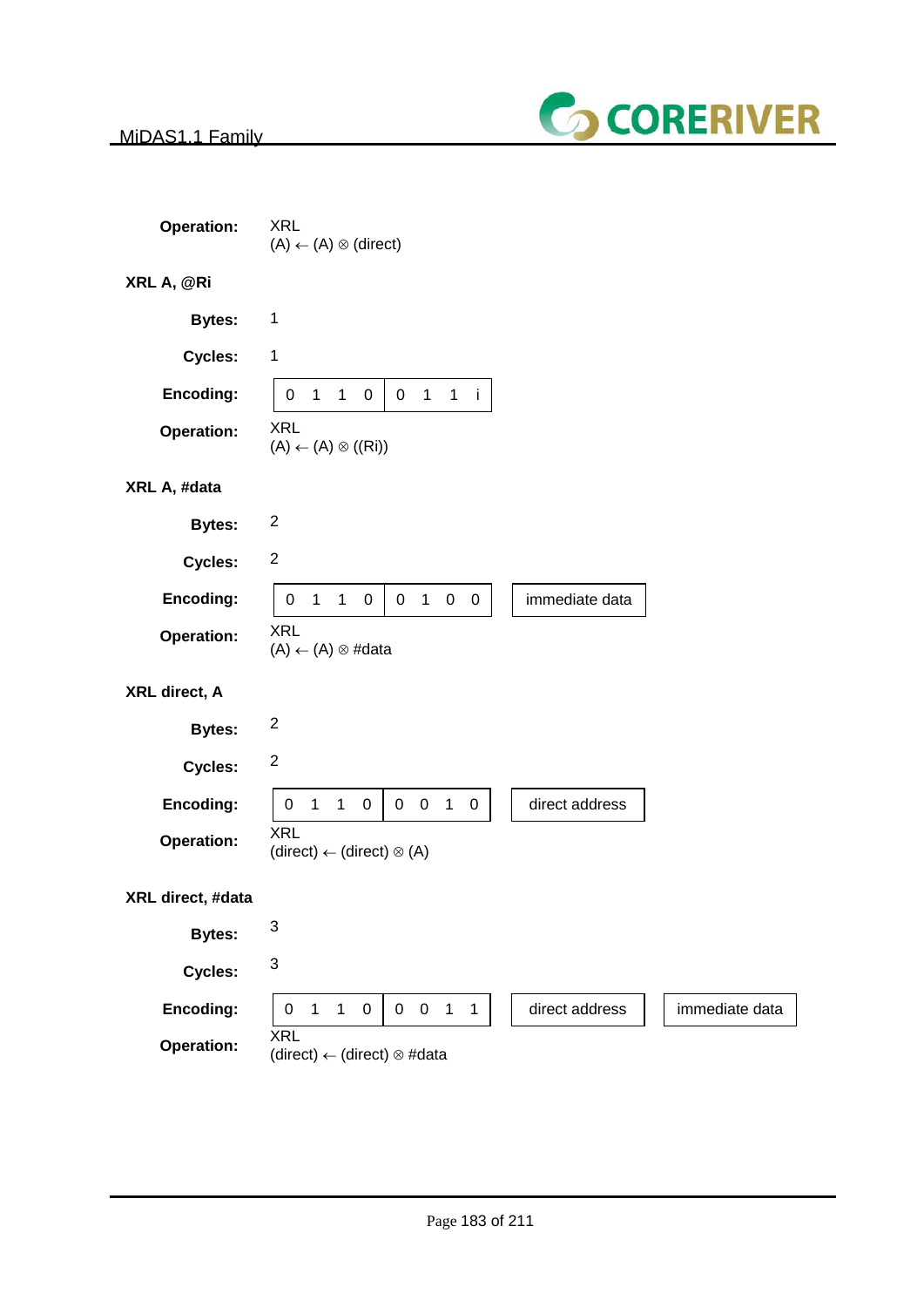**Operation:** XRL
(A) ← (A) ⊗ (direct)

### XRL A, @Ri

**Bytes:** 1

**Cycles:** 1

**Encoding:**

| 0 1 1 0 | 0 1 1 i |
|---|---|

**Operation:** XRL
(A) ← (A) ⊗ ((Ri))

### XRL A, #data

**Bytes:** 2

**Cycles:** 2

**Encoding:**

| 0 1 1 0 | 0 1 0 0 | immediate data |
|---|---|---|

**Operation:** XRL
(A) ← (A) ⊗ #data

### XRL direct, A

**Bytes:** 2

**Cycles:** 2

**Encoding:**

| 0 1 1 0 | 0 0 1 0 | direct address |
|---|---|---|

**Operation:** XRL
(direct) ← (direct) ⊗ (A)

### XRL direct, #data

**Bytes:** 3

**Cycles:** 3

**Encoding:**

| 0 1 1 0 | 0 0 1 1 | direct address | immediate data |
|---|---|---|---|

**Operation:** XRL
(direct) ← (direct) ⊗ #data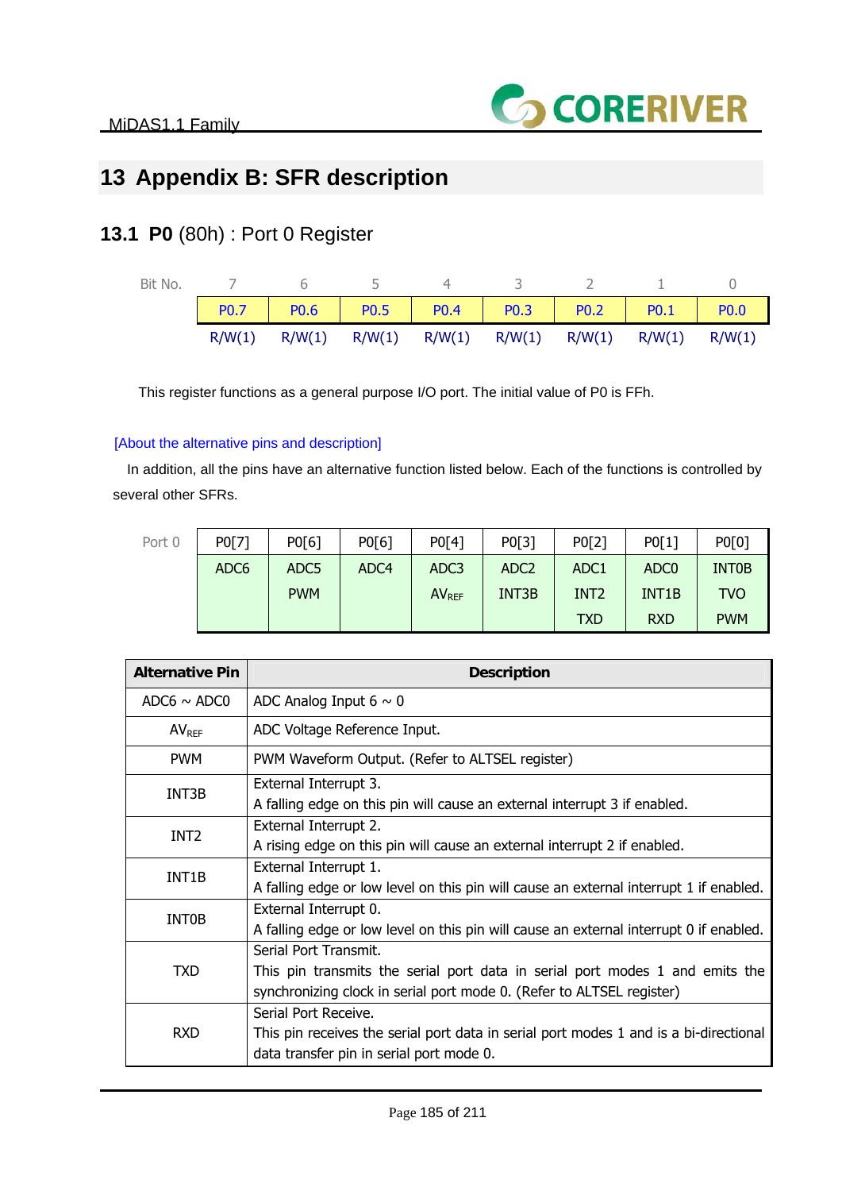// MiDAS1.1 Family header omitted

# 13 Appendix B: SFR description

## 13.1 P0 (80h) : Port 0 Register

| Bit No. | 7 | 6 | 5 | 4 | 3 | 2 | 1 | 0 |
|---|---|---|---|---|---|---|---|---|
| | P0.7 | P0.6 | P0.5 | P0.4 | P0.3 | P0.2 | P0.1 | P0.0 |
| | R/W(1) | R/W(1) | R/W(1) | R/W(1) | R/W(1) | R/W(1) | R/W(1) | R/W(1) |

This register functions as a general purpose I/O port. The initial value of P0 is FFh.

[About the alternative pins and description]

In addition, all the pins have an alternative function listed below. Each of the functions is controlled by several other SFRs.

| Port 0 | P0[7] | P0[6] | P0[6] | P0[4] | P0[3] | P0[2] | P0[1] | P0[0] |
|---|---|---|---|---|---|---|---|---|
| | ADC6 | ADC5<br>PWM | ADC4 | ADC3<br>$AV_{REF}$ | ADC2<br>INT3B | ADC1<br>INT2<br>TXD | ADC0<br>INT1B<br>RXD | INT0B<br>TVO<br>PWM |

| Alternative Pin | Description |
|---|---|
| ADC6 ~ ADC0 | ADC Analog Input 6 ~ 0 |
| $AV_{REF}$ | ADC Voltage Reference Input. |
| PWM | PWM Waveform Output. (Refer to ALTSEL register) |
| INT3B | External Interrupt 3.<br>A falling edge on this pin will cause an external interrupt 3 if enabled. |
| INT2 | External Interrupt 2.<br>A rising edge on this pin will cause an external interrupt 2 if enabled. |
| INT1B | External Interrupt 1.<br>A falling edge or low level on this pin will cause an external interrupt 1 if enabled. |
| INT0B | External Interrupt 0.<br>A falling edge or low level on this pin will cause an external interrupt 0 if enabled. |
| TXD | Serial Port Transmit.<br>This pin transmits the serial port data in serial port modes 1 and emits the synchronizing clock in serial port mode 0. (Refer to ALTSEL register) |
| RXD | Serial Port Receive.<br>This pin receives the serial port data in serial port modes 1 and is a bi-directional data transfer pin in serial port mode 0. |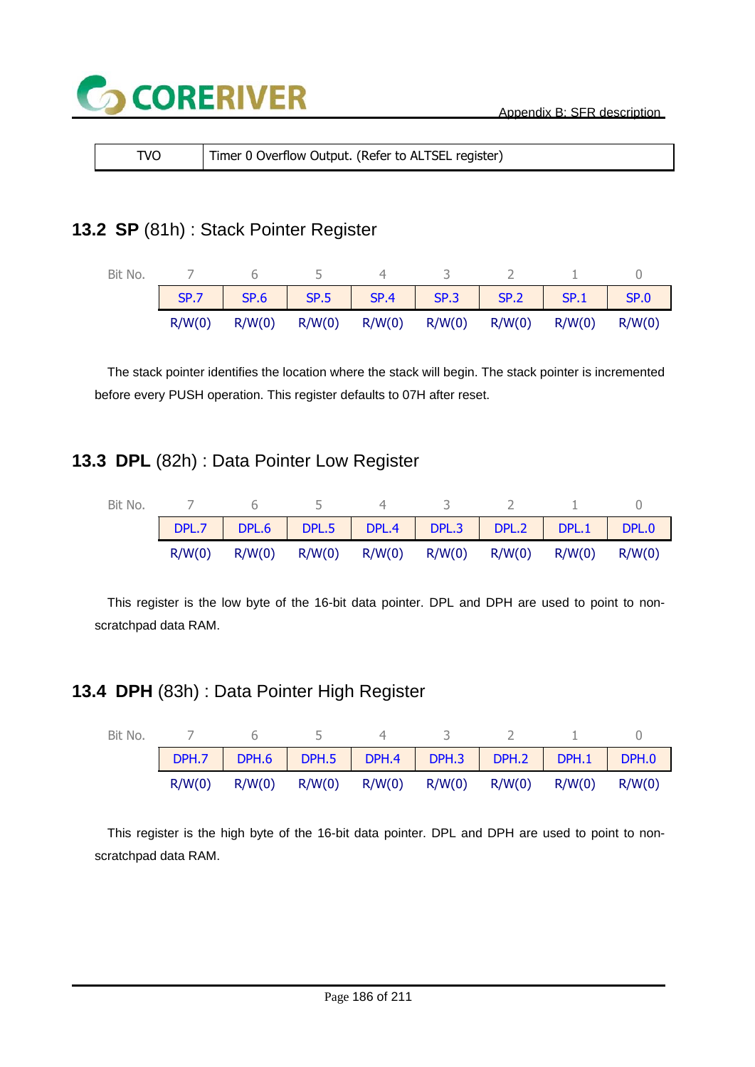| TVO | Timer 0 Overflow Output. (Refer to ALTSEL register) |
|---|---|

## 13.2 **SP** (81h) : Stack Pointer Register

| Bit No. | 7 | 6 | 5 | 4 | 3 | 2 | 1 | 0 |
|---|---|---|---|---|---|---|---|---|
| | SP.7 | SP.6 | SP.5 | SP.4 | SP.3 | SP.2 | SP.1 | SP.0 |
| | R/W(0) | R/W(0) | R/W(0) | R/W(0) | R/W(0) | R/W(0) | R/W(0) | R/W(0) |

The stack pointer identifies the location where the stack will begin. The stack pointer is incremented before every PUSH operation. This register defaults to 07H after reset.

## 13.3 **DPL** (82h) : Data Pointer Low Register

| Bit No. | 7 | 6 | 5 | 4 | 3 | 2 | 1 | 0 |
|---|---|---|---|---|---|---|---|---|
| | DPL.7 | DPL.6 | DPL.5 | DPL.4 | DPL.3 | DPL.2 | DPL.1 | DPL.0 |
| | R/W(0) | R/W(0) | R/W(0) | R/W(0) | R/W(0) | R/W(0) | R/W(0) | R/W(0) |

This register is the low byte of the 16-bit data pointer. DPL and DPH are used to point to non-scratchpad data RAM.

## 13.4 **DPH** (83h) : Data Pointer High Register

| Bit No. | 7 | 6 | 5 | 4 | 3 | 2 | 1 | 0 |
|---|---|---|---|---|---|---|---|---|
| | DPH.7 | DPH.6 | DPH.5 | DPH.4 | DPH.3 | DPH.2 | DPH.1 | DPH.0 |
| | R/W(0) | R/W(0) | R/W(0) | R/W(0) | R/W(0) | R/W(0) | R/W(0) | R/W(0) |

This register is the high byte of the 16-bit data pointer. DPL and DPH are used to point to non-scratchpad data RAM.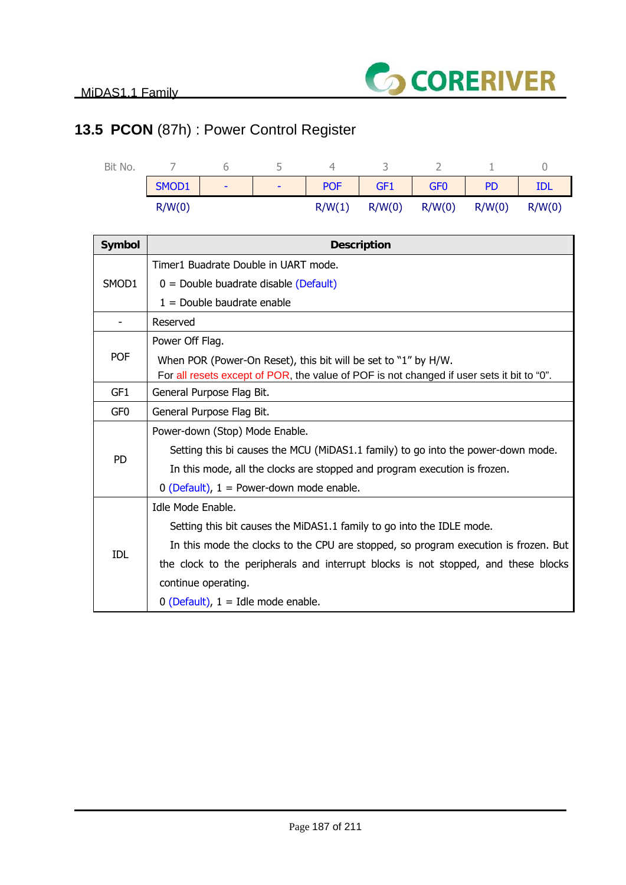## 13.5 **PCON** (87h) : Power Control Register

| Bit No. | 7 | 6 | 5 | 4 | 3 | 2 | 1 | 0 |
|---|---|---|---|---|---|---|---|---|
| | SMOD1 | - | - | POF | GF1 | GF0 | PD | IDL |
| | R/W(0) | | | R/W(1) | R/W(0) | R/W(0) | R/W(0) | R/W(0) |

| Symbol | Description |
|---|---|
| SMOD1 | Timer1 Buadrate Double in UART mode.<br>0 = Double buadrate disable (Default)<br>1 = Double baudrate enable |
| - | Reserved |
| POF | Power Off Flag.<br>When POR (Power-On Reset), this bit will be set to "1" by H/W.<br>For all resets except of POR, the value of POF is not changed if user sets it bit to "0". |
| GF1 | General Purpose Flag Bit. |
| GF0 | General Purpose Flag Bit. |
| PD | Power-down (Stop) Mode Enable.<br>Setting this bi causes the MCU (MiDAS1.1 family) to go into the power-down mode.<br>In this mode, all the clocks are stopped and program execution is frozen.<br>0 (Default), 1 = Power-down mode enable. |
| IDL | Idle Mode Enable.<br>Setting this bit causes the MiDAS1.1 family to go into the IDLE mode.<br>In this mode the clocks to the CPU are stopped, so program execution is frozen. But the clock to the peripherals and interrupt blocks is not stopped, and these blocks continue operating.<br>0 (Default), 1 = Idle mode enable. |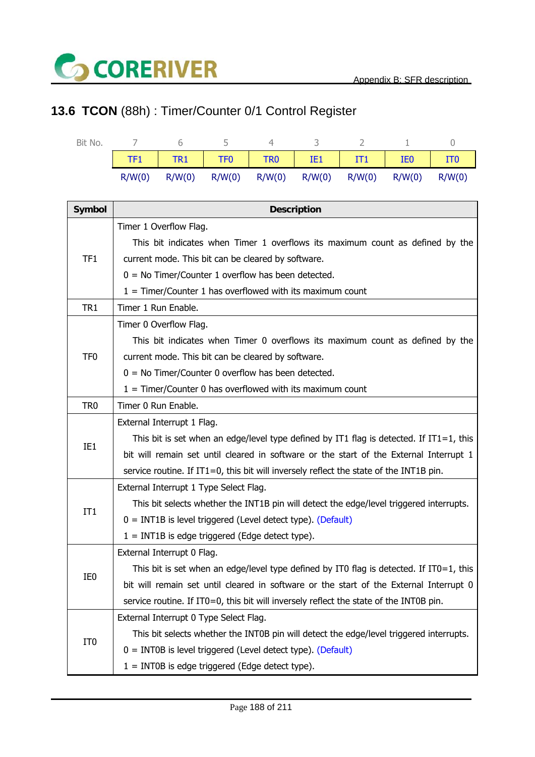## 13.6 **TCON** (88h) : Timer/Counter 0/1 Control Register

| Bit No. | 7 | 6 | 5 | 4 | 3 | 2 | 1 | 0 |
|---|---|---|---|---|---|---|---|---|
| | TF1 | TR1 | TF0 | TR0 | IE1 | IT1 | IE0 | IT0 |
| | R/W(0) | R/W(0) | R/W(0) | R/W(0) | R/W(0) | R/W(0) | R/W(0) | R/W(0) |

| Symbol | Description |
|---|---|
| TF1 | Timer 1 Overflow Flag.<br>This bit indicates when Timer 1 overflows its maximum count as defined by the current mode. This bit can be cleared by software.<br>0 = No Timer/Counter 1 overflow has been detected.<br>1 = Timer/Counter 1 has overflowed with its maximum count |
| TR1 | Timer 1 Run Enable. |
| TF0 | Timer 0 Overflow Flag.<br>This bit indicates when Timer 0 overflows its maximum count as defined by the current mode. This bit can be cleared by software.<br>0 = No Timer/Counter 0 overflow has been detected.<br>1 = Timer/Counter 0 has overflowed with its maximum count |
| TR0 | Timer 0 Run Enable. |
| IE1 | External Interrupt 1 Flag.<br>This bit is set when an edge/level type defined by IT1 flag is detected. If IT1=1, this bit will remain set until cleared in software or the start of the External Interrupt 1 service routine. If IT1=0, this bit will inversely reflect the state of the INT1B pin. |
| IT1 | External Interrupt 1 Type Select Flag.<br>This bit selects whether the INT1B pin will detect the edge/level triggered interrupts.<br>0 = INT1B is level triggered (Level detect type). (Default)<br>1 = INT1B is edge triggered (Edge detect type). |
| IE0 | External Interrupt 0 Flag.<br>This bit is set when an edge/level type defined by IT0 flag is detected. If IT0=1, this bit will remain set until cleared in software or the start of the External Interrupt 0 service routine. If IT0=0, this bit will inversely reflect the state of the INT0B pin. |
| IT0 | External Interrupt 0 Type Select Flag.<br>This bit selects whether the INT0B pin will detect the edge/level triggered interrupts.<br>0 = INT0B is level triggered (Level detect type). (Default)<br>1 = INT0B is edge triggered (Edge detect type). |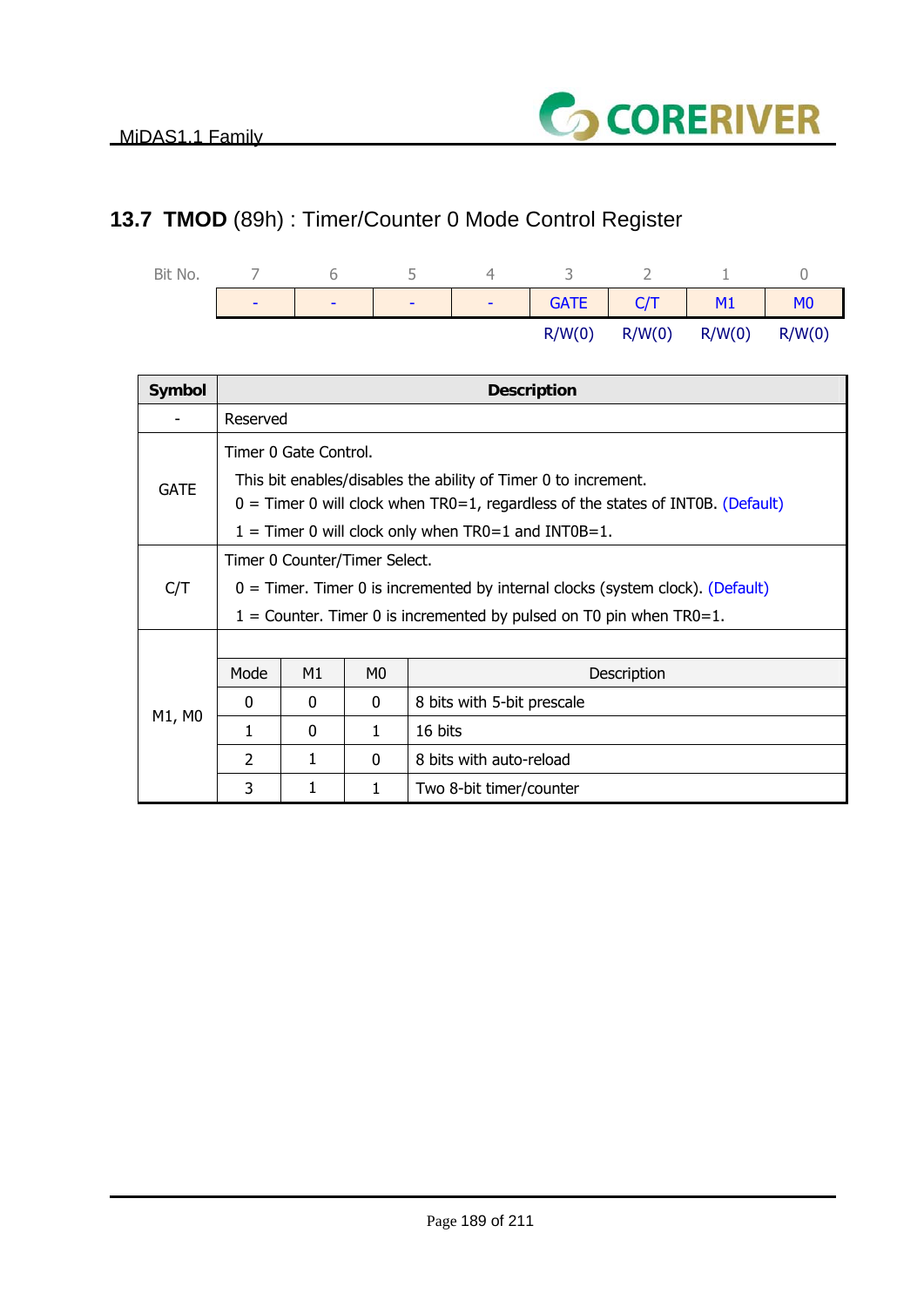## 13.7 **TMOD** (89h) : Timer/Counter 0 Mode Control Register

| Bit No. | 7 | 6 | 5 | 4 | 3 | 2 | 1 | 0 |
|---|---|---|---|---|---|---|---|---|
| | - | - | - | - | GATE | C/T | M1 | M0 |
| | | | | | R/W(0) | R/W(0) | R/W(0) | R/W(0) |

| Symbol | Description |
|---|---|
| - | Reserved |
| GATE | Timer 0 Gate Control.<br>This bit enables/disables the ability of Timer 0 to increment.<br>0 = Timer 0 will clock when TR0=1, regardless of the states of INT0B. (Default)<br>1 = Timer 0 will clock only when TR0=1 and INT0B=1. |
| C/T | Timer 0 Counter/Timer Select.<br>0 = Timer. Timer 0 is incremented by internal clocks (system clock). (Default)<br>1 = Counter. Timer 0 is incremented by pulsed on T0 pin when TR0=1. |
| M1, M0 | See table below |

| Mode | M1 | M0 | Description |
|---|---|---|---|
| 0 | 0 | 0 | 8 bits with 5-bit prescale |
| 1 | 0 | 1 | 16 bits |
| 2 | 1 | 0 | 8 bits with auto-reload |
| 3 | 1 | 1 | Two 8-bit timer/counter |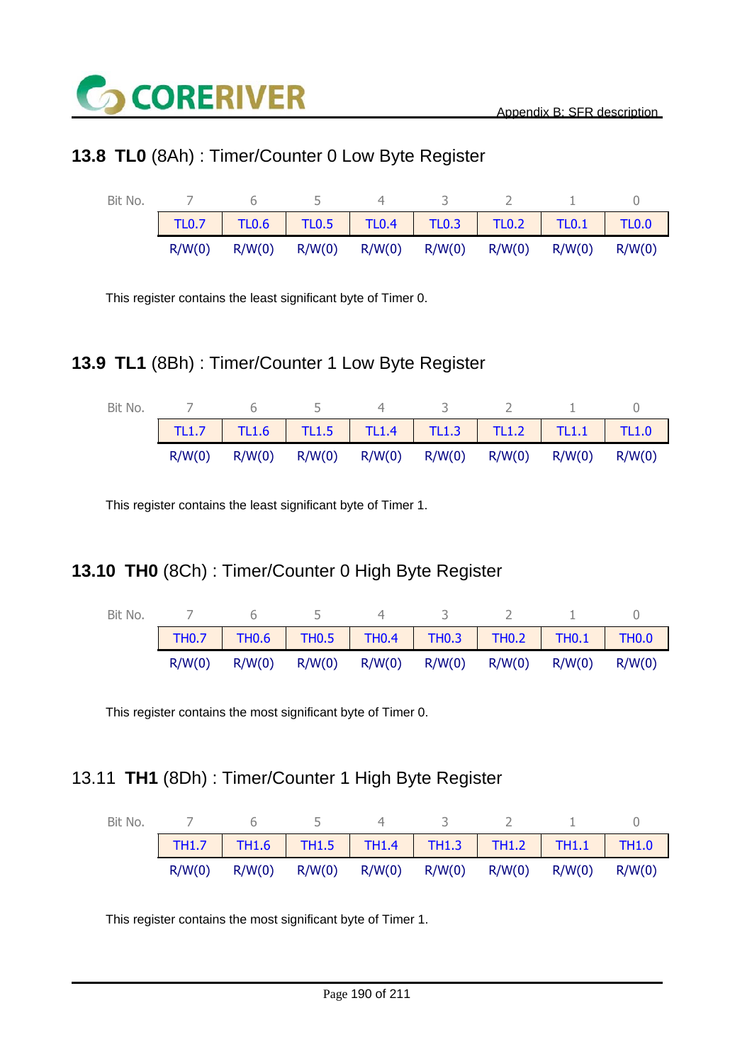## 13.8 **TL0** (8Ah) : Timer/Counter 0 Low Byte Register

| Bit No. | 7 | 6 | 5 | 4 | 3 | 2 | 1 | 0 |
|---|---|---|---|---|---|---|---|---|
| | TL0.7 | TL0.6 | TL0.5 | TL0.4 | TL0.3 | TL0.2 | TL0.1 | TL0.0 |
| | R/W(0) | R/W(0) | R/W(0) | R/W(0) | R/W(0) | R/W(0) | R/W(0) | R/W(0) |

This register contains the least significant byte of Timer 0.

## 13.9 **TL1** (8Bh) : Timer/Counter 1 Low Byte Register

| Bit No. | 7 | 6 | 5 | 4 | 3 | 2 | 1 | 0 |
|---|---|---|---|---|---|---|---|---|
| | TL1.7 | TL1.6 | TL1.5 | TL1.4 | TL1.3 | TL1.2 | TL1.1 | TL1.0 |
| | R/W(0) | R/W(0) | R/W(0) | R/W(0) | R/W(0) | R/W(0) | R/W(0) | R/W(0) |

This register contains the least significant byte of Timer 1.

## 13.10 **TH0** (8Ch) : Timer/Counter 0 High Byte Register

| Bit No. | 7 | 6 | 5 | 4 | 3 | 2 | 1 | 0 |
|---|---|---|---|---|---|---|---|---|
| | TH0.7 | TH0.6 | TH0.5 | TH0.4 | TH0.3 | TH0.2 | TH0.1 | TH0.0 |
| | R/W(0) | R/W(0) | R/W(0) | R/W(0) | R/W(0) | R/W(0) | R/W(0) | R/W(0) |

This register contains the most significant byte of Timer 0.

## 13.11 **TH1** (8Dh) : Timer/Counter 1 High Byte Register

| Bit No. | 7 | 6 | 5 | 4 | 3 | 2 | 1 | 0 |
|---|---|---|---|---|---|---|---|---|
| | TH1.7 | TH1.6 | TH1.5 | TH1.4 | TH1.3 | TH1.2 | TH1.1 | TH1.0 |
| | R/W(0) | R/W(0) | R/W(0) | R/W(0) | R/W(0) | R/W(0) | R/W(0) | R/W(0) |

This register contains the most significant byte of Timer 1.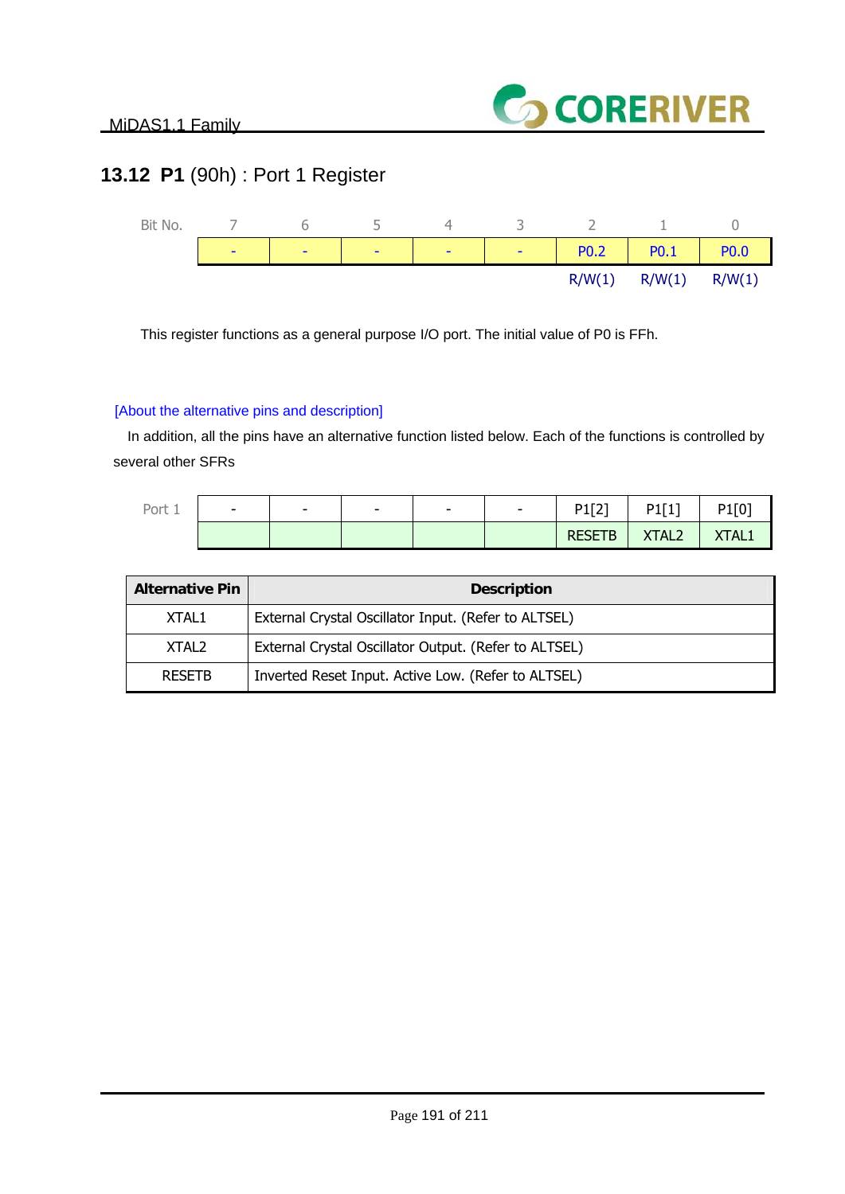## 13.12 **P1** (90h) : Port 1 Register

| Bit No. | 7 | 6 | 5 | 4 | 3 | 2 | 1 | 0 |
|---|---|---|---|---|---|---|---|---|
| | - | - | - | - | - | P0.2 | P0.1 | P0.0 |
| | | | | | | R/W(1) | R/W(1) | R/W(1) |

This register functions as a general purpose I/O port. The initial value of P0 is FFh.

[About the alternative pins and description]

In addition, all the pins have an alternative function listed below. Each of the functions is controlled by several other SFRs

| Port 1 | - | - | - | - | - | P1[2] | P1[1] | P1[0] |
|---|---|---|---|---|---|---|---|---|
| | | | | | | RESETB | XTAL2 | XTAL1 |

| Alternative Pin | Description |
|---|---|
| XTAL1 | External Crystal Oscillator Input. (Refer to ALTSEL) |
| XTAL2 | External Crystal Oscillator Output. (Refer to ALTSEL) |
| RESETB | Inverted Reset Input. Active Low. (Refer to ALTSEL) |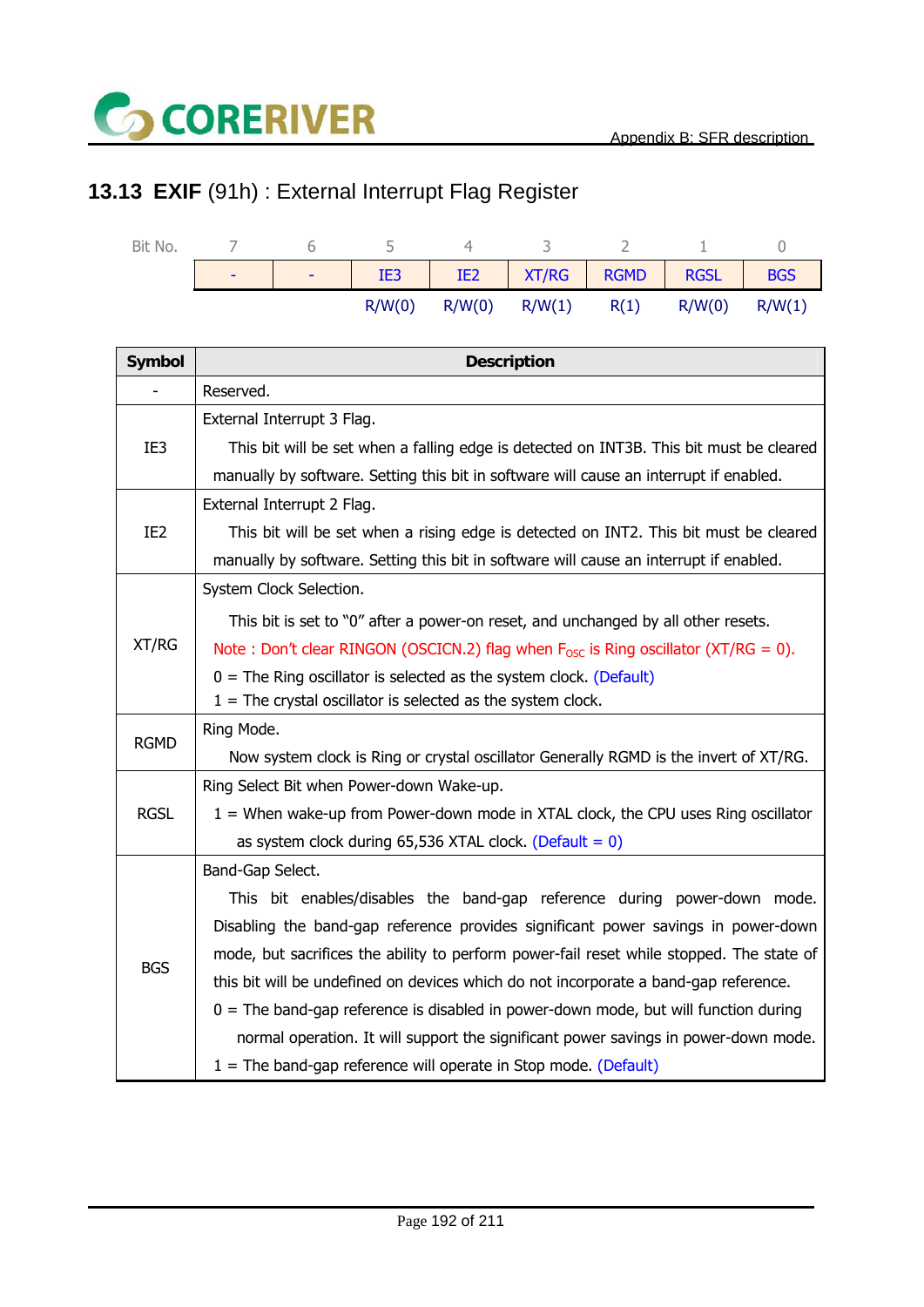## 13.13 **EXIF** (91h) : External Interrupt Flag Register

| Bit No. | 7 | 6 | 5 | 4 | 3 | 2 | 1 | 0 |
|---|---|---|---|---|---|---|---|---|
| | - | - | IE3 | IE2 | XT/RG | RGMD | RGSL | BGS |
| | | | R/W(0) | R/W(0) | R/W(1) | R(1) | R/W(0) | R/W(1) |

| Symbol | Description |
|---|---|
| - | Reserved. |
| IE3 | External Interrupt 3 Flag.<br>This bit will be set when a falling edge is detected on INT3B. This bit must be cleared manually by software. Setting this bit in software will cause an interrupt if enabled. |
| IE2 | External Interrupt 2 Flag.<br>This bit will be set when a rising edge is detected on INT2. This bit must be cleared manually by software. Setting this bit in software will cause an interrupt if enabled. |
| XT/RG | System Clock Selection.<br>This bit is set to “0” after a power-on reset, and unchanged by all other resets.<br>Note : Don’t clear RINGON (OSCICN.2) flag when $F_{OSC}$ is Ring oscillator (XT/RG = 0).<br>0 = The Ring oscillator is selected as the system clock. (Default)<br>1 = The crystal oscillator is selected as the system clock. |
| RGMD | Ring Mode.<br>Now system clock is Ring or crystal oscillator Generally RGMD is the invert of XT/RG. |
| RGSL | Ring Select Bit when Power-down Wake-up.<br>1 = When wake-up from Power-down mode in XTAL clock, the CPU uses Ring oscillator as system clock during 65,536 XTAL clock. (Default = 0) |
| BGS | Band-Gap Select.<br>This bit enables/disables the band-gap reference during power-down mode. Disabling the band-gap reference provides significant power savings in power-down mode, but sacrifices the ability to perform power-fail reset while stopped. The state of this bit will be undefined on devices which do not incorporate a band-gap reference.<br>0 = The band-gap reference is disabled in power-down mode, but will function during normal operation. It will support the significant power savings in power-down mode.<br>1 = The band-gap reference will operate in Stop mode. (Default) |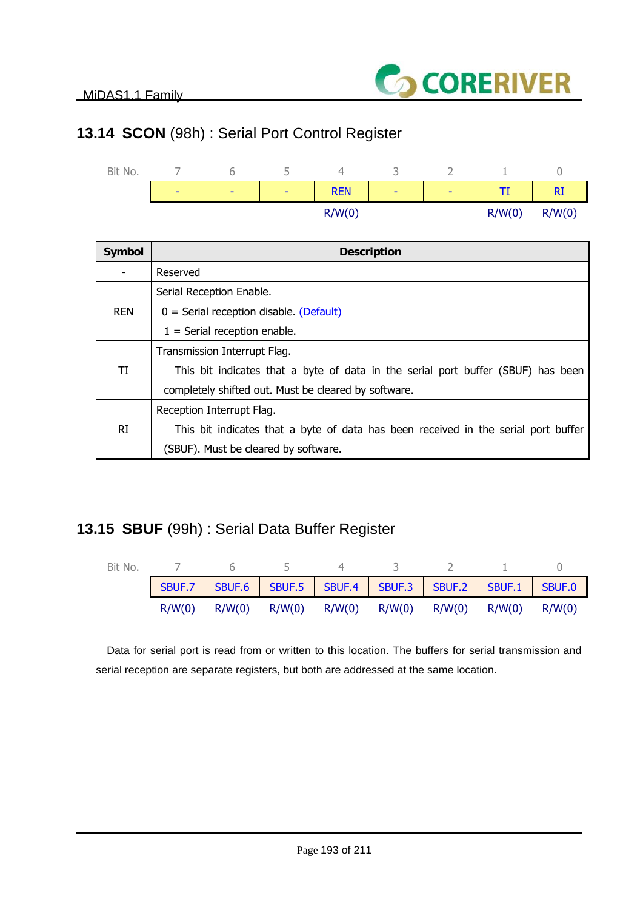## 13.14 **SCON** (98h) : Serial Port Control Register

| Bit No. | 7 | 6 | 5 | 4 | 3 | 2 | 1 | 0 |
|---|---|---|---|---|---|---|---|---|
| | - | - | - | REN | - | - | TI | RI |
| | | | | R/W(0) | | | R/W(0) | R/W(0) |

| Symbol | Description |
|---|---|
| - | Reserved |
| REN | Serial Reception Enable.<br>0 = Serial reception disable. (Default)<br>1 = Serial reception enable. |
| TI | Transmission Interrupt Flag.<br>This bit indicates that a byte of data in the serial port buffer (SBUF) has been completely shifted out. Must be cleared by software. |
| RI | Reception Interrupt Flag.<br>This bit indicates that a byte of data has been received in the serial port buffer (SBUF). Must be cleared by software. |

## 13.15 **SBUF** (99h) : Serial Data Buffer Register

| Bit No. | 7 | 6 | 5 | 4 | 3 | 2 | 1 | 0 |
|---|---|---|---|---|---|---|---|---|
| | SBUF.7 | SBUF.6 | SBUF.5 | SBUF.4 | SBUF.3 | SBUF.2 | SBUF.1 | SBUF.0 |
| | R/W(0) | R/W(0) | R/W(0) | R/W(0) | R/W(0) | R/W(0) | R/W(0) | R/W(0) |

Data for serial port is read from or written to this location. The buffers for serial transmission and serial reception are separate registers, but both are addressed at the same location.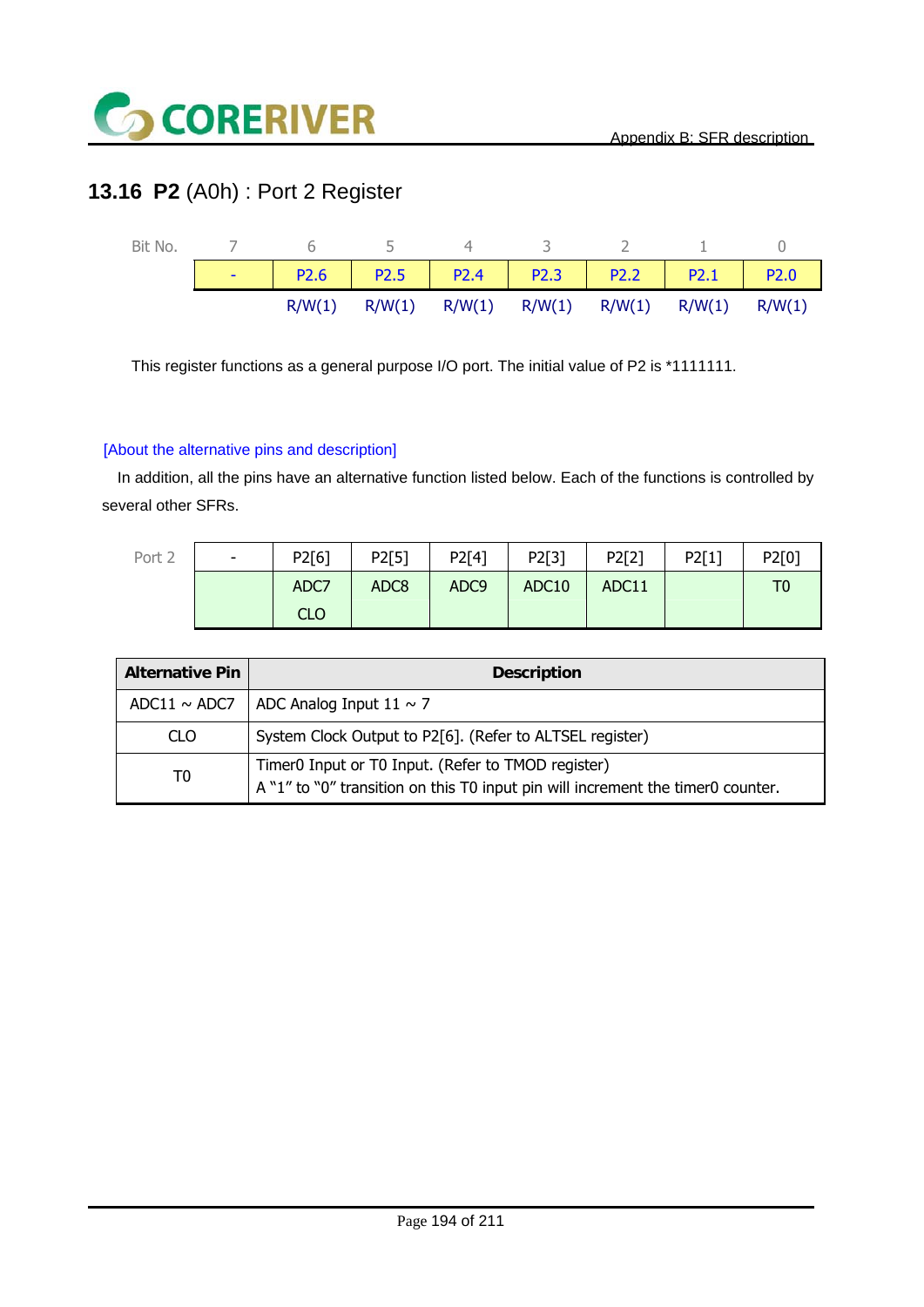## 13.16 **P2** (A0h) : Port 2 Register

| Bit No. | 7 | 6 | 5 | 4 | 3 | 2 | 1 | 0 |
|---|---|---|---|---|---|---|---|---|
| | - | P2.6 | P2.5 | P2.4 | P2.3 | P2.2 | P2.1 | P2.0 |
| | | R/W(1) | R/W(1) | R/W(1) | R/W(1) | R/W(1) | R/W(1) | R/W(1) |

This register functions as a general purpose I/O port. The initial value of P2 is *1111111.

[About the alternative pins and description]

In addition, all the pins have an alternative function listed below. Each of the functions is controlled by several other SFRs.

| Port 2 | - | P2[6] | P2[5] | P2[4] | P2[3] | P2[2] | P2[1] | P2[0] |
|---|---|---|---|---|---|---|---|---|
| | | ADC7<br>CLO | ADC8 | ADC9 | ADC10 | ADC11 | | T0 |

| Alternative Pin | Description |
|---|---|
| ADC11 ~ ADC7 | ADC Analog Input 11 ~ 7 |
| CLO | System Clock Output to P2[6]. (Refer to ALTSEL register) |
| T0 | Timer0 Input or T0 Input. (Refer to TMOD register)<br>A "1" to "0" transition on this T0 input pin will increment the timer0 counter. |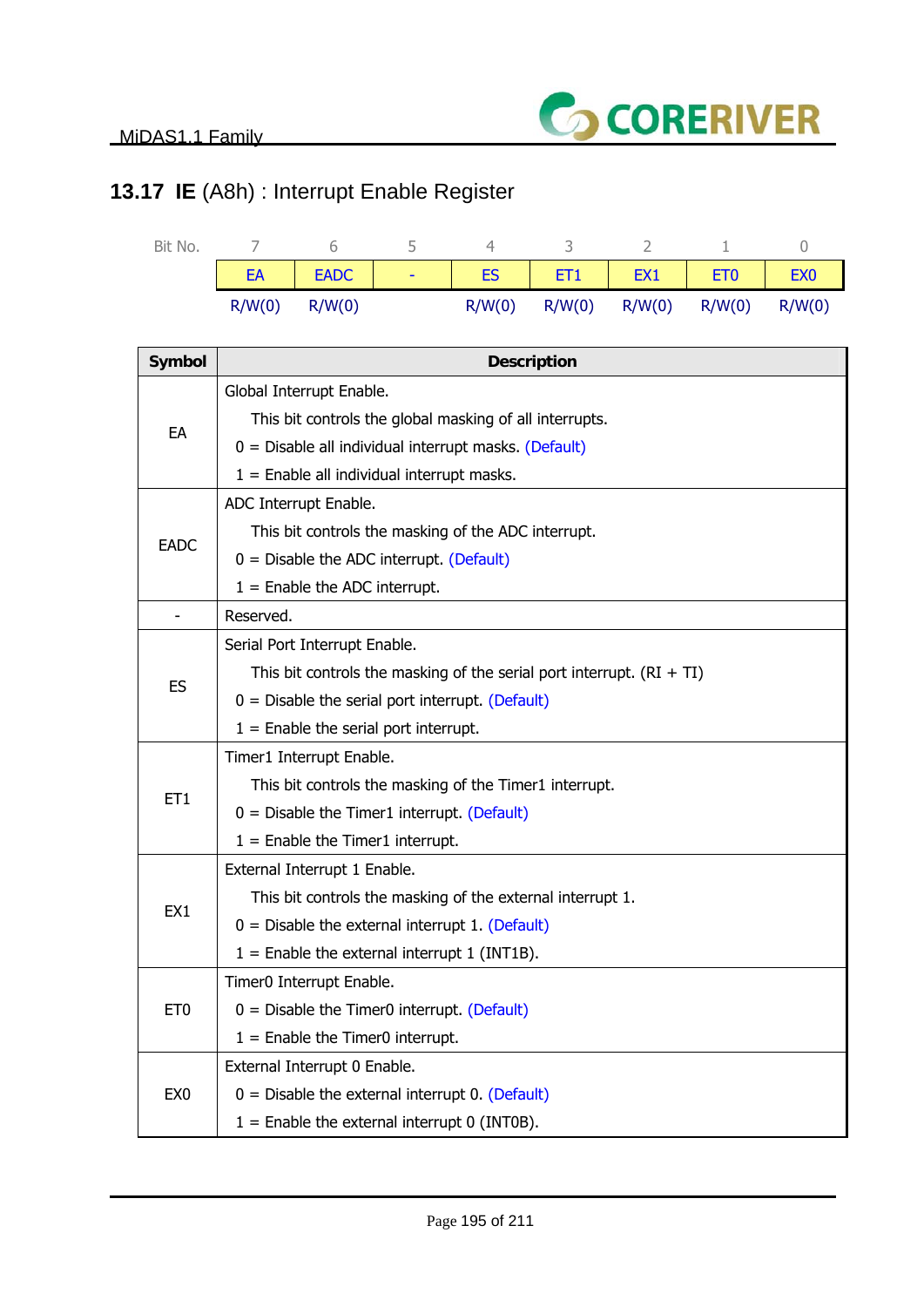## 13.17 **IE** (A8h) : Interrupt Enable Register

| Bit No. | 7 | 6 | 5 | 4 | 3 | 2 | 1 | 0 |
|---|---|---|---|---|---|---|---|---|
| | EA | EADC | - | ES | ET1 | EX1 | ET0 | EX0 |
| | R/W(0) | R/W(0) | | R/W(0) | R/W(0) | R/W(0) | R/W(0) | R/W(0) |

| Symbol | Description |
|---|---|
| EA | Global Interrupt Enable.<br>This bit controls the global masking of all interrupts.<br>0 = Disable all individual interrupt masks. (Default)<br>1 = Enable all individual interrupt masks. |
| EADC | ADC Interrupt Enable.<br>This bit controls the masking of the ADC interrupt.<br>0 = Disable the ADC interrupt. (Default)<br>1 = Enable the ADC interrupt. |
| - | Reserved. |
| ES | Serial Port Interrupt Enable.<br>This bit controls the masking of the serial port interrupt. (RI + TI)<br>0 = Disable the serial port interrupt. (Default)<br>1 = Enable the serial port interrupt. |
| ET1 | Timer1 Interrupt Enable.<br>This bit controls the masking of the Timer1 interrupt.<br>0 = Disable the Timer1 interrupt. (Default)<br>1 = Enable the Timer1 interrupt. |
| EX1 | External Interrupt 1 Enable.<br>This bit controls the masking of the external interrupt 1.<br>0 = Disable the external interrupt 1. (Default)<br>1 = Enable the external interrupt 1 (INT1B). |
| ET0 | Timer0 Interrupt Enable.<br>0 = Disable the Timer0 interrupt. (Default)<br>1 = Enable the Timer0 interrupt. |
| EX0 | External Interrupt 0 Enable.<br>0 = Disable the external interrupt 0. (Default)<br>1 = Enable the external interrupt 0 (INT0B). |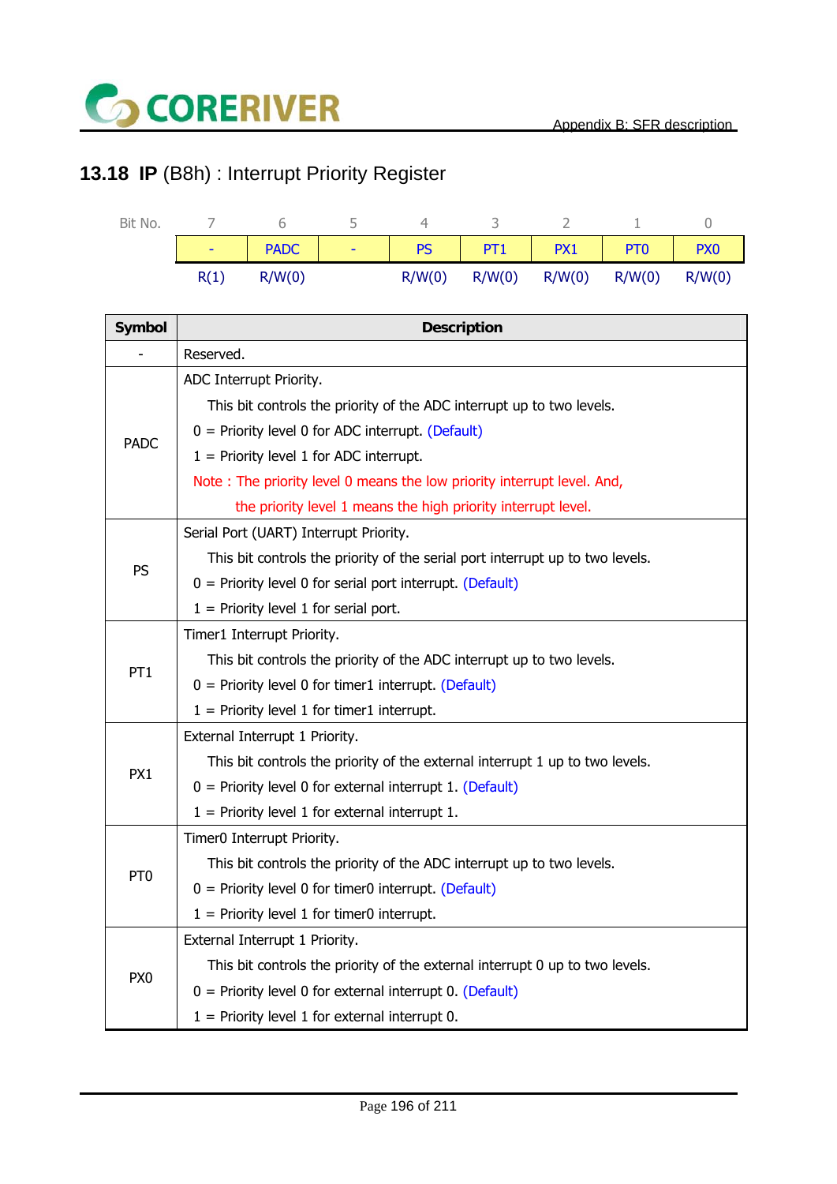## 13.18 IP (B8h) : Interrupt Priority Register

| Bit No. | 7 | 6 | 5 | 4 | 3 | 2 | 1 | 0 |
|---|---|---|---|---|---|---|---|---|
| | - | PADC | - | PS | PT1 | PX1 | PT0 | PX0 |
| | R(1) | R/W(0) | | R/W(0) | R/W(0) | R/W(0) | R/W(0) | R/W(0) |

| Symbol | Description |
|---|---|
| - | Reserved. |
| PADC | ADC Interrupt Priority.<br>This bit controls the priority of the ADC interrupt up to two levels.<br>0 = Priority level 0 for ADC interrupt. (Default)<br>1 = Priority level 1 for ADC interrupt.<br>Note : The priority level 0 means the low priority interrupt level. And, the priority level 1 means the high priority interrupt level. |
| PS | Serial Port (UART) Interrupt Priority.<br>This bit controls the priority of the serial port interrupt up to two levels.<br>0 = Priority level 0 for serial port interrupt. (Default)<br>1 = Priority level 1 for serial port. |
| PT1 | Timer1 Interrupt Priority.<br>This bit controls the priority of the ADC interrupt up to two levels.<br>0 = Priority level 0 for timer1 interrupt. (Default)<br>1 = Priority level 1 for timer1 interrupt. |
| PX1 | External Interrupt 1 Priority.<br>This bit controls the priority of the external interrupt 1 up to two levels.<br>0 = Priority level 0 for external interrupt 1. (Default)<br>1 = Priority level 1 for external interrupt 1. |
| PT0 | Timer0 Interrupt Priority.<br>This bit controls the priority of the ADC interrupt up to two levels.<br>0 = Priority level 0 for timer0 interrupt. (Default)<br>1 = Priority level 1 for timer0 interrupt. |
| PX0 | External Interrupt 1 Priority.<br>This bit controls the priority of the external interrupt 0 up to two levels.<br>0 = Priority level 0 for external interrupt 0. (Default)<br>1 = Priority level 1 for external interrupt 0. |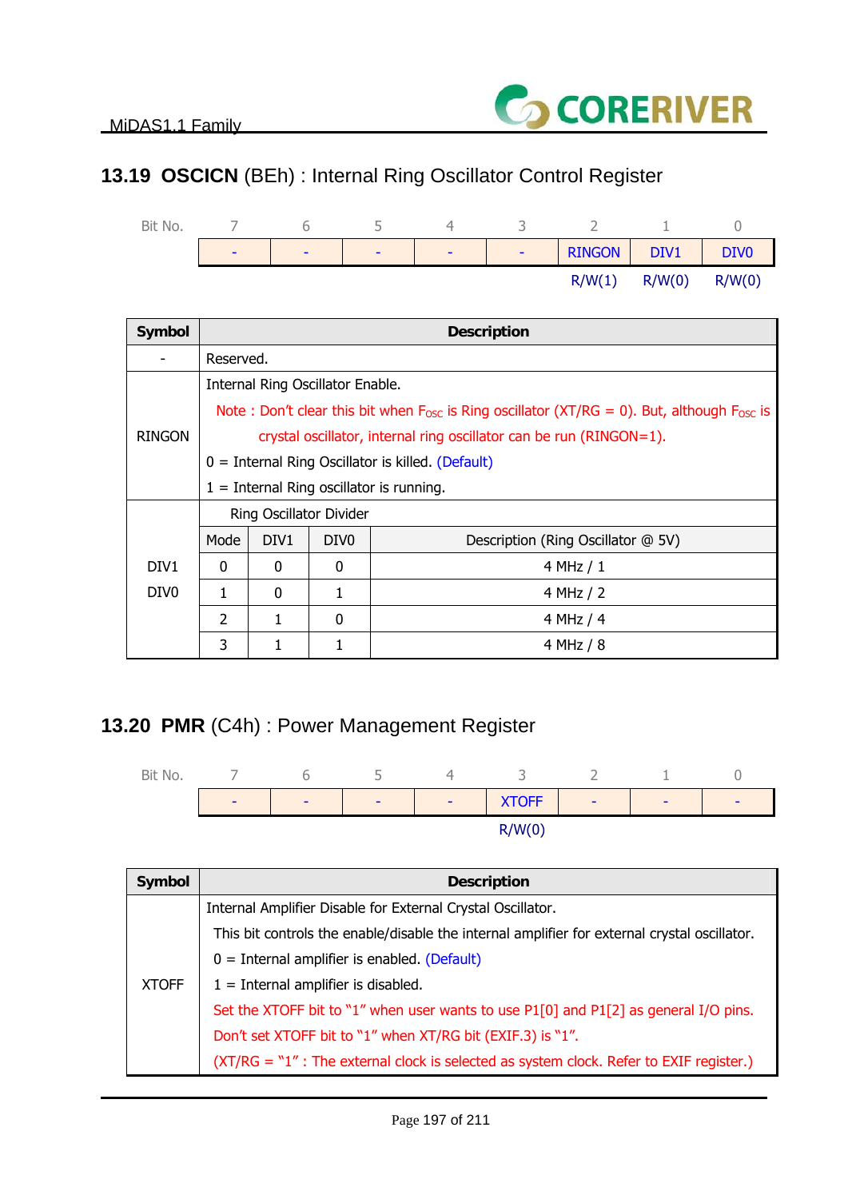## 13.19 **OSCICN** (BEh) : Internal Ring Oscillator Control Register

| Bit No. | 7 | 6 | 5 | 4 | 3 | 2 | 1 | 0 |
|---|---|---|---|---|---|---|---|---|
| | - | - | - | - | - | RINGON | DIV1 | DIV0 |
| | | | | | | R/W(1) | R/W(0) | R/W(0) |

| Symbol | Description | | | |
|---|---|---|---|---|
| - | Reserved. | | | |
| RINGON | Internal Ring Oscillator Enable.<br>Note : Don't clear this bit when $F_{OSC}$ is Ring oscillator (XT/RG = 0). But, although $F_{OSC}$ is crystal oscillator, internal ring oscillator can be run (RINGON=1).<br>0 = Internal Ring Oscillator is killed. (Default)<br>1 = Internal Ring oscillator is running. | | | |
| DIV1<br>DIV0 | Ring Oscillator Divider | | | |
| | Mode | DIV1 | DIV0 | Description (Ring Oscillator @ 5V) |
| | 0 | 0 | 0 | 4 MHz / 1 |
| | 1 | 0 | 1 | 4 MHz / 2 |
| | 2 | 1 | 0 | 4 MHz / 4 |
| | 3 | 1 | 1 | 4 MHz / 8 |

## 13.20 **PMR** (C4h) : Power Management Register

| Bit No. | 7 | 6 | 5 | 4 | 3 | 2 | 1 | 0 |
|---|---|---|---|---|---|---|---|---|
| | - | - | - | - | XTOFF | - | - | - |
| | | | | | R/W(0) | | | |

| Symbol | Description |
|---|---|
| XTOFF | Internal Amplifier Disable for External Crystal Oscillator.<br>This bit controls the enable/disable the internal amplifier for external crystal oscillator.<br>0 = Internal amplifier is enabled. (Default)<br>1 = Internal amplifier is disabled.<br>Set the XTOFF bit to "1" when user wants to use P1[0] and P1[2] as general I/O pins.<br>Don't set XTOFF bit to "1" when XT/RG bit (EXIF.3) is "1".<br>(XT/RG = "1" : The external clock is selected as system clock. Refer to EXIF register.) |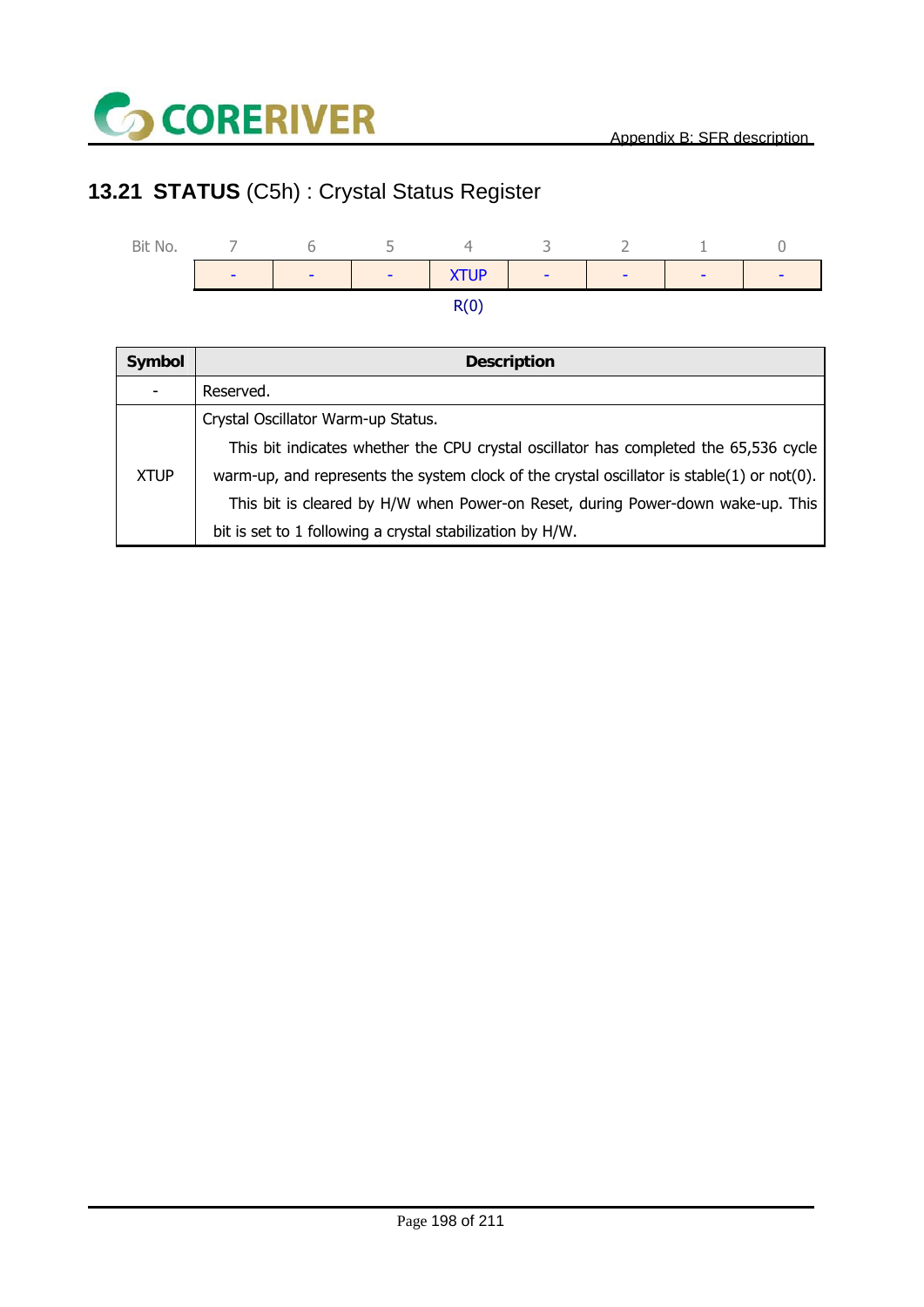## 13.21 STATUS (C5h) : Crystal Status Register

| Bit No. | 7 | 6 | 5 | 4 | 3 | 2 | 1 | 0 |
|---|---|---|---|---|---|---|---|---|
| | - | - | - | XTUP | - | - | - | - |
| | | | | R(0) | | | | |

| Symbol | Description |
|---|---|
| - | Reserved. |
| XTUP | Crystal Oscillator Warm-up Status. This bit indicates whether the CPU crystal oscillator has completed the 65,536 cycle warm-up, and represents the system clock of the crystal oscillator is stable(1) or not(0). This bit is cleared by H/W when Power-on Reset, during Power-down wake-up. This bit is set to 1 following a crystal stabilization by H/W. |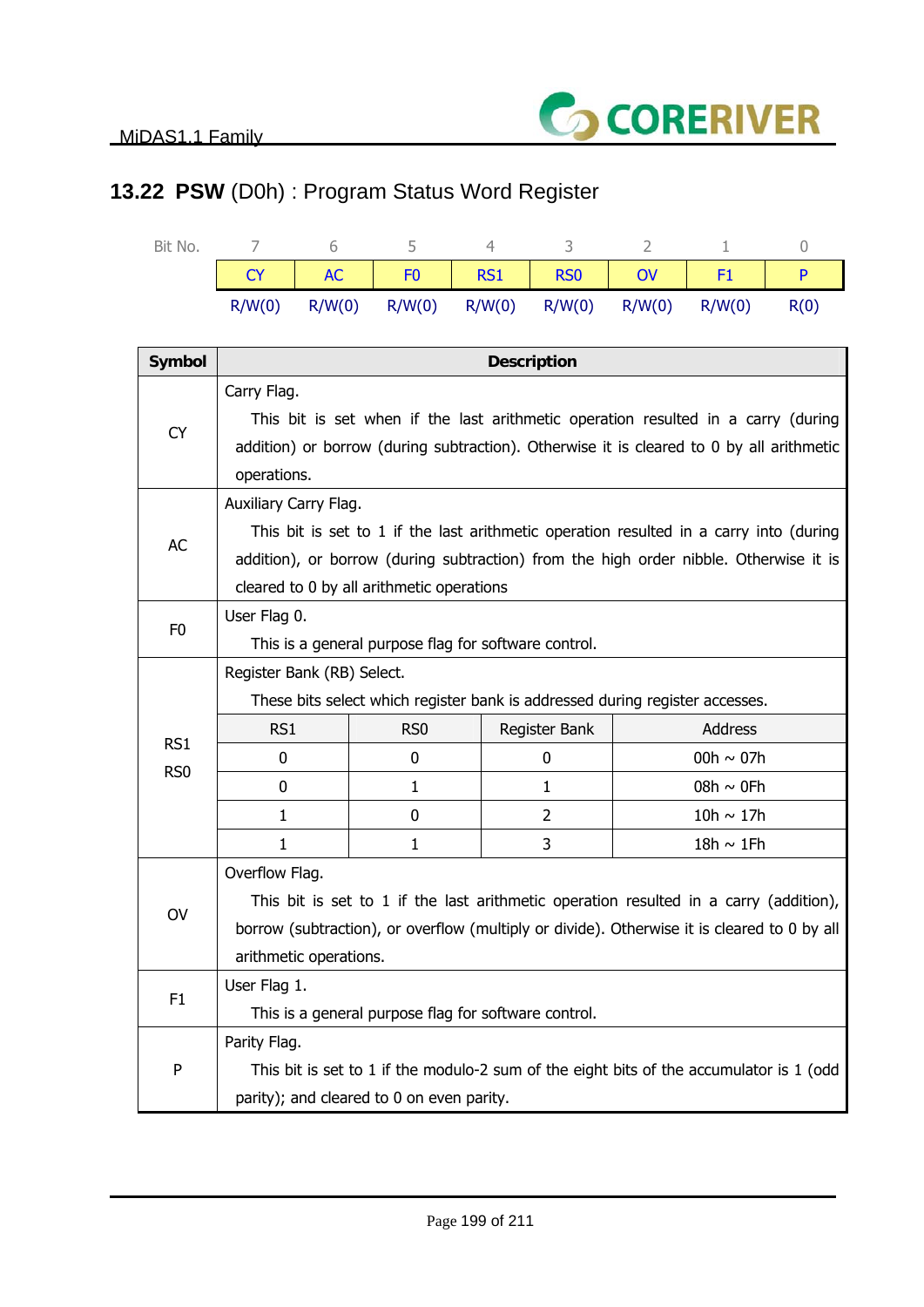## 13.22 **PSW** (D0h) : Program Status Word Register

| Bit No. | 7 | 6 | 5 | 4 | 3 | 2 | 1 | 0 |
|---|---|---|---|---|---|---|---|---|
| | CY | AC | F0 | RS1 | RS0 | OV | F1 | P |
| | R/W(0) | R/W(0) | R/W(0) | R/W(0) | R/W(0) | R/W(0) | R/W(0) | R(0) |

| Symbol | Description |
|---|---|
| CY | Carry Flag.<br>This bit is set when if the last arithmetic operation resulted in a carry (during addition) or borrow (during subtraction). Otherwise it is cleared to 0 by all arithmetic operations. |
| AC | Auxiliary Carry Flag.<br>This bit is set to 1 if the last arithmetic operation resulted in a carry into (during addition), or borrow (during subtraction) from the high order nibble. Otherwise it is cleared to 0 by all arithmetic operations |
| F0 | User Flag 0.<br>This is a general purpose flag for software control. |
| RS1<br>RS0 | Register Bank (RB) Select.<br>These bits select which register bank is addressed during register accesses.<br>RS1 = 0, RS0 = 0 : Register Bank 0, Address 00h ~ 07h<br>RS1 = 0, RS0 = 1 : Register Bank 1, Address 08h ~ 0Fh<br>RS1 = 1, RS0 = 0 : Register Bank 2, Address 10h ~ 17h<br>RS1 = 1, RS0 = 1 : Register Bank 3, Address 18h ~ 1Fh |
| OV | Overflow Flag.<br>This bit is set to 1 if the last arithmetic operation resulted in a carry (addition), borrow (subtraction), or overflow (multiply or divide). Otherwise it is cleared to 0 by all arithmetic operations. |
| F1 | User Flag 1.<br>This is a general purpose flag for software control. |
| P | Parity Flag.<br>This bit is set to 1 if the modulo-2 sum of the eight bits of the accumulator is 1 (odd parity); and cleared to 0 on even parity. |

| RS1 | RS0 | Register Bank | Address |
|---|---|---|---|
| 0 | 0 | 0 | 00h ~ 07h |
| 0 | 1 | 1 | 08h ~ 0Fh |
| 1 | 0 | 2 | 10h ~ 17h |
| 1 | 1 | 3 | 18h ~ 1Fh |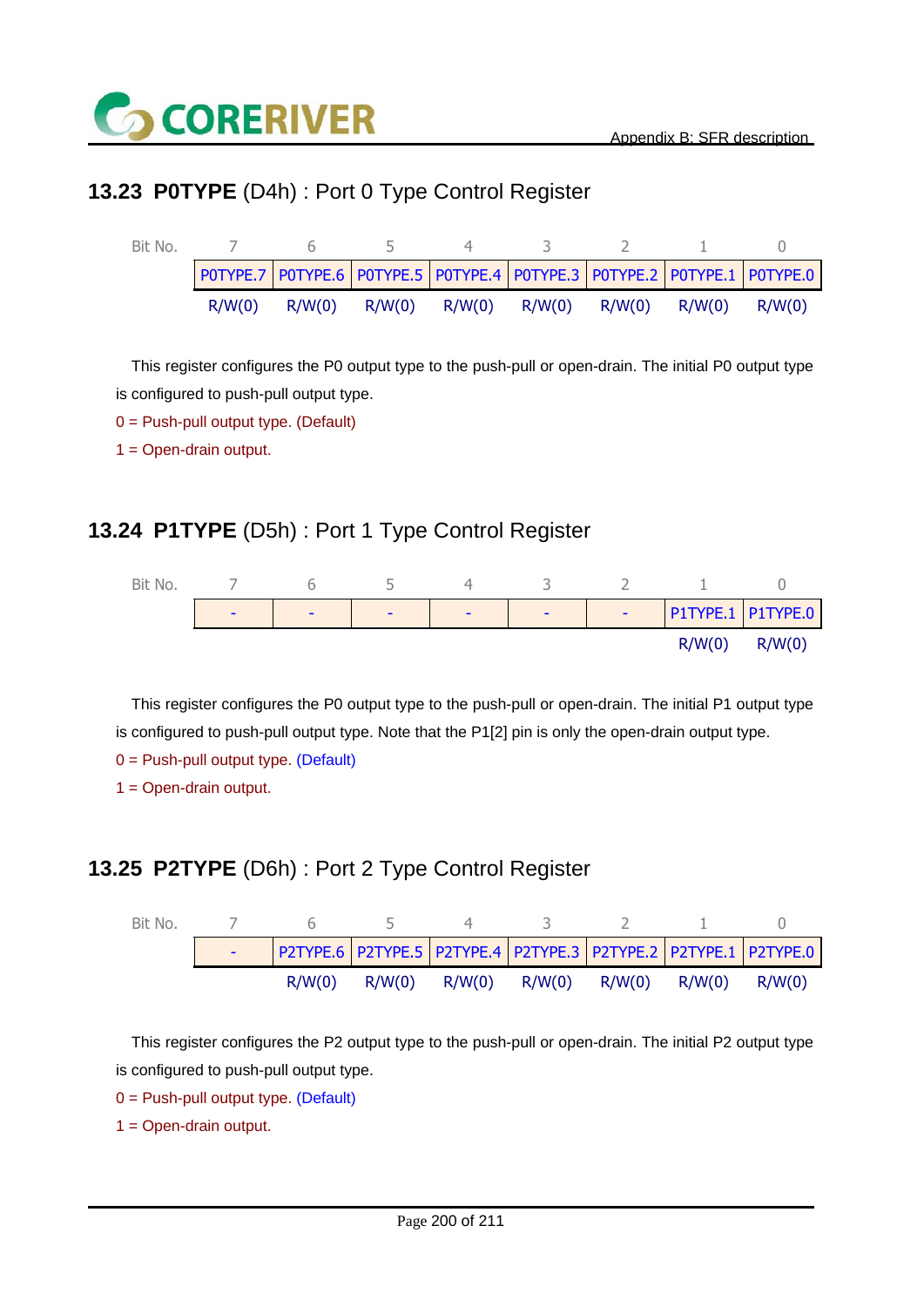## 13.23 **P0TYPE** (D4h) : Port 0 Type Control Register

| Bit No. | 7 | 6 | 5 | 4 | 3 | 2 | 1 | 0 |
|---|---|---|---|---|---|---|---|---|
| | P0TYPE.7 | P0TYPE.6 | P0TYPE.5 | P0TYPE.4 | P0TYPE.3 | P0TYPE.2 | P0TYPE.1 | P0TYPE.0 |
| | R/W(0) | R/W(0) | R/W(0) | R/W(0) | R/W(0) | R/W(0) | R/W(0) | R/W(0) |

This register configures the P0 output type to the push-pull or open-drain. The initial P0 output type is configured to push-pull output type.

0 = Push-pull output type. (Default)

1 = Open-drain output.

## 13.24 **P1TYPE** (D5h) : Port 1 Type Control Register

| Bit No. | 7 | 6 | 5 | 4 | 3 | 2 | 1 | 0 |
|---|---|---|---|---|---|---|---|---|
| | - | - | - | - | - | - | P1TYPE.1 | P1TYPE.0 |
| | | | | | | | R/W(0) | R/W(0) |

This register configures the P0 output type to the push-pull or open-drain. The initial P1 output type is configured to push-pull output type. Note that the P1[2] pin is only the open-drain output type.

0 = Push-pull output type. (Default)

1 = Open-drain output.

## 13.25 **P2TYPE** (D6h) : Port 2 Type Control Register

| Bit No. | 7 | 6 | 5 | 4 | 3 | 2 | 1 | 0 |
|---|---|---|---|---|---|---|---|---|
| | - | P2TYPE.6 | P2TYPE.5 | P2TYPE.4 | P2TYPE.3 | P2TYPE.2 | P2TYPE.1 | P2TYPE.0 |
| | | R/W(0) | R/W(0) | R/W(0) | R/W(0) | R/W(0) | R/W(0) | R/W(0) |

This register configures the P2 output type to the push-pull or open-drain. The initial P2 output type is configured to push-pull output type.

0 = Push-pull output type. (Default)

1 = Open-drain output.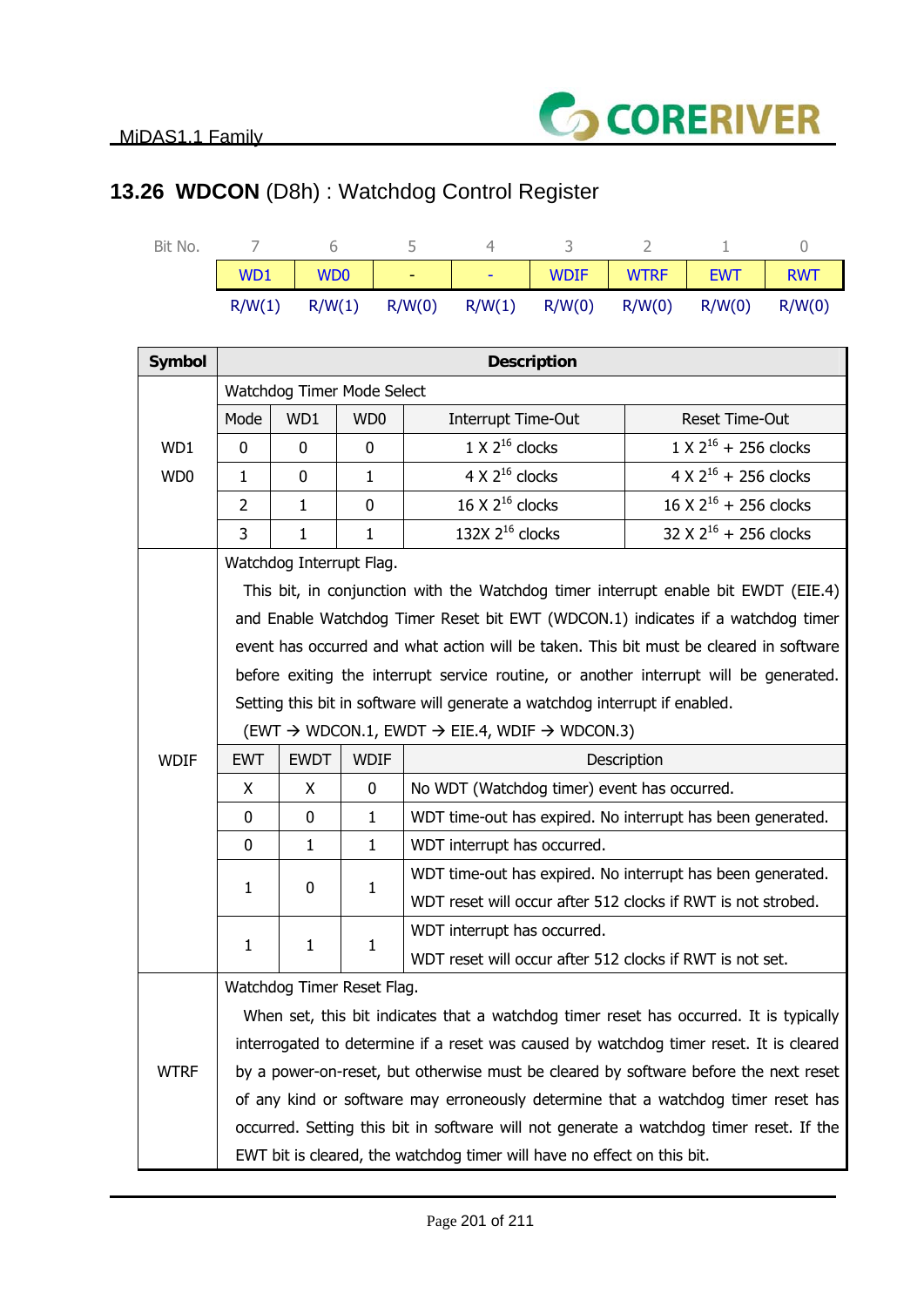## 13.26 **WDCON** (D8h) : Watchdog Control Register

| Bit No. | 7 | 6 | 5 | 4 | 3 | 2 | 1 | 0 |
|---|---|---|---|---|---|---|---|---|
| | WD1 | WD0 | - | - | WDIF | WTRF | EWT | RWT |
| | R/W(1) | R/W(1) | R/W(0) | R/W(1) | R/W(0) | R/W(0) | R/W(0) | R/W(0) |

**WD1, WD0** — Watchdog Timer Mode Select

| Mode | WD1 | WD0 | Interrupt Time-Out | Reset Time-Out |
|---|---|---|---|---|
| 0 | 0 | 0 | 1 X $2^{16}$ clocks | 1 X $2^{16}$ + 256 clocks |
| 1 | 0 | 1 | 4 X $2^{16}$ clocks | 4 X $2^{16}$ + 256 clocks |
| 2 | 1 | 0 | 16 X $2^{16}$ clocks | 16 X $2^{16}$ + 256 clocks |
| 3 | 1 | 1 | 132X $2^{16}$ clocks | 32 X $2^{16}$ + 256 clocks |

**WDIF** — Watchdog Interrupt Flag.

This bit, in conjunction with the Watchdog timer interrupt enable bit EWDT (EIE.4) and Enable Watchdog Timer Reset bit EWT (WDCON.1) indicates if a watchdog timer event has occurred and what action will be taken. This bit must be cleared in software before exiting the interrupt service routine, or another interrupt will be generated. Setting this bit in software will generate a watchdog interrupt if enabled.

(EWT → WDCON.1, EWDT → EIE.4, WDIF → WDCON.3)

| EWT | EWDT | WDIF | Description |
|---|---|---|---|
| X | X | 0 | No WDT (Watchdog timer) event has occurred. |
| 0 | 0 | 1 | WDT time-out has expired. No interrupt has been generated. |
| 0 | 1 | 1 | WDT interrupt has occurred. |
| 1 | 0 | 1 | WDT time-out has expired. No interrupt has been generated. WDT reset will occur after 512 clocks if RWT is not strobed. |
| 1 | 1 | 1 | WDT interrupt has occurred. WDT reset will occur after 512 clocks if RWT is not set. |

**WTRF** — Watchdog Timer Reset Flag.

When set, this bit indicates that a watchdog timer reset has occurred. It is typically interrogated to determine if a reset was caused by watchdog timer reset. It is cleared by a power-on-reset, but otherwise must be cleared by software before the next reset of any kind or software may erroneously determine that a watchdog timer reset has occurred. Setting this bit in software will not generate a watchdog timer reset. If the EWT bit is cleared, the watchdog timer will have no effect on this bit.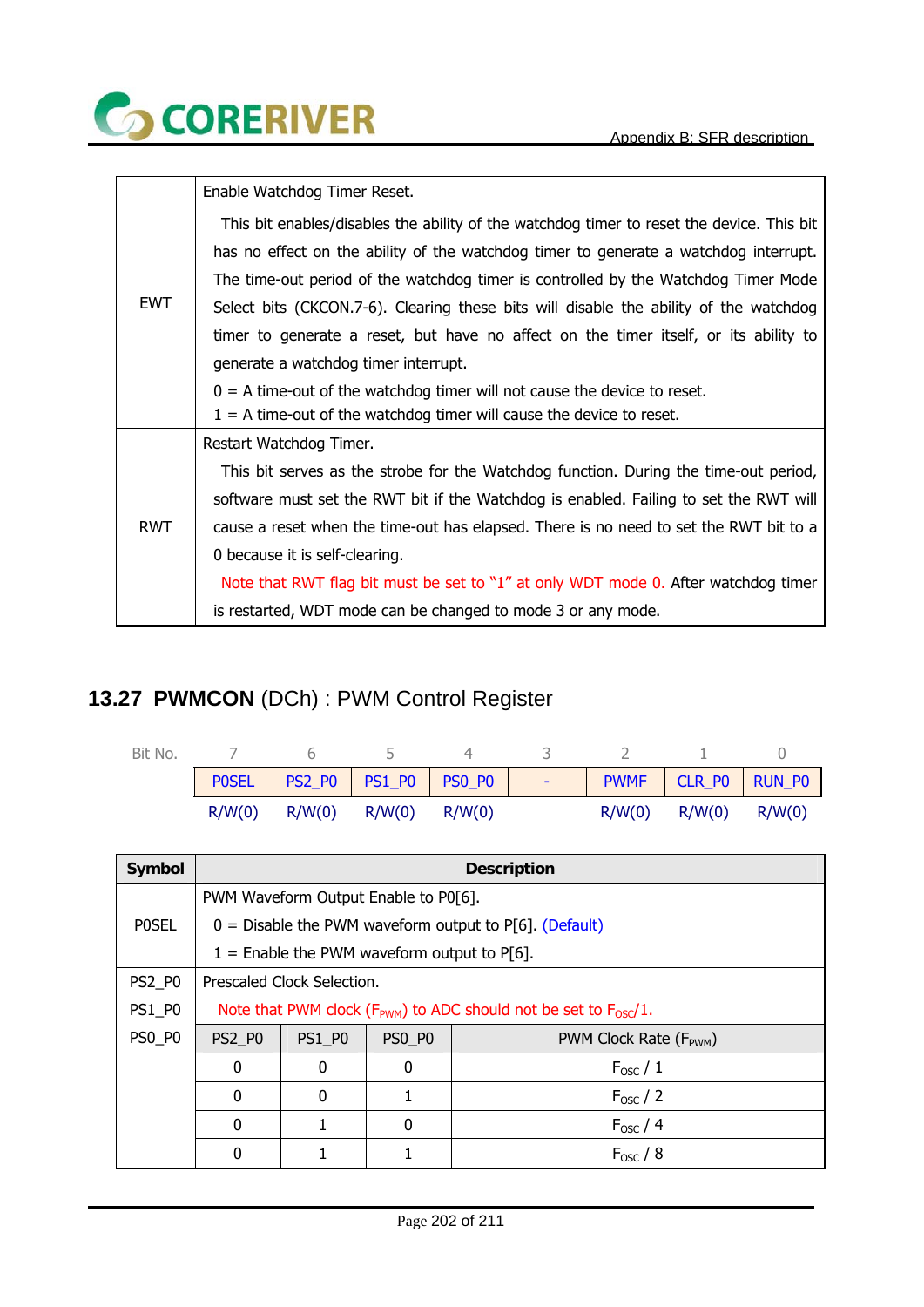| | |
|---|---|
| EWT | Enable Watchdog Timer Reset.<br>This bit enables/disables the ability of the watchdog timer to reset the device. This bit has no effect on the ability of the watchdog timer to generate a watchdog interrupt. The time-out period of the watchdog timer is controlled by the Watchdog Timer Mode Select bits (CKCON.7-6). Clearing these bits will disable the ability of the watchdog timer to generate a reset, but have no affect on the timer itself, or its ability to generate a watchdog timer interrupt.<br>0 = A time-out of the watchdog timer will not cause the device to reset.<br>1 = A time-out of the watchdog timer will cause the device to reset. |
| RWT | Restart Watchdog Timer.<br>This bit serves as the strobe for the Watchdog function. During the time-out period, software must set the RWT bit if the Watchdog is enabled. Failing to set the RWT will cause a reset when the time-out has elapsed. There is no need to set the RWT bit to a 0 because it is self-clearing.<br>Note that RWT flag bit must be set to "1" at only WDT mode 0. After watchdog timer is restarted, WDT mode can be changed to mode 3 or any mode. |

## 13.27 **PWMCON** (DCh) : PWM Control Register

| Bit No. | 7 | 6 | 5 | 4 | 3 | 2 | 1 | 0 |
|---|---|---|---|---|---|---|---|---|
| | P0SEL | PS2_P0 | PS1_P0 | PS0_P0 | - | PWMF | CLR_P0 | RUN_P0 |
| | R/W(0) | R/W(0) | R/W(0) | R/W(0) | | R/W(0) | R/W(0) | R/W(0) |

| Symbol | Description | | | |
|---|---|---|---|---|
| P0SEL | PWM Waveform Output Enable to P0[6].<br>0 = Disable the PWM waveform output to P[6]. (Default)<br>1 = Enable the PWM waveform output to P[6]. | | | |
| PS2_P0<br>PS1_P0<br>PS0_P0 | Prescaled Clock Selection.<br>Note that PWM clock ($F_{PWM}$) to ADC should not be set to $F_{OSC}/1$. | | | |
| | PS2_P0 | PS1_P0 | PS0_P0 | PWM Clock Rate ($F_{PWM}$) |
| | 0 | 0 | 0 | $F_{OSC}$ / 1 |
| | 0 | 0 | 1 | $F_{OSC}$ / 2 |
| | 0 | 1 | 0 | $F_{OSC}$ / 4 |
| | 0 | 1 | 1 | $F_{OSC}$ / 8 |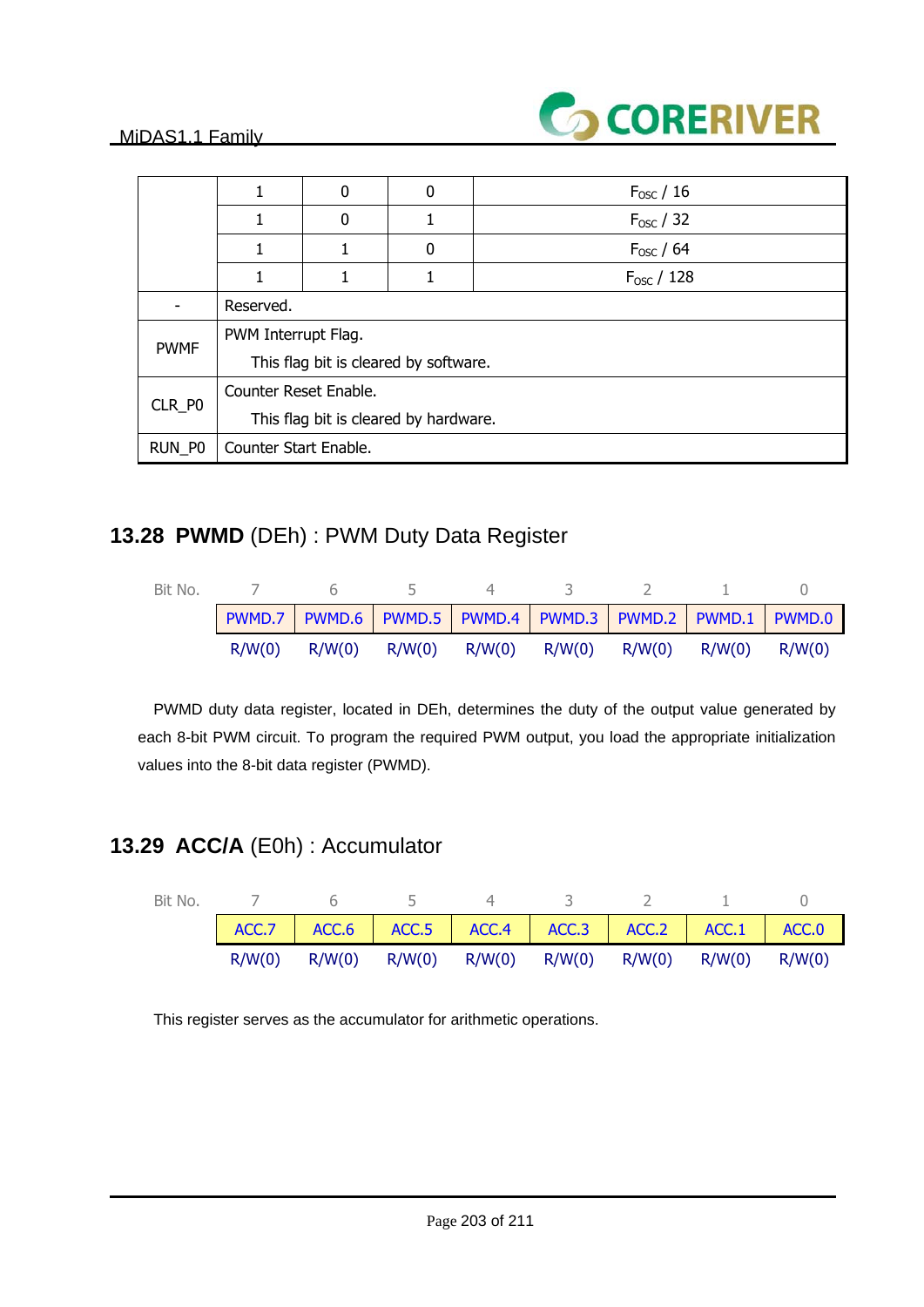| | | | | |
|---|---|---|---|---|
| | 1 | 0 | 0 | $F_{OSC}$ / 16 |
| | 1 | 0 | 1 | $F_{OSC}$ / 32 |
| | 1 | 1 | 0 | $F_{OSC}$ / 64 |
| | 1 | 1 | 1 | $F_{OSC}$ / 128 |
| - | Reserved. | | | |
| PWMF | PWM Interrupt Flag.<br>This flag bit is cleared by software. | | | |
| CLR_P0 | Counter Reset Enable.<br>This flag bit is cleared by hardware. | | | |
| RUN_P0 | Counter Start Enable. | | | |

## 13.28 **PWMD** (DEh) : PWM Duty Data Register

| Bit No. | 7 | 6 | 5 | 4 | 3 | 2 | 1 | 0 |
|---|---|---|---|---|---|---|---|---|
| | PWMD.7 | PWMD.6 | PWMD.5 | PWMD.4 | PWMD.3 | PWMD.2 | PWMD.1 | PWMD.0 |
| | R/W(0) | R/W(0) | R/W(0) | R/W(0) | R/W(0) | R/W(0) | R/W(0) | R/W(0) |

PWMD duty data register, located in DEh, determines the duty of the output value generated by each 8-bit PWM circuit. To program the required PWM output, you load the appropriate initialization values into the 8-bit data register (PWMD).

## 13.29 **ACC/A** (E0h) : Accumulator

| Bit No. | 7 | 6 | 5 | 4 | 3 | 2 | 1 | 0 |
|---|---|---|---|---|---|---|---|---|
| | ACC.7 | ACC.6 | ACC.5 | ACC.4 | ACC.3 | ACC.2 | ACC.1 | ACC.0 |
| | R/W(0) | R/W(0) | R/W(0) | R/W(0) | R/W(0) | R/W(0) | R/W(0) | R/W(0) |

This register serves as the accumulator for arithmetic operations.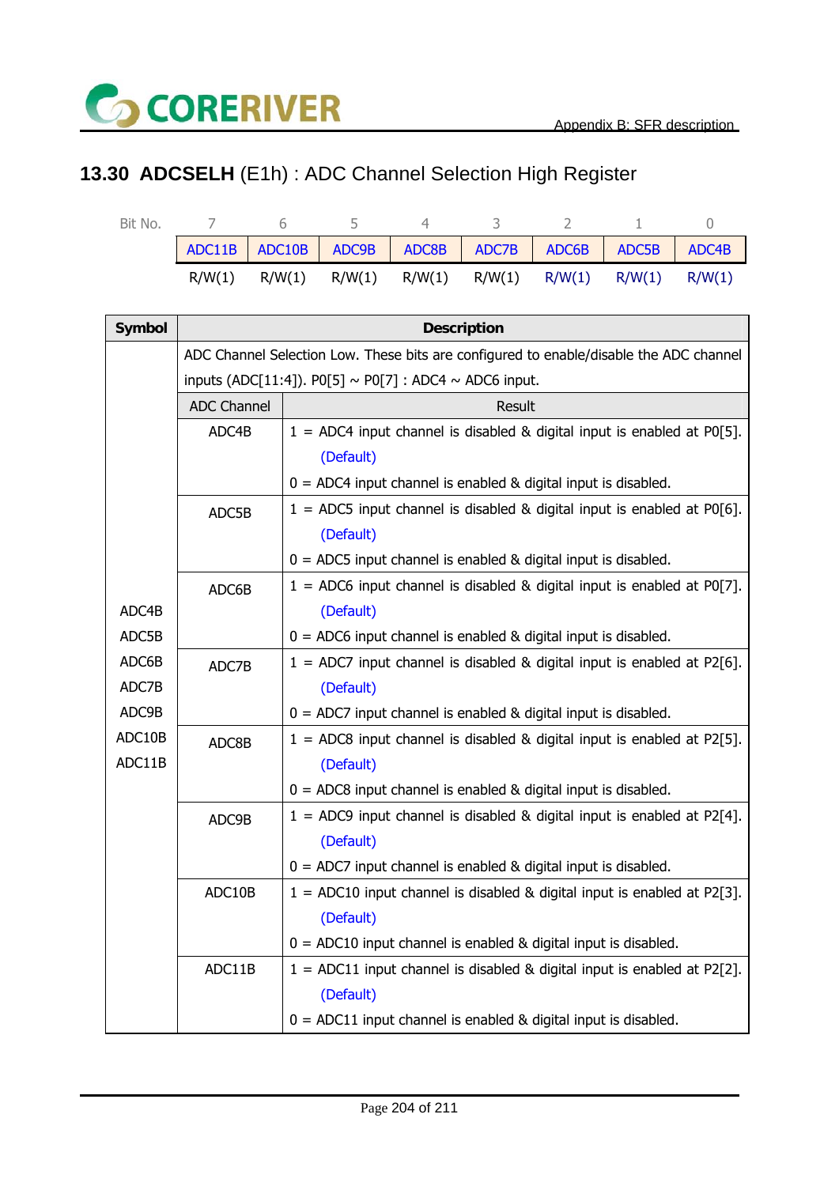## 13.30 **ADCSELH** (E1h) : ADC Channel Selection High Register

| Bit No. | 7 | 6 | 5 | 4 | 3 | 2 | 1 | 0 |
|---|---|---|---|---|---|---|---|---|
| | ADC11B | ADC10B | ADC9B | ADC8B | ADC7B | ADC6B | ADC5B | ADC4B |
| | R/W(1) | R/W(1) | R/W(1) | R/W(1) | R/W(1) | R/W(1) | R/W(1) | R/W(1) |

| Symbol | Description | |
|---|---|---|
| ADC4B ADC5B ADC6B ADC7B ADC9B ADC10B ADC11B | ADC Channel Selection Low. These bits are configured to enable/disable the ADC channel inputs (ADC[11:4]). P0[5] ~ P0[7] : ADC4 ~ ADC6 input. | |
| | **ADC Channel** | **Result** |
| | ADC4B | 1 = ADC4 input channel is disabled & digital input is enabled at P0[5]. (Default)<br>0 = ADC4 input channel is enabled & digital input is disabled. |
| | ADC5B | 1 = ADC5 input channel is disabled & digital input is enabled at P0[6]. (Default)<br>0 = ADC5 input channel is enabled & digital input is disabled. |
| | ADC6B | 1 = ADC6 input channel is disabled & digital input is enabled at P0[7]. (Default)<br>0 = ADC6 input channel is enabled & digital input is disabled. |
| | ADC7B | 1 = ADC7 input channel is disabled & digital input is enabled at P2[6]. (Default)<br>0 = ADC7 input channel is enabled & digital input is disabled. |
| | ADC8B | 1 = ADC8 input channel is disabled & digital input is enabled at P2[5]. (Default)<br>0 = ADC8 input channel is enabled & digital input is disabled. |
| | ADC9B | 1 = ADC9 input channel is disabled & digital input is enabled at P2[4]. (Default)<br>0 = ADC7 input channel is enabled & digital input is disabled. |
| | ADC10B | 1 = ADC10 input channel is disabled & digital input is enabled at P2[3]. (Default)<br>0 = ADC10 input channel is enabled & digital input is disabled. |
| | ADC11B | 1 = ADC11 input channel is disabled & digital input is enabled at P2[2]. (Default)<br>0 = ADC11 input channel is enabled & digital input is disabled. |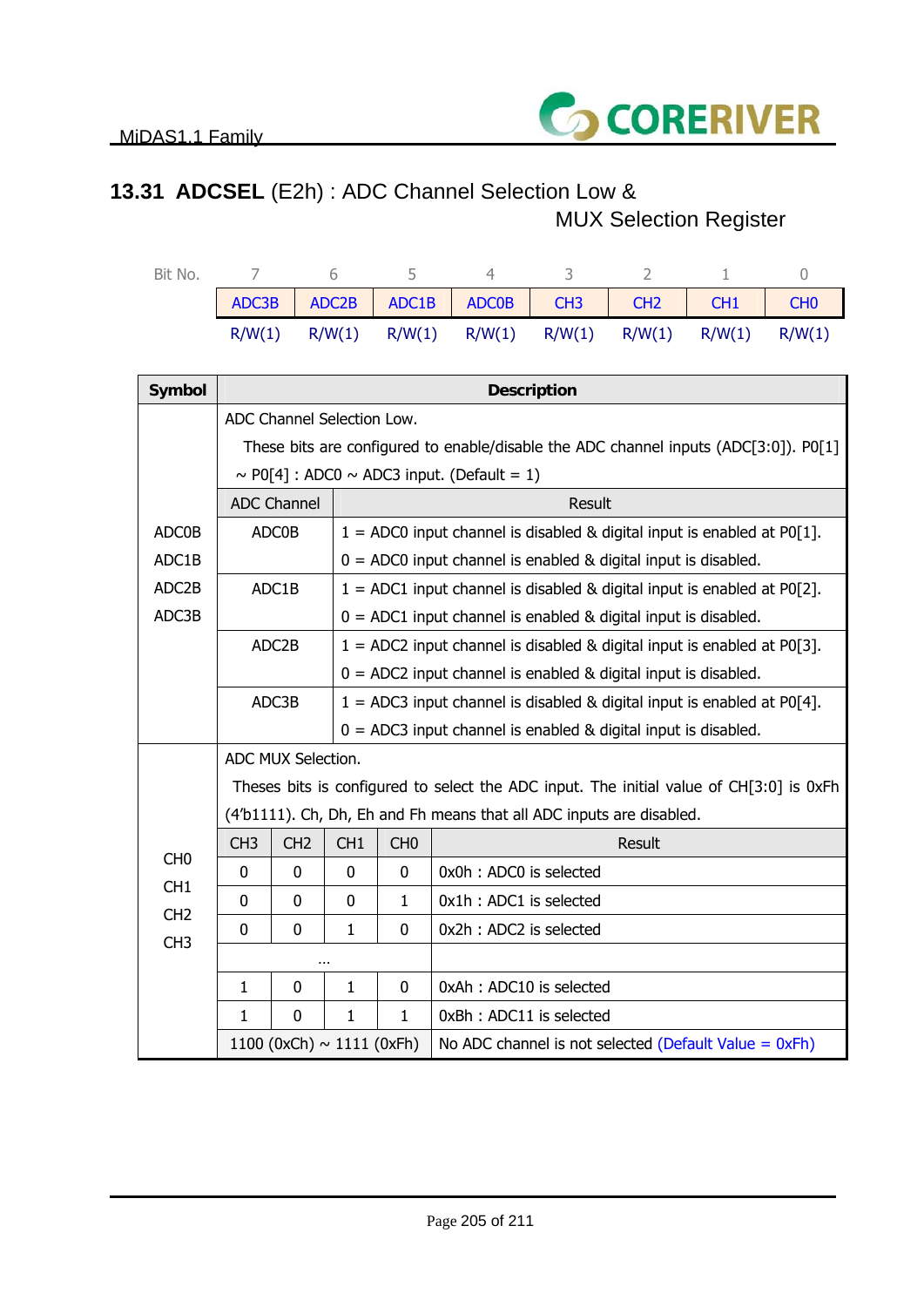## 13.31 **ADCSEL** (E2h) : ADC Channel Selection Low & MUX Selection Register

| Bit No. | 7 | 6 | 5 | 4 | 3 | 2 | 1 | 0 |
|---|---|---|---|---|---|---|---|---|
| | ADC3B | ADC2B | ADC1B | ADC0B | CH3 | CH2 | CH1 | CH0 |
| | R/W(1) | R/W(1) | R/W(1) | R/W(1) | R/W(1) | R/W(1) | R/W(1) | R/W(1) |

| Symbol | Description | | | | |
|---|---|---|---|---|---|
| ADC0B<br>ADC1B<br>ADC2B<br>ADC3B | ADC Channel Selection Low.<br>These bits are configured to enable/disable the ADC channel inputs (ADC[3:0]). P0[1] ~ P0[4] : ADC0 ~ ADC3 input. (Default = 1) | | | | |
| | ADC Channel | Result | | | |
| | ADC0B | 1 = ADC0 input channel is disabled & digital input is enabled at P0[1].<br>0 = ADC0 input channel is enabled & digital input is disabled. | | | |
| | ADC1B | 1 = ADC1 input channel is disabled & digital input is enabled at P0[2].<br>0 = ADC1 input channel is enabled & digital input is disabled. | | | |
| | ADC2B | 1 = ADC2 input channel is disabled & digital input is enabled at P0[3].<br>0 = ADC2 input channel is enabled & digital input is disabled. | | | |
| | ADC3B | 1 = ADC3 input channel is disabled & digital input is enabled at P0[4].<br>0 = ADC3 input channel is enabled & digital input is disabled. | | | |
| CH0<br>CH1<br>CH2<br>CH3 | ADC MUX Selection.<br>Theses bits is configured to select the ADC input. The initial value of CH[3:0] is 0xFh (4'b1111). Ch, Dh, Eh and Fh means that all ADC inputs are disabled. | | | | |
| | CH3 | CH2 | CH1 | CH0 | Result |
| | 0 | 0 | 0 | 0 | 0x0h : ADC0 is selected |
| | 0 | 0 | 0 | 1 | 0x1h : ADC1 is selected |
| | 0 | 0 | 1 | 0 | 0x2h : ADC2 is selected |
| | … | | | | |
| | 1 | 0 | 1 | 0 | 0xAh : ADC10 is selected |
| | 1 | 0 | 1 | 1 | 0xBh : ADC11 is selected |
| | 1100 (0xCh) ~ 1111 (0xFh) | | | | No ADC channel is not selected (Default Value = 0xFh) |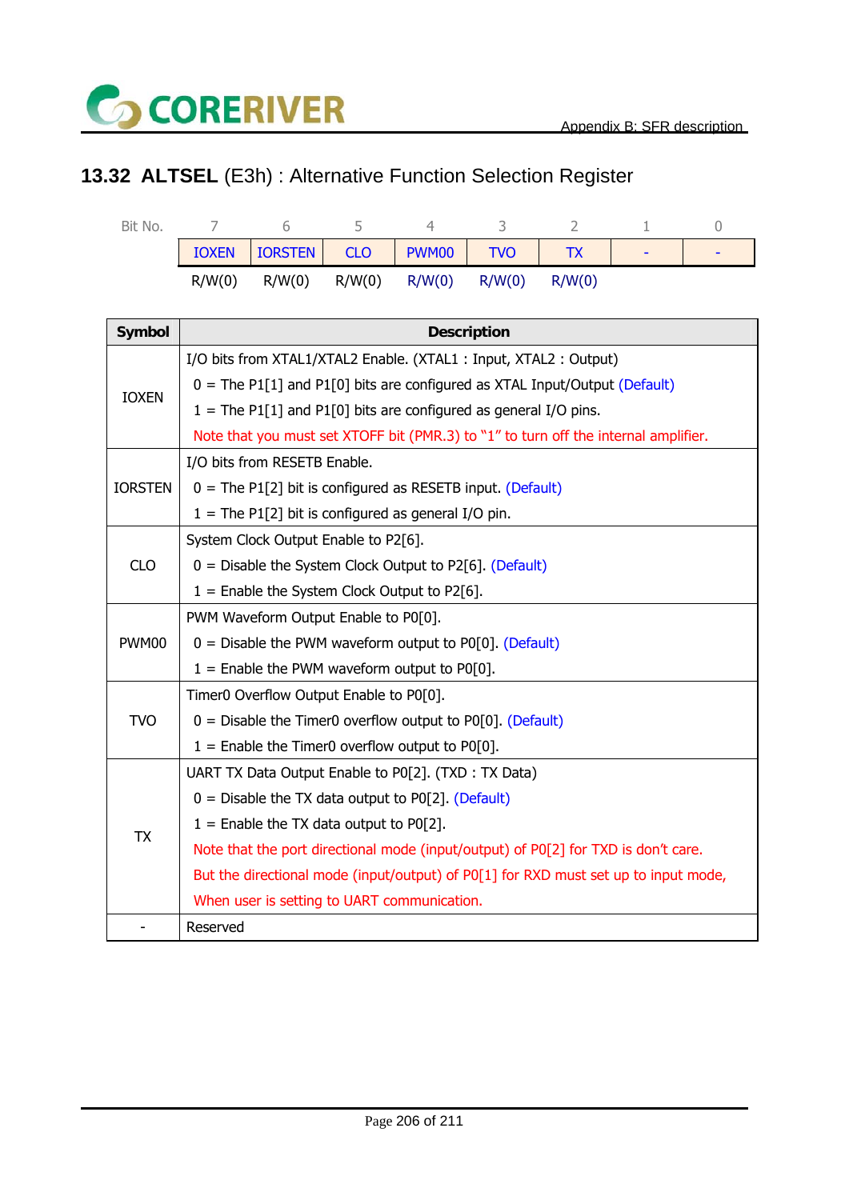## 13.32 ALTSEL (E3h) : Alternative Function Selection Register

| Bit No. | 7 | 6 | 5 | 4 | 3 | 2 | 1 | 0 |
|---|---|---|---|---|---|---|---|---|
| | IOXEN | IORSTEN | CLO | PWM00 | TVO | TX | - | - |
| | R/W(0) | R/W(0) | R/W(0) | R/W(0) | R/W(0) | R/W(0) | | |

| Symbol | Description |
|---|---|
| IOXEN | I/O bits from XTAL1/XTAL2 Enable. (XTAL1 : Input, XTAL2 : Output)<br>0 = The P1[1] and P1[0] bits are configured as XTAL Input/Output (Default)<br>1 = The P1[1] and P1[0] bits are configured as general I/O pins.<br>Note that you must set XTOFF bit (PMR.3) to "1" to turn off the internal amplifier. |
| IORSTEN | I/O bits from RESETB Enable.<br>0 = The P1[2] bit is configured as RESETB input. (Default)<br>1 = The P1[2] bit is configured as general I/O pin. |
| CLO | System Clock Output Enable to P2[6].<br>0 = Disable the System Clock Output to P2[6]. (Default)<br>1 = Enable the System Clock Output to P2[6]. |
| PWM00 | PWM Waveform Output Enable to P0[0].<br>0 = Disable the PWM waveform output to P0[0]. (Default)<br>1 = Enable the PWM waveform output to P0[0]. |
| TVO | Timer0 Overflow Output Enable to P0[0].<br>0 = Disable the Timer0 overflow output to P0[0]. (Default)<br>1 = Enable the Timer0 overflow output to P0[0]. |
| TX | UART TX Data Output Enable to P0[2]. (TXD : TX Data)<br>0 = Disable the TX data output to P0[2]. (Default)<br>1 = Enable the TX data output to P0[2].<br>Note that the port directional mode (input/output) of P0[2] for TXD is don't care.<br>But the directional mode (input/output) of P0[1] for RXD must set up to input mode,<br>When user is setting to UART communication. |
| - | Reserved |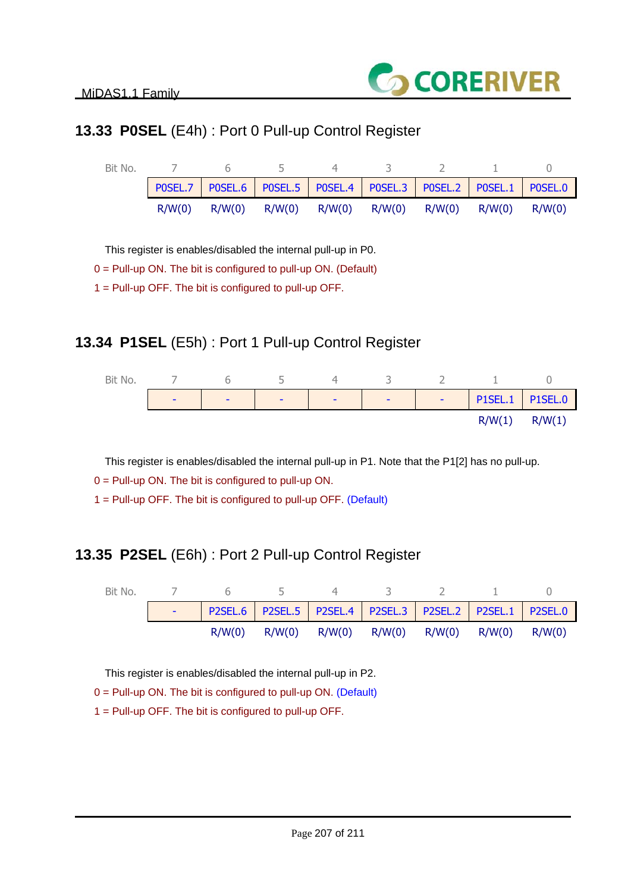## 13.33 **P0SEL** (E4h) : Port 0 Pull-up Control Register

| Bit No. | 7 | 6 | 5 | 4 | 3 | 2 | 1 | 0 |
|---|---|---|---|---|---|---|---|---|
| | P0SEL.7 | P0SEL.6 | P0SEL.5 | P0SEL.4 | P0SEL.3 | P0SEL.2 | P0SEL.1 | P0SEL.0 |
| | R/W(0) | R/W(0) | R/W(0) | R/W(0) | R/W(0) | R/W(0) | R/W(0) | R/W(0) |

This register is enables/disabled the internal pull-up in P0.

0 = Pull-up ON. The bit is configured to pull-up ON. (Default)

1 = Pull-up OFF. The bit is configured to pull-up OFF.

## 13.34 **P1SEL** (E5h) : Port 1 Pull-up Control Register

| Bit No. | 7 | 6 | 5 | 4 | 3 | 2 | 1 | 0 |
|---|---|---|---|---|---|---|---|---|
| | - | - | - | - | - | - | P1SEL.1 | P1SEL.0 |
| | | | | | | | R/W(1) | R/W(1) |

This register is enables/disabled the internal pull-up in P1. Note that the P1[2] has no pull-up.

0 = Pull-up ON. The bit is configured to pull-up ON.

1 = Pull-up OFF. The bit is configured to pull-up OFF. (Default)

## 13.35 **P2SEL** (E6h) : Port 2 Pull-up Control Register

| Bit No. | 7 | 6 | 5 | 4 | 3 | 2 | 1 | 0 |
|---|---|---|---|---|---|---|---|---|
| | - | P2SEL.6 | P2SEL.5 | P2SEL.4 | P2SEL.3 | P2SEL.2 | P2SEL.1 | P2SEL.0 |
| | | R/W(0) | R/W(0) | R/W(0) | R/W(0) | R/W(0) | R/W(0) | R/W(0) |

This register is enables/disabled the internal pull-up in P2.

0 = Pull-up ON. The bit is configured to pull-up ON. (Default)

1 = Pull-up OFF. The bit is configured to pull-up OFF.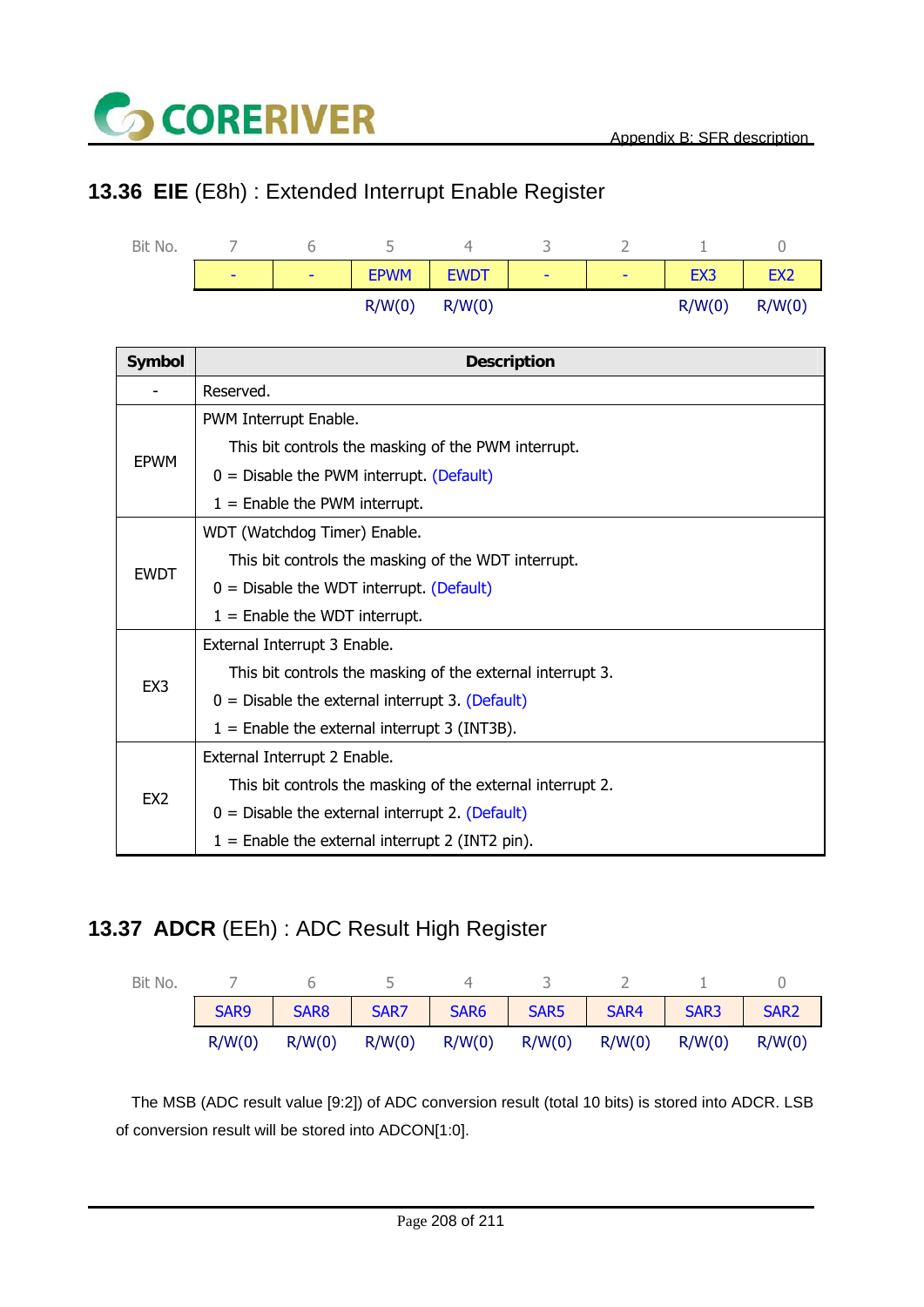## 13.36 **EIE** (E8h) : Extended Interrupt Enable Register

| Bit No. | 7 | 6 | 5 | 4 | 3 | 2 | 1 | 0 |
|---|---|---|---|---|---|---|---|---|
| | - | - | EPWM | EWDT | - | - | EX3 | EX2 |
| | | | R/W(0) | R/W(0) | | | R/W(0) | R/W(0) |

| Symbol | Description |
|---|---|
| - | Reserved. |
| EPWM | PWM Interrupt Enable.<br>This bit controls the masking of the PWM interrupt.<br>0 = Disable the PWM interrupt. (Default)<br>1 = Enable the PWM interrupt. |
| EWDT | WDT (Watchdog Timer) Enable.<br>This bit controls the masking of the WDT interrupt.<br>0 = Disable the WDT interrupt. (Default)<br>1 = Enable the WDT interrupt. |
| EX3 | External Interrupt 3 Enable.<br>This bit controls the masking of the external interrupt 3.<br>0 = Disable the external interrupt 3. (Default)<br>1 = Enable the external interrupt 3 (INT3B). |
| EX2 | External Interrupt 2 Enable.<br>This bit controls the masking of the external interrupt 2.<br>0 = Disable the external interrupt 2. (Default)<br>1 = Enable the external interrupt 2 (INT2 pin). |

## 13.37 **ADCR** (EEh) : ADC Result High Register

| Bit No. | 7 | 6 | 5 | 4 | 3 | 2 | 1 | 0 |
|---|---|---|---|---|---|---|---|---|
| | SAR9 | SAR8 | SAR7 | SAR6 | SAR5 | SAR4 | SAR3 | SAR2 |
| | R/W(0) | R/W(0) | R/W(0) | R/W(0) | R/W(0) | R/W(0) | R/W(0) | R/W(0) |

The MSB (ADC result value [9:2]) of ADC conversion result (total 10 bits) is stored into ADCR. LSB of conversion result will be stored into ADCON[1:0].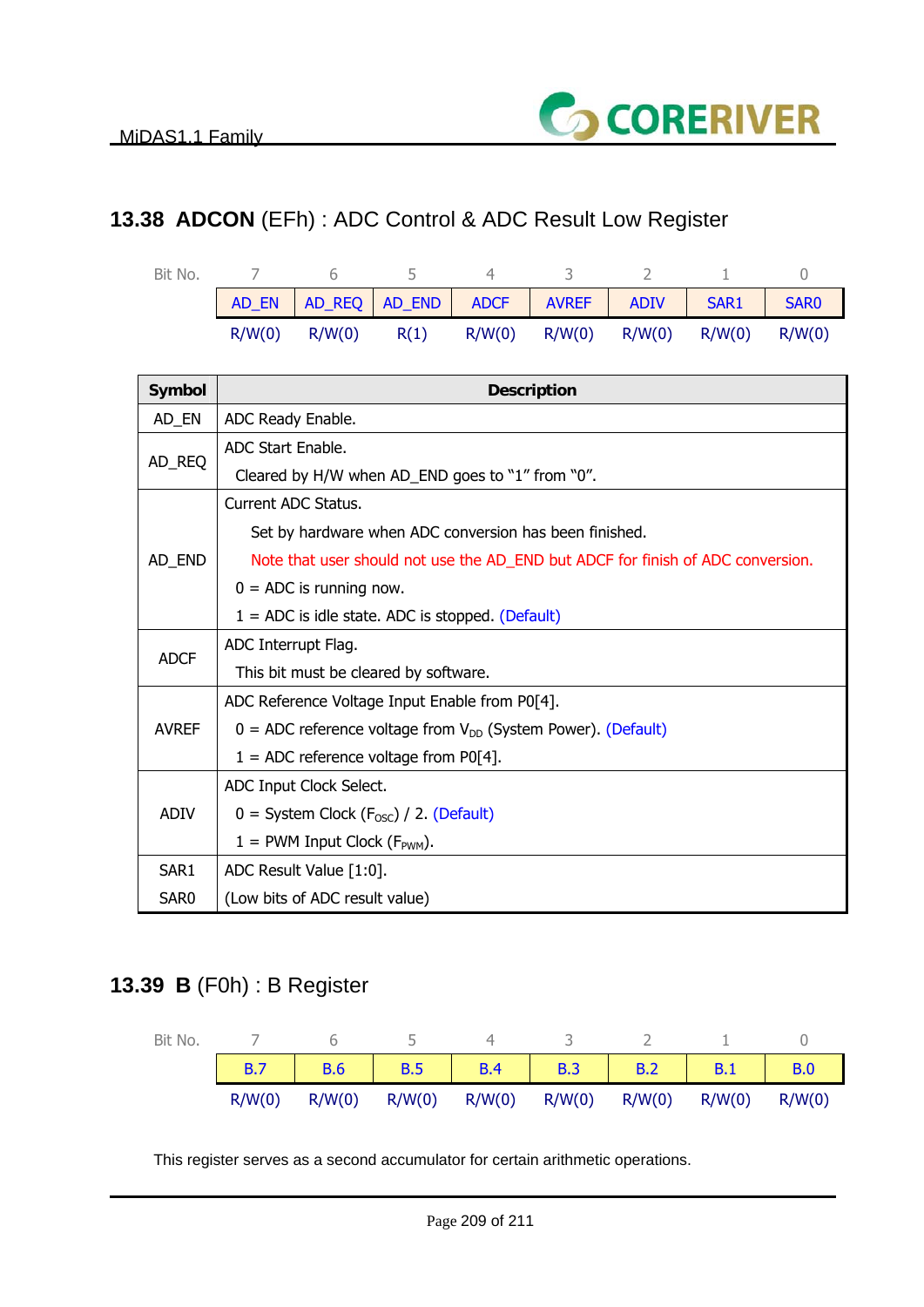## 13.38 ADCON (EFh) : ADC Control & ADC Result Low Register

| Bit No. | 7 | 6 | 5 | 4 | 3 | 2 | 1 | 0 |
|---|---|---|---|---|---|---|---|---|
| | AD_EN | AD_REQ | AD_END | ADCF | AVREF | ADIV | SAR1 | SAR0 |
| | R/W(0) | R/W(0) | R(1) | R/W(0) | R/W(0) | R/W(0) | R/W(0) | R/W(0) |

| Symbol | Description |
|---|---|
| AD_EN | ADC Ready Enable. |
| AD_REQ | ADC Start Enable.<br>Cleared by H/W when AD_END goes to "1" from "0". |
| AD_END | Current ADC Status.<br>Set by hardware when ADC conversion has been finished.<br>Note that user should not use the AD_END but ADCF for finish of ADC conversion.<br>0 = ADC is running now.<br>1 = ADC is idle state. ADC is stopped. (Default) |
| ADCF | ADC Interrupt Flag.<br>This bit must be cleared by software. |
| AVREF | ADC Reference Voltage Input Enable from P0[4].<br>0 = ADC reference voltage from $V_{DD}$ (System Power). (Default)<br>1 = ADC reference voltage from P0[4]. |
| ADIV | ADC Input Clock Select.<br>0 = System Clock ($F_{OSC}$) / 2. (Default)<br>1 = PWM Input Clock ($F_{PWM}$). |
| SAR1<br>SAR0 | ADC Result Value [1:0].<br>(Low bits of ADC result value) |

## 13.39 B (F0h) : B Register

| Bit No. | 7 | 6 | 5 | 4 | 3 | 2 | 1 | 0 |
|---|---|---|---|---|---|---|---|---|
| | B.7 | B.6 | B.5 | B.4 | B.3 | B.2 | B.1 | B.0 |
| | R/W(0) | R/W(0) | R/W(0) | R/W(0) | R/W(0) | R/W(0) | R/W(0) | R/W(0) |

This register serves as a second accumulator for certain arithmetic operations.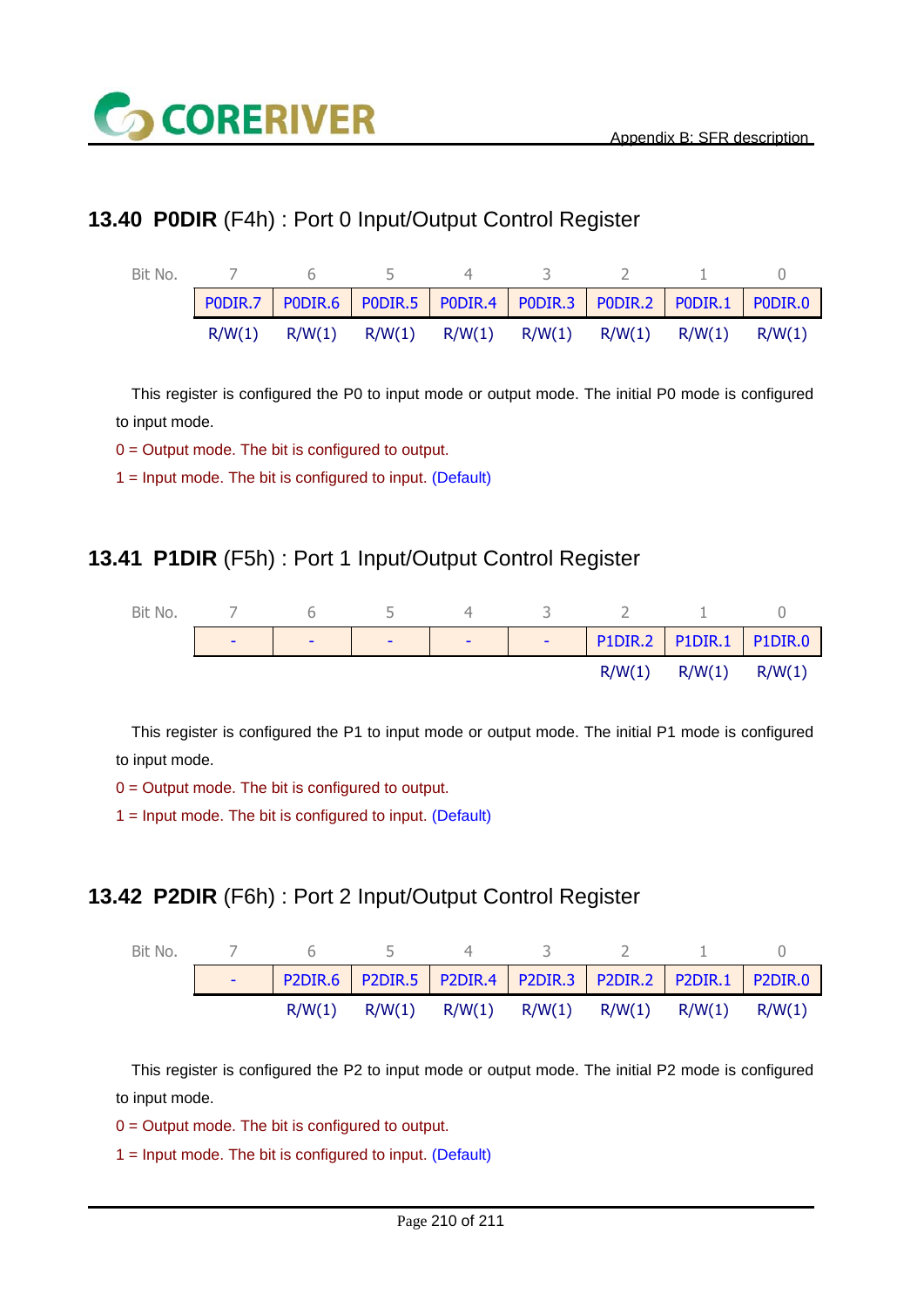## 13.40 P0DIR (F4h) : Port 0 Input/Output Control Register

| Bit No. | 7 | 6 | 5 | 4 | 3 | 2 | 1 | 0 |
|---|---|---|---|---|---|---|---|---|
| | P0DIR.7 | P0DIR.6 | P0DIR.5 | P0DIR.4 | P0DIR.3 | P0DIR.2 | P0DIR.1 | P0DIR.0 |
| | R/W(1) | R/W(1) | R/W(1) | R/W(1) | R/W(1) | R/W(1) | R/W(1) | R/W(1) |

This register is configured the P0 to input mode or output mode. The initial P0 mode is configured to input mode.

0 = Output mode. The bit is configured to output.

1 = Input mode. The bit is configured to input. (Default)

## 13.41 P1DIR (F5h) : Port 1 Input/Output Control Register

| Bit No. | 7 | 6 | 5 | 4 | 3 | 2 | 1 | 0 |
|---|---|---|---|---|---|---|---|---|
| | - | - | - | - | - | P1DIR.2 | P1DIR.1 | P1DIR.0 |
| | | | | | | R/W(1) | R/W(1) | R/W(1) |

This register is configured the P1 to input mode or output mode. The initial P1 mode is configured to input mode.

0 = Output mode. The bit is configured to output.

1 = Input mode. The bit is configured to input. (Default)

## 13.42 P2DIR (F6h) : Port 2 Input/Output Control Register

| Bit No. | 7 | 6 | 5 | 4 | 3 | 2 | 1 | 0 |
|---|---|---|---|---|---|---|---|---|
| | - | P2DIR.6 | P2DIR.5 | P2DIR.4 | P2DIR.3 | P2DIR.2 | P2DIR.1 | P2DIR.0 |
| | | R/W(1) | R/W(1) | R/W(1) | R/W(1) | R/W(1) | R/W(1) | R/W(1) |

This register is configured the P2 to input mode or output mode. The initial P2 mode is configured to input mode.

0 = Output mode. The bit is configured to output.

1 = Input mode. The bit is configured to input. (Default)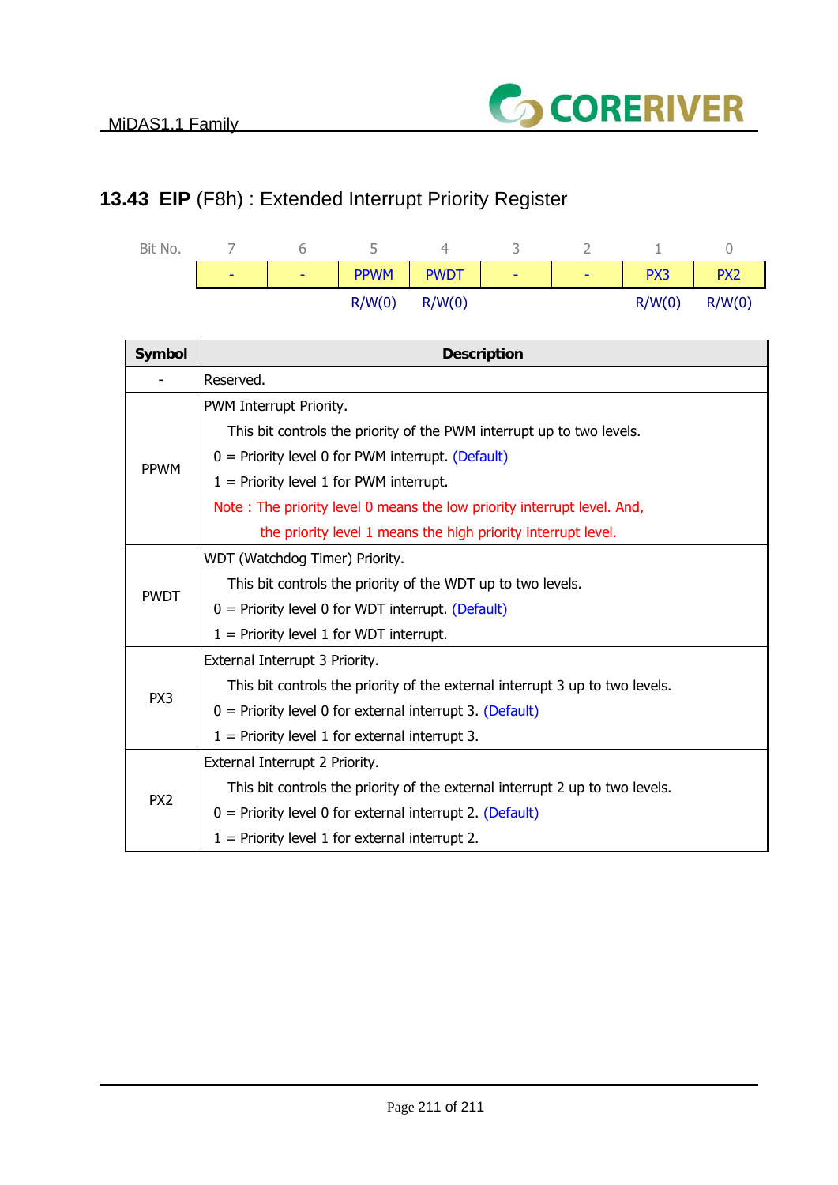## 13.43 **EIP** (F8h) : Extended Interrupt Priority Register

| Bit No. | 7 | 6 | 5 | 4 | 3 | 2 | 1 | 0 |
|---|---|---|---|---|---|---|---|---|
| | - | - | PPWM | PWDT | - | - | PX3 | PX2 |
| | | | R/W(0) | R/W(0) | | | R/W(0) | R/W(0) |

| Symbol | Description |
|---|---|
| - | Reserved. |
| PPWM | PWM Interrupt Priority.<br>This bit controls the priority of the PWM interrupt up to two levels.<br>0 = Priority level 0 for PWM interrupt. (Default)<br>1 = Priority level 1 for PWM interrupt.<br>Note : The priority level 0 means the low priority interrupt level. And, the priority level 1 means the high priority interrupt level. |
| PWDT | WDT (Watchdog Timer) Priority.<br>This bit controls the priority of the WDT up to two levels.<br>0 = Priority level 0 for WDT interrupt. (Default)<br>1 = Priority level 1 for WDT interrupt. |
| PX3 | External Interrupt 3 Priority.<br>This bit controls the priority of the external interrupt 3 up to two levels.<br>0 = Priority level 0 for external interrupt 3. (Default)<br>1 = Priority level 1 for external interrupt 3. |
| PX2 | External Interrupt 2 Priority.<br>This bit controls the priority of the external interrupt 2 up to two levels.<br>0 = Priority level 0 for external interrupt 2. (Default)<br>1 = Priority level 1 for external interrupt 2. |